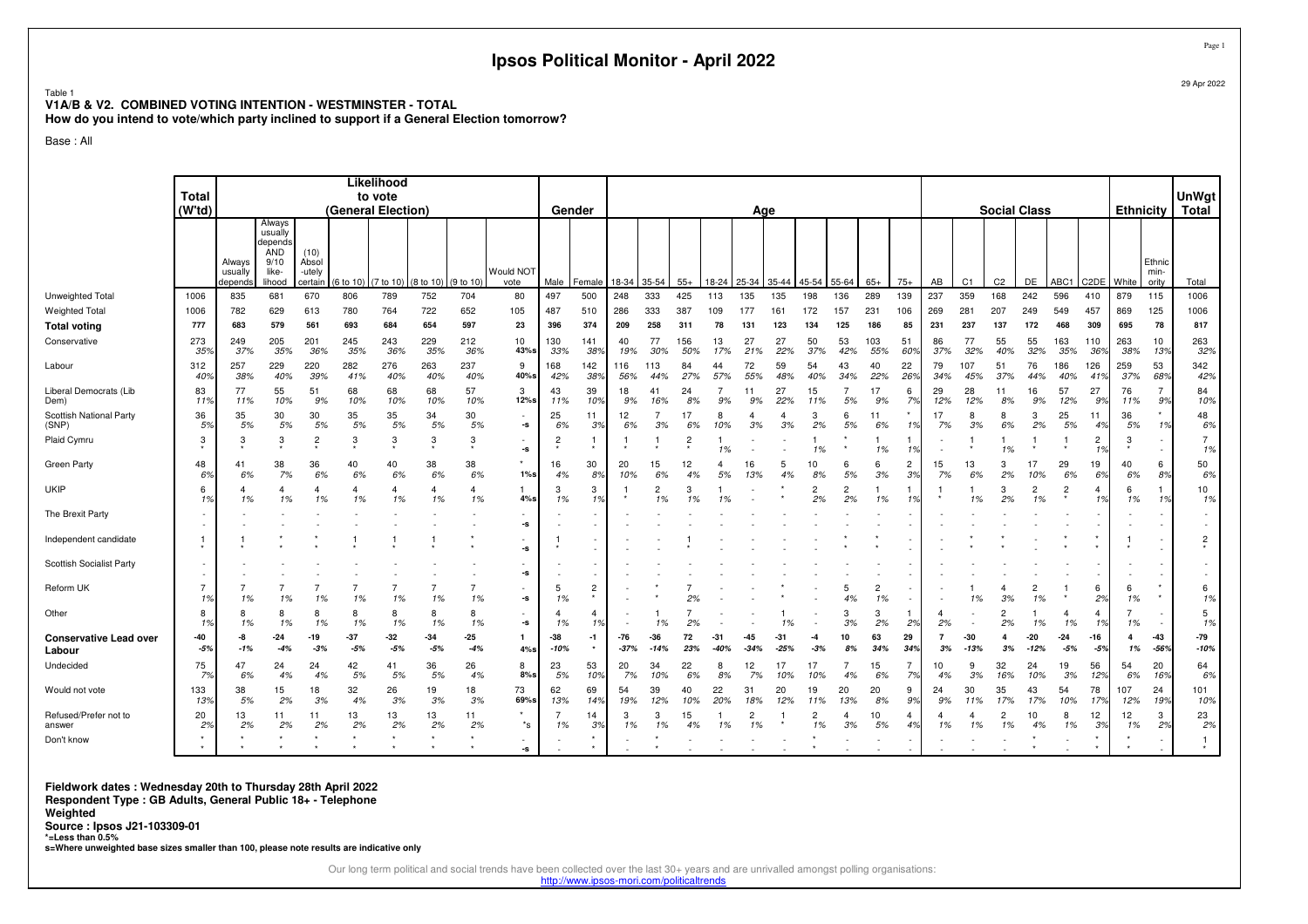# Ipsos Political Monitor - April 2022

Table 1
**V1A/B & V2. COMBINED VOTING INTENTION - WESTMINSTER - TOTAL**
**How do you intend to vote/which party inclined to support if a General Election tomorrow?**

Base : All

| | Total (W'td) | Likelihood to vote (General Election) | | | | | | | | Gender | | Age | | | | | | | | | | | Social Class | | | | | | Ethnicity | | UnWgt Total |
|---|---|---|---|---|---|---|---|---|---|---|---|---|---|---|---|---|---|---|---|---|---|---|---|---|---|---|---|---|---|---|---|
| | | Always usually depends | Always usually depends AND 9/10 like-lihood | (10) Absol-utely certain | (6 to 10) | (7 to 10) | (8 to 10) | (9 to 10) | Would NOT vote | Male | Female | 18-34 | 35-54 | 55+ | 18-24 | 25-34 | 35-44 | 45-54 | 55-64 | 65+ | 75+ | AB | C1 | C2 | DE | ABC1 | C2DE | White | Ethnic min-ority | Total |
| Unweighted Total | 1006 | 835 | 681 | 670 | 806 | 789 | 752 | 704 | 80 | 497 | 500 | 248 | 333 | 425 | 113 | 135 | 135 | 198 | 136 | 289 | 139 | 237 | 359 | 168 | 242 | 596 | 410 | 879 | 115 | 1006 |
| Weighted Total | 1006 | 782 | 629 | 613 | 780 | 764 | 722 | 652 | 105 | 487 | 510 | 286 | 333 | 387 | 109 | 177 | 161 | 172 | 157 | 231 | 106 | 269 | 281 | 207 | 249 | 549 | 457 | 869 | 125 | 1006 |
| **Total voting** | **777** | **683** | **579** | **561** | **693** | **684** | **654** | **597** | **23** | **396** | **374** | **209** | **258** | **311** | **78** | **131** | **123** | **134** | **125** | **186** | **85** | **231** | **237** | **137** | **172** | **468** | **309** | **695** | **78** | **817** |
| Conservative | 273<br>35% | 249<br>37% | 205<br>35% | 201<br>36% | 245<br>35% | 243<br>36% | 229<br>35% | 212<br>36% | 10<br>43%s | 130<br>33% | 141<br>38% | 40<br>19% | 77<br>30% | 156<br>50% | 13<br>17% | 27<br>21% | 27<br>22% | 50<br>37% | 53<br>42% | 103<br>55% | 51<br>60% | 86<br>37% | 77<br>32% | 55<br>40% | 55<br>32% | 163<br>35% | 110<br>36% | 263<br>38% | 10<br>13% | 263<br>32% |
| Labour | 312<br>40% | 257<br>38% | 229<br>40% | 220<br>39% | 282<br>41% | 276<br>40% | 263<br>40% | 237<br>40% | 9<br>40%s | 168<br>42% | 142<br>38% | 116<br>56% | 113<br>44% | 84<br>27% | 44<br>57% | 72<br>55% | 59<br>48% | 54<br>40% | 43<br>34% | 40<br>22% | 22<br>26% | 79<br>34% | 107<br>45% | 51<br>37% | 76<br>44% | 186<br>40% | 126<br>41% | 259<br>37% | 53<br>68% | 342<br>42% |
| Liberal Democrats (Lib Dem) | 83<br>11% | 77<br>11% | 55<br>10% | 51<br>9% | 68<br>10% | 68<br>10% | 68<br>10% | 57<br>10% | 3<br>12%s | 43<br>11% | 39<br>10% | 18<br>9% | 41<br>16% | 24<br>8% | 7<br>9% | 11<br>9% | 27<br>22% | 15<br>11% | 7<br>5% | 17<br>9% | 6<br>7% | 29<br>12% | 28<br>12% | 11<br>8% | 16<br>9% | 57<br>12% | 27<br>9% | 76<br>11% | 7<br>9% | 84<br>10% |
| Scottish National Party (SNP) | 36<br>5% | 35<br>5% | 30<br>5% | 30<br>5% | 35<br>5% | 35<br>5% | 34<br>5% | 30<br>5% | -<br>-s | 25<br>6% | 11<br>3% | 12<br>6% | 7<br>3% | 17<br>6% | 8<br>10% | 4<br>3% | 4<br>3% | 3<br>2% | 6<br>5% | 11<br>6% | *<br>1% | 17<br>7% | 8<br>3% | 8<br>6% | 3<br>2% | 25<br>5% | 11<br>4% | 36<br>5% | *<br>1% | 48<br>6% |
| Plaid Cymru | 3<br>* | 3<br>* | 3<br>* | 2<br>* | 3<br>* | 3<br>* | 3<br>* | 3<br>* | -<br>-s | 2<br>* | 1<br>* | 1<br>* | 1<br>* | 2<br>* | 1<br>1% | -<br>- | -<br>- | 1<br>1% | *<br>* | 1<br>1% | 1<br>1% | -<br>- | 1<br>* | 1<br>1% | 1<br>* | 1<br>* | 2<br>1% | 3<br>* | -<br>- | 7<br>1% |
| Green Party | 48<br>6% | 41<br>6% | 38<br>7% | 36<br>6% | 40<br>6% | 40<br>6% | 38<br>6% | 38<br>6% | *<br>1%s | 16<br>4% | 30<br>8% | 20<br>10% | 15<br>6% | 12<br>4% | 4<br>5% | 16<br>13% | 5<br>4% | 10<br>8% | 6<br>5% | 6<br>3% | 2<br>3% | 15<br>7% | 13<br>6% | 3<br>2% | 17<br>10% | 29<br>6% | 19<br>6% | 40<br>6% | 6<br>8% | 50<br>6% |
| UKIP | 6<br>1% | 4<br>1% | 4<br>1% | 4<br>1% | 4<br>1% | 4<br>1% | 4<br>1% | 4<br>1% | 1<br>4%s | 3<br>1% | 3<br>1% | 1<br>* | 2<br>1% | 3<br>1% | 1<br>1% | -<br>- | *<br>* | 2<br>2% | 2<br>2% | 1<br>1% | 1<br>1% | 1<br>* | 1<br>1% | 3<br>2% | 2<br>1% | 2<br>* | 4<br>1% | 6<br>1% | 1<br>1% | 10<br>1% |
| The Brexit Party | -<br>- | -<br>- | -<br>- | -<br>- | -<br>- | -<br>- | -<br>- | -<br>- | -<br>-s | -<br>- | -<br>- | -<br>- | -<br>- | -<br>- | -<br>- | -<br>- | -<br>- | -<br>- | -<br>- | -<br>- | -<br>- | -<br>- | -<br>- | -<br>- | -<br>- | -<br>- | -<br>- | -<br>- | -<br>- | -<br>- |
| Independent candidate | 1<br>* | 1<br>* | *<br>* | *<br>* | 1<br>* | 1<br>* | 1<br>* | *<br>* | -<br>-s | 1<br>* | -<br>- | -<br>- | 1<br>* | -<br>- | -<br>- | -<br>- | -<br>- | -<br>- | *<br>* | *<br>* | -<br>- | -<br>- | *<br>* | *<br>* | -<br>- | *<br>* | *<br>* | 1<br>* | -<br>- | 2<br>* |
| Scottish Socialist Party | -<br>- | -<br>- | -<br>- | -<br>- | -<br>- | -<br>- | -<br>- | -<br>- | -<br>-s | -<br>- | -<br>- | -<br>- | -<br>- | -<br>- | -<br>- | -<br>- | -<br>- | -<br>- | -<br>- | -<br>- | -<br>- | -<br>- | -<br>- | -<br>- | -<br>- | -<br>- | -<br>- | -<br>- | -<br>- | -<br>- |
| Reform UK | 7<br>1% | 7<br>1% | 7<br>1% | 7<br>1% | 7<br>1% | 7<br>1% | 7<br>1% | 7<br>1% | -<br>-s | 5<br>1% | 2<br>* | -<br>- | *<br>* | 7<br>2% | -<br>- | -<br>- | *<br>* | -<br>- | 5<br>4% | 2<br>1% | -<br>- | -<br>- | 1<br>1% | 4<br>3% | 2<br>1% | 1<br>* | 6<br>2% | 6<br>1% | *<br>* | 6<br>1% |
| Other | 8<br>1% | 8<br>1% | 8<br>1% | 8<br>1% | 8<br>1% | 8<br>1% | 8<br>1% | 8<br>1% | -<br>-s | 4<br>1% | 4<br>1% | -<br>- | 1<br>1% | 7<br>2% | -<br>- | -<br>- | 1<br>1% | -<br>- | 3<br>3% | 3<br>2% | 1<br>2% | 4<br>2% | -<br>- | 2<br>2% | 1<br>1% | 4<br>1% | 4<br>1% | 7<br>1% | -<br>- | 5<br>1% |
| **Conservative Lead over Labour** | -40<br>-5% | -8<br>-1% | -24<br>-4% | -19<br>-3% | -37<br>-5% | -32<br>-5% | -34<br>-5% | -25<br>-4% | 1<br>4%s | -38<br>-10% | -1<br>* | -76<br>-37% | -36<br>-14% | 72<br>23% | -31<br>-40% | -45<br>-34% | -31<br>-25% | -4<br>-3% | 10<br>8% | 63<br>34% | 29<br>34% | 7<br>3% | -30<br>-13% | 4<br>3% | -20<br>-12% | -24<br>-5% | -16<br>-5% | 4<br>1% | -43<br>-56% | -79<br>-10% |
| Undecided | 75<br>7% | 47<br>6% | 24<br>4% | 24<br>4% | 42<br>5% | 41<br>5% | 36<br>5% | 26<br>4% | 8<br>8%s | 23<br>5% | 53<br>10% | 20<br>7% | 34<br>10% | 22<br>6% | 8<br>8% | 12<br>7% | 17<br>10% | 17<br>10% | 7<br>4% | 15<br>6% | 7<br>7% | 10<br>4% | 9<br>3% | 32<br>16% | 24<br>10% | 19<br>3% | 56<br>12% | 54<br>6% | 20<br>16% | 64<br>6% |
| Would not vote | 133<br>13% | 38<br>5% | 15<br>2% | 18<br>3% | 32<br>4% | 26<br>3% | 19<br>3% | 18<br>3% | 73<br>69%s | 62<br>13% | 69<br>14% | 54<br>19% | 39<br>12% | 40<br>10% | 22<br>20% | 31<br>18% | 20<br>12% | 19<br>11% | 20<br>13% | 20<br>8% | 9<br>9% | 24<br>9% | 30<br>11% | 35<br>17% | 43<br>17% | 54<br>10% | 78<br>17% | 107<br>12% | 24<br>19% | 101<br>10% |
| Refused/Prefer not to answer | 20<br>2% | 13<br>2% | 11<br>2% | 11<br>2% | 13<br>2% | 13<br>2% | 13<br>2% | 11<br>2% | *<br>*s | 7<br>1% | 14<br>3% | 3<br>1% | 3<br>1% | 15<br>4% | 1<br>1% | 2<br>1% | 1<br>* | 2<br>1% | 4<br>3% | 10<br>5% | 4<br>4% | 4<br>1% | 4<br>1% | 2<br>1% | 10<br>4% | 8<br>1% | 12<br>3% | 12<br>1% | 3<br>2% | 23<br>2% |
| Don't know | *<br>* | *<br>* | *<br>* | *<br>* | *<br>* | *<br>* | *<br>* | *<br>* | -<br>-s | -<br>- | *<br>* | -<br>- | *<br>* | -<br>- | -<br>- | -<br>- | -<br>- | *<br>* | -<br>- | -<br>- | -<br>- | -<br>- | -<br>- | -<br>- | *<br>* | -<br>- | *<br>* | *<br>* | -<br>- | 1<br>* |

**Fieldwork dates : Wednesday 20th to Thursday 28th April 2022**
**Respondent Type : GB Adults, General Public 18+ - Telephone**
**Weighted**
**Source : Ipsos J21-103309-01**
**\*=Less than 0.5%**
**s=Where unweighted base sizes smaller than 100, please note results are indicative only**

Our long term political and social trends have been collected over the last 30+ years and are unrivalled amongst polling organisations: http://www.ipsos-mori.com/politicaltrends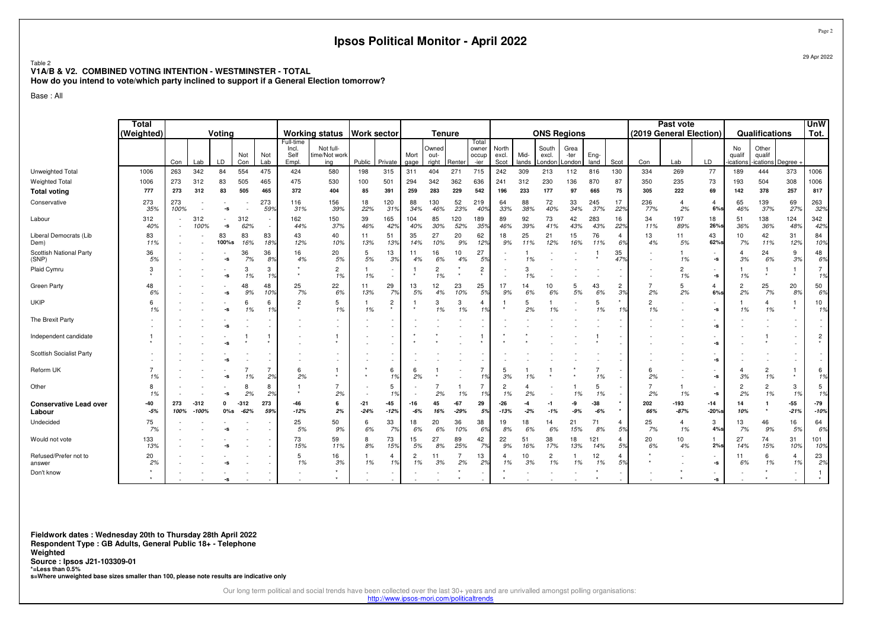# Ipsos Political Monitor - April 2022

Table 2
**V1A/B & V2. COMBINED VOTING INTENTION - WESTMINSTER - TOTAL**
**How do you intend to vote/which party inclined to support if a General Election tomorrow?**

Base : All

| | Total (Weighted) | Voting | | | | | | Working status | | Work sector | | Tenure | | | | ONS Regions | | | | | | Past vote (2019 General Election) | | | Qualifications | | | UnW Tot. |
|---|---|---|---|---|---|---|---|---|---|---|---|---|---|---|---|---|---|---|---|---|---|---|---|---|---|---|---|---|
| | | Con | Lab | LD | Not Con | Not Lab | Full-time Incl. Self Empl. | Not full-time/Not working | Public | Private | Mort gage | Owned out-right | Renter | Total owner occup-ier | North excl. Scot | Mid-lands | South excl. London | Grea-ter London | Eng-land | Scot | Con | Lab | LD | No qualif-ications | Other qualif-ications | Degree + | |
| Unweighted Total | 1006 | 263 | 342 | 84 | 554 | 475 | 424 | 580 | 198 | 315 | 311 | 404 | 271 | 715 | 242 | 309 | 213 | 112 | 816 | 130 | 334 | 269 | 77 | 189 | 444 | 373 | 1006 |
| Weighted Total | 1006 | 273 | 312 | 83 | 505 | 465 | 475 | 530 | 100 | 501 | 294 | 342 | 362 | 636 | 241 | 312 | 230 | 136 | 870 | 87 | 350 | 235 | 73 | 193 | 504 | 308 | 1006 |
| **Total voting** | 777 | 273 | 312 | 83 | 505 | 465 | 372 | 404 | 85 | 391 | 259 | 283 | 229 | 542 | 196 | 233 | 177 | 97 | 665 | 75 | 305 | 222 | 69 | 142 | 378 | 257 | 817 |
| Conservative | 273 | 273 | - | - | - | 273 | 116 | 156 | 18 | 120 | 88 | 130 | 52 | 219 | 64 | 88 | 72 | 33 | 245 | 17 | 236 | 4 | 4 | 65 | 139 | 69 | 263 |
| | 35% | 100% | - | -s | - | 59% | 31% | 39% | 22% | 31% | 34% | 46% | 23% | 40% | 33% | 38% | 40% | 34% | 37% | 22% | 77% | 2% | 6%s | 46% | 37% | 27% | 32% |
| Labour | 312 | - | 312 | - | 312 | - | 162 | 150 | 39 | 165 | 104 | 85 | 120 | 189 | 89 | 92 | 73 | 42 | 283 | 16 | 34 | 197 | 18 | 51 | 138 | 124 | 342 |
| | 40% | - | 100% | -s | 62% | - | 44% | 37% | 46% | 42% | 40% | 30% | 52% | 35% | 46% | 39% | 41% | 43% | 43% | 22% | 11% | 89% | 26%s | 36% | 36% | 48% | 42% |
| Liberal Democrats (Lib Dem) | 83 | - | - | 83 | 83 | 83 | 43 | 40 | 11 | 51 | 35 | 27 | 20 | 62 | 18 | 25 | 21 | 15 | 76 | 4 | 13 | 11 | 43 | 10 | 42 | 31 | 84 |
| | 11% | - | - | 100%s | 16% | 18% | 12% | 10% | 13% | 13% | 14% | 10% | 9% | 12% | 9% | 11% | 12% | 16% | 11% | 6% | 4% | 5% | 62%s | 7% | 11% | 12% | 10% |
| Scottish National Party (SNP) | 36 | - | - | - | 36 | 36 | 16 | 20 | 5 | 13 | 11 | 16 | 10 | 27 | - | 1 | - | - | 1 | 35 | - | 1 | - | 4 | 24 | 9 | 48 |
| | 5% | - | - | -s | 7% | 8% | 4% | 5% | 5% | 3% | 4% | 6% | 4% | 5% | - | 1% | - | - | * | 47% | - | 1% | -s | 3% | 6% | 3% | 6% |
| Plaid Cymru | 3 | - | - | - | 3 | 3 | * | 2 | 1 | - | 1 | 2 | * | 2 | - | 3 | - | - | - | - | - | 2 | - | 1 | 1 | 1 | 7 |
| | * | - | - | -s | 1% | 1% | * | 1% | 1% | - | * | 1% | * | * | - | 1% | - | - | - | - | - | 1% | -s | 1% | * | * | 1% |
| Green Party | 48 | - | - | - | 48 | 48 | 25 | 22 | 11 | 29 | 13 | 12 | 23 | 25 | 17 | 14 | 10 | 5 | 43 | 2 | 7 | 5 | 4 | 2 | 25 | 20 | 50 |
| | 6% | - | - | -s | 9% | 10% | 7% | 6% | 13% | 7% | 5% | 4% | 10% | 5% | 9% | 6% | 6% | 5% | 6% | 3% | 2% | 2% | 6%s | 2% | 7% | 8% | 6% |
| UKIP | 6 | - | - | - | 6 | 6 | 2 | 5 | 1 | 2 | 1 | 3 | 3 | 4 | 1 | 5 | 1 | - | 5 | * | 2 | - | - | 1 | 4 | 1 | 10 |
| | 1% | - | - | -s | 1% | 1% | * | 1% | 1% | * | * | 1% | 1% | 1% | * | 2% | 1% | - | 1% | 1% | 1% | - | -s | 1% | 1% | * | 1% |
| The Brexit Party | - | - | - | - | - | - | - | - | - | - | - | - | - | - | - | - | - | - | - | - | - | - | - | - | - | - | - |
| | - | - | - | -s | - | - | - | - | - | - | - | - | - | - | - | - | - | - | - | - | - | - | -s | - | - | - | - |
| Independent candidate | 1 | - | - | - | 1 | 1 | - | 1 | - | - | * | * | - | 1 | * | * | - | - | 1 | - | - | - | - | - | 1 | - | 2 |
| | * | - | - | -s | * | * | - | * | - | - | * | * | - | * | * | * | - | - | * | - | - | - | -s | - | * | - | * |
| Scottish Socialist Party | - | - | - | - | - | - | - | - | - | - | - | - | - | - | - | - | - | - | - | - | - | - | - | - | - | - | - |
| | - | - | - | -s | - | - | - | - | - | - | - | - | - | - | - | - | - | - | - | - | - | - | -s | - | - | - | - |
| Reform UK | 7 | - | - | - | 7 | 7 | 6 | 1 | * | 6 | 6 | 1 | - | 7 | 5 | 1 | 1 | * | 7 | - | 6 | - | - | 4 | 2 | 1 | 6 |
| | 1% | - | - | -s | 1% | 2% | 2% | * | * | 1% | 2% | * | - | 1% | 3% | 1% | * | * | 1% | - | 2% | - | -s | 3% | 1% | * | 1% |
| Other | 8 | - | - | - | 8 | 8 | 1 | 7 | - | 5 | - | 7 | 1 | 7 | 2 | 4 | - | 1 | 5 | - | 7 | 1 | - | 2 | 2 | 3 | 5 |
| | 1% | - | - | -s | 2% | 2% | * | 2% | - | 1% | - | 2% | 1% | 1% | 1% | 2% | - | 1% | 1% | - | 2% | 1% | -s | 2% | 1% | 1% | 1% |
| **Conservative Lead over Labour** | **-40** | **273** | **-312** | **0** | **-312** | **273** | **-46** | **6** | **-21** | **-45** | **-16** | **45** | **-67** | **29** | **-26** | **-4** | **-1** | **-9** | **-38** | * | **202** | **-193** | **-14** | **14** | **1** | **-55** | **-79** |
| | **-5%** | **100%** | **-100%** | **0%s** | **-62%** | **59%** | **-12%** | **2%** | **-24%** | **-12%** | **-6%** | **16%** | **-29%** | **5%** | **-13%** | **-2%** | **-1%** | **-9%** | **-6%** | * | **66%** | **-87%** | **-20%s** | **10%** | * | **-21%** | **-10%** |
| Undecided | 75 | - | - | - | - | - | 25 | 50 | 6 | 33 | 18 | 20 | 36 | 38 | 19 | 18 | 14 | 21 | 71 | 4 | 25 | 4 | 3 | 13 | 46 | 16 | 64 |
| | 7% | - | - | -s | - | - | 5% | 9% | 6% | 7% | 6% | 6% | 10% | 6% | 8% | 6% | 6% | 15% | 8% | 5% | 7% | 1% | 4%s | 7% | 9% | 5% | 6% |
| Would not vote | 133 | - | - | - | - | - | 73 | 59 | 8 | 73 | 15 | 27 | 89 | 42 | 22 | 51 | 38 | 18 | 121 | 4 | 20 | 10 | 1 | 27 | 74 | 31 | 101 |
| | 13% | - | - | -s | - | - | 15% | 11% | 8% | 15% | 5% | 8% | 25% | 7% | 9% | 16% | 17% | 13% | 14% | 5% | 6% | 4% | 2%s | 14% | 15% | 10% | 10% |
| Refused/Prefer not to answer | 20 | - | - | - | - | - | 5 | 16 | 1 | 4 | 2 | 11 | 7 | 13 | 4 | 10 | 2 | 1 | 12 | 4 | * | - | - | 11 | 6 | 4 | 23 |
| | 2% | - | - | -s | - | - | 1% | 3% | 1% | 1% | 1% | 3% | 2% | 2% | 1% | 3% | 1% | 1% | 1% | 5% | * | - | -s | 6% | 1% | 1% | 2% |
| Don't know | * | - | - | - | - | - | - | * | - | - | - | - | * | - | * | - | - | - | * | - | - | * | - | - | * | - | 1 |
| | * | - | - | -s | - | - | - | * | - | - | - | - | * | - | * | - | - | - | * | - | - | * | -s | - | * | - | * |

**Fieldwork dates : Wednesday 20th to Thursday 28th April 2022**
**Respondent Type : GB Adults, General Public 18+ - Telephone**
**Weighted**
**Source : Ipsos J21-103309-01**
***=Less than 0.5%**
**s=Where unweighted base sizes smaller than 100, please note results are indicative only**

Our long term political and social trends have been collected over the last 30+ years and are unrivalled amongst polling organisations:
http://www.ipsos-mori.com/politicaltrends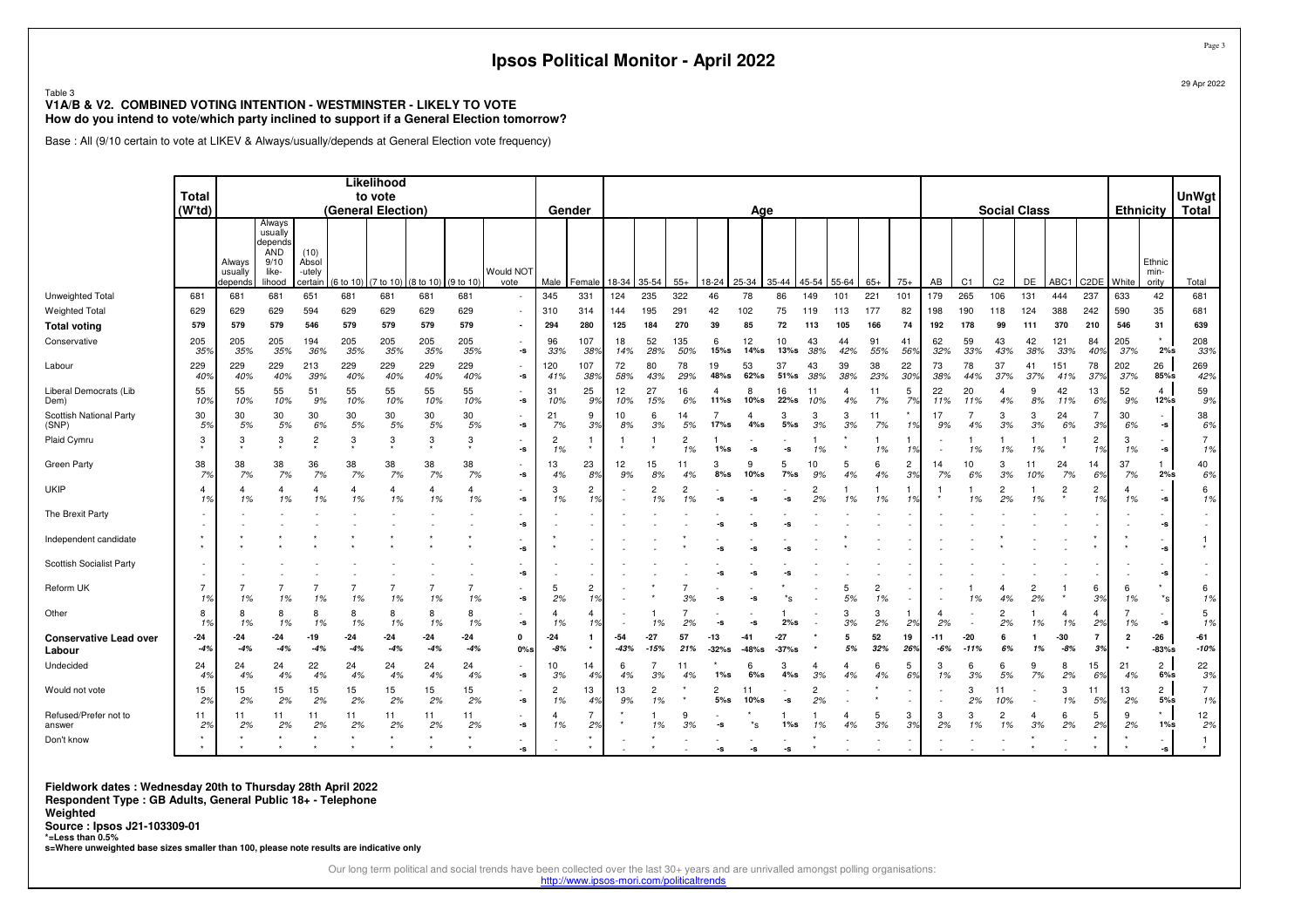# Ipsos Political Monitor - April 2022

29 Apr 2022

Table 3
**V1A/B & V2. COMBINED VOTING INTENTION - WESTMINSTER - LIKELY TO VOTE**
**How do you intend to vote/which party inclined to support if a General Election tomorrow?**

Base : All (9/10 certain to vote at LIKEV & Always/usually/depends at General Election vote frequency)

| | Total (W'td) | Likelihood to vote (General Election) | | | | | | | | | Gender | | Age | | | | | | | | | | Social Class | | | | | | Ethnicity | | UnWgt Total |
|---|---|---|---|---|---|---|---|---|---|---|---|---|---|---|---|---|---|---|---|---|---|---|---|---|---|---|---|---|---|---|---|
| | | Always usually depends | Always usually depends AND 9/10 like-lihood | (10) Absol-utely certain | (6 to 10) | (7 to 10) | (8 to 10) | (9 to 10) | Would NOT vote | | Male | Female | 18-34 | 35-54 | 55+ | 18-24 | 25-34 | 35-44 | 45-54 | 55-64 | 65+ | 75+ | AB | C1 | C2 | DE | ABC1 | C2DE | White | Ethnic min-ority | Total |
| Unweighted Total | 681 | 681 | 681 | 651 | 681 | 681 | 681 | 681 | - | | 345 | 331 | 124 | 235 | 322 | 46 | 78 | 86 | 149 | 101 | 221 | 101 | 179 | 265 | 106 | 131 | 444 | 237 | 633 | 42 | 681 |
| Weighted Total | 629 | 629 | 629 | 594 | 629 | 629 | 629 | 629 | - | | 310 | 314 | 144 | 195 | 291 | 42 | 102 | 75 | 119 | 113 | 177 | 82 | 198 | 190 | 118 | 124 | 388 | 242 | 590 | 35 | 681 |
| **Total voting** | 579 | 579 | 579 | 546 | 579 | 579 | 579 | 579 | - | | 294 | 280 | 125 | 184 | 270 | 39 | 85 | 72 | 113 | 105 | 166 | 74 | 192 | 178 | 99 | 111 | 370 | 210 | 546 | 31 | 639 |
| Conservative | 205 | 205 | 205 | 194 | 205 | 205 | 205 | 205 | - | | 96 | 107 | 18 | 52 | 135 | 6 | 12 | 10 | 43 | 44 | 91 | 41 | 62 | 59 | 43 | 42 | 121 | 84 | 205 | * | 208 |
| | 35% | 35% | 35% | 36% | 35% | 35% | 35% | 35% | -s | | 33% | 38% | 14% | 28% | 50% | 15%s | 14%s | 13%s | 38% | 42% | 55% | 56% | 32% | 33% | 43% | 38% | 33% | 40% | 37% | 2%s | 33% |
| Labour | 229 | 229 | 229 | 213 | 229 | 229 | 229 | 229 | - | | 120 | 107 | 72 | 80 | 78 | 19 | 53 | 37 | 43 | 39 | 38 | 22 | 73 | 78 | 37 | 41 | 151 | 78 | 202 | 26 | 269 |
| | 40% | 40% | 40% | 39% | 40% | 40% | 40% | 40% | -s | | 41% | 38% | 58% | 43% | 29% | 48%s | 62%s | 51%s | 38% | 38% | 23% | 30% | 38% | 44% | 37% | 37% | 41% | 37% | 37% | 85%s | 42% |
| Liberal Democrats (Lib Dem) | 55 | 55 | 55 | 51 | 55 | 55 | 55 | 55 | - | | 31 | 25 | 12 | 27 | 16 | 4 | 8 | 16 | 11 | 4 | 11 | 5 | 22 | 20 | 4 | 9 | 42 | 13 | 52 | 4 | 59 |
| | 10% | 10% | 10% | 9% | 10% | 10% | 10% | 10% | -s | | 10% | 9% | 10% | 15% | 6% | 11%s | 10%s | 22%s | 10% | 4% | 7% | 7% | 11% | 11% | 4% | 8% | 11% | 6% | 9% | 12%s | 9% |
| Scottish National Party (SNP) | 30 | 30 | 30 | 30 | 30 | 30 | 30 | 30 | - | | 21 | 9 | 10 | 6 | 14 | 7 | 4 | 3 | 3 | 3 | 11 | * | 17 | 7 | 3 | 3 | 24 | 7 | 30 | - | 38 |
| | 5% | 5% | 5% | 6% | 5% | 5% | 5% | 5% | -s | | 7% | 3% | 8% | 3% | 5% | 17%s | 4%s | 5%s | 3% | 3% | 7% | 1% | 9% | 4% | 3% | 3% | 6% | 3% | 6% | -s | 6% |
| Plaid Cymru | 3 | 3 | 3 | 2 | 3 | 3 | 3 | 3 | - | | 2 | 1 | 1 | 1 | 2 | 1 | - | - | 1 | * | 1 | 1 | - | 1 | 1 | 1 | 1 | 2 | 3 | - | 7 |
| | * | * | * | * | * | * | * | * | -s | | 1% | * | * | * | 1% | 1%s | -s | -s | 1% | * | 1% | 1% | - | 1% | 1% | 1% | * | 1% | 1% | -s | 1% |
| Green Party | 38 | 38 | 38 | 36 | 38 | 38 | 38 | 38 | - | | 13 | 23 | 12 | 15 | 11 | 3 | 9 | 5 | 10 | 5 | 6 | 2 | 14 | 10 | 3 | 11 | 24 | 14 | 37 | 1 | 40 |
| | 7% | 7% | 7% | 7% | 7% | 7% | 7% | 7% | -s | | 4% | 8% | 9% | 8% | 4% | 8%s | 10%s | 7%s | 9% | 4% | 4% | 3% | 7% | 6% | 3% | 10% | 7% | 6% | 7% | 2%s | 6% |
| UKIP | 4 | 4 | 4 | 4 | 4 | 4 | 4 | 4 | - | | 3 | 2 | - | 2 | 2 | - | - | - | 2 | 1 | 1 | 1 | 1 | 1 | 2 | 1 | 2 | 2 | 4 | - | 6 |
| | 1% | 1% | 1% | 1% | 1% | 1% | 1% | 1% | -s | | 1% | 1% | - | 1% | 1% | -s | -s | -s | 2% | 1% | 1% | 1% | * | 1% | 2% | 1% | * | 1% | 1% | -s | 1% |
| The Brexit Party | - | - | - | - | - | - | - | - | - | | - | - | - | - | - | - | - | - | - | - | - | - | - | - | - | - | - | - | - | - | - |
| | - | - | - | - | - | - | - | - | -s | | - | - | - | - | - | -s | -s | -s | - | - | - | - | - | - | - | - | - | - | - | -s | - |
| Independent candidate | * | * | * | * | * | * | * | * | - | | * | - | - | - | * | - | - | - | - | * | - | - | - | - | * | - | - | * | * | - | 1 |
| | * | * | * | * | * | * | * | * | -s | | * | - | - | - | * | -s | -s | -s | - | * | - | - | - | - | * | - | - | * | * | -s | * |
| Scottish Socialist Party | - | - | - | - | - | - | - | - | - | | - | - | - | - | - | - | - | - | - | - | - | - | - | - | - | - | - | - | - | - | - |
| | - | - | - | - | - | - | - | - | -s | | - | - | - | - | - | -s | -s | -s | - | - | - | - | - | - | - | - | - | - | - | -s | - |
| Reform UK | 7 | 7 | 7 | 7 | 7 | 7 | 7 | 7 | - | | 5 | 2 | - | * | 7 | - | - | * | - | 5 | 2 | - | - | 1 | 4 | 2 | 1 | 6 | 6 | * | 6 |
| | 1% | 1% | 1% | 1% | 1% | 1% | 1% | 1% | -s | | 2% | 1% | - | * | 3% | -s | -s | *s | - | 5% | 1% | - | - | 1% | 4% | 2% | * | 3% | 1% | *s | 1% |
| Other | 8 | 8 | 8 | 8 | 8 | 8 | 8 | 8 | - | | 4 | 4 | - | 1 | 7 | - | - | 1 | - | 3 | 3 | 1 | 4 | - | 2 | 1 | 4 | 4 | 7 | - | 5 |
| | 1% | 1% | 1% | 1% | 1% | 1% | 1% | 1% | -s | | 1% | 1% | - | 1% | 2% | -s | -s | 2%s | - | 3% | 2% | 2% | 2% | - | 2% | 1% | 1% | 2% | 1% | -s | 1% |
| **Conservative Lead over Labour** | -24 | -24 | -24 | -19 | -24 | -24 | -24 | -24 | 0 | | -24 | 1 | -54 | -27 | 57 | -13 | -41 | -27 | * | 5 | 52 | 19 | -11 | -20 | 6 | 1 | -30 | 7 | 2 | -26 | -61 |
| | -4% | -4% | -4% | -4% | -4% | -4% | -4% | -4% | 0%s | | -8% | * | -43% | -15% | 21% | -32%s | -48%s | -37%s | * | 5% | 32% | 26% | -6% | -11% | 6% | 1% | -8% | 3% | * | -83%s | -10% |
| Undecided | 24 | 24 | 24 | 22 | 24 | 24 | 24 | 24 | - | | 10 | 14 | 6 | 7 | 11 | * | 6 | 3 | 4 | 4 | 6 | 5 | 3 | 6 | 6 | 9 | 8 | 15 | 21 | 2 | 22 |
| | 4% | 4% | 4% | 4% | 4% | 4% | 4% | 4% | -s | | 3% | 4% | 4% | 3% | 4% | 1%s | 6%s | 4%s | 3% | 4% | 4% | 6% | 1% | 3% | 5% | 7% | 2% | 6% | 4% | 6%s | 3% |
| Would not vote | 15 | 15 | 15 | 15 | 15 | 15 | 15 | 15 | - | | 2 | 13 | 13 | 2 | * | 2 | 11 | - | 2 | - | * | - | - | 3 | 11 | - | 3 | 11 | 13 | 2 | 7 |
| | 2% | 2% | 2% | 2% | 2% | 2% | 2% | 2% | -s | | 1% | 4% | 9% | 1% | * | 5%s | 10%s | -s | 2% | - | * | - | - | 2% | 10% | - | 1% | 5% | 2% | 5%s | 1% |
| Refused/Prefer not to answer | 11 | 11 | 11 | 11 | 11 | 11 | 11 | 11 | - | | 4 | 7 | * | 1 | 9 | - | * | 1 | 1 | 4 | 5 | 3 | 3 | 3 | 2 | 4 | 6 | 5 | 9 | * | 12 |
| | 2% | 2% | 2% | 2% | 2% | 2% | 2% | 2% | -s | | 1% | 2% | * | 1% | 3% | -s | *s | 1%s | 1% | 4% | 3% | 3% | 2% | 1% | 1% | 3% | 2% | 2% | 2% | 1%s | 2% |
| Don't know | * | * | * | * | * | * | * | * | - | | - | * | - | * | - | - | - | - | * | - | - | - | - | - | - | * | - | * | * | - | 1 |
| | * | * | * | * | * | * | * | * | -s | | - | * | - | * | - | -s | -s | -s | * | - | - | - | - | - | - | * | - | * | * | -s | * |

**Fieldwork dates : Wednesday 20th to Thursday 28th April 2022**
**Respondent Type : GB Adults, General Public 18+ - Telephone**
**Weighted**
**Source : Ipsos J21-103309-01**
***=Less than 0.5%**
**s=Where unweighted base sizes smaller than 100, please note results are indicative only**

Our long term political and social trends have been collected over the last 30+ years and are unrivalled amongst polling organisations:
http://www.ipsos-mori.com/politicaltrends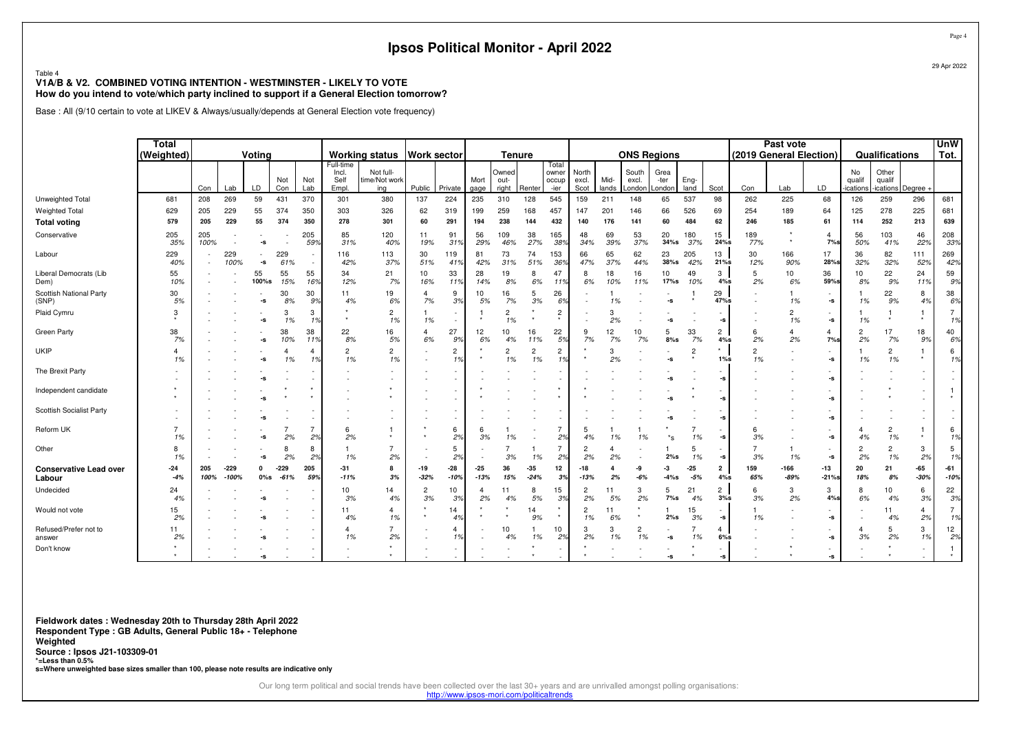# Ipsos Political Monitor - April 2022

Table 4
**V1A/B & V2. COMBINED VOTING INTENTION - WESTMINSTER - LIKELY TO VOTE**
**How do you intend to vote/which party inclined to support if a General Election tomorrow?**

Base : All (9/10 certain to vote at LIKEV & Always/usually/depends at General Election vote frequency)

| | Total (Weighted) | Voting | | | | | | Working status | | Work sector | | Tenure | | | | | ONS Regions | | | | | | Past vote (2019 General Election) | | | Qualifications | | | UnW Tot. |
|---|---|---|---|---|---|---|---|---|---|---|---|---|---|---|---|---|---|---|---|---|---|---|---|---|---|---|---|---|---|
| | | Con | Lab | LD | Not Con | Not Lab | Full-time Incl. Self Empl. | Not full-time/Not working | Public | Private | Mort gage | Owned out-right | Renter | Total owner occup-ier | North excl. Scot | Mid-lands | South excl. London | Greater London | Eng-land | Scot | Con | Lab | LD | No qualif-ications | Other qualif-ications | Degree + | |
| Unweighted Total | 681 | 208 | 269 | 59 | 431 | 370 | 301 | 380 | 137 | 224 | 235 | 310 | 128 | 545 | 159 | 211 | 148 | 65 | 537 | 98 | 262 | 225 | 68 | 126 | 259 | 296 | 681 |
| Weighted Total | 629 | 205 | 229 | 55 | 374 | 350 | 303 | 326 | 62 | 319 | 199 | 259 | 168 | 457 | 147 | 201 | 146 | 66 | 526 | 69 | 254 | 189 | 64 | 125 | 278 | 225 | 681 |
| **Total voting** | **579** | **205** | **229** | **55** | **374** | **350** | **278** | **301** | **60** | **291** | **194** | **238** | **144** | **432** | **140** | **176** | **141** | **60** | **484** | **62** | **246** | **185** | **61** | **114** | **252** | **213** | **639** |
| Conservative | 205 | 205 | - | - | - | 205 | 85 | 120 | 11 | 91 | 56 | 109 | 38 | 165 | 48 | 69 | 53 | 20 | 180 | 15 | 189 | * | 4 | 56 | 103 | 46 | 208 |
| | 35% | 100% | - | -s | - | 59% | 31% | 40% | 19% | 31% | 29% | 46% | 27% | 38% | 34% | 39% | 37% | 34%s | 37% | 24%s | 77% | * | 7%s | 50% | 41% | 22% | 33% |
| Labour | 229 | - | 229 | - | 229 | - | 116 | 113 | 30 | 119 | 81 | 73 | 74 | 153 | 66 | 65 | 62 | 23 | 205 | 13 | 30 | 166 | 17 | 36 | 82 | 111 | 269 |
| | 40% | - | 100% | -s | 61% | - | 42% | 37% | 51% | 41% | 42% | 31% | 51% | 36% | 47% | 37% | 44% | 38%s | 42% | 21%s | 12% | 90% | 28%s | 32% | 32% | 52% | 42% |
| Liberal Democrats (Lib Dem) | 55 | - | - | 55 | 55 | 55 | 34 | 21 | 10 | 33 | 28 | 19 | 8 | 47 | 8 | 18 | 16 | 10 | 49 | 3 | 5 | 10 | 36 | 10 | 22 | 24 | 59 |
| | 10% | - | - | 100%s | 15% | 16% | 12% | 7% | 16% | 11% | 14% | 8% | 6% | 11% | 6% | 10% | 11% | 17%s | 10% | 4%s | 2% | 6% | 59%s | 8% | 9% | 11% | 9% |
| Scottish National Party (SNP) | 30 | - | - | - | 30 | 30 | 11 | 19 | 4 | 9 | 10 | 16 | 5 | 26 | - | 1 | - | - | 1 | 29 | - | 1 | - | 1 | 22 | 8 | 38 |
| | 5% | - | - | -s | 8% | 9% | 4% | 6% | 7% | 3% | 5% | 7% | 3% | 6% | - | 1% | - | -s | * | 47%s | - | 1% | -s | 1% | 9% | 4% | 6% |
| Plaid Cymru | 3 | - | - | - | 3 | 3 | * | 2 | 1 | - | 1 | 2 | * | 2 | - | 3 | - | - | - | - | - | 2 | - | 1 | 1 | 1 | 7 |
| | * | - | - | -s | 1% | 1% | * | 1% | 1% | - | * | 1% | * | * | - | 2% | - | -s | - | -s | - | 1% | -s | 1% | * | * | 1% |
| Green Party | 38 | - | - | - | 38 | 38 | 22 | 16 | 4 | 27 | 12 | 10 | 16 | 22 | 9 | 12 | 10 | 5 | 33 | 2 | 6 | 4 | 4 | 2 | 17 | 18 | 40 |
| | 7% | - | - | -s | 10% | 11% | 8% | 5% | 6% | 9% | 6% | 4% | 11% | 5% | 7% | 7% | 7% | 8%s | 7% | 4%s | 2% | 2% | 7%s | 2% | 7% | 9% | 6% |
| UKIP | 4 | - | - | - | 4 | 4 | 2 | 2 | - | 2 | * | 2 | 2 | 2 | * | 3 | - | - | 2 | * | 2 | - | - | 1 | 2 | 1 | 6 |
| | 1% | - | - | -s | 1% | 1% | 1% | 1% | - | 1% | * | 1% | 1% | 1% | * | 2% | - | -s | * | 1%s | 1% | - | -s | 1% | 1% | * | 1% |
| The Brexit Party | - | - | - | - | - | - | - | - | - | - | - | - | - | - | - | - | - | - | - | - | - | - | - | - | - | - | - |
| | - | - | - | -s | - | - | - | - | - | - | - | - | - | - | - | - | - | -s | - | -s | - | - | -s | - | - | - | - |
| Independent candidate | * | - | - | - | * | * | - | * | - | - | * | - | - | * | * | - | - | - | * | - | - | - | - | - | * | - | 1 |
| | * | - | - | -s | * | * | - | * | - | - | * | - | - | * | * | - | - | -s | * | -s | - | - | -s | - | * | - | * |
| Scottish Socialist Party | - | - | - | - | - | - | - | - | - | - | - | - | - | - | - | - | - | - | - | - | - | - | - | - | - | - | - |
| | - | - | - | -s | - | - | - | - | - | - | - | - | - | - | - | - | - | -s | - | -s | - | - | -s | - | - | - | - |
| Reform UK | 7 | - | - | - | 7 | 7 | 6 | 1 | * | 6 | 6 | 1 | - | 7 | 5 | 1 | 1 | * | 7 | - | 6 | - | - | 4 | 2 | 1 | 6 |
| | 1% | - | - | -s | 2% | 2% | 2% | * | * | 2% | 3% | 1% | - | 2% | 4% | 1% | 1% | *s | 1% | -s | 3% | - | -s | 4% | 1% | * | 1% |
| Other | 8 | - | - | - | 8 | 8 | 1 | 7 | - | 5 | - | 7 | 1 | 7 | 2 | 4 | - | 1 | 5 | - | 7 | 1 | - | 2 | 2 | 3 | 5 |
| | 1% | - | - | -s | 2% | 2% | 1% | 2% | - | 2% | - | 3% | 1% | 2% | 2% | 2% | - | 2%s | 1% | -s | 3% | 1% | -s | 2% | 1% | 2% | 1% |
| **Conservative Lead over Labour** | **-24** | **205** | **-229** | **0** | **-229** | **205** | **-31** | **8** | **-19** | **-28** | **-25** | **36** | **-35** | **12** | **-18** | **4** | **-9** | **-3** | **-25** | **2** | **159** | **-166** | **-13** | **20** | **21** | **-65** | **-61** |
| | **-4%** | **100%** | **-100%** | **0%s** | **-61%** | **59%** | **-11%** | **3%** | **-32%** | **-10%** | **-13%** | **15%** | **-24%** | **3%** | **-13%** | **2%** | **-6%** | **-4%s** | **-5%** | **4%s** | **65%** | **-89%** | **-21%s** | **18%** | **8%** | **-30%** | **-10%** |
| Undecided | 24 | - | - | - | - | - | 10 | 14 | 2 | 10 | 4 | 11 | 8 | 15 | 2 | 11 | 3 | 5 | 21 | 2 | 6 | 3 | 3 | 8 | 10 | 6 | 22 |
| | 4% | - | - | -s | - | - | 3% | 4% | 3% | 3% | 2% | 4% | 5% | 3% | 2% | 5% | 2% | 7%s | 4% | 3%s | 3% | 2% | 4%s | 6% | 4% | 3% | 3% |
| Would not vote | 15 | - | - | - | - | - | 11 | 4 | * | 14 | * | * | 14 | * | 2 | 11 | * | 1 | 15 | - | 1 | - | - | - | 11 | 4 | 7 |
| | 2% | - | - | -s | - | - | 4% | 1% | * | 4% | * | * | 9% | * | 1% | 6% | * | 2%s | 3% | -s | 1% | - | -s | - | 4% | 2% | 1% |
| Refused/Prefer not to answer | 11 | - | - | - | - | - | 4 | 7 | - | 4 | - | 10 | 1 | 10 | 3 | 3 | 2 | - | 7 | 4 | - | - | - | 4 | 5 | 3 | 12 |
| | 2% | - | - | -s | - | - | 1% | 2% | - | 1% | - | 4% | 1% | 2% | 2% | 1% | 1% | -s | 1% | 6%s | - | - | -s | 3% | 2% | 1% | 2% |
| Don't know | * | - | - | - | - | - | - | * | - | - | - | - | * | - | * | - | - | - | * | - | - | * | - | - | * | - | 1 |
| | * | - | - | -s | - | - | - | * | - | - | - | - | * | - | * | - | - | -s | * | -s | - | * | -s | - | * | - | * |

**Fieldwork dates : Wednesday 20th to Thursday 28th April 2022**
**Respondent Type : GB Adults, General Public 18+ - Telephone**
**Weighted**
**Source : Ipsos J21-103309-01**
***=Less than 0.5%**
**s=Where unweighted base sizes smaller than 100, please note results are indicative only**

Our long term political and social trends have been collected over the last 30+ years and are unrivalled amongst polling organisations:
http://www.ipsos-mori.com/politicaltrends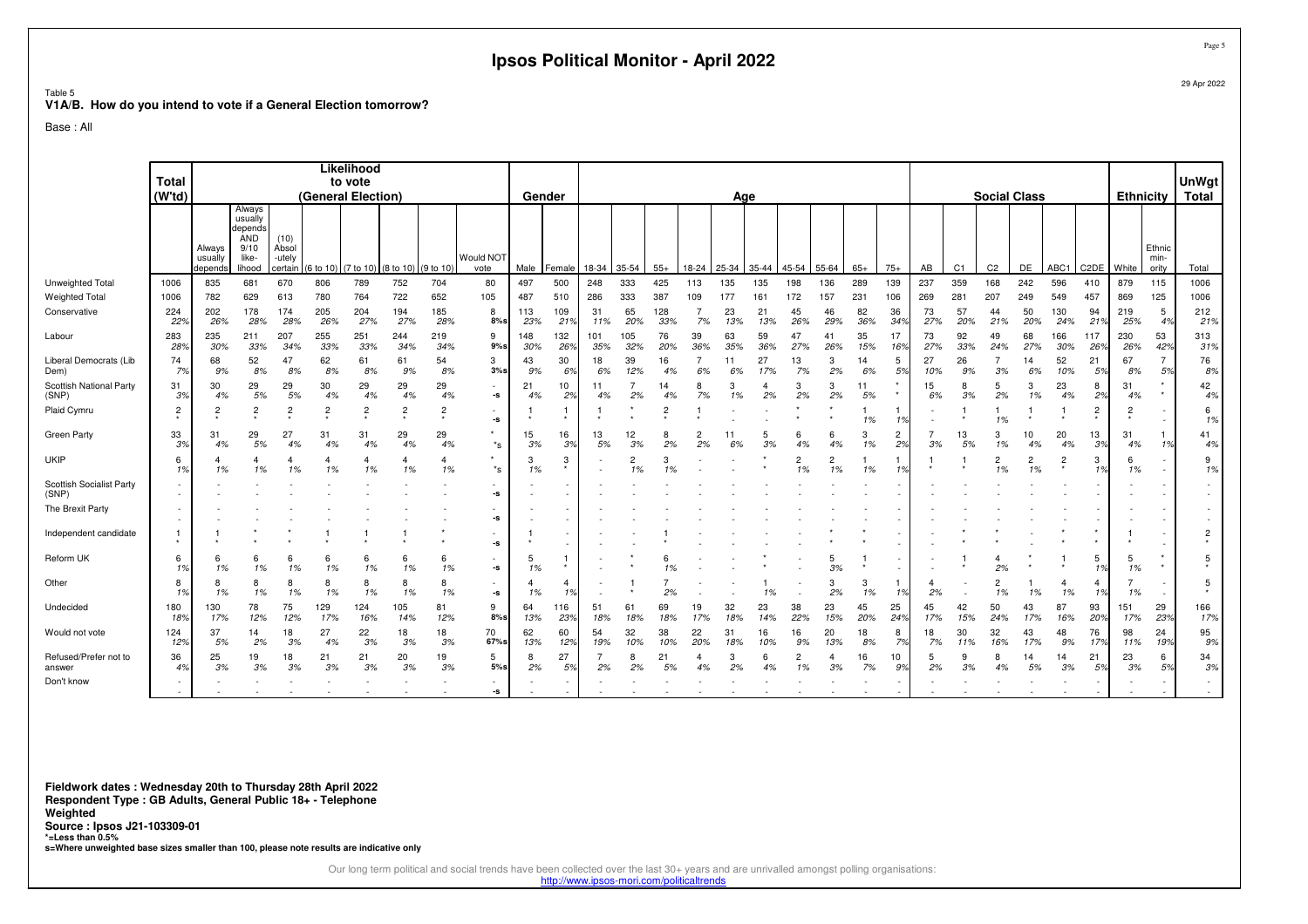# Ipsos Political Monitor - April 2022

Table 5
**V1A/B. How do you intend to vote if a General Election tomorrow?**

Base : All

| | Total (W'td) | Likelihood to vote (General Election) | | | | | | | | Gender | | Age | | | | | | | | | | | Social Class | | | | | | Ethnicity | | UnWgt Total |
|---|---|---|---|---|---|---|---|---|---|---|---|---|---|---|---|---|---|---|---|---|---|---|---|---|---|---|---|---|---|---|---|
| | | Always usually depends | Always usually depends AND 9/10 like-lihood | (10) Absol-utely certain | (6 to 10) | (7 to 10) | (8 to 10) | (9 to 10) | Would NOT vote | Male | Female | 18-34 | 35-54 | 55+ | 18-24 | 25-34 | 35-44 | 45-54 | 55-64 | 65+ | 75+ | AB | C1 | C2 | DE | ABC1 | C2DE | White | Ethnic min-ority | Total |
| Unweighted Total | 1006 | 835 | 681 | 670 | 806 | 789 | 752 | 704 | 80 | 497 | 500 | 248 | 333 | 425 | 113 | 135 | 135 | 198 | 136 | 289 | 139 | 237 | 359 | 168 | 242 | 596 | 410 | 879 | 115 | 1006 |
| Weighted Total | 1006 | 782 | 629 | 613 | 780 | 764 | 722 | 652 | 105 | 487 | 510 | 286 | 333 | 387 | 109 | 177 | 161 | 172 | 157 | 231 | 106 | 269 | 281 | 207 | 249 | 549 | 457 | 869 | 125 | 1006 |
| Conservative | 224 | 202 | 178 | 174 | 205 | 204 | 194 | 185 | 8 | 113 | 109 | 31 | 65 | 128 | 7 | 23 | 21 | 45 | 46 | 82 | 36 | 73 | 57 | 44 | 50 | 130 | 94 | 219 | 5 | 212 |
| | 22% | 26% | 28% | 28% | 26% | 27% | 27% | 28% | 8%s | 23% | 21% | 11% | 20% | 33% | 7% | 13% | 13% | 26% | 29% | 36% | 34% | 27% | 20% | 21% | 20% | 24% | 21% | 25% | 4% | 21% |
| Labour | 283 | 235 | 211 | 207 | 255 | 251 | 244 | 219 | 9 | 148 | 132 | 101 | 105 | 76 | 39 | 63 | 59 | 47 | 41 | 35 | 17 | 73 | 92 | 49 | 68 | 166 | 117 | 230 | 53 | 313 |
| | 28% | 30% | 33% | 34% | 33% | 33% | 34% | 34% | 9%s | 30% | 26% | 35% | 32% | 20% | 36% | 35% | 36% | 27% | 26% | 15% | 16% | 27% | 33% | 24% | 27% | 30% | 26% | 26% | 42% | 31% |
| Liberal Democrats (Lib Dem) | 74 | 68 | 52 | 47 | 62 | 61 | 61 | 54 | 3 | 43 | 30 | 18 | 39 | 16 | 7 | 11 | 27 | 13 | 3 | 14 | 5 | 27 | 26 | 7 | 14 | 52 | 21 | 67 | 7 | 76 |
| | 7% | 9% | 8% | 8% | 8% | 8% | 9% | 8% | 3%s | 9% | 6% | 6% | 12% | 4% | 6% | 6% | 17% | 7% | 2% | 6% | 5% | 10% | 9% | 3% | 6% | 10% | 5% | 8% | 5% | 8% |
| Scottish National Party (SNP) | 31 | 30 | 29 | 29 | 30 | 29 | 29 | 29 | - | 21 | 10 | 11 | 7 | 14 | 8 | 3 | 4 | 3 | 3 | 11 | * | 15 | 8 | 5 | 3 | 23 | 8 | 31 | * | 42 |
| | 3% | 4% | 5% | 5% | 4% | 4% | 4% | 4% | -s | 4% | 2% | 4% | 2% | 4% | 7% | 1% | 2% | 2% | 2% | 5% | * | 6% | 3% | 2% | 1% | 4% | 2% | 4% | * | 4% |
| Plaid Cymru | 2 | 2 | 2 | 2 | 2 | 2 | 2 | 2 | - | 1 | 1 | 1 | * | 2 | 1 | - | - | * | * | 1 | 1 | - | 1 | 1 | 1 | 1 | 2 | 2 | - | 6 |
| | * | * | * | * | * | * | * | * | -s | * | * | * | * | * | * | - | - | * | * | 1% | 1% | - | * | 1% | * | * | * | * | - | 1% |
| Green Party | 33 | 31 | 29 | 27 | 31 | 31 | 29 | 29 | * | 15 | 16 | 13 | 12 | 8 | 2 | 11 | 5 | 6 | 6 | 3 | 2 | 7 | 13 | 3 | 10 | 20 | 13 | 31 | 1 | 41 |
| | 3% | 4% | 5% | 4% | 4% | 4% | 4% | 4% | *s | 3% | 3% | 5% | 3% | 2% | 2% | 6% | 3% | 4% | 4% | 1% | 2% | 3% | 5% | 1% | 4% | 4% | 3% | 4% | 1% | 4% |
| UKIP | 6 | 4 | 4 | 4 | 4 | 4 | 4 | 4 | * | 3 | 3 | - | 2 | 3 | - | - | * | 2 | 2 | 1 | 1 | 1 | 1 | 2 | 2 | 2 | 3 | 6 | - | 9 |
| | 1% | 1% | 1% | 1% | 1% | 1% | 1% | 1% | *s | 1% | * | - | 1% | 1% | - | - | * | 1% | 1% | 1% | 1% | * | * | 1% | 1% | * | 1% | 1% | - | 1% |
| Scottish Socialist Party (SNP) | - | - | - | - | - | - | - | - | - | - | - | - | - | - | - | - | - | - | - | - | - | - | - | - | - | - | - | - | - | - |
| | - | - | - | - | - | - | - | - | -s | - | - | - | - | - | - | - | - | - | - | - | - | - | - | - | - | - | - | - | - | - |
| The Brexit Party | - | - | - | - | - | - | - | - | - | - | - | - | - | - | - | - | - | - | - | - | - | - | - | - | - | - | - | - | - | - |
| | - | - | - | - | - | - | - | - | -s | - | - | - | - | - | - | - | - | - | - | - | - | - | - | - | - | - | - | - | - | - |
| Independent candidate | 1 | 1 | * | * | 1 | 1 | 1 | * | - | 1 | - | - | - | 1 | - | - | - | - | * | * | - | - | * | * | - | * | * | 1 | - | 2 |
| | * | * | * | * | * | * | * | * | -s | * | - | - | - | * | - | - | - | - | * | * | - | - | * | * | - | * | * | * | - | * |
| Reform UK | 6 | 6 | 6 | 6 | 6 | 6 | 6 | 6 | - | 5 | 1 | - | * | 6 | - | - | * | - | 5 | 1 | - | - | 1 | 4 | * | 1 | 5 | 5 | * | 5 |
| | 1% | 1% | 1% | 1% | 1% | 1% | 1% | 1% | -s | 1% | * | - | * | 1% | - | - | * | - | 3% | * | - | - | * | 2% | * | * | 1% | 1% | * | * |
| Other | 8 | 8 | 8 | 8 | 8 | 8 | 8 | 8 | - | 4 | 4 | - | 1 | 7 | - | - | 1 | - | 3 | 3 | 1 | 4 | - | 2 | 1 | 4 | 4 | 7 | - | 5 |
| | 1% | 1% | 1% | 1% | 1% | 1% | 1% | 1% | -s | 1% | 1% | - | * | 2% | - | - | 1% | - | 2% | 1% | 1% | 2% | - | 1% | 1% | 1% | 1% | 1% | - | * |
| Undecided | 180 | 130 | 78 | 75 | 129 | 124 | 105 | 81 | 9 | 64 | 116 | 51 | 61 | 69 | 19 | 32 | 23 | 38 | 23 | 45 | 25 | 45 | 42 | 50 | 43 | 87 | 93 | 151 | 29 | 166 |
| | 18% | 17% | 12% | 12% | 17% | 16% | 14% | 12% | 8%s | 13% | 23% | 18% | 18% | 18% | 17% | 18% | 14% | 22% | 15% | 20% | 24% | 17% | 15% | 24% | 17% | 16% | 20% | 17% | 23% | 17% |
| Would not vote | 124 | 37 | 14 | 18 | 27 | 22 | 18 | 18 | 70 | 62 | 60 | 54 | 32 | 38 | 22 | 31 | 16 | 16 | 20 | 18 | 8 | 18 | 30 | 32 | 43 | 48 | 76 | 98 | 24 | 95 |
| | 12% | 5% | 2% | 3% | 4% | 3% | 3% | 3% | 67%s | 13% | 12% | 19% | 10% | 10% | 20% | 18% | 10% | 9% | 13% | 8% | 7% | 7% | 11% | 16% | 17% | 9% | 17% | 11% | 19% | 9% |
| Refused/Prefer not to answer | 36 | 25 | 19 | 18 | 21 | 21 | 20 | 19 | 5 | 8 | 27 | 7 | 8 | 21 | 4 | 3 | 6 | 2 | 4 | 16 | 10 | 5 | 9 | 8 | 14 | 14 | 21 | 23 | 6 | 34 |
| | 4% | 3% | 3% | 3% | 3% | 3% | 3% | 3% | 5%s | 2% | 5% | 2% | 2% | 5% | 4% | 2% | 4% | 1% | 3% | 7% | 9% | 2% | 3% | 4% | 5% | 3% | 5% | 3% | 5% | 3% |
| Don't know | - | - | - | - | - | - | - | - | - | - | - | - | - | - | - | - | - | - | - | - | - | - | - | - | - | - | - | - | - | - |
| | - | - | - | - | - | - | - | - | -s | - | - | - | - | - | - | - | - | - | - | - | - | - | - | - | - | - | - | - | - | - |

**Fieldwork dates : Wednesday 20th to Thursday 28th April 2022**
**Respondent Type : GB Adults, General Public 18+ - Telephone**
**Weighted**
**Source : Ipsos J21-103309-01**
***=Less than 0.5%**
**s=Where unweighted base sizes smaller than 100, please note results are indicative only**

Our long term political and social trends have been collected over the last 30+ years and are unrivalled amongst polling organisations:
http://www.ipsos-mori.com/politicaltrends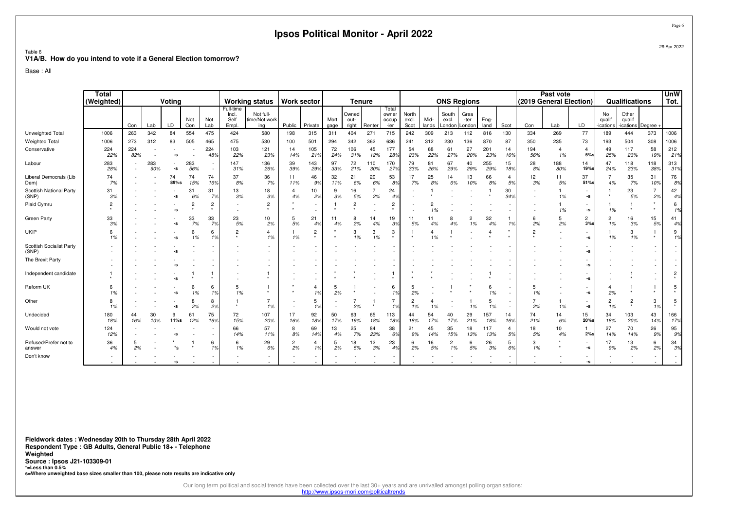# Ipsos Political Monitor - April 2022

29 Apr 2022

Table 6
**V1A/B. How do you intend to vote if a General Election tomorrow?**

Base : All

| | Total (Weighted) | Voting | | | | | Working status | | Work sector | | Tenure | | | | ONS Regions | | | | | | Past vote (2019 General Election) | | | Qualifications | | | UnW Tot. |
|---|---|---|---|---|---|---|---|---|---|---|---|---|---|---|---|---|---|---|---|---|---|---|---|---|---|---|---|
| | | Con | Lab | LD | Not Con | Not Lab | Full-time Incl. Self Empl. | Not full-time/Not working | Public | Private | Mortgage | Owned outright | Renter | Total owner occupier | North excl. Scot | Midlands | South excl. London | Greater London | England | Scot | Con | Lab | LD | No qualifications | Other qualifications | Degree + | |
| Unweighted Total | 1006 | 263 | 342 | 84 | 554 | 475 | 424 | 580 | 198 | 315 | 311 | 404 | 271 | 715 | 242 | 309 | 213 | 112 | 816 | 130 | 334 | 269 | 77 | 189 | 444 | 373 | 1006 |
| Weighted Total | 1006 | 273 | 312 | 83 | 505 | 465 | 475 | 530 | 100 | 501 | 294 | 342 | 362 | 636 | 241 | 312 | 230 | 136 | 870 | 87 | 350 | 235 | 73 | 193 | 504 | 308 | 1006 |
| Conservative | 224 | 224 | - | - | - | 224 | 103 | 121 | 14 | 105 | 72 | 106 | 45 | 177 | 54 | 68 | 61 | 27 | 201 | 14 | 194 | 4 | 4 | 49 | 117 | 58 | 212 |
| | 22% | 82% | - | -s | - | 48% | 22% | 23% | 14% | 21% | 24% | 31% | 12% | 28% | 23% | 22% | 27% | 20% | 23% | 16% | 56% | 1% | 5%s | 25% | 23% | 19% | 21% |
| Labour | 283 | - | 283 | - | 283 | - | 147 | 136 | 39 | 143 | 97 | 72 | 110 | 170 | 79 | 81 | 67 | 40 | 255 | 15 | 28 | 188 | 14 | 47 | 118 | 118 | 313 |
| | 28% | - | 90% | -s | 56% | - | 31% | 26% | 39% | 29% | 33% | 21% | 30% | 27% | 33% | 26% | 29% | 29% | 29% | 18% | 8% | 80% | 19%s | 24% | 23% | 38% | 31% |
| Liberal Democrats (Lib Dem) | 74 | - | - | 74 | 74 | 74 | 37 | 36 | 11 | 46 | 32 | 21 | 20 | 53 | 17 | 25 | 14 | 13 | 66 | 4 | 12 | 11 | 37 | 7 | 35 | 31 | 76 |
| | 7% | - | - | 89%s | 15% | 16% | 8% | 7% | 11% | 9% | 11% | 6% | 6% | 8% | 7% | 8% | 6% | 10% | 8% | 5% | 3% | 5% | 51%s | 4% | 7% | 10% | 8% |
| Scottish National Party (SNP) | 31 | - | - | - | 31 | 31 | 13 | 18 | 4 | 10 | 9 | 16 | 7 | 24 | - | 1 | - | - | 1 | 30 | - | 1 | - | 1 | 23 | 7 | 42 |
| | 3% | - | - | -s | 6% | 7% | 3% | 3% | 4% | 2% | 3% | 5% | 2% | 4% | - | * | - | - | * | 34% | - | 1% | -s | * | 5% | 2% | 4% |
| Plaid Cymru | 2 | - | - | - | 2 | 2 | - | 2 | * | - | 1 | 2 | - | 2 | - | 2 | - | - | - | - | - | 1 | - | 1 | 1 | * | 6 |
| | * | - | - | -s | * | * | - | * | * | - | * | * | - | * | - | 1% | - | - | - | - | - | 1% | -s | 1% | * | * | 1% |
| Green Party | 33 | - | - | - | 33 | 33 | 23 | 10 | 5 | 21 | 11 | 8 | 14 | 19 | 11 | 11 | 8 | 2 | 32 | 1 | 6 | 5 | 2 | 2 | 16 | 15 | 41 |
| | 3% | - | - | -s | 7% | 7% | 5% | 2% | 5% | 4% | 4% | 2% | 4% | 3% | 5% | 4% | 4% | 1% | 4% | 1% | 2% | 2% | 3%s | 1% | 3% | 5% | 4% |
| UKIP | 6 | - | - | - | 6 | 6 | 2 | 4 | 1 | 2 | * | 3 | 3 | 3 | 1 | 4 | 1 | - | 4 | * | 2 | - | - | 1 | 3 | 1 | 9 |
| | 1% | - | - | -s | 1% | 1% | * | 1% | 1% | * | * | 1% | 1% | * | * | 1% | * | - | * | * | * | - | -s | 1% | 1% | * | 1% |
| Scottish Socialist Party (SNP) | - | - | - | - | - | - | - | - | - | - | - | - | - | - | - | - | - | - | - | - | - | - | - | - | - | - | - |
| | - | - | - | -s | - | - | - | - | - | - | - | - | - | - | - | - | - | - | - | - | - | - | -s | - | - | - | - |
| The Brexit Party | - | - | - | - | - | - | - | - | - | - | - | - | - | - | - | - | - | - | - | - | - | - | - | - | - | - | - |
| | - | - | - | -s | - | - | - | - | - | - | - | - | - | - | - | - | - | - | - | - | - | - | -s | - | - | - | - |
| Independent candidate | 1 | - | - | - | 1 | 1 | - | 1 | - | - | * | * | - | 1 | * | * | - | - | 1 | - | - | - | - | - | 1 | - | 2 |
| | * | - | - | -s | * | * | - | * | - | - | * | * | - | * | * | * | - | - | * | - | - | - | -s | - | * | - | * |
| Reform UK | 6 | - | - | - | 6 | 6 | 5 | 1 | * | 4 | 5 | 1 | - | 6 | 5 | - | 1 | * | 6 | - | 5 | - | - | 4 | 1 | 1 | 5 |
| | 1% | - | - | -s | 1% | 1% | 1% | * | * | 1% | 2% | * | - | 1% | 2% | - | * | * | 1% | - | 1% | - | -s | 2% | * | * | * |
| Other | 8 | - | - | - | 8 | 8 | 1 | 7 | - | 5 | - | 7 | 1 | 7 | 2 | 4 | - | 1 | 5 | - | 7 | 1 | - | 2 | 2 | 3 | 5 |
| | 1% | - | - | -s | 2% | 2% | * | 1% | - | 1% | - | 2% | * | 1% | 1% | 1% | - | 1% | 1% | - | 2% | 1% | -s | 1% | * | 1% | * |
| Undecided | 180 | 44 | 30 | 9 | 61 | 75 | 72 | 107 | 17 | 92 | 50 | 63 | 65 | 113 | 44 | 54 | 40 | 29 | 157 | 14 | 74 | 14 | 15 | 34 | 103 | 43 | 166 |
| | 18% | 16% | 10% | 11%s | 12% | 16% | 15% | 20% | 16% | 18% | 17% | 19% | 18% | 18% | 18% | 17% | 17% | 21% | 18% | 16% | 21% | 6% | 20%s | 18% | 20% | 14% | 17% |
| Would not vote | 124 | - | - | - | - | - | 66 | 57 | 8 | 69 | 13 | 25 | 84 | 38 | 21 | 45 | 35 | 18 | 117 | 4 | 18 | 10 | 1 | 27 | 70 | 26 | 95 |
| | 12% | - | - | -s | - | - | 14% | 11% | 8% | 14% | 4% | 7% | 23% | 6% | 9% | 14% | 15% | 13% | 13% | 5% | 5% | 4% | 2%s | 14% | 14% | 9% | 9% |
| Refused/Prefer not to answer | 36 | 5 | - | * | 1 | 6 | 6 | 29 | 2 | 4 | 5 | 18 | 12 | 23 | 6 | 16 | 2 | 6 | 26 | 5 | 3 | * | - | 17 | 13 | 6 | 34 |
| | 4% | 2% | - | *s | * | 1% | 1% | 6% | 2% | 1% | 2% | 5% | 3% | 4% | 2% | 5% | 1% | 5% | 3% | 6% | 1% | * | -s | 9% | 2% | 2% | 3% |
| Don't know | - | - | - | - | - | - | - | - | - | - | - | - | - | - | - | - | - | - | - | - | - | - | - | - | - | - | - |
| | - | - | - | -s | - | - | - | - | - | - | - | - | - | - | - | - | - | - | - | - | - | - | -s | - | - | - | - |

**Fieldwork dates : Wednesday 20th to Thursday 28th April 2022**
**Respondent Type : GB Adults, General Public 18+ - Telephone**
**Weighted**
**Source : Ipsos J21-103309-01**
***=Less than 0.5%**
**s=Where unweighted base sizes smaller than 100, please note results are indicative only**

Our long term political and social trends have been collected over the last 30+ years and are unrivalled amongst polling organisations:
http://www.ipsos-mori.com/politicaltrends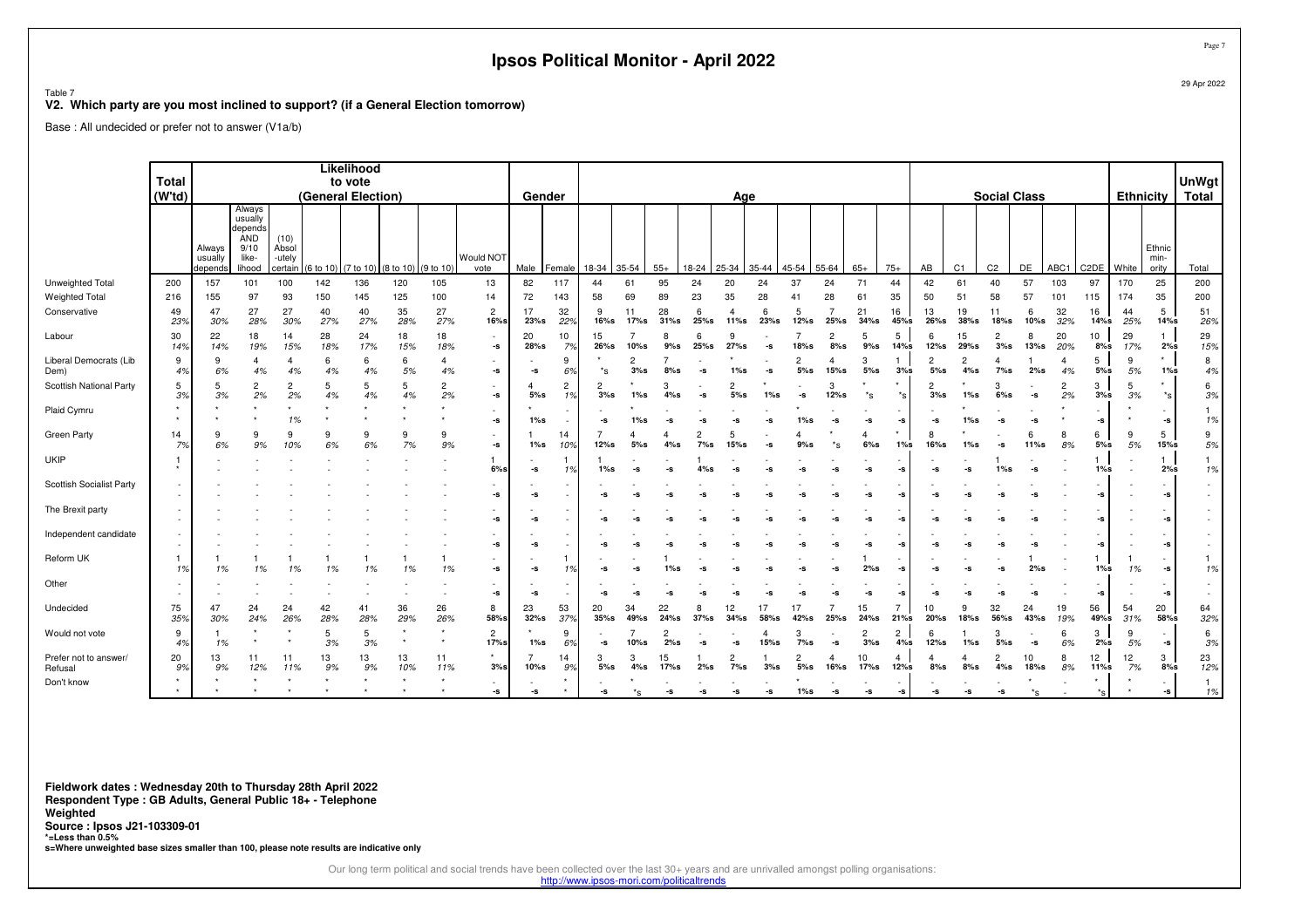# Ipsos Political Monitor - April 2022

Table 7
**V2. Which party are you most inclined to support? (if a General Election tomorrow)**

Base : All undecided or prefer not to answer (V1a/b)

| | Total (W'td) | Likelihood to vote (General Election) | | | | | | | | Gender | | Age | | | | | | | | | | Social Class | | | | | | Ethnicity | | UnWgt Total |
|---|---|---|---|---|---|---|---|---|---|---|---|---|---|---|---|---|---|---|---|---|---|---|---|---|---|---|---|---|---|---|
| | | Always usually depends | Always usually depends AND 9/10 like-lihood | (10) Absol -utely certain | (6 to 10) | (7 to 10) | (8 to 10) | (9 to 10) | Would NOT vote | Male | Female | 18-34 | 35-54 | 55+ | 18-24 | 25-34 | 35-44 | 45-54 | 55-64 | 65+ | 75+ | AB | C1 | C2 | DE | ABC1 | C2DE | White | Ethnic min-ority | Total |
| Unweighted Total | 200 | 157 | 101 | 100 | 142 | 136 | 120 | 105 | 13 | 82 | 117 | 44 | 61 | 95 | 24 | 20 | 24 | 37 | 24 | 71 | 44 | 42 | 61 | 40 | 57 | 103 | 97 | 170 | 25 | 200 |
| Weighted Total | 216 | 155 | 97 | 93 | 150 | 145 | 125 | 100 | 14 | 72 | 143 | 58 | 69 | 89 | 23 | 35 | 28 | 41 | 28 | 61 | 35 | 50 | 51 | 58 | 57 | 101 | 115 | 174 | 35 | 200 |
| Conservative | 49<br>23% | 47<br>30% | 27<br>28% | 27<br>30% | 40<br>27% | 40<br>27% | 35<br>28% | 27<br>27% | 2<br>16%s | 17<br>23%s | 32<br>22% | 9<br>16%s | 11<br>17%s | 28<br>31%s | 6<br>25%s | 4<br>11%s | 6<br>23%s | 5<br>12%s | 7<br>25%s | 21<br>34%s | 16<br>45%s | 13<br>26%s | 19<br>38%s | 11<br>18%s | 6<br>10%s | 32<br>32% | 16<br>14%s | 44<br>25% | 5<br>14%s | 51<br>26% |
| Labour | 30<br>14% | 22<br>14% | 18<br>19% | 14<br>15% | 28<br>18% | 24<br>17% | 18<br>15% | 18<br>18% | -<br>-s | 20<br>28%s | 10<br>7% | 15<br>26%s | 7<br>10%s | 8<br>9%s | 6<br>25%s | 9<br>27%s | -<br>-s | 7<br>18%s | 2<br>8%s | 5<br>9%s | 5<br>14%s | 6<br>12%s | 15<br>29%s | 2<br>3%s | 8<br>13%s | 20<br>20% | 10<br>8%s | 29<br>17% | 1<br>2%s | 29<br>15% |
| Liberal Democrats (Lib Dem) | 9<br>4% | 9<br>6% | 4<br>4% | 4<br>4% | 6<br>4% | 6<br>4% | 6<br>5% | 4<br>4% | -<br>-s | -<br>-s | 9<br>6% | *<br>*s | 2<br>3%s | 7<br>8%s | -<br>-s | *<br>1%s | -<br>-s | 2<br>5%s | 4<br>15%s | 3<br>5%s | 1<br>3%s | 2<br>5%s | 2<br>4%s | 4<br>7%s | 1<br>2%s | 4<br>4% | 5<br>5%s | 9<br>5% | *<br>1%s | 8<br>4% |
| Scottish National Party | 5<br>3% | 5<br>3% | 2<br>2% | 2<br>2% | 5<br>4% | 5<br>4% | 5<br>4% | 2<br>2% | -<br>-s | 4<br>5%s | 2<br>1% | 2<br>3%s | *<br>1%s | 3<br>4%s | -<br>-s | 2<br>5%s | *<br>1%s | -<br>-s | 3<br>12%s | *<br>*s | *<br>*s | 2<br>3%s | *<br>1%s | 3<br>6%s | -<br>-s | 2<br>2% | 3<br>3%s | 5<br>3% | *<br>*s | 6<br>3% |
| Plaid Cymru | *<br>* | *<br>* | *<br>* | *<br>1% | *<br>* | *<br>* | *<br>* | *<br>* | -<br>-s | *<br>1%s | -<br>- | -<br>-s | *<br>1%s | -<br>-s | -<br>-s | -<br>-s | -<br>-s | *<br>1%s | -<br>-s | -<br>-s | -<br>-s | -<br>-s | *<br>1%s | -<br>-s | -<br>-s | *<br>* | -<br>-s | *<br>* | -<br>-s | 1<br>1% |
| Green Party | 14<br>7% | 9<br>6% | 9<br>9% | 9<br>10% | 9<br>6% | 9<br>6% | 9<br>7% | 9<br>9% | -<br>-s | 1<br>1%s | 14<br>10% | 7<br>12%s | 4<br>5%s | 4<br>4%s | 2<br>7%s | 5<br>15%s | -<br>-s | 4<br>9%s | *<br>*s | 4<br>6%s | *<br>1%s | 8<br>16%s | *<br>1%s | -<br>-s | 6<br>11%s | 8<br>8% | 6<br>5%s | 9<br>5% | 5<br>15%s | 9<br>5% |
| UKIP | 1<br>* | - | - | - | - | - | - | - | 1<br>6%s | -<br>-s | 1<br>1% | 1<br>1%s | -<br>-s | -<br>-s | 1<br>4%s | -<br>-s | -<br>-s | -<br>-s | -<br>-s | -<br>-s | -<br>-s | -<br>-s | -<br>-s | 1<br>1%s | -<br>-s | - | 1<br>1%s | - | 1<br>2%s | 1<br>1% |
| Scottish Socialist Party | -<br>- | - | - | - | - | - | - | - | -<br>-s | -<br>-s | -<br>- | -<br>-s | -<br>-s | -<br>-s | -<br>-s | -<br>-s | -<br>-s | -<br>-s | -<br>-s | -<br>-s | -<br>-s | -<br>-s | -<br>-s | -<br>-s | -<br>-s | - | -<br>-s | - | -<br>-s | -<br>- |
| The Brexit party | -<br>- | - | - | - | - | - | - | - | -<br>-s | -<br>-s | -<br>- | -<br>-s | -<br>-s | -<br>-s | -<br>-s | -<br>-s | -<br>-s | -<br>-s | -<br>-s | -<br>-s | -<br>-s | -<br>-s | -<br>-s | -<br>-s | -<br>-s | - | -<br>-s | - | -<br>-s | -<br>- |
| Independent candidate | -<br>- | - | - | - | - | - | - | - | -<br>-s | -<br>-s | -<br>- | -<br>-s | -<br>-s | -<br>-s | -<br>-s | -<br>-s | -<br>-s | -<br>-s | -<br>-s | -<br>-s | -<br>-s | -<br>-s | -<br>-s | -<br>-s | -<br>-s | - | -<br>-s | - | -<br>-s | -<br>- |
| Reform UK | 1<br>1% | 1<br>1% | 1<br>1% | 1<br>1% | 1<br>1% | 1<br>1% | 1<br>1% | 1<br>1% | -<br>-s | -<br>-s | 1<br>1% | -<br>-s | -<br>-s | 1<br>1%s | -<br>-s | -<br>-s | -<br>-s | -<br>-s | -<br>-s | 1<br>2%s | -<br>-s | -<br>-s | -<br>-s | -<br>-s | 1<br>2%s | - | 1<br>1%s | 1<br>1% | -<br>-s | 1<br>1% |
| Other | -<br>- | - | - | - | - | - | - | - | -<br>-s | -<br>-s | -<br>- | -<br>-s | -<br>-s | -<br>-s | -<br>-s | -<br>-s | -<br>-s | -<br>-s | -<br>-s | -<br>-s | -<br>-s | -<br>-s | -<br>-s | -<br>-s | -<br>-s | - | -<br>-s | - | -<br>-s | -<br>- |
| Undecided | 75<br>35% | 47<br>30% | 24<br>24% | 24<br>26% | 42<br>28% | 41<br>28% | 36<br>29% | 26<br>26% | 8<br>58%s | 23<br>32%s | 53<br>37% | 20<br>35%s | 34<br>49%s | 22<br>24%s | 8<br>37%s | 12<br>34%s | 17<br>58%s | 17<br>42%s | 7<br>25%s | 15<br>24%s | 7<br>21%s | 10<br>20%s | 9<br>18%s | 32<br>56%s | 24<br>43%s | 19<br>19% | 56<br>49%s | 54<br>31% | 20<br>58%s | 64<br>32% |
| Would not vote | 9<br>4% | 1<br>1% | *<br>* | *<br>* | 5<br>3% | 5<br>3% | *<br>* | *<br>* | 2<br>17%s | *<br>1%s | 9<br>6% | -<br>-s | 7<br>10%s | 2<br>2%s | -<br>-s | -<br>-s | 4<br>15%s | 3<br>7%s | -<br>-s | 2<br>3%s | 2<br>4%s | 6<br>12%s | 1<br>1%s | 3<br>5%s | -<br>-s | 6<br>6% | 3<br>2%s | 9<br>5% | -<br>-s | 6<br>3% |
| Prefer not to answer/ Refusal | 20<br>9% | 13<br>9% | 11<br>12% | 11<br>11% | 13<br>9% | 13<br>9% | 13<br>10% | 11<br>11% | *<br>3%s | 7<br>10%s | 14<br>9% | 3<br>5%s | 3<br>4%s | 15<br>17%s | 1<br>2%s | 2<br>7%s | 1<br>3%s | 2<br>5%s | 4<br>16%s | 10<br>17%s | 4<br>12%s | 4<br>8%s | 4<br>8%s | 2<br>4%s | 10<br>18%s | 8<br>8% | 12<br>11%s | 12<br>7% | 3<br>8%s | 23<br>12% |
| Don't know | *<br>* | *<br>* | *<br>* | *<br>* | *<br>* | *<br>* | *<br>* | *<br>* | -<br>-s | -<br>-s | *<br>* | -<br>-s | *<br>*s | -<br>-s | -<br>-s | -<br>-s | -<br>-s | *<br>1%s | -<br>-s | -<br>-s | -<br>-s | -<br>-s | -<br>-s | -<br>-s | *<br>*s | - | *<br>*s | *<br>* | -<br>-s | 1<br>1% |

**Fieldwork dates : Wednesday 20th to Thursday 28th April 2022**
**Respondent Type : GB Adults, General Public 18+ - Telephone**
**Weighted**
**Source : Ipsos J21-103309-01**
**\*=Less than 0.5%**
**s=Where unweighted base sizes smaller than 100, please note results are indicative only**

Our long term political and social trends have been collected over the last 30+ years and are unrivalled amongst polling organisations:
http://www.ipsos-mori.com/politicaltrends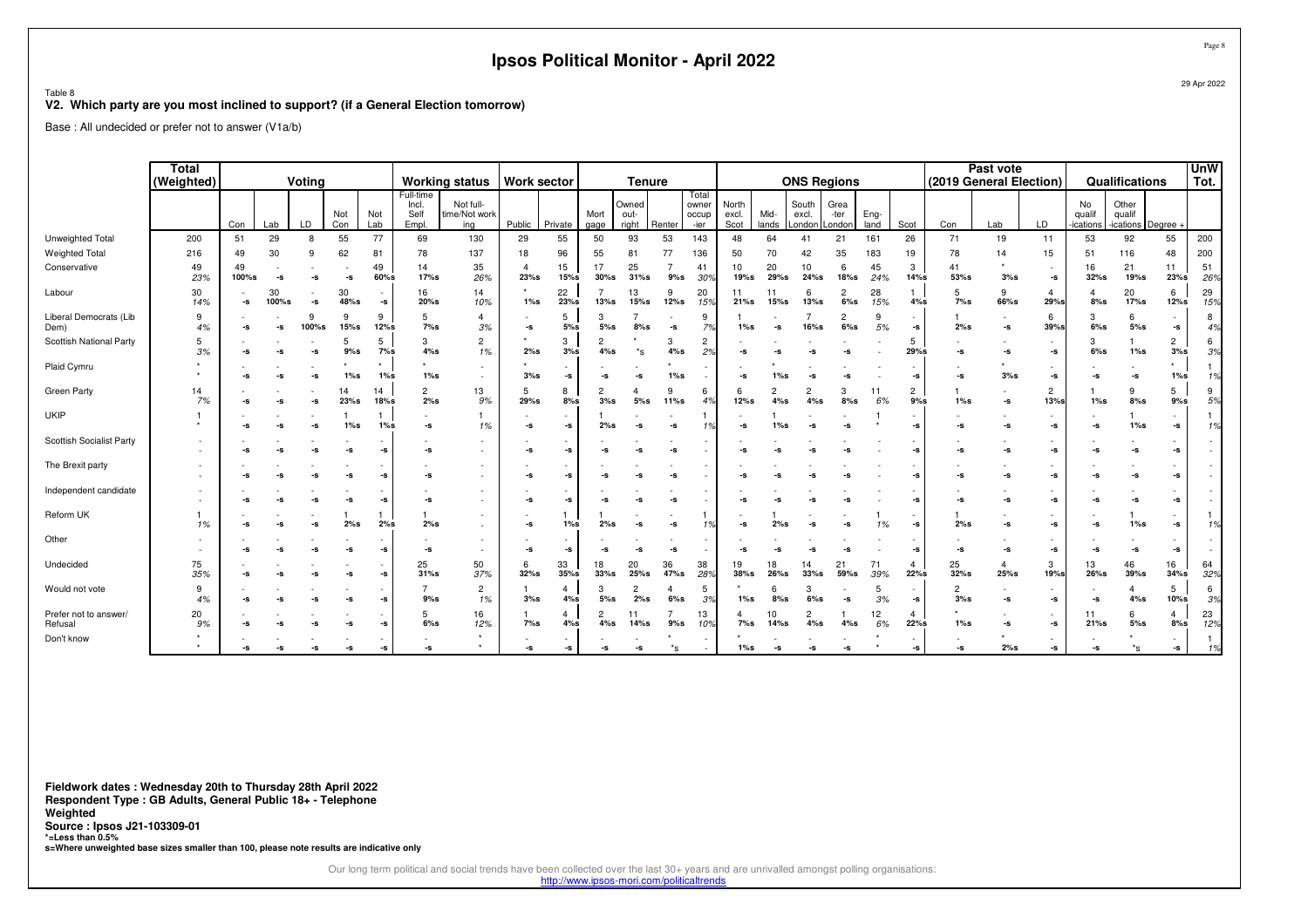# Ipsos Political Monitor - April 2022

29 Apr 2022

Table 8
**V2. Which party are you most inclined to support? (if a General Election tomorrow)**

Base : All undecided or prefer not to answer (V1a/b)

| | Total (Weighted) | Voting | | | | | Working status | | Work sector | | Tenure | | | | ONS Regions | | | | | | Past vote (2019 General Election) | | | Qualifications | | | UnW Tot. |
|---|---|---|---|---|---|---|---|---|---|---|---|---|---|---|---|---|---|---|---|---|---|---|---|---|---|---|---|
| | | Con | Lab | LD | Not Con | Not Lab | Full-time Incl. Self Empl. | Not full-time/Not working | Public | Private | Mortgage | Owned outright | Renter | Total owner occupier | North excl. Scot | Midlands | South excl. London | Greater London | England | Scot | Con | Lab | LD | No qualifications | Other qualifications | Degree + | |
| Unweighted Total | 200 | 51 | 29 | 8 | 55 | 77 | 69 | 130 | 29 | 55 | 50 | 93 | 53 | 143 | 48 | 64 | 41 | 21 | 161 | 26 | 71 | 19 | 11 | 53 | 92 | 55 | 200 |
| Weighted Total | 216 | 49 | 30 | 9 | 62 | 81 | 78 | 137 | 18 | 96 | 55 | 81 | 77 | 136 | 50 | 70 | 42 | 35 | 183 | 19 | 78 | 14 | 15 | 51 | 116 | 48 | 200 |
| Conservative | 49<br>23% | 49<br>100%s | -<br>-s | -<br>-s | -<br>-s | 49<br>60%s | 14<br>17%s | 35<br>26% | 4<br>23%s | 15<br>15%s | 17<br>30%s | 25<br>31%s | 7<br>9%s | 41<br>30% | 10<br>19%s | 20<br>29%s | 10<br>24%s | 6<br>18%s | 45<br>24% | 3<br>14%s | 41<br>53%s | *<br>3%s | -<br>-s | 16<br>32%s | 21<br>19%s | 11<br>23%s | 51<br>26% |
| Labour | 30<br>14% | -<br>-s | 30<br>100%s | -<br>-s | 30<br>48%s | -<br>-s | 16<br>20%s | 14<br>10% | *<br>1%s | 22<br>23%s | 7<br>13%s | 13<br>15%s | 9<br>12%s | 20<br>15% | 11<br>21%s | 11<br>15%s | 6<br>13%s | 2<br>6%s | 28<br>15% | 1<br>4%s | 5<br>7%s | 9<br>66%s | 4<br>29%s | 4<br>8%s | 20<br>17%s | 6<br>12%s | 29<br>15% |
| Liberal Democrats (Lib Dem) | 9<br>4% | -<br>-s | -<br>-s | 9<br>100%s | 9<br>15%s | 9<br>12%s | 5<br>7%s | 4<br>3% | -<br>-s | 5<br>5%s | 3<br>5%s | 7<br>8%s | -<br>-s | 9<br>7% | 1<br>1%s | -<br>-s | 7<br>16%s | 2<br>6%s | 9<br>5% | -<br>-s | 1<br>2%s | -<br>-s | 6<br>39%s | 3<br>6%s | 6<br>5%s | -<br>-s | 8<br>4% |
| Scottish National Party | 5<br>3% | -<br>-s | -<br>-s | -<br>-s | 5<br>9%s | 5<br>7%s | 3<br>4%s | 2<br>1% | *<br>2%s | 3<br>3%s | 2<br>4%s | *<br>*s | 3<br>4%s | 2<br>2% | -<br>-s | -<br>-s | -<br>-s | -<br>-s | - | 5<br>29%s | -<br>-s | -<br>-s | -<br>-s | 3<br>6%s | 1<br>1%s | 2<br>3%s | 6<br>3% |
| Plaid Cymru | *<br>* | -<br>-s | -<br>-s | -<br>-s | *<br>1%s | *<br>1%s | *<br>1%s | -<br>- | *<br>3%s | -<br>-s | -<br>-s | -<br>-s | *<br>1%s | -<br>- | -<br>-s | *<br>1%s | -<br>-s | -<br>-s | - | -<br>-s | -<br>-s | *<br>3%s | -<br>-s | -<br>-s | -<br>-s | *<br>1%s | 1<br>1% |
| Green Party | 14<br>7% | -<br>-s | -<br>-s | -<br>-s | 14<br>23%s | 14<br>18%s | 2<br>2%s | 13<br>9% | 5<br>29%s | 8<br>8%s | 2<br>3%s | 4<br>5%s | 9<br>11%s | 6<br>4% | 6<br>12%s | 2<br>4%s | 2<br>4%s | 3<br>8%s | 11<br>6% | 2<br>9%s | 1<br>1%s | -<br>-s | 2<br>13%s | 1<br>1%s | 9<br>8%s | 5<br>9%s | 9<br>5% |
| UKIP | 1<br>* | -<br>-s | -<br>-s | -<br>-s | 1<br>1%s | 1<br>1%s | -<br>-s | 1<br>1% | -<br>-s | -<br>-s | 1<br>2%s | -<br>-s | -<br>-s | 1<br>1% | -<br>-s | 1<br>1%s | -<br>-s | -<br>-s | 1<br>* | -<br>-s | -<br>-s | -<br>-s | -<br>-s | -<br>-s | 1<br>1%s | -<br>-s | 1<br>1% |
| Scottish Socialist Party | -<br>- | -<br>-s | -<br>-s | -<br>-s | -<br>-s | -<br>-s | -<br>-s | -<br>- | -<br>-s | -<br>-s | -<br>-s | -<br>-s | -<br>-s | -<br>- | -<br>-s | -<br>-s | -<br>-s | -<br>-s | -<br>- | -<br>-s | -<br>-s | -<br>-s | -<br>-s | -<br>-s | -<br>-s | -<br>-s | -<br>- |
| The Brexit party | -<br>- | -<br>-s | -<br>-s | -<br>-s | -<br>-s | -<br>-s | -<br>-s | -<br>- | -<br>-s | -<br>-s | -<br>-s | -<br>-s | -<br>-s | -<br>- | -<br>-s | -<br>-s | -<br>-s | -<br>-s | -<br>- | -<br>-s | -<br>-s | -<br>-s | -<br>-s | -<br>-s | -<br>-s | -<br>-s | -<br>- |
| Independent candidate | -<br>- | -<br>-s | -<br>-s | -<br>-s | -<br>-s | -<br>-s | -<br>-s | -<br>- | -<br>-s | -<br>-s | -<br>-s | -<br>-s | -<br>-s | -<br>- | -<br>-s | -<br>-s | -<br>-s | -<br>-s | -<br>- | -<br>-s | -<br>-s | -<br>-s | -<br>-s | -<br>-s | -<br>-s | -<br>-s | -<br>- |
| Reform UK | 1<br>1% | -<br>-s | -<br>-s | -<br>-s | 1<br>2%s | 1<br>2%s | 1<br>2%s | -<br>- | -<br>-s | 1<br>1%s | 1<br>2%s | -<br>-s | -<br>-s | 1<br>1% | -<br>-s | 1<br>2%s | -<br>-s | -<br>-s | 1<br>1% | -<br>-s | 1<br>2%s | -<br>-s | -<br>-s | -<br>-s | 1<br>1%s | -<br>-s | 1<br>1% |
| Other | -<br>- | -<br>-s | -<br>-s | -<br>-s | -<br>-s | -<br>-s | -<br>-s | -<br>- | -<br>-s | -<br>-s | -<br>-s | -<br>-s | -<br>-s | -<br>- | -<br>-s | -<br>-s | -<br>-s | -<br>-s | -<br>- | -<br>-s | -<br>-s | -<br>-s | -<br>-s | -<br>-s | -<br>-s | -<br>-s | -<br>- |
| Undecided | 75<br>35% | -<br>-s | -<br>-s | -<br>-s | -<br>-s | -<br>-s | 25<br>31%s | 50<br>37% | 6<br>32%s | 33<br>35%s | 18<br>33%s | 20<br>25%s | 36<br>47%s | 38<br>28% | 19<br>38%s | 18<br>26%s | 14<br>33%s | 21<br>59%s | 71<br>39% | 4<br>22%s | 25<br>32%s | 4<br>25%s | 3<br>19%s | 13<br>26%s | 46<br>39%s | 16<br>34%s | 64<br>32% |
| Would not vote | 9<br>4% | -<br>-s | -<br>-s | -<br>-s | -<br>-s | -<br>-s | 7<br>9%s | 2<br>1% | 1<br>3%s | 4<br>4%s | 3<br>5%s | 2<br>2%s | 4<br>6%s | 5<br>3% | *<br>1%s | 6<br>8%s | 3<br>6%s | -<br>-s | 5<br>3% | -<br>-s | 2<br>3%s | -<br>-s | -<br>-s | -<br>-s | 4<br>4%s | 5<br>10%s | 6<br>3% |
| Prefer not to answer/ Refusal | 20<br>9% | -<br>-s | -<br>-s | -<br>-s | -<br>-s | -<br>-s | 5<br>6%s | 16<br>12% | 1<br>7%s | 4<br>4%s | 2<br>4%s | 11<br>14%s | 7<br>9%s | 13<br>10% | 4<br>7%s | 10<br>14%s | 2<br>4%s | 1<br>4%s | 12<br>6% | 4<br>22%s | *<br>1%s | -<br>-s | -<br>-s | 11<br>21%s | 6<br>5%s | 4<br>8%s | 23<br>12% |
| Don't know | *<br>* | -<br>-s | -<br>-s | -<br>-s | -<br>-s | -<br>-s | -<br>-s | *<br>* | -<br>-s | -<br>-s | -<br>-s | -<br>-s | *<br>*s | -<br>- | *<br>1%s | -<br>-s | -<br>-s | -<br>-s | *<br>* | -<br>-s | -<br>-s | *<br>2%s | -<br>-s | -<br>-s | *<br>*s | -<br>-s | 1<br>1% |

**Fieldwork dates : Wednesday 20th to Thursday 28th April 2022**
**Respondent Type : GB Adults, General Public 18+ - Telephone**
**Weighted**
**Source : Ipsos J21-103309-01**
***=Less than 0.5%**
**s=Where unweighted base sizes smaller than 100, please note results are indicative only**

Our long term political and social trends have been collected over the last 30+ years and are unrivalled amongst polling organisations:
http://www.ipsos-mori.com/politicaltrends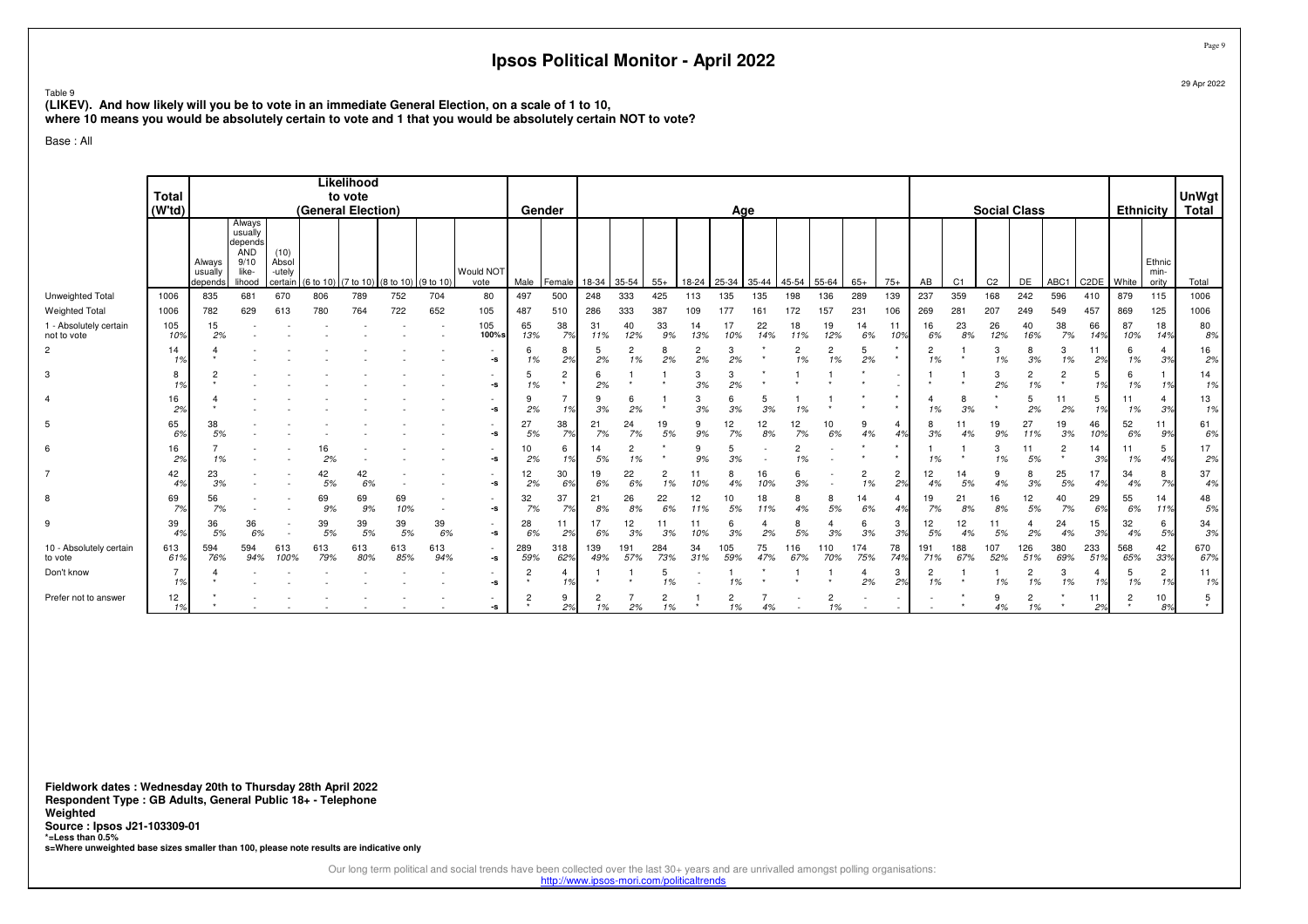# Ipsos Political Monitor - April 2022

Table 9

**(LIKEV). And how likely will you be to vote in an immediate General Election, on a scale of 1 to 10, where 10 means you would be absolutely certain to vote and 1 that you would be absolutely certain NOT to vote?**

Base : All

| | Total (W'td) | Likelihood to vote (General Election) | | | | | | | | | Gender | | Age | | | | | | | | | | | Social Class | | | | | | Ethnicity | | UnWgt Total |
|---|---|---|---|---|---|---|---|---|---|---|---|---|---|---|---|---|---|---|---|---|---|---|---|---|---|---|---|---|---|---|---|---|
| | | Always usually depends | Always usually depends AND 9/10 like-lihood | (10) Absol-utely certain | (6 to 10) | (7 to 10) | (8 to 10) | (9 to 10) | Would NOT vote | Male | Female | 18-34 | 35-54 | 55+ | 18-24 | 25-34 | 35-44 | 45-54 | 55-64 | 65+ | 75+ | AB | C1 | C2 | DE | ABC1 | C2DE | White | Ethnic min-ority | Total |
| Unweighted Total | 1006 | 835 | 681 | 670 | 806 | 789 | 752 | 704 | 80 | 497 | 500 | 248 | 333 | 425 | 113 | 135 | 135 | 198 | 136 | 289 | 139 | 237 | 359 | 168 | 242 | 596 | 410 | 879 | 115 | 1006 |
| Weighted Total | 1006 | 782 | 629 | 613 | 780 | 764 | 722 | 652 | 105 | 487 | 510 | 286 | 333 | 387 | 109 | 177 | 161 | 172 | 157 | 231 | 106 | 269 | 281 | 207 | 249 | 549 | 457 | 869 | 125 | 1006 |
| 1 - Absolutely certain not to vote | 105 | 15 | - | - | - | - | - | - | 105 | 65 | 38 | 31 | 40 | 33 | 14 | 17 | 22 | 18 | 19 | 14 | 11 | 16 | 23 | 26 | 40 | 38 | 66 | 87 | 18 | 80 |
| | 10% | 2% | | | | | | | 100%s | 13% | 7% | 11% | 12% | 9% | 13% | 10% | 14% | 11% | 12% | 6% | 10% | 6% | 8% | 12% | 16% | 7% | 14% | 10% | 14% | 8% |
| 2 | 14 | 4 | - | - | - | - | - | - | - | 6 | 8 | 5 | 2 | 8 | 2 | 3 | * | 2 | 2 | 5 | * | 2 | 1 | 3 | 8 | 3 | 11 | 6 | 4 | 16 |
| | 1% | * | | | | | | | -s | 1% | 2% | 2% | 1% | 2% | 2% | 2% | * | 1% | 1% | 2% | * | 1% | * | 1% | 3% | 1% | 2% | 1% | 3% | 2% |
| 3 | 8 | 2 | - | - | - | - | - | - | - | 5 | 2 | 6 | 1 | 1 | 3 | 3 | * | 1 | 1 | * | - | 1 | 1 | 3 | 2 | 2 | 5 | 6 | 1 | 14 |
| | 1% | * | | | | | | | -s | 1% | * | 2% | * | * | 3% | 2% | * | * | * | * | - | * | * | 2% | 1% | * | 1% | 1% | 1% | 1% |
| 4 | 16 | 4 | - | - | - | - | - | - | - | 9 | 7 | 9 | 6 | 1 | 3 | 6 | 5 | 1 | 1 | * | * | 4 | 8 | * | 5 | 11 | 5 | 11 | 4 | 13 |
| | 2% | * | | | | | | | -s | 2% | 1% | 3% | 2% | * | 3% | 3% | 3% | 1% | * | * | * | 1% | 3% | * | 2% | 2% | 1% | 1% | 3% | 1% |
| 5 | 65 | 38 | - | - | - | - | - | - | - | 27 | 38 | 21 | 24 | 19 | 9 | 12 | 12 | 12 | 10 | 9 | 4 | 8 | 11 | 19 | 27 | 19 | 46 | 52 | 11 | 61 |
| | 6% | 5% | | | | | | | -s | 5% | 7% | 7% | 7% | 5% | 9% | 7% | 8% | 7% | 6% | 4% | 4% | 3% | 4% | 9% | 11% | 3% | 10% | 6% | 9% | 6% |
| 6 | 16 | 7 | - | - | 16 | - | - | - | - | 10 | 6 | 14 | 2 | * | 9 | 5 | - | 2 | - | * | * | 1 | 1 | 3 | 11 | 2 | 14 | 11 | 5 | 17 |
| | 2% | 1% | | | 2% | | | | -s | 2% | 1% | 5% | 1% | * | 9% | 3% | - | 1% | - | * | * | 1% | * | 1% | 5% | * | 3% | 1% | 4% | 2% |
| 7 | 42 | 23 | - | - | 42 | 42 | - | - | - | 12 | 30 | 19 | 22 | 2 | 11 | 8 | 16 | 6 | - | 2 | 2 | 12 | 14 | 9 | 8 | 25 | 17 | 34 | 8 | 37 |
| | 4% | 3% | | | 5% | 6% | | | -s | 2% | 6% | 6% | 6% | 1% | 10% | 4% | 10% | 3% | - | 1% | 2% | 4% | 5% | 4% | 3% | 5% | 4% | 4% | 7% | 4% |
| 8 | 69 | 56 | - | - | 69 | 69 | 69 | - | - | 32 | 37 | 21 | 26 | 22 | 12 | 10 | 18 | 8 | 8 | 14 | 4 | 19 | 21 | 16 | 12 | 40 | 29 | 55 | 14 | 48 |
| | 7% | 7% | | | 9% | 9% | 10% | | -s | 7% | 7% | 8% | 8% | 6% | 11% | 5% | 11% | 4% | 5% | 6% | 4% | 7% | 8% | 8% | 5% | 7% | 6% | 6% | 11% | 5% |
| 9 | 39 | 36 | 36 | - | 39 | 39 | 39 | 39 | - | 28 | 11 | 17 | 12 | 11 | 11 | 6 | 4 | 8 | 4 | 6 | 3 | 12 | 12 | 11 | 4 | 24 | 15 | 32 | 6 | 34 |
| | 4% | 5% | 6% | - | 5% | 5% | 5% | 6% | -s | 6% | 2% | 6% | 3% | 3% | 10% | 3% | 2% | 5% | 3% | 3% | 3% | 5% | 4% | 5% | 2% | 4% | 3% | 4% | 5% | 3% |
| 10 - Absolutely certain to vote | 613 | 594 | 594 | 613 | 613 | 613 | 613 | 613 | - | 289 | 318 | 139 | 191 | 284 | 34 | 105 | 75 | 116 | 110 | 174 | 78 | 191 | 188 | 107 | 126 | 380 | 233 | 568 | 42 | 670 |
| | 61% | 76% | 94% | 100% | 79% | 80% | 85% | 94% | -s | 59% | 62% | 49% | 57% | 73% | 31% | 59% | 47% | 67% | 70% | 75% | 74% | 71% | 67% | 52% | 51% | 69% | 51% | 65% | 33% | 67% |
| Don't know | 7 | 4 | - | - | - | - | - | - | - | 2 | 4 | 1 | 1 | 5 | - | 1 | * | 1 | 1 | 4 | 3 | 2 | 1 | 1 | 2 | 3 | 4 | 5 | 2 | 11 |
| | 1% | * | | | | | | | -s | * | 1% | * | * | 1% | - | 1% | * | * | * | 2% | 2% | 1% | * | 1% | 1% | 1% | 1% | 1% | 1% | 1% |
| Prefer not to answer | 12 | * | - | - | - | - | - | - | - | 2 | 9 | 2 | 7 | 2 | 1 | 2 | 7 | - | 2 | - | - | - | * | 9 | 2 | * | 11 | 2 | 10 | 5 |
| | 1% | * | | | | | | | -s | * | 2% | 1% | 2% | 1% | * | 1% | 4% | - | 1% | - | - | - | * | 4% | 1% | * | 2% | * | 8% | * |

**Fieldwork dates : Wednesday 20th to Thursday 28th April 2022**
**Respondent Type : GB Adults, General Public 18+ - Telephone**
**Weighted**
**Source : Ipsos J21-103309-01**
***=Less than 0.5%**
**s=Where unweighted base sizes smaller than 100, please note results are indicative only**

Our long term political and social trends have been collected over the last 30+ years and are unrivalled amongst polling organisations:
http://www.ipsos-mori.com/politicaltrends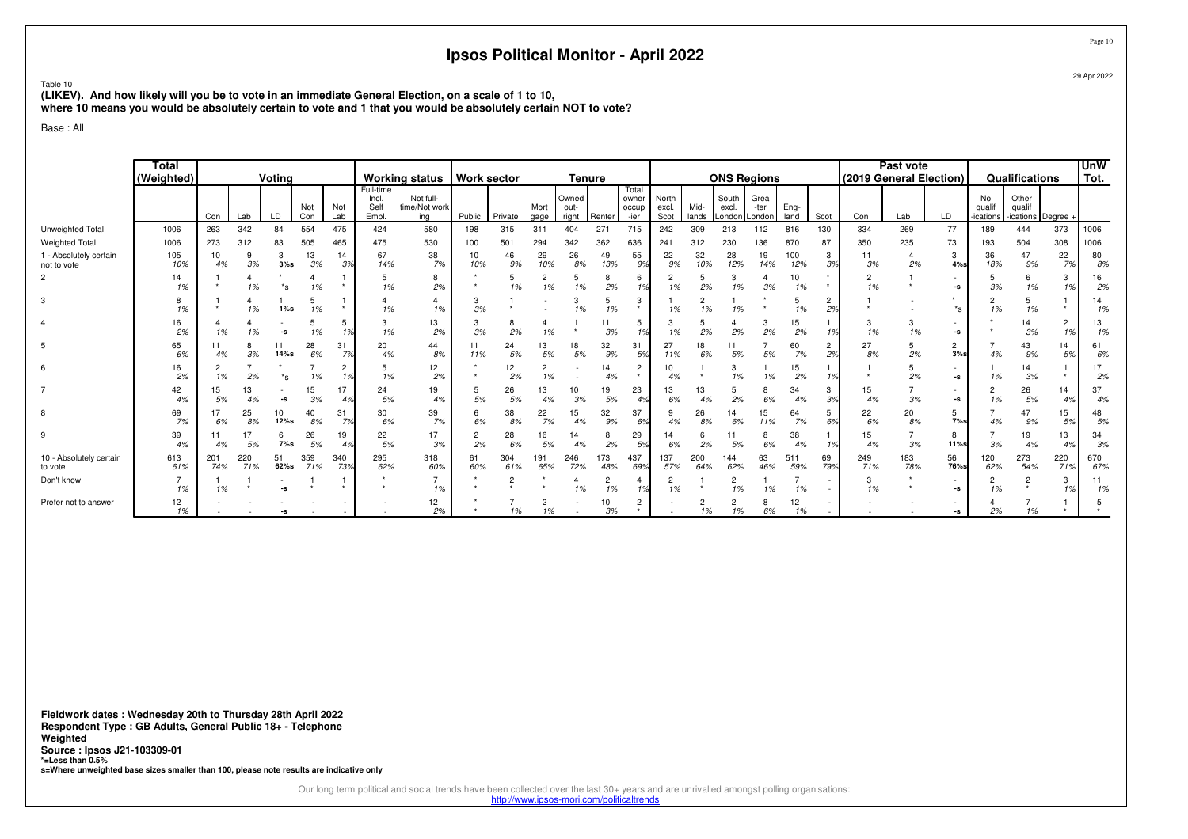# Ipsos Political Monitor - April 2022

29 Apr 2022

Table 10
**(LIKEV). And how likely will you be to vote in an immediate General Election, on a scale of 1 to 10, where 10 means you would be absolutely certain to vote and 1 that you would be absolutely certain NOT to vote?**

Base : All

| | Total (Weighted) | Voting | | | | | Working status | | Work sector | | Tenure | | | | ONS Regions | | | | | | Past vote (2019 General Election) | | | Qualifications | | | UnW Tot. |
|---|---|---|---|---|---|---|---|---|---|---|---|---|---|---|---|---|---|---|---|---|---|---|---|---|---|---|---|
| | | Con | Lab | LD | Not Con | Not Lab | Full-time Incl. Self Empl. | Not full-time/Not working | Public | Private | Mortgage | Owned outright | Renter | Total owner occupier | North excl. Scot | Midlands | South excl. London | Greater London | England | Scot | Con | Lab | LD | No qualifications | Other qualifications | Degree + | |
| Unweighted Total | 1006 | 263 | 342 | 84 | 554 | 475 | 424 | 580 | 198 | 315 | 311 | 404 | 271 | 715 | 242 | 309 | 213 | 112 | 816 | 130 | 334 | 269 | 77 | 189 | 444 | 373 | 1006 |
| Weighted Total | 1006 | 273 | 312 | 83 | 505 | 465 | 475 | 530 | 100 | 501 | 294 | 342 | 362 | 636 | 241 | 312 | 230 | 136 | 870 | 87 | 350 | 235 | 73 | 193 | 504 | 308 | 1006 |
| 1 - Absolutely certain not to vote | 105<br>10% | 10<br>4% | 9<br>3% | 3<br>3%s | 13<br>3% | 14<br>3% | 67<br>14% | 38<br>7% | 10<br>10% | 46<br>9% | 29<br>10% | 26<br>8% | 49<br>13% | 55<br>9% | 22<br>9% | 32<br>10% | 28<br>12% | 19<br>14% | 100<br>12% | 3<br>3% | 11<br>3% | 4<br>2% | 3<br>4%s | 36<br>18% | 47<br>9% | 22<br>7% | 80<br>8% |
| 2 | 14<br>1% | 1<br>* | 4<br>1% | *<br>*s | 4<br>1% | 1<br>* | 5<br>1% | 8<br>2% | *<br>* | 5<br>1% | 2<br>1% | 5<br>1% | 8<br>2% | 6<br>1% | 2<br>1% | 5<br>2% | 3<br>1% | 4<br>3% | 10<br>1% | *<br>* | 2<br>1% | 1<br>* | -<br>-s | 5<br>3% | 6<br>1% | 3<br>1% | 16<br>2% |
| 3 | 8<br>1% | 1<br>* | 4<br>1% | 1<br>1%s | 5<br>1% | 1<br>* | 4<br>1% | 4<br>1% | 3<br>3% | 1<br>* | -<br>- | 3<br>1% | 5<br>1% | 3<br>* | 1<br>1% | 2<br>1% | 1<br>1% | *<br>* | 5<br>1% | 2<br>2% | 1<br>* | -<br>- | *<br>*s | 2<br>1% | 5<br>1% | 1<br>* | 14<br>1% |
| 4 | 16<br>2% | 4<br>1% | 4<br>1% | -<br>-s | 5<br>1% | 5<br>1% | 3<br>1% | 13<br>2% | 3<br>3% | 8<br>2% | 4<br>1% | 1<br>* | 11<br>3% | 5<br>1% | 3<br>1% | 5<br>2% | 4<br>2% | 3<br>2% | 15<br>2% | 1<br>1% | 3<br>1% | 3<br>1% | -<br>-s | *<br>* | 14<br>3% | 2<br>1% | 13<br>1% |
| 5 | 65<br>6% | 11<br>4% | 8<br>3% | 11<br>14%s | 28<br>6% | 31<br>7% | 20<br>4% | 44<br>8% | 11<br>11% | 24<br>5% | 13<br>5% | 18<br>5% | 32<br>9% | 31<br>5% | 27<br>11% | 18<br>6% | 11<br>5% | 7<br>5% | 60<br>7% | 2<br>2% | 27<br>8% | 5<br>2% | 2<br>3%s | 7<br>4% | 43<br>9% | 14<br>5% | 61<br>6% |
| 6 | 16<br>2% | 2<br>1% | 7<br>2% | *<br>*s | 7<br>1% | 2<br>1% | 5<br>1% | 12<br>2% | *<br>* | 12<br>2% | 2<br>1% | -<br>- | 14<br>4% | 2<br>* | 10<br>4% | 1<br>* | 3<br>1% | 1<br>1% | 15<br>2% | 1<br>1% | 1<br>* | 5<br>2% | -<br>-s | 1<br>1% | 14<br>3% | 1<br>* | 17<br>2% |
| 7 | 42<br>4% | 15<br>5% | 13<br>4% | -<br>-s | 15<br>3% | 17<br>4% | 24<br>5% | 19<br>4% | 5<br>5% | 26<br>5% | 13<br>4% | 10<br>3% | 19<br>5% | 23<br>4% | 13<br>6% | 13<br>4% | 5<br>2% | 8<br>6% | 34<br>4% | 3<br>3% | 15<br>4% | 7<br>3% | -<br>-s | 2<br>1% | 26<br>5% | 14<br>4% | 37<br>4% |
| 8 | 69<br>7% | 17<br>6% | 25<br>8% | 10<br>12%s | 40<br>8% | 31<br>7% | 30<br>6% | 39<br>7% | 6<br>6% | 38<br>8% | 22<br>7% | 15<br>4% | 32<br>9% | 37<br>6% | 9<br>4% | 26<br>8% | 14<br>6% | 15<br>11% | 64<br>7% | 5<br>6% | 22<br>6% | 20<br>8% | 5<br>7%s | 7<br>4% | 47<br>9% | 15<br>5% | 48<br>5% |
| 9 | 39<br>4% | 11<br>4% | 17<br>5% | 6<br>7%s | 26<br>5% | 19<br>4% | 22<br>5% | 17<br>3% | 2<br>2% | 28<br>6% | 16<br>5% | 14<br>4% | 8<br>2% | 29<br>5% | 14<br>6% | 6<br>2% | 11<br>5% | 8<br>6% | 38<br>4% | 1<br>1% | 15<br>4% | 7<br>3% | 8<br>11%s | 7<br>3% | 19<br>4% | 13<br>4% | 34<br>3% |
| 10 - Absolutely certain to vote | 613<br>61% | 201<br>74% | 220<br>71% | 51<br>62%s | 359<br>71% | 340<br>73% | 295<br>62% | 318<br>60% | 61<br>60% | 304<br>61% | 191<br>65% | 246<br>72% | 173<br>48% | 437<br>69% | 137<br>57% | 200<br>64% | 144<br>62% | 63<br>46% | 511<br>59% | 69<br>79% | 249<br>71% | 183<br>78% | 56<br>76%s | 120<br>62% | 273<br>54% | 220<br>71% | 670<br>67% |
| Don't know | 7<br>1% | 1<br>1% | 1<br>* | -<br>-s | 1<br>* | 1<br>* | *<br>* | 7<br>1% | *<br>* | 2<br>* | *<br>* | 4<br>1% | 2<br>1% | 4<br>1% | 2<br>1% | 1<br>* | 2<br>1% | 1<br>1% | 7<br>1% | -<br>- | 3<br>1% | *<br>* | -<br>-s | 2<br>1% | 2<br>* | 3<br>1% | 11<br>1% |
| Prefer not to answer | 12<br>1% | -<br>- | -<br>- | -<br>-s | -<br>- | -<br>- | -<br>- | 12<br>2% | *<br>* | 7<br>1% | 2<br>1% | -<br>- | 10<br>3% | 2<br>* | -<br>- | 2<br>1% | 2<br>1% | 8<br>6% | 12<br>1% | -<br>- | -<br>- | -<br>- | -<br>-s | 4<br>2% | 7<br>1% | 1<br>* | 5<br>* |

**Fieldwork dates : Wednesday 20th to Thursday 28th April 2022**
**Respondent Type : GB Adults, General Public 18+ - Telephone**
**Weighted**
**Source : Ipsos J21-103309-01**
**\*=Less than 0.5%**
**s=Where unweighted base sizes smaller than 100, please note results are indicative only**

Our long term political and social trends have been collected over the last 30+ years and are unrivalled amongst polling organisations:
http://www.ipsos-mori.com/politicaltrends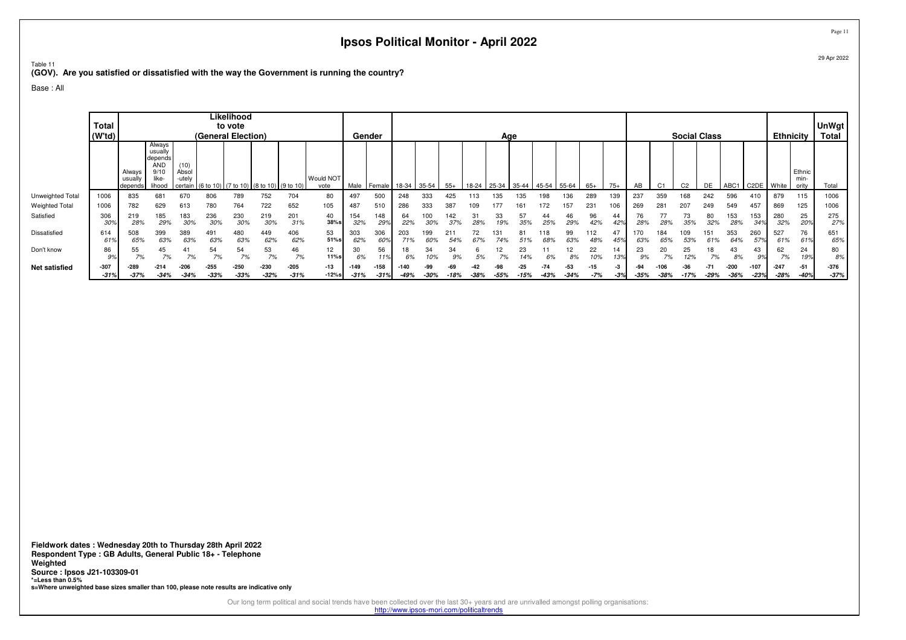# Ipsos Political Monitor - April 2022

Table 11
**(GOV). Are you satisfied or dissatisfied with the way the Government is running the country?**

Base : All

| | Total (W'td) | Likelihood to vote (General Election) | | | | | | | | Gender | | Age | | | | | | | | | | Social Class | | | | | | Ethnicity | | UnWgt Total |
|---|---|---|---|---|---|---|---|---|---|---|---|---|---|---|---|---|---|---|---|---|---|---|---|---|---|---|---|---|---|---|
| | | Always usually depends | Always usually depends AND 9/10 likelihood | (10) Absolutely certain | (6 to 10) | (7 to 10) | (8 to 10) | (9 to 10) | Would NOT vote | Male | Female | 18-34 | 35-54 | 55+ | 18-24 | 25-34 | 35-44 | 45-54 | 55-64 | 65+ | 75+ | AB | C1 | C2 | DE | ABC1 | C2DE | White | Ethnic minority | Total |
| Unweighted Total | 1006 | 835 | 681 | 670 | 806 | 789 | 752 | 704 | 80 | 497 | 500 | 248 | 333 | 425 | 113 | 135 | 135 | 198 | 136 | 289 | 139 | 237 | 359 | 168 | 242 | 596 | 410 | 879 | 115 | 1006 |
| Weighted Total | 1006 | 782 | 629 | 613 | 780 | 764 | 722 | 652 | 105 | 487 | 510 | 286 | 333 | 387 | 109 | 177 | 161 | 172 | 157 | 231 | 106 | 269 | 281 | 207 | 249 | 549 | 457 | 869 | 125 | 1006 |
| Satisfied | 306 | 219 | 185 | 183 | 236 | 230 | 219 | 201 | 40 | 154 | 148 | 64 | 100 | 142 | 31 | 33 | 57 | 44 | 46 | 96 | 44 | 76 | 77 | 73 | 80 | 153 | 153 | 280 | 25 | 275 |
| | 30% | 28% | 29% | 30% | 30% | 30% | 30% | 31% | 38%s | 32% | 29% | 22% | 30% | 37% | 28% | 19% | 35% | 25% | 29% | 42% | 42% | 28% | 28% | 35% | 32% | 28% | 34% | 32% | 20% | 27% |
| Dissatisfied | 614 | 508 | 399 | 389 | 491 | 480 | 449 | 406 | 53 | 303 | 306 | 203 | 199 | 211 | 72 | 131 | 81 | 118 | 99 | 112 | 47 | 170 | 184 | 109 | 151 | 353 | 260 | 527 | 76 | 651 |
| | 61% | 65% | 63% | 63% | 63% | 63% | 62% | 62% | 51%s | 62% | 60% | 71% | 60% | 54% | 67% | 74% | 51% | 68% | 63% | 48% | 45% | 63% | 65% | 53% | 61% | 64% | 57% | 61% | 61% | 65% |
| Don't know | 86 | 55 | 45 | 41 | 54 | 54 | 53 | 46 | 12 | 30 | 56 | 18 | 34 | 34 | 6 | 12 | 23 | 11 | 12 | 22 | 14 | 23 | 20 | 25 | 18 | 43 | 43 | 62 | 24 | 80 |
| | 9% | 7% | 7% | 7% | 7% | 7% | 7% | 7% | 11%s | 6% | 11% | 6% | 10% | 9% | 5% | 7% | 14% | 6% | 8% | 10% | 13% | 9% | 7% | 12% | 7% | 8% | 9% | 7% | 19% | 8% |
| **Net satisfied** | **-307** | **-289** | **-214** | **-206** | **-255** | **-250** | **-230** | **-205** | **-13** | **-149** | **-158** | **-140** | **-99** | **-69** | **-42** | **-98** | **-25** | **-74** | **-53** | **-15** | **-3** | **-94** | **-106** | **-36** | **-71** | **-200** | **-107** | **-247** | **-51** | **-376** |
| | *-31%* | *-37%* | *-34%* | *-34%* | *-33%* | *-33%* | *-32%* | *-31%* | *-12%s* | *-31%* | *-31%* | *-49%* | *-30%* | *-18%* | *-38%* | *-55%* | *-15%* | *-43%* | *-34%* | *-7%* | *-3%* | *-35%* | *-38%* | *-17%* | *-29%* | *-36%* | *-23%* | *-28%* | *-40%* | *-37%* |

**Fieldwork dates : Wednesday 20th to Thursday 28th April 2022**
**Respondent Type : GB Adults, General Public 18+ - Telephone**
**Weighted**
**Source : Ipsos J21-103309-01**
**\*=Less than 0.5%**
**s=Where unweighted base sizes smaller than 100, please note results are indicative only**

Our long term political and social trends have been collected over the last 30+ years and are unrivalled amongst polling organisations:
http://www.ipsos-mori.com/politicaltrends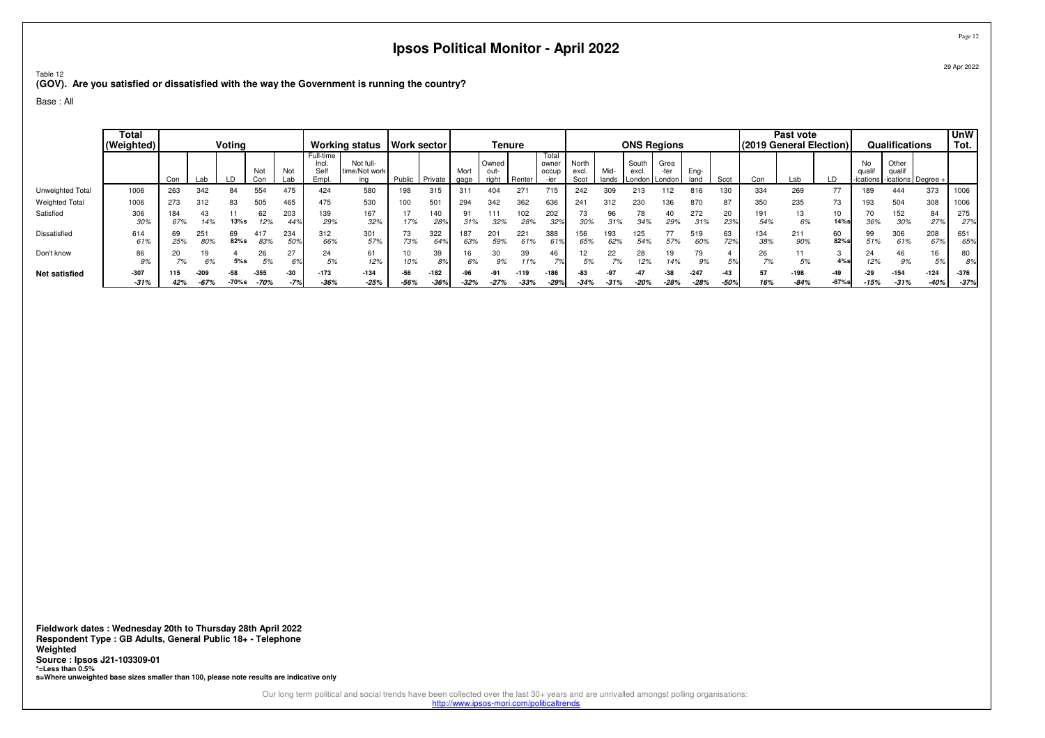# Ipsos Political Monitor - April 2022

Table 12
**(GOV). Are you satisfied or dissatisfied with the way the Government is running the country?**

Base : All

| | Total (Weighted) | Voting | | | | | Working status | | Work sector | | Tenure | | | | ONS Regions | | | | | | Past vote (2019 General Election) | | | Qualifications | | | UnW Tot. |
|---|---|---|---|---|---|---|---|---|---|---|---|---|---|---|---|---|---|---|---|---|---|---|---|---|---|---|---|
| | | Con | Lab | LD | Not Con | Not Lab | Full-time Incl. Self Empl. | Not full-time/Not working | Public | Private | Mortgage | Owned outright | Renter | Total owner occupier | North excl. Scot | Midlands | South excl. London | Greater London | England | Scot | Con | Lab | LD | No qualifications | Other qualifications | Degree + | |
| Unweighted Total | 1006 | 263 | 342 | 84 | 554 | 475 | 424 | 580 | 198 | 315 | 311 | 404 | 271 | 715 | 242 | 309 | 213 | 112 | 816 | 130 | 334 | 269 | 77 | 189 | 444 | 373 | 1006 |
| Weighted Total | 1006 | 273 | 312 | 83 | 505 | 465 | 475 | 530 | 100 | 501 | 294 | 342 | 362 | 636 | 241 | 312 | 230 | 136 | 870 | 87 | 350 | 235 | 73 | 193 | 504 | 308 | 1006 |
| Satisfied | 306 | 184 | 43 | 11 | 62 | 203 | 139 | 167 | 17 | 140 | 91 | 111 | 102 | 202 | 73 | 96 | 78 | 40 | 272 | 20 | 191 | 13 | 10 | 70 | 152 | 84 | 275 |
| | 30% | 67% | 14% | 13%s | 12% | 44% | 29% | 32% | 17% | 28% | 31% | 32% | 28% | 32% | 30% | 31% | 34% | 29% | 31% | 23% | 54% | 6% | 14%s | 36% | 30% | 27% | 27% |
| Dissatisfied | 614 | 69 | 251 | 69 | 417 | 234 | 312 | 301 | 73 | 322 | 187 | 201 | 221 | 388 | 156 | 193 | 125 | 77 | 519 | 63 | 134 | 211 | 60 | 99 | 306 | 208 | 651 |
| | 61% | 25% | 80% | 82%s | 83% | 50% | 66% | 57% | 73% | 64% | 63% | 59% | 61% | 61% | 65% | 62% | 54% | 57% | 60% | 72% | 38% | 90% | 82%s | 51% | 61% | 67% | 65% |
| Don't know | 86 | 20 | 19 | 4 | 26 | 27 | 24 | 61 | 10 | 39 | 16 | 30 | 39 | 46 | 12 | 22 | 28 | 19 | 79 | 4 | 26 | 11 | 3 | 24 | 46 | 16 | 80 |
| | 9% | 7% | 6% | 5%s | 5% | 6% | 5% | 12% | 10% | 8% | 6% | 9% | 11% | 7% | 5% | 7% | 12% | 14% | 9% | 5% | 7% | 5% | 4%s | 12% | 9% | 5% | 8% |
| **Net satisfied** | **-307** | **115** | **-209** | **-58** | **-355** | **-30** | **-173** | **-134** | **-56** | **-182** | **-96** | **-91** | **-119** | **-186** | **-83** | **-97** | **-47** | **-38** | **-247** | **-43** | **57** | **-198** | **-49** | **-29** | **-154** | **-124** | **-376** |
| | *-31%* | *42%* | *-67%* | *-70%s* | *-70%* | *-7%* | *-36%* | *-25%* | *-56%* | *-36%* | *-32%* | *-27%* | *-33%* | *-29%* | *-34%* | *-31%* | *-20%* | *-28%* | *-28%* | *-50%* | *16%* | *-84%* | *-67%s* | *-15%* | *-31%* | *-40%* | *-37%* |

**Fieldwork dates : Wednesday 20th to Thursday 28th April 2022**
**Respondent Type : GB Adults, General Public 18+ - Telephone**
**Weighted**
**Source : Ipsos J21-103309-01**
**\*=Less than 0.5%**
**s=Where unweighted base sizes smaller than 100, please note results are indicative only**

Our long term political and social trends have been collected over the last 30+ years and are unrivalled amongst polling organisations:
http://www.ipsos-mori.com/politicaltrends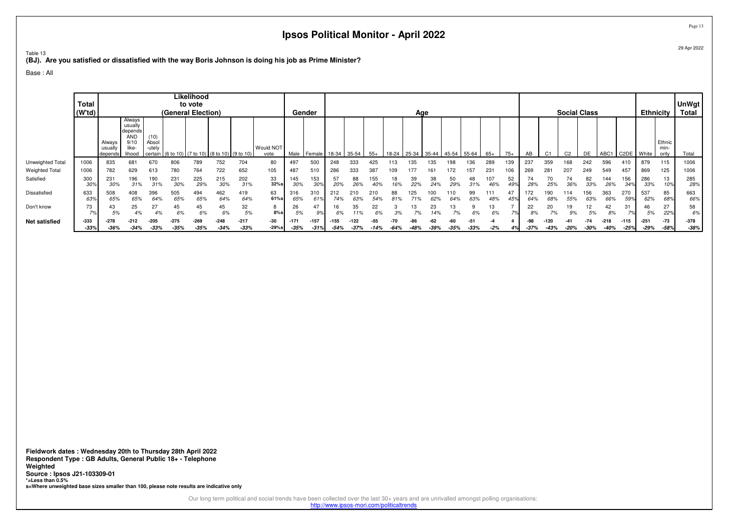# Ipsos Political Monitor - April 2022

Table 13
**(BJ). Are you satisfied or dissatisfied with the way Boris Johnson is doing his job as Prime Minister?**

Base : All

| | Total (W'td) | Likelihood to vote (General Election) | | | | | | | | Gender | | Age | | | | | | | | | | | Social Class | | | | | | Ethnicity | | UnWgt Total |
|---|---|---|---|---|---|---|---|---|---|---|---|---|---|---|---|---|---|---|---|---|---|---|---|---|---|---|---|---|---|---|---|
| | | Always usually depends | Always usually depends AND 9/10 like-lihood | (10) Absol-utely certain | (6 to 10) | (7 to 10) | (8 to 10) | (9 to 10) | Would NOT vote | Male | Female | 18-34 | 35-54 | 55+ | 18-24 | 25-34 | 35-44 | 45-54 | 55-64 | 65+ | 75+ | AB | C1 | C2 | DE | ABC1 | C2DE | White | Ethnic min-ority | Total |
| Unweighted Total | 1006 | 835 | 681 | 670 | 806 | 789 | 752 | 704 | 80 | 497 | 500 | 248 | 333 | 425 | 113 | 135 | 135 | 198 | 136 | 289 | 139 | 237 | 359 | 168 | 242 | 596 | 410 | 879 | 115 | 1006 |
| Weighted Total | 1006 | 782 | 629 | 613 | 780 | 764 | 722 | 652 | 105 | 487 | 510 | 286 | 333 | 387 | 109 | 177 | 161 | 172 | 157 | 231 | 106 | 269 | 281 | 207 | 249 | 549 | 457 | 869 | 125 | 1006 |
| Satisfied | 300 30% | 231 30% | 196 31% | 190 31% | 231 30% | 225 29% | 215 30% | 202 31% | 33 32%s | 145 30% | 153 30% | 57 20% | 88 26% | 155 40% | 18 16% | 39 22% | 38 24% | 50 29% | 48 31% | 107 46% | 52 49% | 74 28% | 70 25% | 74 36% | 82 33% | 144 26% | 156 34% | 286 33% | 13 10% | 285 28% |
| Dissatisfied | 633 63% | 508 65% | 408 65% | 396 64% | 505 65% | 494 65% | 462 64% | 419 64% | 63 61%s | 316 65% | 310 61% | 212 74% | 210 63% | 210 54% | 88 81% | 125 71% | 100 62% | 110 64% | 99 63% | 111 48% | 47 45% | 172 64% | 190 68% | 114 55% | 156 63% | 363 66% | 270 59% | 537 62% | 85 68% | 663 66% |
| Don't know | 73 7% | 43 5% | 25 4% | 27 4% | 45 6% | 45 6% | 45 6% | 32 5% | 8 8%s | 26 5% | 47 9% | 16 6% | 35 11% | 22 6% | 3 3% | 13 7% | 23 14% | 13 7% | 9 6% | 13 6% | 7 7% | 22 8% | 20 7% | 19 9% | 12 5% | 42 8% | 31 7% | 46 5% | 27 22% | 58 6% |
| **Net satisfied** | **-333 -33%** | **-278 -36%** | **-212 -34%** | **-205 -33%** | **-275 -35%** | **-269 -35%** | **-248 -34%** | **-217 -33%** | **-30 -29%s** | **-171 -35%** | **-157 -31%** | **-155 -54%** | **-122 -37%** | **-55 -14%** | **-70 -64%** | **-86 -48%** | **-62 -39%** | **-60 -35%** | **-51 -33%** | **-4 -2%** | **4 4%** | **-98 -37%** | **-120 -43%** | **-41 -20%** | **-74 -30%** | **-218 -40%** | **-115 -25%** | **-251 -29%** | **-73 -58%** | **-378 -38%** |

**Fieldwork dates : Wednesday 20th to Thursday 28th April 2022**
**Respondent Type : GB Adults, General Public 18+ - Telephone**
**Weighted**
**Source : Ipsos J21-103309-01**
**\*=Less than 0.5%**
**s=Where unweighted base sizes smaller than 100, please note results are indicative only**

Our long term political and social trends have been collected over the last 30+ years and are unrivalled amongst polling organisations:
http://www.ipsos-mori.com/politicaltrends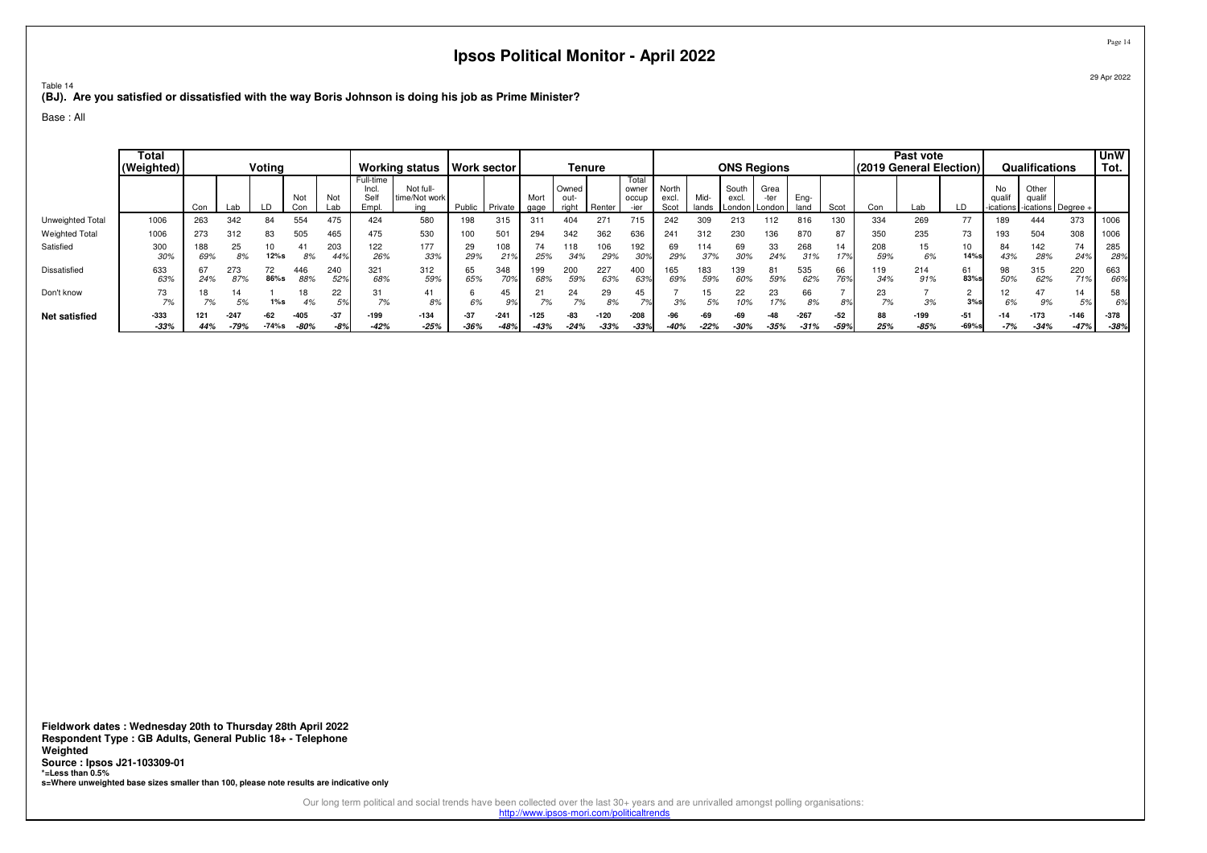# Ipsos Political Monitor - April 2022

29 Apr 2022

Table 14

**(BJ). Are you satisfied or dissatisfied with the way Boris Johnson is doing his job as Prime Minister?**

Base : All

| | Total (Weighted) | Voting | | | | | Working status | | Work sector | | Tenure | | | | ONS Regions | | | | | | Past vote (2019 General Election) | | | Qualifications | | | UnW Tot. |
|---|---|---|---|---|---|---|---|---|---|---|---|---|---|---|---|---|---|---|---|---|---|---|---|---|---|---|---|
| | | Con | Lab | LD | Not Con | Not Lab | Full-time Incl. Self Empl. | Not full-time/Not working | Public | Private | Mortgage | Owned out-right | Renter | Total owner occup-ier | North excl. Scot | Mid-lands | South excl. London | Greater London | Eng-land | Scot | Con | Lab | LD | No qualif-ications | Other qualif-ications | Degree + | |
| Unweighted Total | 1006 | 263 | 342 | 84 | 554 | 475 | 424 | 580 | 198 | 315 | 311 | 404 | 271 | 715 | 242 | 309 | 213 | 112 | 816 | 130 | 334 | 269 | 77 | 189 | 444 | 373 | 1006 |
| Weighted Total | 1006 | 273 | 312 | 83 | 505 | 465 | 475 | 530 | 100 | 501 | 294 | 342 | 362 | 636 | 241 | 312 | 230 | 136 | 870 | 87 | 350 | 235 | 73 | 193 | 504 | 308 | 1006 |
| Satisfied | 300 | 188 | 25 | 10 | 41 | 203 | 122 | 177 | 29 | 108 | 74 | 118 | 106 | 192 | 69 | 114 | 69 | 33 | 268 | 14 | 208 | 15 | 10 | 84 | 142 | 74 | 285 |
| | 30% | 69% | 8% | 12%s | 8% | 44% | 26% | 33% | 29% | 21% | 25% | 34% | 29% | 30% | 29% | 37% | 30% | 24% | 31% | 17% | 59% | 6% | 14%s | 43% | 28% | 24% | 28% |
| Dissatisfied | 633 | 67 | 273 | 72 | 446 | 240 | 321 | 312 | 65 | 348 | 199 | 200 | 227 | 400 | 165 | 183 | 139 | 81 | 535 | 66 | 119 | 214 | 61 | 98 | 315 | 220 | 663 |
| | 63% | 24% | 87% | 86%s | 88% | 52% | 68% | 59% | 65% | 70% | 68% | 59% | 63% | 63% | 69% | 59% | 60% | 59% | 62% | 76% | 34% | 91% | 83%s | 50% | 62% | 71% | 66% |
| Don't know | 73 | 18 | 14 | 1 | 18 | 22 | 31 | 41 | 6 | 45 | 21 | 24 | 29 | 45 | 7 | 15 | 22 | 23 | 66 | 7 | 23 | 7 | 2 | 12 | 47 | 14 | 58 |
| | 7% | 7% | 5% | 1%s | 4% | 5% | 7% | 8% | 6% | 9% | 7% | 7% | 8% | 7% | 3% | 5% | 10% | 17% | 8% | 8% | 7% | 3% | 3%s | 6% | 9% | 5% | 6% |
| **Net satisfied** | **-333** | **121** | **-247** | **-62** | **-405** | **-37** | **-199** | **-134** | **-37** | **-241** | **-125** | **-83** | **-120** | **-208** | **-96** | **-69** | **-69** | **-48** | **-267** | **-52** | **88** | **-199** | **-51** | **-14** | **-173** | **-146** | **-378** |
| | *-33%* | *44%* | *-79%* | *-74%s* | *-80%* | *-8%* | *-42%* | *-25%* | *-36%* | *-48%* | *-43%* | *-24%* | *-33%* | *-33%* | *-40%* | *-22%* | *-30%* | *-35%* | *-31%* | *-59%* | *25%* | *-85%* | *-69%s* | *-7%* | *-34%* | *-47%* | *-38%* |

**Fieldwork dates : Wednesday 20th to Thursday 28th April 2022**
**Respondent Type : GB Adults, General Public 18+ - Telephone**
**Weighted**
**Source : Ipsos J21-103309-01**
***=Less than 0.5%**
**s=Where unweighted base sizes smaller than 100, please note results are indicative only**

Our long term political and social trends have been collected over the last 30+ years and are unrivalled amongst polling organisations:
http://www.ipsos-mori.com/politicaltrends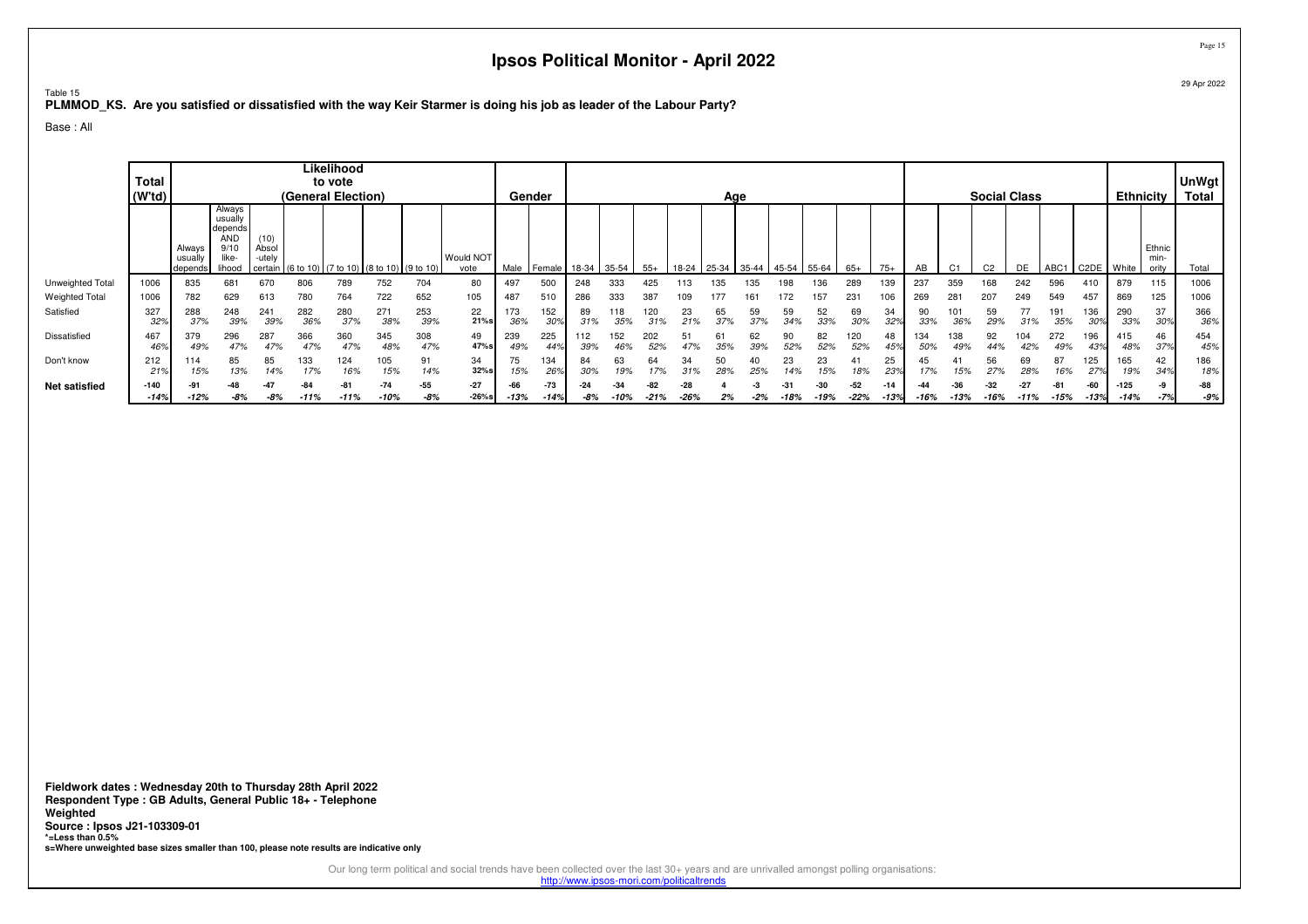# Ipsos Political Monitor - April 2022

Table 15

**PLMMOD_KS. Are you satisfied or dissatisfied with the way Keir Starmer is doing his job as leader of the Labour Party?**

Base : All

| | Total (W'td) | Likelihood to vote (General Election) | | | | | | | | Gender | | Age | | | | | | | | | | Social Class | | | | | | Ethnicity | | UnWgt Total |
|---|---|---|---|---|---|---|---|---|---|---|---|---|---|---|---|---|---|---|---|---|---|---|---|---|---|---|---|---|---|---|
| | | Always usually depends | Always usually depends AND 9/10 like-lihood | (10) Absol-utely certain | (6 to 10) | (7 to 10) | (8 to 10) | (9 to 10) | Would NOT vote | Male | Female | 18-34 | 35-54 | 55+ | 18-24 | 25-34 | 35-44 | 45-54 | 55-64 | 65+ | 75+ | AB | C1 | C2 | DE | ABC1 | C2DE | White | Ethnic min-ority | Total |
| Unweighted Total | 1006 | 835 | 681 | 670 | 806 | 789 | 752 | 704 | 80 | 497 | 500 | 248 | 333 | 425 | 113 | 135 | 135 | 198 | 136 | 289 | 139 | 237 | 359 | 168 | 242 | 596 | 410 | 879 | 115 | 1006 |
| Weighted Total | 1006 | 782 | 629 | 613 | 780 | 764 | 722 | 652 | 105 | 487 | 510 | 286 | 333 | 387 | 109 | 177 | 161 | 172 | 157 | 231 | 106 | 269 | 281 | 207 | 249 | 549 | 457 | 869 | 125 | 1006 |
| Satisfied | 327 | 288 | 248 | 241 | 282 | 280 | 271 | 253 | 22 | 173 | 152 | 89 | 118 | 120 | 23 | 65 | 59 | 59 | 52 | 69 | 34 | 90 | 101 | 59 | 77 | 191 | 136 | 290 | 37 | 366 |
| | 32% | 37% | 39% | 39% | 36% | 37% | 38% | 39% | 21%s | 36% | 30% | 31% | 35% | 31% | 21% | 37% | 37% | 34% | 33% | 30% | 32% | 33% | 36% | 29% | 31% | 35% | 30% | 33% | 30% | 36% |
| Dissatisfied | 467 | 379 | 296 | 287 | 366 | 360 | 345 | 308 | 49 | 239 | 225 | 112 | 152 | 202 | 51 | 61 | 62 | 90 | 82 | 120 | 48 | 134 | 138 | 92 | 104 | 272 | 196 | 415 | 46 | 454 |
| | 46% | 49% | 47% | 47% | 47% | 47% | 48% | 47% | 47%s | 49% | 44% | 39% | 46% | 52% | 47% | 35% | 39% | 52% | 52% | 52% | 45% | 50% | 49% | 44% | 42% | 49% | 43% | 48% | 37% | 45% |
| Don't know | 212 | 114 | 85 | 85 | 133 | 124 | 105 | 91 | 34 | 75 | 134 | 84 | 63 | 64 | 34 | 50 | 40 | 23 | 23 | 41 | 25 | 45 | 41 | 56 | 69 | 87 | 125 | 165 | 42 | 186 |
| | 21% | 15% | 13% | 14% | 17% | 16% | 15% | 14% | 32%s | 15% | 26% | 30% | 19% | 17% | 31% | 28% | 25% | 14% | 15% | 18% | 23% | 17% | 15% | 27% | 28% | 16% | 27% | 19% | 34% | 18% |
| **Net satisfied** | -140 | -91 | -48 | -47 | -84 | -81 | -74 | -55 | -27 | -66 | -73 | -24 | -34 | -82 | -28 | 4 | -3 | -31 | -30 | -52 | -14 | -44 | -36 | -32 | -27 | -81 | -60 | -125 | -9 | -88 |
| | -14% | -12% | -8% | -8% | -11% | -11% | -10% | -8% | -26%s | -13% | -14% | -8% | -10% | -21% | -26% | 2% | -2% | -18% | -19% | -22% | -13% | -16% | -13% | -16% | -11% | -15% | -13% | -14% | -7% | -9% |

**Fieldwork dates : Wednesday 20th to Thursday 28th April 2022**
**Respondent Type : GB Adults, General Public 18+ - Telephone**
**Weighted**
**Source : Ipsos J21-103309-01**
***=Less than 0.5%**
**s=Where unweighted base sizes smaller than 100, please note results are indicative only**

Our long term political and social trends have been collected over the last 30+ years and are unrivalled amongst polling organisations:
http://www.ipsos-mori.com/politicaltrends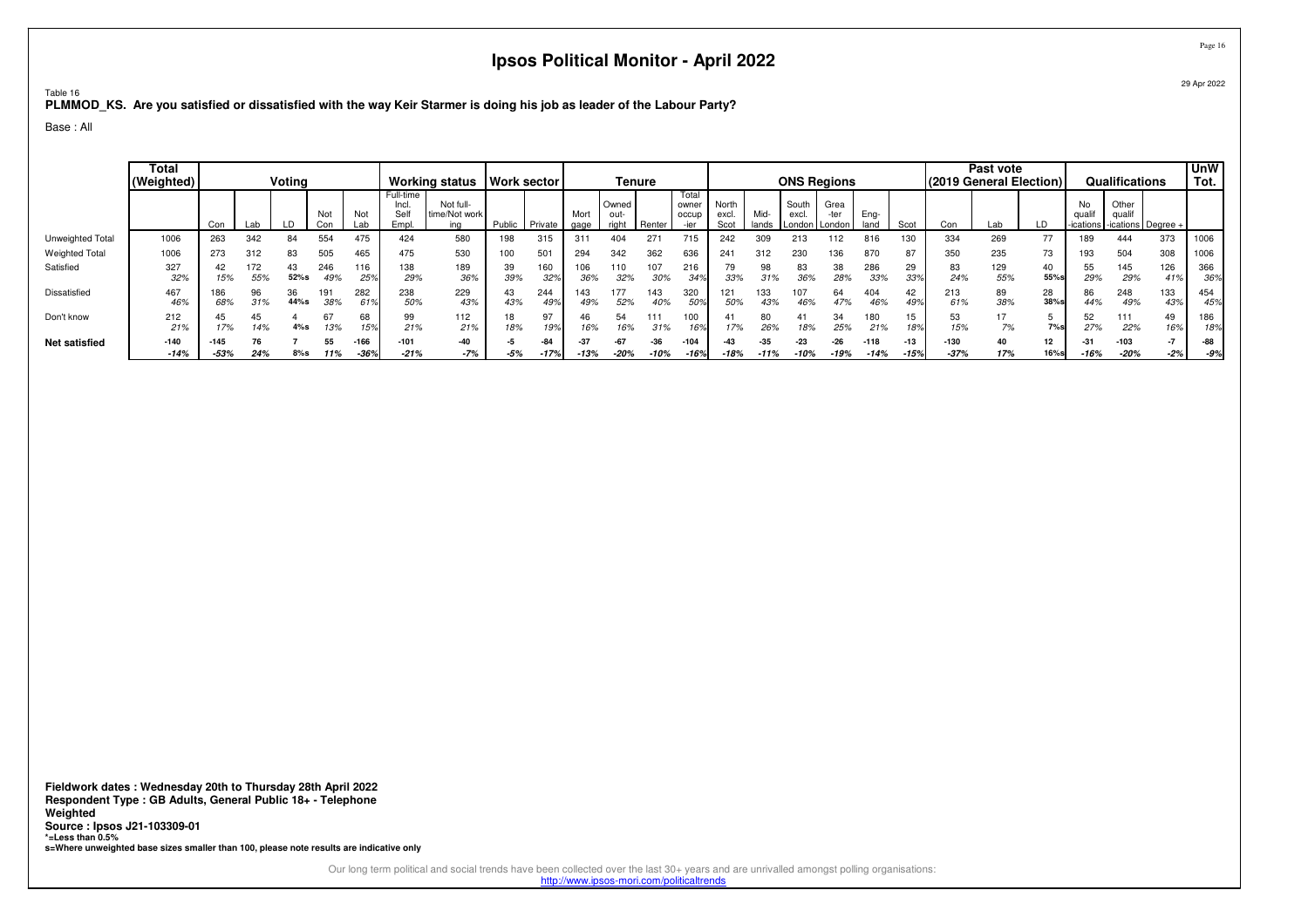# Ipsos Political Monitor - April 2022

29 Apr 2022

Table 16

**PLMMOD_KS. Are you satisfied or dissatisfied with the way Keir Starmer is doing his job as leader of the Labour Party?**

Base : All

| | Total (Weighted) | Voting | | | | | Working status | | Work sector | | Tenure | | | | ONS Regions | | | | | | Past vote (2019 General Election) | | | Qualifications | | | UnW Tot. |
|---|---|---|---|---|---|---|---|---|---|---|---|---|---|---|---|---|---|---|---|---|---|---|---|---|---|---|---|
| | | Con | Lab | LD | Not Con | Not Lab | Full-time Incl. Self Empl. | Not full-time/Not working | Public | Private | Mortgage | Owned outright | Renter | Total owner occupier | North excl. Scot | Midlands | South excl. London | Greater London | England | Scot | Con | Lab | LD | No qualifications | Other qualifications | Degree + | |
| Unweighted Total | 1006 | 263 | 342 | 84 | 554 | 475 | 424 | 580 | 198 | 315 | 311 | 404 | 271 | 715 | 242 | 309 | 213 | 112 | 816 | 130 | 334 | 269 | 77 | 189 | 444 | 373 | 1006 |
| Weighted Total | 1006 | 273 | 312 | 83 | 505 | 465 | 475 | 530 | 100 | 501 | 294 | 342 | 362 | 636 | 241 | 312 | 230 | 136 | 870 | 87 | 350 | 235 | 73 | 193 | 504 | 308 | 1006 |
| Satisfied | 327 | 42 | 172 | 43 | 246 | 116 | 138 | 189 | 39 | 160 | 106 | 110 | 107 | 216 | 79 | 98 | 83 | 38 | 286 | 29 | 83 | 129 | 40 | 55 | 145 | 126 | 366 |
| | 32% | 15% | 55% | 52%s | 49% | 25% | 29% | 36% | 39% | 32% | 36% | 32% | 30% | 34% | 33% | 31% | 36% | 28% | 33% | 33% | 24% | 55% | 55%s | 29% | 29% | 41% | 36% |
| Dissatisfied | 467 | 186 | 96 | 36 | 191 | 282 | 238 | 229 | 43 | 244 | 143 | 177 | 143 | 320 | 121 | 133 | 107 | 64 | 404 | 42 | 213 | 89 | 28 | 86 | 248 | 133 | 454 |
| | 46% | 68% | 31% | 44%s | 38% | 61% | 50% | 43% | 43% | 49% | 49% | 52% | 40% | 50% | 50% | 43% | 46% | 47% | 46% | 49% | 61% | 38% | 38%s | 44% | 49% | 43% | 45% |
| Don't know | 212 | 45 | 45 | 4 | 67 | 68 | 99 | 112 | 18 | 97 | 46 | 54 | 111 | 100 | 41 | 80 | 41 | 34 | 180 | 15 | 53 | 17 | 5 | 52 | 111 | 49 | 186 |
| | 21% | 17% | 14% | 4%s | 13% | 15% | 21% | 21% | 18% | 19% | 16% | 16% | 31% | 16% | 17% | 26% | 18% | 25% | 21% | 18% | 15% | 7% | 7%s | 27% | 22% | 16% | 18% |
| **Net satisfied** | **-140** | **-145** | **76** | **7** | **55** | **-166** | **-101** | **-40** | **-5** | **-84** | **-37** | **-67** | **-36** | **-104** | **-43** | **-35** | **-23** | **-26** | **-118** | **-13** | **-130** | **40** | **12** | **-31** | **-103** | **-7** | **-88** |
| | *-14%* | *-53%* | *24%* | *8%s* | *11%* | *-36%* | *-21%* | *-7%* | *-5%* | *-17%* | *-13%* | *-20%* | *-10%* | *-16%* | *-18%* | *-11%* | *-10%* | *-19%* | *-14%* | *-15%* | *-37%* | *17%* | *16%s* | *-16%* | *-20%* | *-2%* | *-9%* |

**Fieldwork dates : Wednesday 20th to Thursday 28th April 2022**
**Respondent Type : GB Adults, General Public 18+ - Telephone**
**Weighted**
**Source : Ipsos J21-103309-01**
**\*=Less than 0.5%**
**s=Where unweighted base sizes smaller than 100, please note results are indicative only**

Our long term political and social trends have been collected over the last 30+ years and are unrivalled amongst polling organisations:
http://www.ipsos-mori.com/politicaltrends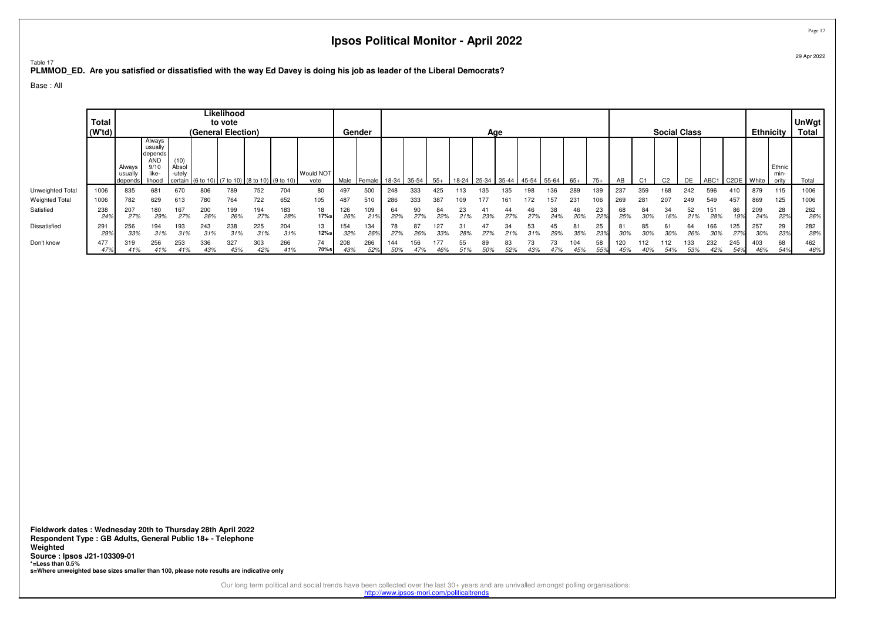# Ipsos Political Monitor - April 2022

29 Apr 2022

Table 17

**PLMMOD_ED. Are you satisfied or dissatisfied with the way Ed Davey is doing his job as leader of the Liberal Democrats?**

Base : All

| | Total (W'td) | Likelihood to vote (General Election) | | | | | | | | Gender | | Age | | | | | | | | | | | Social Class | | | | | | Ethnicity | | UnWgt Total |
|---|---|---|---|---|---|---|---|---|---|---|---|---|---|---|---|---|---|---|---|---|---|---|---|---|---|---|---|---|---|---|---|
| | | Always usually depends | Always usually depends AND 9/10 like-lihood | (10) Absol-utely certain | (6 to 10) | (7 to 10) | (8 to 10) | (9 to 10) | Would NOT vote | Male | Female | 18-34 | 35-54 | 55+ | 18-24 | 25-34 | 35-44 | 45-54 | 55-64 | 65+ | 75+ | AB | C1 | C2 | DE | ABC1 | C2DE | White | Ethnic min-ority | Total |
| Unweighted Total | 1006 | 835 | 681 | 670 | 806 | 789 | 752 | 704 | 80 | 497 | 500 | 248 | 333 | 425 | 113 | 135 | 135 | 198 | 136 | 289 | 139 | 237 | 359 | 168 | 242 | 596 | 410 | 879 | 115 | 1006 |
| Weighted Total | 1006 | 782 | 629 | 613 | 780 | 764 | 722 | 652 | 105 | 487 | 510 | 286 | 333 | 387 | 109 | 177 | 161 | 172 | 157 | 231 | 106 | 269 | 281 | 207 | 249 | 549 | 457 | 869 | 125 | 1006 |
| Satisfied | 238 | 207 | 180 | 167 | 200 | 199 | 194 | 183 | 18 | 126 | 109 | 64 | 90 | 84 | 23 | 41 | 44 | 46 | 38 | 46 | 23 | 68 | 84 | 34 | 52 | 151 | 86 | 209 | 28 | 262 |
| | 24% | 27% | 29% | 27% | 26% | 26% | 27% | 28% | 17%s | 26% | 21% | 22% | 27% | 22% | 21% | 23% | 27% | 27% | 24% | 20% | 22% | 25% | 30% | 16% | 21% | 28% | 19% | 24% | 22% | 26% |
| Dissatisfied | 291 | 256 | 194 | 193 | 243 | 238 | 225 | 204 | 13 | 154 | 134 | 78 | 87 | 127 | 31 | 47 | 34 | 53 | 45 | 81 | 25 | 81 | 85 | 61 | 64 | 166 | 125 | 257 | 29 | 282 |
| | 29% | 33% | 31% | 31% | 31% | 31% | 31% | 31% | 12%s | 32% | 26% | 27% | 26% | 33% | 28% | 27% | 21% | 31% | 29% | 35% | 23% | 30% | 30% | 30% | 26% | 30% | 27% | 30% | 23% | 28% |
| Don't know | 477 | 319 | 256 | 253 | 336 | 327 | 303 | 266 | 74 | 208 | 266 | 144 | 156 | 177 | 55 | 89 | 83 | 73 | 73 | 104 | 58 | 120 | 112 | 112 | 133 | 232 | 245 | 403 | 68 | 462 |
| | 47% | 41% | 41% | 41% | 43% | 43% | 42% | 41% | 70%s | 43% | 52% | 50% | 47% | 46% | 51% | 50% | 52% | 43% | 47% | 45% | 55% | 45% | 40% | 54% | 53% | 42% | 54% | 46% | 54% | 46% |

**Fieldwork dates : Wednesday 20th to Thursday 28th April 2022**
**Respondent Type : GB Adults, General Public 18+ - Telephone**
**Weighted**
**Source : Ipsos J21-103309-01**
***=Less than 0.5%**
**s=Where unweighted base sizes smaller than 100, please note results are indicative only**

Our long term political and social trends have been collected over the last 30+ years and are unrivalled amongst polling organisations:
http://www.ipsos-mori.com/politicaltrends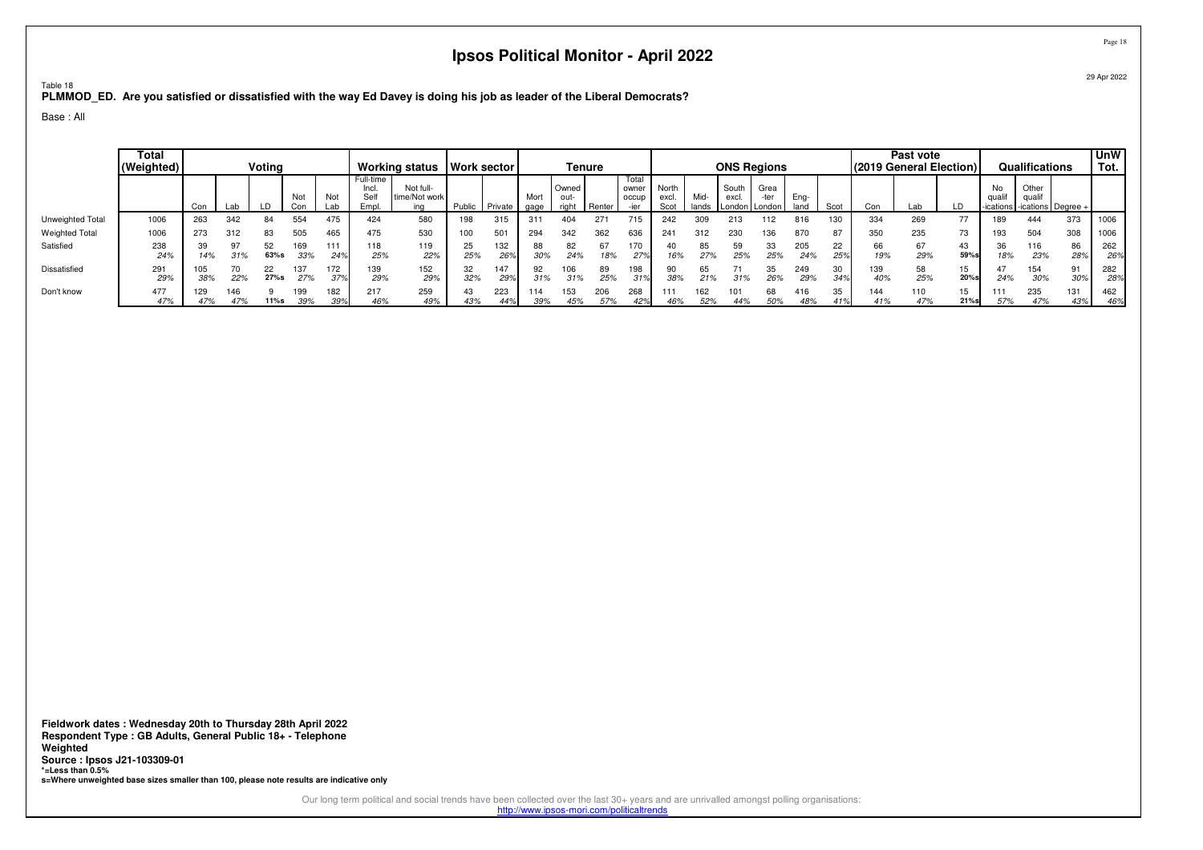# Ipsos Political Monitor - April 2022

29 Apr 2022

Table 18

**PLMMOD_ED. Are you satisfied or dissatisfied with the way Ed Davey is doing his job as leader of the Liberal Democrats?**

Base : All

| | Total (Weighted) | Voting | | | | | Working status | | Work sector | | Tenure | | | | ONS Regions | | | | | | Past vote (2019 General Election) | | | Qualifications | | | UnW Tot. |
|---|---|---|---|---|---|---|---|---|---|---|---|---|---|---|---|---|---|---|---|---|---|---|---|---|---|---|---|
| | | Con | Lab | LD | Not Con | Not Lab | Full-time Incl. Self Empl. | Not full-time/Not working | Public | Private | Mortgage | Owned outright | Renter | Total owner occupier | North excl. Scot | Mid-lands | South excl. London | Greater London | Eng-land | Scot | Con | Lab | LD | No qualif-ications | Other qualif-ications | Degree + | |
| Unweighted Total | 1006 | 263 | 342 | 84 | 554 | 475 | 424 | 580 | 198 | 315 | 311 | 404 | 271 | 715 | 242 | 309 | 213 | 112 | 816 | 130 | 334 | 269 | 77 | 189 | 444 | 373 | 1006 |
| Weighted Total | 1006 | 273 | 312 | 83 | 505 | 465 | 475 | 530 | 100 | 501 | 294 | 342 | 362 | 636 | 241 | 312 | 230 | 136 | 870 | 87 | 350 | 235 | 73 | 193 | 504 | 308 | 1006 |
| Satisfied | 238 | 39 | 97 | 52 | 169 | 111 | 118 | 119 | 25 | 132 | 88 | 82 | 67 | 170 | 40 | 85 | 59 | 33 | 205 | 22 | 66 | 67 | 43 | 36 | 116 | 86 | 262 |
| | 24% | 14% | 31% | 63%s | 33% | 24% | 25% | 22% | 25% | 26% | 30% | 24% | 18% | 27% | 16% | 27% | 25% | 25% | 24% | 25% | 19% | 29% | 59%s | 18% | 23% | 28% | 26% |
| Dissatisfied | 291 | 105 | 70 | 22 | 137 | 172 | 139 | 152 | 32 | 147 | 92 | 106 | 89 | 198 | 90 | 65 | 71 | 35 | 249 | 30 | 139 | 58 | 15 | 47 | 154 | 91 | 282 |
| | 29% | 38% | 22% | 27%s | 27% | 37% | 29% | 29% | 32% | 29% | 31% | 31% | 25% | 31% | 38% | 21% | 31% | 26% | 29% | 34% | 40% | 25% | 20%s | 24% | 30% | 30% | 28% |
| Don't know | 477 | 129 | 146 | 9 | 199 | 182 | 217 | 259 | 43 | 223 | 114 | 153 | 206 | 268 | 111 | 162 | 101 | 68 | 416 | 35 | 144 | 110 | 15 | 111 | 235 | 131 | 462 |
| | 47% | 47% | 47% | 11%s | 39% | 39% | 46% | 49% | 43% | 44% | 39% | 45% | 57% | 42% | 46% | 52% | 44% | 50% | 48% | 41% | 41% | 47% | 21%s | 57% | 47% | 43% | 46% |

**Fieldwork dates : Wednesday 20th to Thursday 28th April 2022**
**Respondent Type : GB Adults, General Public 18+ - Telephone**
**Weighted**
**Source : Ipsos J21-103309-01**
***=Less than 0.5%**
**s=Where unweighted base sizes smaller than 100, please note results are indicative only**

Our long term political and social trends have been collected over the last 30+ years and are unrivalled amongst polling organisations:
http://www.ipsos-mori.com/politicaltrends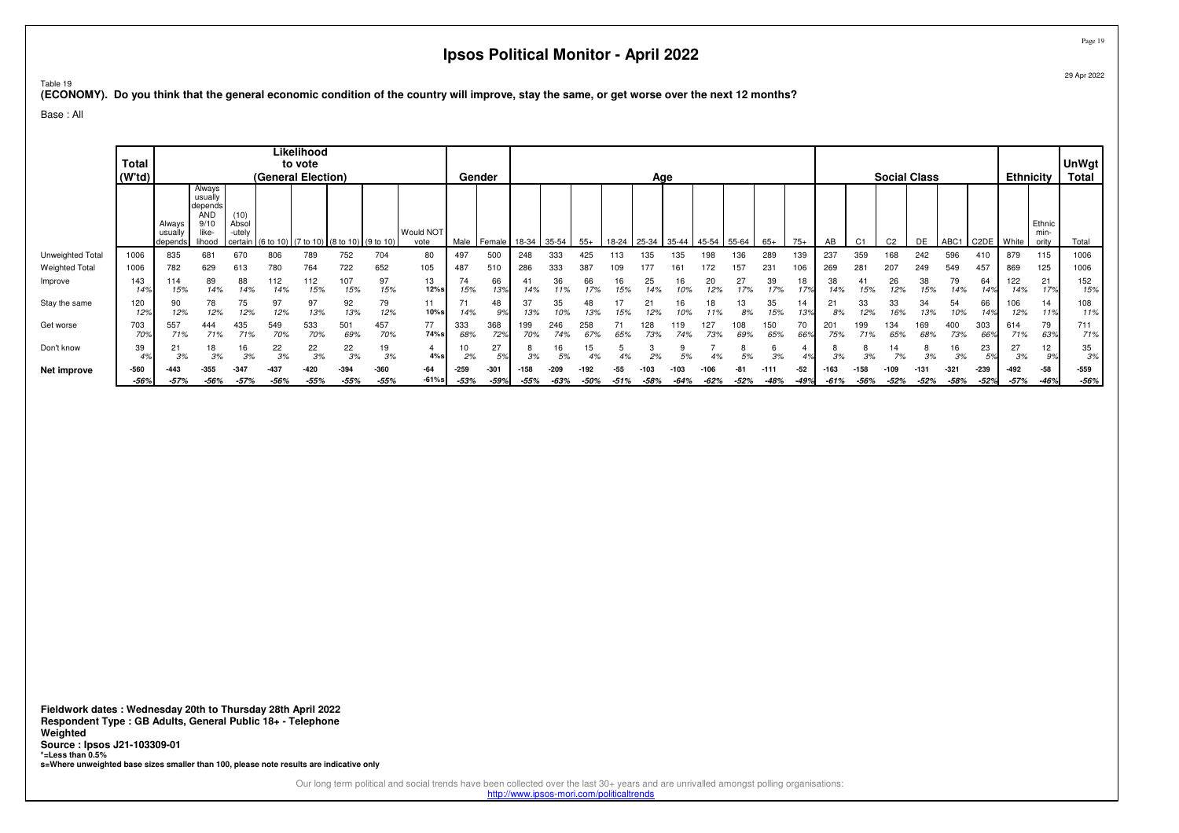# Ipsos Political Monitor - April 2022

29 Apr 2022

Table 19

**(ECONOMY). Do you think that the general economic condition of the country will improve, stay the same, or get worse over the next 12 months?**

Base : All

| | Total (W'td) | Likelihood to vote (General Election) | | | | | | | | Gender | | Age | | | | | | | | | | Social Class | | | | | | Ethnicity | | UnWgt Total |
|---|---|---|---|---|---|---|---|---|---|---|---|---|---|---|---|---|---|---|---|---|---|---|---|---|---|---|---|---|---|---|
| | | Always usually depends | Always usually depends AND 9/10 like-lihood | (10) Absol-utely certain | (6 to 10) | (7 to 10) | (8 to 10) | (9 to 10) | Would NOT vote | Male | Female | 18-34 | 35-54 | 55+ | 18-24 | 25-34 | 35-44 | 45-54 | 55-64 | 65+ | 75+ | AB | C1 | C2 | DE | ABC1 | C2DE | White | Ethnic min-ority | Total |
| Unweighted Total | 1006 | 835 | 681 | 670 | 806 | 789 | 752 | 704 | 80 | 497 | 500 | 248 | 333 | 425 | 113 | 135 | 135 | 198 | 136 | 289 | 139 | 237 | 359 | 168 | 242 | 596 | 410 | 879 | 115 | 1006 |
| Weighted Total | 1006 | 782 | 629 | 613 | 780 | 764 | 722 | 652 | 105 | 487 | 510 | 286 | 333 | 387 | 109 | 177 | 161 | 172 | 157 | 231 | 106 | 269 | 281 | 207 | 249 | 549 | 457 | 869 | 125 | 1006 |
| Improve | 143 | 114 | 89 | 88 | 112 | 112 | 107 | 97 | 13 | 74 | 66 | 41 | 36 | 66 | 16 | 25 | 16 | 20 | 27 | 39 | 18 | 38 | 41 | 26 | 38 | 79 | 64 | 122 | 21 | 152 |
| | 14% | 15% | 14% | 14% | 14% | 15% | 15% | 15% | 12%s | 15% | 13% | 14% | 11% | 17% | 15% | 14% | 10% | 12% | 17% | 17% | 17% | 14% | 15% | 12% | 15% | 14% | 14% | 14% | 17% | 15% |
| Stay the same | 120 | 90 | 78 | 75 | 97 | 97 | 92 | 79 | 11 | 71 | 48 | 37 | 35 | 48 | 17 | 21 | 16 | 18 | 13 | 35 | 14 | 21 | 33 | 33 | 34 | 54 | 66 | 106 | 14 | 108 |
| | 12% | 12% | 12% | 12% | 12% | 13% | 13% | 12% | 10%s | 14% | 9% | 13% | 10% | 13% | 15% | 12% | 10% | 11% | 8% | 15% | 13% | 8% | 12% | 16% | 13% | 10% | 14% | 12% | 11% | 11% |
| Get worse | 703 | 557 | 444 | 435 | 549 | 533 | 501 | 457 | 77 | 333 | 368 | 199 | 246 | 258 | 71 | 128 | 119 | 127 | 108 | 150 | 70 | 201 | 199 | 134 | 169 | 400 | 303 | 614 | 79 | 711 |
| | 70% | 71% | 71% | 71% | 70% | 70% | 69% | 70% | 74%s | 68% | 72% | 70% | 74% | 67% | 65% | 73% | 74% | 73% | 69% | 65% | 66% | 75% | 71% | 65% | 68% | 73% | 66% | 71% | 63% | 71% |
| Don't know | 39 | 21 | 18 | 16 | 22 | 22 | 22 | 19 | 4 | 10 | 27 | 8 | 16 | 15 | 5 | 3 | 9 | 7 | 8 | 6 | 4 | 8 | 8 | 14 | 8 | 16 | 23 | 27 | 12 | 35 |
| | 4% | 3% | 3% | 3% | 3% | 3% | 3% | 3% | 4%s | 2% | 5% | 3% | 5% | 4% | 4% | 2% | 5% | 4% | 5% | 3% | 4% | 3% | 3% | 7% | 3% | 3% | 5% | 3% | 9% | 3% |
| **Net improve** | -560 | -443 | -355 | -347 | -437 | -420 | -394 | -360 | -64 | -259 | -301 | -158 | -209 | -192 | -55 | -103 | -103 | -106 | -81 | -111 | -52 | -163 | -158 | -109 | -131 | -321 | -239 | -492 | -58 | -559 |
| | -56% | -57% | -56% | -57% | -56% | -55% | -55% | -55% | -61%s | -53% | -59% | -55% | -63% | -50% | -51% | -58% | -64% | -62% | -52% | -48% | -49% | -61% | -56% | -52% | -52% | -58% | -52% | -57% | -46% | -56% |

**Fieldwork dates : Wednesday 20th to Thursday 28th April 2022**
**Respondent Type : GB Adults, General Public 18+ - Telephone**
**Weighted**
**Source : Ipsos J21-103309-01**
***=Less than 0.5%**
**s=Where unweighted base sizes smaller than 100, please note results are indicative only**

Our long term political and social trends have been collected over the last 30+ years and are unrivalled amongst polling organisations:
http://www.ipsos-mori.com/politicaltrends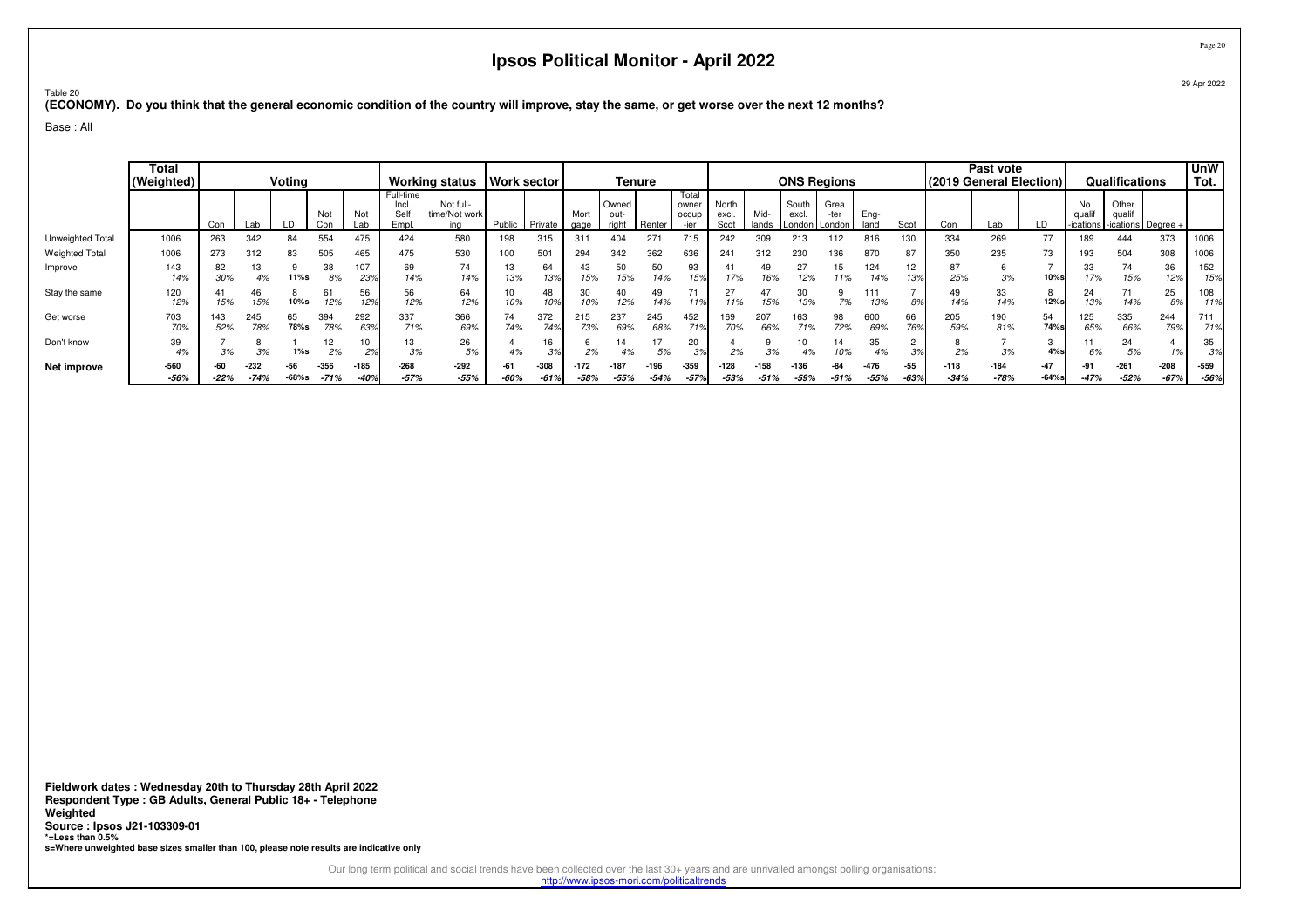# Ipsos Political Monitor - April 2022

Table 20

**(ECONOMY). Do you think that the general economic condition of the country will improve, stay the same, or get worse over the next 12 months?**

Base : All

| | Total (Weighted) | Voting | | | | | Working status | | Work sector | | Tenure | | | | ONS Regions | | | | | | Past vote (2019 General Election) | | | Qualifications | | | UnW Tot. |
|---|---|---|---|---|---|---|---|---|---|---|---|---|---|---|---|---|---|---|---|---|---|---|---|---|---|---|---|
| | | Con | Lab | LD | Not Con | Not Lab | Full-time Incl. Self Empl. | Not full-time/Not working | Public | Private | Mortgage | Owned outright | Renter | Total owner occupier | North excl. Scot | Midlands | South excl. London | Greater London | England | Scot | Con | Lab | LD | No qualifications | Other qualifications | Degree + | |
| Unweighted Total | 1006 | 263 | 342 | 84 | 554 | 475 | 424 | 580 | 198 | 315 | 311 | 404 | 271 | 715 | 242 | 309 | 213 | 112 | 816 | 130 | 334 | 269 | 77 | 189 | 444 | 373 | 1006 |
| Weighted Total | 1006 | 273 | 312 | 83 | 505 | 465 | 475 | 530 | 100 | 501 | 294 | 342 | 362 | 636 | 241 | 312 | 230 | 136 | 870 | 87 | 350 | 235 | 73 | 193 | 504 | 308 | 1006 |
| Improve | 143 | 82 | 13 | 9 | 38 | 107 | 69 | 74 | 13 | 64 | 43 | 50 | 50 | 93 | 41 | 49 | 27 | 15 | 124 | 12 | 87 | 6 | 7 | 33 | 74 | 36 | 152 |
| | 14% | 30% | 4% | 11%s | 8% | 23% | 14% | 14% | 13% | 13% | 15% | 15% | 14% | 15% | 17% | 16% | 12% | 11% | 14% | 13% | 25% | 3% | 10%s | 17% | 15% | 12% | 15% |
| Stay the same | 120 | 41 | 46 | 8 | 61 | 56 | 56 | 64 | 10 | 48 | 30 | 40 | 49 | 71 | 27 | 47 | 30 | 9 | 111 | 7 | 49 | 33 | 8 | 24 | 71 | 25 | 108 |
| | 12% | 15% | 15% | 10%s | 12% | 12% | 12% | 12% | 10% | 10% | 10% | 12% | 14% | 11% | 11% | 15% | 13% | 7% | 13% | 8% | 14% | 14% | 12%s | 13% | 14% | 8% | 11% |
| Get worse | 703 | 143 | 245 | 65 | 394 | 292 | 337 | 366 | 74 | 372 | 215 | 237 | 245 | 452 | 169 | 207 | 163 | 98 | 600 | 66 | 205 | 190 | 54 | 125 | 335 | 244 | 711 |
| | 70% | 52% | 78% | 78%s | 78% | 63% | 71% | 69% | 74% | 74% | 73% | 69% | 68% | 71% | 70% | 66% | 71% | 72% | 69% | 76% | 59% | 81% | 74%s | 65% | 66% | 79% | 71% |
| Don't know | 39 | 7 | 8 | 1 | 12 | 10 | 13 | 26 | 4 | 16 | 6 | 14 | 17 | 20 | 4 | 9 | 10 | 14 | 35 | 2 | 8 | 7 | 3 | 11 | 24 | 4 | 35 |
| | 4% | 3% | 3% | 1%s | 2% | 2% | 3% | 5% | 4% | 3% | 2% | 4% | 5% | 3% | 2% | 3% | 4% | 10% | 4% | 3% | 2% | 3% | 4%s | 6% | 5% | 1% | 3% |
| **Net improve** | -560 | -60 | -232 | -56 | -356 | -185 | -268 | -292 | -61 | -308 | -172 | -187 | -196 | -359 | -128 | -158 | -136 | -84 | -476 | -55 | -118 | -184 | -47 | -91 | -261 | -208 | -559 |
| | -56% | -22% | -74% | -68%s | -71% | -40% | -57% | -55% | -60% | -61% | -58% | -55% | -54% | -57% | -53% | -51% | -59% | -61% | -55% | -63% | -34% | -78% | -64%s | -47% | -52% | -67% | -56% |

**Fieldwork dates : Wednesday 20th to Thursday 28th April 2022**
**Respondent Type : GB Adults, General Public 18+ - Telephone**
**Weighted**
**Source : Ipsos J21-103309-01**
**\*=Less than 0.5%**
**s=Where unweighted base sizes smaller than 100, please note results are indicative only**

Our long term political and social trends have been collected over the last 30+ years and are unrivalled amongst polling organisations:
http://www.ipsos-mori.com/politicaltrends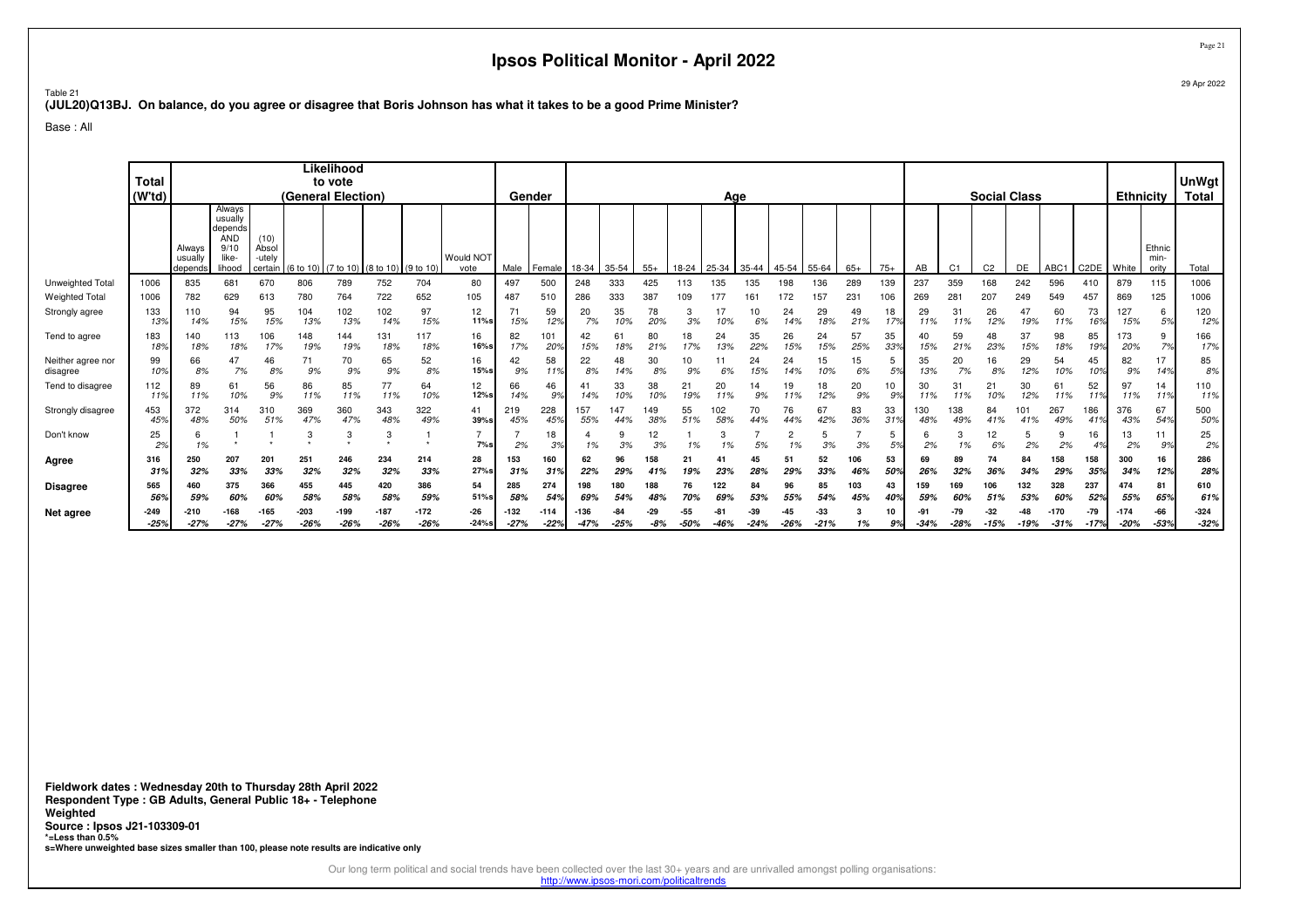# Ipsos Political Monitor - April 2022

29 Apr 2022

Table 21
**(JUL20)Q13BJ. On balance, do you agree or disagree that Boris Johnson has what it takes to be a good Prime Minister?**

Base : All

| | Total (W'td) | Likelihood to vote (General Election) | | | | | | | | Gender | | Age | | | | | | | | | | Social Class | | | | | | Ethnicity | | UnWgt Total |
|---|---|---|---|---|---|---|---|---|---|---|---|---|---|---|---|---|---|---|---|---|---|---|---|---|---|---|---|---|---|---|
| | | Always usually depends | Always usually depends AND 9/10 like-lihood | (10) Absol-utely certain | (6 to 10) | (7 to 10) | (8 to 10) | (9 to 10) | Would NOT vote | Male | Female | 18-34 | 35-54 | 55+ | 18-24 | 25-34 | 35-44 | 45-54 | 55-64 | 65+ | 75+ | AB | C1 | C2 | DE | ABC1 | C2DE | White | Ethnic min-ority | Total |
| Unweighted Total | 1006 | 835 | 681 | 670 | 806 | 789 | 752 | 704 | 80 | 497 | 500 | 248 | 333 | 425 | 113 | 135 | 135 | 198 | 136 | 289 | 139 | 237 | 359 | 168 | 242 | 596 | 410 | 879 | 115 | 1006 |
| Weighted Total | 1006 | 782 | 629 | 613 | 780 | 764 | 722 | 652 | 105 | 487 | 510 | 286 | 333 | 387 | 109 | 177 | 161 | 172 | 157 | 231 | 106 | 269 | 281 | 207 | 249 | 549 | 457 | 869 | 125 | 1006 |
| Strongly agree | 133<br>13% | 110<br>14% | 94<br>15% | 95<br>15% | 104<br>13% | 102<br>13% | 102<br>14% | 97<br>15% | 12<br>11%s | 71<br>15% | 59<br>12% | 20<br>7% | 35<br>10% | 78<br>20% | 3<br>3% | 17<br>10% | 10<br>6% | 24<br>14% | 29<br>18% | 49<br>21% | 18<br>17% | 29<br>11% | 31<br>11% | 26<br>12% | 47<br>19% | 60<br>11% | 73<br>16% | 127<br>15% | 6<br>5% | 120<br>12% |
| Tend to agree | 183<br>18% | 140<br>18% | 113<br>18% | 106<br>17% | 148<br>19% | 144<br>19% | 131<br>18% | 117<br>18% | 16<br>16%s | 82<br>17% | 101<br>20% | 42<br>15% | 61<br>18% | 80<br>21% | 18<br>17% | 24<br>13% | 35<br>22% | 26<br>15% | 24<br>15% | 57<br>25% | 35<br>33% | 40<br>15% | 59<br>21% | 48<br>23% | 37<br>15% | 98<br>18% | 85<br>19% | 173<br>20% | 9<br>7% | 166<br>17% |
| Neither agree nor disagree | 99<br>10% | 66<br>8% | 47<br>7% | 46<br>8% | 71<br>9% | 70<br>9% | 65<br>9% | 52<br>8% | 16<br>15%s | 42<br>9% | 58<br>11% | 22<br>8% | 48<br>14% | 30<br>8% | 10<br>9% | 11<br>6% | 24<br>15% | 24<br>14% | 15<br>10% | 15<br>6% | 5<br>5% | 35<br>13% | 20<br>7% | 16<br>8% | 29<br>12% | 54<br>10% | 45<br>10% | 82<br>9% | 17<br>14% | 85<br>8% |
| Tend to disagree | 112<br>11% | 89<br>11% | 61<br>10% | 56<br>9% | 86<br>11% | 85<br>11% | 77<br>11% | 64<br>10% | 12<br>12%s | 66<br>14% | 46<br>9% | 41<br>14% | 33<br>10% | 38<br>10% | 21<br>19% | 20<br>11% | 14<br>9% | 19<br>11% | 18<br>12% | 20<br>9% | 10<br>9% | 30<br>11% | 31<br>11% | 21<br>10% | 30<br>12% | 61<br>11% | 52<br>11% | 97<br>11% | 14<br>11% | 110<br>11% |
| Strongly disagree | 453<br>45% | 372<br>48% | 314<br>50% | 310<br>51% | 369<br>47% | 360<br>47% | 343<br>48% | 322<br>49% | 41<br>39%s | 219<br>45% | 228<br>45% | 157<br>55% | 147<br>44% | 149<br>38% | 55<br>51% | 102<br>58% | 70<br>44% | 76<br>44% | 67<br>42% | 83<br>36% | 33<br>31% | 130<br>48% | 138<br>49% | 84<br>41% | 101<br>41% | 267<br>49% | 186<br>41% | 376<br>43% | 67<br>54% | 500<br>50% |
| Don't know | 25<br>2% | 6<br>1% | 1<br>* | 1<br>* | 3<br>* | 3<br>* | 3<br>* | 1<br>* | 7<br>7%s | 7<br>2% | 18<br>3% | 4<br>1% | 9<br>3% | 12<br>3% | 1<br>1% | 3<br>1% | 7<br>5% | 2<br>1% | 5<br>3% | 7<br>3% | 5<br>5% | 6<br>2% | 3<br>1% | 12<br>6% | 5<br>2% | 9<br>2% | 16<br>4% | 13<br>2% | 11<br>9% | 25<br>2% |
| **Agree** | **316**<br>***31%*** | **250**<br>***32%*** | **207**<br>***33%*** | **201**<br>***33%*** | **251**<br>***32%*** | **246**<br>***32%*** | **234**<br>***32%*** | **214**<br>***33%*** | **28**<br>***27%s*** | **153**<br>***31%*** | **160**<br>***31%*** | **62**<br>***22%*** | **96**<br>***29%*** | **158**<br>***41%*** | **21**<br>***19%*** | **41**<br>***23%*** | **45**<br>***28%*** | **51**<br>***29%*** | **52**<br>***33%*** | **106**<br>***46%*** | **53**<br>***50%*** | **69**<br>***26%*** | **89**<br>***32%*** | **74**<br>***36%*** | **84**<br>***34%*** | **158**<br>***29%*** | **158**<br>***35%*** | **300**<br>***34%*** | **16**<br>***12%*** | **286**<br>***28%*** |
| **Disagree** | **565**<br>***56%*** | **460**<br>***59%*** | **375**<br>***60%*** | **366**<br>***60%*** | **455**<br>***58%*** | **445**<br>***58%*** | **420**<br>***58%*** | **386**<br>***59%*** | **54**<br>***51%s*** | **285**<br>***58%*** | **274**<br>***54%*** | **198**<br>***69%*** | **180**<br>***54%*** | **188**<br>***48%*** | **76**<br>***70%*** | **122**<br>***69%*** | **84**<br>***53%*** | **96**<br>***55%*** | **85**<br>***54%*** | **103**<br>***45%*** | **43**<br>***40%*** | **159**<br>***59%*** | **169**<br>***60%*** | **106**<br>***51%*** | **132**<br>***53%*** | **328**<br>***60%*** | **237**<br>***52%*** | **474**<br>***55%*** | **81**<br>***65%*** | **610**<br>***61%*** |
| **Net agree** | **-249**<br>***-25%*** | **-210**<br>***-27%*** | **-168**<br>***-27%*** | **-165**<br>***-27%*** | **-203**<br>***-26%*** | **-199**<br>***-26%*** | **-187**<br>***-26%*** | **-172**<br>***-26%*** | **-26**<br>***-24%s*** | **-132**<br>***-27%*** | **-114**<br>***-22%*** | **-136**<br>***-47%*** | **-84**<br>***-25%*** | **-29**<br>***-8%*** | **-55**<br>***-50%*** | **-81**<br>***-46%*** | **-39**<br>***-24%*** | **-45**<br>***-26%*** | **-33**<br>***-21%*** | **3**<br>***1%*** | **10**<br>***9%*** | **-91**<br>***-34%*** | **-79**<br>***-28%*** | **-32**<br>***-15%*** | **-48**<br>***-19%*** | **-170**<br>***-31%*** | **-79**<br>***-17%*** | **-174**<br>***-20%*** | **-66**<br>***-53%*** | **-324**<br>***-32%*** |

**Fieldwork dates : Wednesday 20th to Thursday 28th April 2022**
**Respondent Type : GB Adults, General Public 18+ - Telephone**
**Weighted**
**Source : Ipsos J21-103309-01**
**\*=Less than 0.5%**
**s=Where unweighted base sizes smaller than 100, please note results are indicative only**

Our long term political and social trends have been collected over the last 30+ years and are unrivalled amongst polling organisations:
http://www.ipsos-mori.com/politicaltrends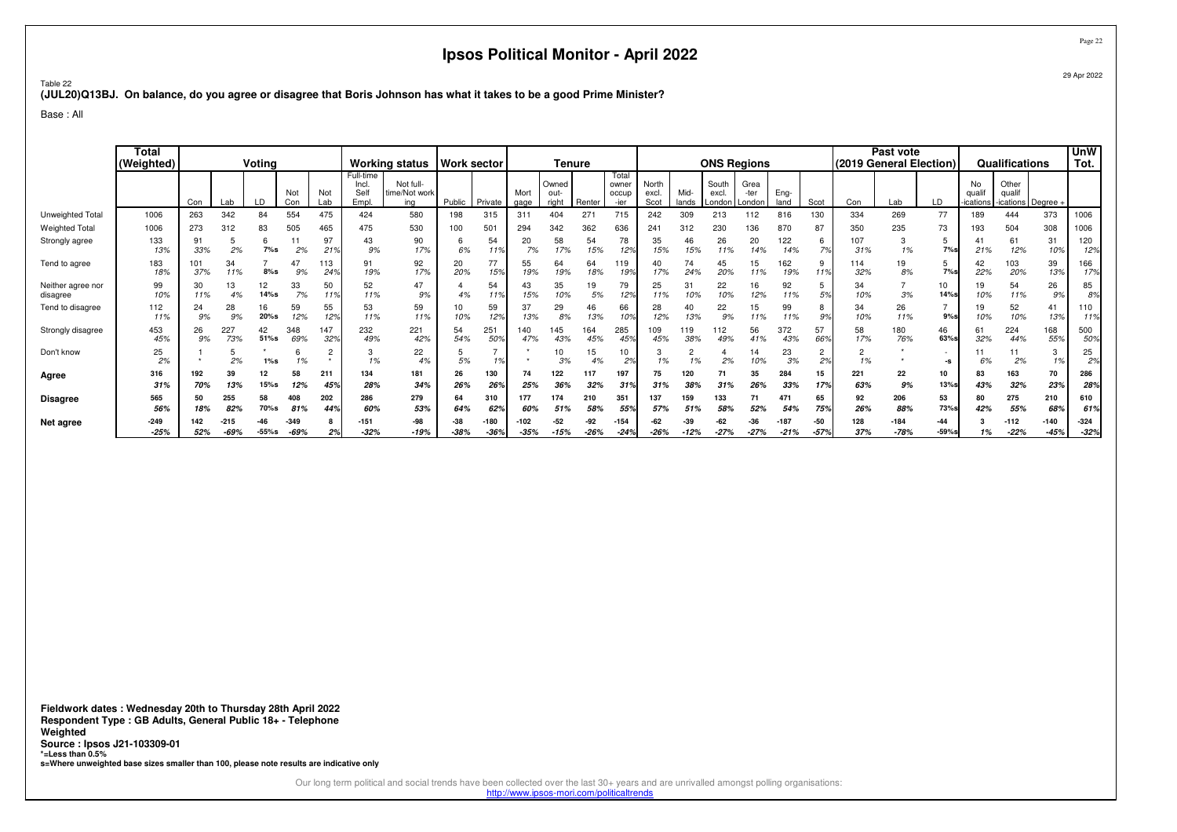# Ipsos Political Monitor - April 2022

29 Apr 2022

Table 22
**(JUL20)Q13BJ. On balance, do you agree or disagree that Boris Johnson has what it takes to be a good Prime Minister?**

Base : All

| | Total (Weighted) | Voting | | | | | Working status | | Work sector | | Tenure | | | | ONS Regions | | | | | | Past vote (2019 General Election) | | | Qualifications | | | UnW Tot. |
|---|---|---|---|---|---|---|---|---|---|---|---|---|---|---|---|---|---|---|---|---|---|---|---|---|---|---|---|
| | | Con | Lab | LD | Not Con | Not Lab | Full-time Incl. Self Empl. | Not full-time/Not working | Public | Private | Mortgage | Owned outright | Renter | Total owner occupier | North excl. Scot | Midlands | South excl. London | Greater London | England | Scot | Con | Lab | LD | No qualifications | Other qualifications | Degree + | |
| Unweighted Total | 1006 | 263 | 342 | 84 | 554 | 475 | 424 | 580 | 198 | 315 | 311 | 404 | 271 | 715 | 242 | 309 | 213 | 112 | 816 | 130 | 334 | 269 | 77 | 189 | 444 | 373 | 1006 |
| Weighted Total | 1006 | 273 | 312 | 83 | 505 | 465 | 475 | 530 | 100 | 501 | 294 | 342 | 362 | 636 | 241 | 312 | 230 | 136 | 870 | 87 | 350 | 235 | 73 | 193 | 504 | 308 | 1006 |
| Strongly agree | 133 | 91 | 5 | 6 | 11 | 97 | 43 | 90 | 6 | 54 | 20 | 58 | 54 | 78 | 35 | 46 | 26 | 20 | 122 | 6 | 107 | 3 | 5 | 41 | 61 | 31 | 120 |
| | 13% | 33% | 2% | 7%s | 2% | 21% | 9% | 17% | 6% | 11% | 7% | 17% | 15% | 12% | 15% | 15% | 11% | 14% | 14% | 7% | 31% | 1% | 7%s | 21% | 12% | 10% | 12% |
| Tend to agree | 183 | 101 | 34 | 7 | 47 | 113 | 91 | 92 | 20 | 77 | 55 | 64 | 64 | 119 | 40 | 74 | 45 | 15 | 162 | 9 | 114 | 19 | 5 | 42 | 103 | 39 | 166 |
| | 18% | 37% | 11% | 8%s | 9% | 24% | 19% | 17% | 20% | 15% | 19% | 19% | 18% | 19% | 17% | 24% | 20% | 11% | 19% | 11% | 32% | 8% | 7%s | 22% | 20% | 13% | 17% |
| Neither agree nor disagree | 99 | 30 | 13 | 12 | 33 | 50 | 52 | 47 | 4 | 54 | 43 | 35 | 19 | 79 | 25 | 31 | 22 | 16 | 92 | 5 | 34 | 7 | 10 | 19 | 54 | 26 | 85 |
| | 10% | 11% | 4% | 14%s | 7% | 11% | 11% | 9% | 4% | 11% | 15% | 10% | 5% | 12% | 11% | 10% | 10% | 12% | 11% | 5% | 10% | 3% | 14%s | 10% | 11% | 9% | 8% |
| Tend to disagree | 112 | 24 | 28 | 16 | 59 | 55 | 53 | 59 | 10 | 59 | 37 | 29 | 46 | 66 | 28 | 40 | 22 | 15 | 99 | 8 | 34 | 26 | 7 | 19 | 52 | 41 | 110 |
| | 11% | 9% | 9% | 20%s | 12% | 12% | 11% | 11% | 10% | 12% | 13% | 8% | 13% | 10% | 12% | 13% | 9% | 11% | 11% | 9% | 10% | 11% | 9%s | 10% | 10% | 13% | 11% |
| Strongly disagree | 453 | 26 | 227 | 42 | 348 | 147 | 232 | 221 | 54 | 251 | 140 | 145 | 164 | 285 | 109 | 119 | 112 | 56 | 372 | 57 | 58 | 180 | 46 | 61 | 224 | 168 | 500 |
| | 45% | 9% | 73% | 51%s | 69% | 32% | 49% | 42% | 54% | 50% | 47% | 43% | 45% | 45% | 45% | 38% | 49% | 41% | 43% | 66% | 17% | 76% | 63%s | 32% | 44% | 55% | 50% |
| Don't know | 25 | 1 | 5 | * | 6 | 2 | 3 | 22 | 5 | 7 | * | 10 | 15 | 10 | 3 | 2 | 4 | 14 | 23 | 2 | 2 | * | - | 11 | 11 | 3 | 25 |
| | 2% | * | 2% | 1%s | 1% | * | 1% | 4% | 5% | 1% | * | 3% | 4% | 2% | 1% | 1% | 2% | 10% | 3% | 2% | 1% | * | -s | 6% | 2% | 1% | 2% |
| **Agree** | **316** | **192** | **39** | **12** | **58** | **211** | **134** | **181** | **26** | **130** | **74** | **122** | **117** | **197** | **75** | **120** | **71** | **35** | **284** | **15** | **221** | **22** | **10** | **83** | **163** | **70** | **286** |
| | **31%** | **70%** | **13%** | **15%s** | **12%** | **45%** | **28%** | **34%** | **26%** | **26%** | **25%** | **36%** | **32%** | **31%** | **31%** | **38%** | **31%** | **26%** | **33%** | **17%** | **63%** | **9%** | **13%s** | **43%** | **32%** | **23%** | **28%** |
| **Disagree** | **565** | **50** | **255** | **58** | **408** | **202** | **286** | **279** | **64** | **310** | **177** | **174** | **210** | **351** | **137** | **159** | **133** | **71** | **471** | **65** | **92** | **206** | **53** | **80** | **275** | **210** | **610** |
| | **56%** | **18%** | **82%** | **70%s** | **81%** | **44%** | **60%** | **53%** | **64%** | **62%** | **60%** | **51%** | **58%** | **55%** | **57%** | **51%** | **58%** | **52%** | **54%** | **75%** | **26%** | **88%** | **73%s** | **42%** | **55%** | **68%** | **61%** |
| **Net agree** | **-249** | **142** | **-215** | **-46** | **-349** | **8** | **-151** | **-98** | **-38** | **-180** | **-102** | **-52** | **-92** | **-154** | **-62** | **-39** | **-62** | **-36** | **-187** | **-50** | **128** | **-184** | **-44** | **3** | **-112** | **-140** | **-324** |
| | **-25%** | **52%** | **-69%** | **-55%s** | **-69%** | **2%** | **-32%** | **-19%** | **-38%** | **-36%** | **-35%** | **-15%** | **-26%** | **-24%** | **-26%** | **-12%** | **-27%** | **-27%** | **-21%** | **-57%** | **37%** | **-78%** | **-59%s** | **1%** | **-22%** | **-45%** | **-32%** |

**Fieldwork dates : Wednesday 20th to Thursday 28th April 2022**
**Respondent Type : GB Adults, General Public 18+ - Telephone**
**Weighted**
**Source : Ipsos J21-103309-01**
***=Less than 0.5%**
**s=Where unweighted base sizes smaller than 100, please note results are indicative only**

Our long term political and social trends have been collected over the last 30+ years and are unrivalled amongst polling organisations:
http://www.ipsos-mori.com/politicaltrends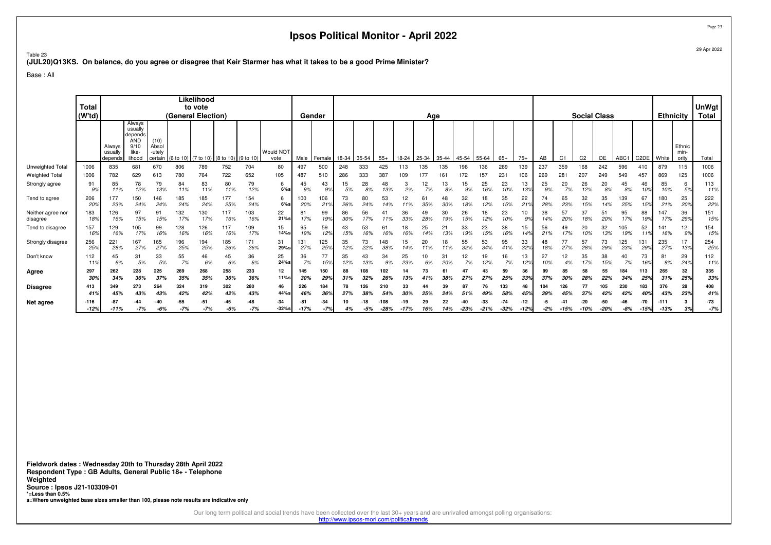# Ipsos Political Monitor - April 2022

Table 23

**(JUL20)Q13KS. On balance, do you agree or disagree that Keir Starmer has what it takes to be a good Prime Minister?**

Base : All

| | Total (W'td) | Likelihood to vote (General Election) | | | | | | | | Gender | | Age | | | | | | | | | | Social Class | | | | | | Ethnicity | | UnWgt Total |
|---|---|---|---|---|---|---|---|---|---|---|---|---|---|---|---|---|---|---|---|---|---|---|---|---|---|---|---|---|---|---|
| | | Always usually depends | Always usually depends AND 9/10 likelihood | (10) Absolutely certain | (6 to 10) | (7 to 10) | (8 to 10) | (9 to 10) | Would NOT vote | Male | Female | 18-34 | 35-54 | 55+ | 18-24 | 25-34 | 35-44 | 45-54 | 55-64 | 65+ | 75+ | AB | C1 | C2 | DE | ABC1 | C2DE | White | Ethnic minority | Total |
| Unweighted Total | 1006 | 835 | 681 | 670 | 806 | 789 | 752 | 704 | 80 | 497 | 500 | 248 | 333 | 425 | 113 | 135 | 135 | 198 | 136 | 289 | 139 | 237 | 359 | 168 | 242 | 596 | 410 | 879 | 115 | 1006 |
| Weighted Total | 1006 | 782 | 629 | 613 | 780 | 764 | 722 | 652 | 105 | 487 | 510 | 286 | 333 | 387 | 109 | 177 | 161 | 172 | 157 | 231 | 106 | 269 | 281 | 207 | 249 | 549 | 457 | 869 | 125 | 1006 |
| Strongly agree | 91<br>9% | 85<br>11% | 78<br>12% | 79<br>13% | 84<br>11% | 83<br>11% | 80<br>11% | 79<br>12% | 6<br>6%s | 45<br>9% | 43<br>9% | 15<br>5% | 28<br>8% | 48<br>13% | 3<br>2% | 12<br>7% | 13<br>8% | 15<br>9% | 25<br>16% | 23<br>10% | 13<br>13% | 25<br>9% | 20<br>7% | 26<br>12% | 20<br>8% | 45<br>8% | 46<br>10% | 85<br>10% | 6<br>5% | 113<br>11% |
| Tend to agree | 206<br>20% | 177<br>23% | 150<br>24% | 146<br>24% | 185<br>24% | 185<br>24% | 177<br>25% | 154<br>24% | 6<br>6%s | 100<br>20% | 106<br>21% | 73<br>26% | 80<br>24% | 53<br>14% | 12<br>11% | 61<br>35% | 48<br>30% | 32<br>18% | 18<br>12% | 35<br>15% | 22<br>21% | 74<br>28% | 65<br>23% | 32<br>15% | 35<br>14% | 139<br>25% | 67<br>15% | 180<br>21% | 25<br>20% | 222<br>22% |
| Neither agree nor disagree | 183<br>18% | 126<br>16% | 97<br>15% | 91<br>15% | 132<br>17% | 130<br>17% | 117<br>16% | 103<br>16% | 22<br>21%s | 81<br>17% | 99<br>19% | 86<br>30% | 56<br>17% | 41<br>11% | 36<br>33% | 49<br>28% | 30<br>19% | 26<br>15% | 18<br>12% | 23<br>10% | 10<br>9% | 38<br>14% | 57<br>20% | 37<br>18% | 51<br>20% | 95<br>17% | 88<br>19% | 147<br>17% | 36<br>29% | 151<br>15% |
| Tend to disagree | 157<br>16% | 129<br>16% | 105<br>17% | 99<br>16% | 128<br>16% | 126<br>16% | 117<br>16% | 109<br>17% | 15<br>14%s | 95<br>19% | 59<br>12% | 43<br>15% | 53<br>16% | 61<br>16% | 18<br>16% | 25<br>14% | 21<br>13% | 33<br>19% | 23<br>15% | 38<br>16% | 15<br>14% | 56<br>21% | 49<br>17% | 20<br>10% | 32<br>13% | 105<br>19% | 52<br>11% | 141<br>16% | 12<br>9% | 154<br>15% |
| Strongly disagree | 256<br>25% | 221<br>28% | 167<br>27% | 165<br>27% | 196<br>25% | 194<br>25% | 185<br>26% | 171<br>26% | 31<br>29%s | 131<br>27% | 125<br>25% | 35<br>12% | 73<br>22% | 148<br>38% | 15<br>14% | 20<br>11% | 18<br>11% | 55<br>32% | 53<br>34% | 95<br>41% | 33<br>32% | 48<br>18% | 77<br>27% | 57<br>28% | 73<br>29% | 125<br>23% | 131<br>29% | 235<br>27% | 17<br>13% | 254<br>25% |
| Don't know | 112<br>11% | 45<br>6% | 31<br>5% | 33<br>5% | 55<br>7% | 46<br>6% | 45<br>6% | 36<br>6% | 25<br>24%s | 36<br>7% | 77<br>15% | 35<br>12% | 43<br>13% | 34<br>9% | 25<br>23% | 10<br>6% | 31<br>20% | 12<br>7% | 19<br>12% | 16<br>7% | 13<br>12% | 27<br>10% | 12<br>4% | 35<br>17% | 38<br>15% | 40<br>7% | 73<br>16% | 81<br>9% | 29<br>24% | 112<br>11% |
| **Agree** | **297**<br>**30%** | **262**<br>**34%** | **228**<br>**36%** | **225**<br>**37%** | **269**<br>**35%** | **268**<br>**35%** | **258**<br>**36%** | **233**<br>**36%** | **12**<br>**11%s** | **145**<br>**30%** | **150**<br>**29%** | **88**<br>**31%** | **108**<br>**32%** | **102**<br>**26%** | **14**<br>**13%** | **73**<br>**41%** | **61**<br>**38%** | **47**<br>**27%** | **43**<br>**27%** | **59**<br>**25%** | **36**<br>**33%** | **99**<br>**37%** | **85**<br>**30%** | **58**<br>**28%** | **55**<br>**22%** | **184**<br>**34%** | **113**<br>**25%** | **265**<br>**31%** | **32**<br>**25%** | **335**<br>**33%** |
| **Disagree** | **413**<br>**41%** | **349**<br>**45%** | **273**<br>**43%** | **264**<br>**43%** | **324**<br>**42%** | **319**<br>**42%** | **302**<br>**42%** | **280**<br>**43%** | **46**<br>**44%s** | **226**<br>**46%** | **184**<br>**36%** | **78**<br>**27%** | **126**<br>**38%** | **210**<br>**54%** | **33**<br>**30%** | **44**<br>**25%** | **39**<br>**24%** | **87**<br>**51%** | **76**<br>**49%** | **133**<br>**58%** | **48**<br>**45%** | **104**<br>**39%** | **126**<br>**45%** | **77**<br>**37%** | **105**<br>**42%** | **230**<br>**42%** | **183**<br>**40%** | **376**<br>**43%** | **28**<br>**23%** | **408**<br>**41%** |
| **Net agree** | **-116**<br>**-12%** | **-87**<br>**-11%** | **-44**<br>**-7%** | **-40**<br>**-6%** | **-55**<br>**-7%** | **-51**<br>**-7%** | **-45**<br>**-6%** | **-48**<br>**-7%** | **-34**<br>**-32%s** | **-81**<br>**-17%** | **-34**<br>**-7%** | **10**<br>**4%** | **-18**<br>**-5%** | **-108**<br>**-28%** | **-19**<br>**-17%** | **29**<br>**16%** | **22**<br>**14%** | **-40**<br>**-23%** | **-33**<br>**-21%** | **-74**<br>**-32%** | **-12**<br>**-12%** | **-5**<br>**-2%** | **-41**<br>**-15%** | **-20**<br>**-10%** | **-50**<br>**-20%** | **-46**<br>**-8%** | **-70**<br>**-15%** | **-111**<br>**-13%** | **3**<br>**3%** | **-73**<br>**-7%** |

**Fieldwork dates : Wednesday 20th to Thursday 28th April 2022**
**Respondent Type : GB Adults, General Public 18+ - Telephone**
**Weighted**
**Source : Ipsos J21-103309-01**
**\*=Less than 0.5%**
**s=Where unweighted base sizes smaller than 100, please note results are indicative only**

Our long term political and social trends have been collected over the last 30+ years and are unrivalled amongst polling organisations:
http://www.ipsos-mori.com/politicaltrends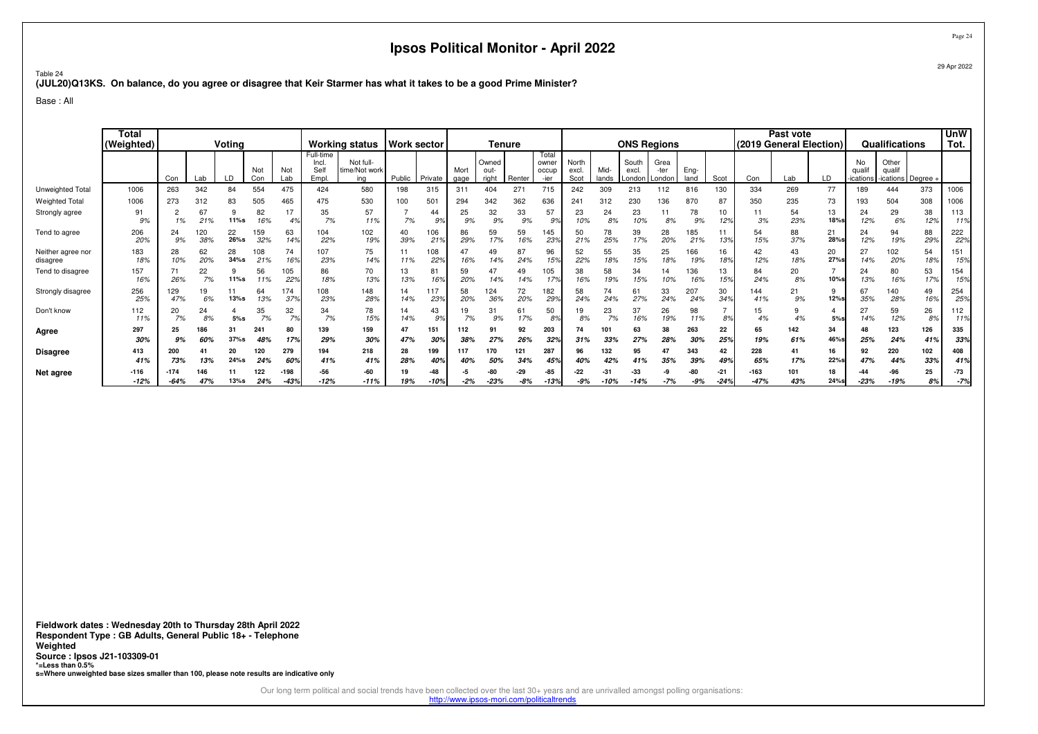# Ipsos Political Monitor - April 2022

29 Apr 2022

Table 24
**(JUL20)Q13KS. On balance, do you agree or disagree that Keir Starmer has what it takes to be a good Prime Minister?**

Base : All

| | Total (Weighted) | Voting | | | | | Working status | | Work sector | | Tenure | | | | ONS Regions | | | | | | Past vote (2019 General Election) | | | Qualifications | | | UnW Tot. |
|---|---|---|---|---|---|---|---|---|---|---|---|---|---|---|---|---|---|---|---|---|---|---|---|---|---|---|---|
| | | Con | Lab | LD | Not Con | Not Lab | Full-time Incl. Self Empl. | Not full-time/Not working | Public | Private | Mortgage | Owned outright | Renter | Total owner occupier | North excl. Scot | Midlands | South excl. London | Greater London | England | Scot | Con | Lab | LD | No qualifications | Other qualifications | Degree + | |
| Unweighted Total | 1006 | 263 | 342 | 84 | 554 | 475 | 424 | 580 | 198 | 315 | 311 | 404 | 271 | 715 | 242 | 309 | 213 | 112 | 816 | 130 | 334 | 269 | 77 | 189 | 444 | 373 | 1006 |
| Weighted Total | 1006 | 273 | 312 | 83 | 505 | 465 | 475 | 530 | 100 | 501 | 294 | 342 | 362 | 636 | 241 | 312 | 230 | 136 | 870 | 87 | 350 | 235 | 73 | 193 | 504 | 308 | 1006 |
| Strongly agree | 91 | 2 | 67 | 9 | 82 | 17 | 35 | 57 | 7 | 44 | 25 | 32 | 33 | 57 | 23 | 24 | 23 | 11 | 78 | 10 | 11 | 54 | 13 | 24 | 29 | 38 | 113 |
| | 9% | 1% | 21% | 11%s | 16% | 4% | 7% | 11% | 7% | 9% | 9% | 9% | 9% | 9% | 10% | 8% | 10% | 8% | 9% | 12% | 3% | 23% | 18%s | 12% | 6% | 12% | 11% |
| Tend to agree | 206 | 24 | 120 | 22 | 159 | 63 | 104 | 102 | 40 | 106 | 86 | 59 | 59 | 145 | 50 | 78 | 39 | 28 | 185 | 11 | 54 | 88 | 21 | 24 | 94 | 88 | 222 |
| | 20% | 9% | 38% | 26%s | 32% | 14% | 22% | 19% | 39% | 21% | 29% | 17% | 16% | 23% | 21% | 25% | 17% | 20% | 21% | 13% | 15% | 37% | 28%s | 12% | 19% | 29% | 22% |
| Neither agree nor disagree | 183 | 28 | 62 | 28 | 108 | 74 | 107 | 75 | 11 | 108 | 47 | 49 | 87 | 96 | 52 | 55 | 35 | 25 | 166 | 16 | 42 | 43 | 20 | 27 | 102 | 54 | 151 |
| | 18% | 10% | 20% | 34%s | 21% | 16% | 23% | 14% | 11% | 22% | 16% | 14% | 24% | 15% | 22% | 18% | 15% | 18% | 19% | 18% | 12% | 18% | 27%s | 14% | 20% | 18% | 15% |
| Tend to disagree | 157 | 71 | 22 | 9 | 56 | 105 | 86 | 70 | 13 | 81 | 59 | 47 | 49 | 105 | 38 | 58 | 34 | 14 | 136 | 13 | 84 | 20 | 7 | 24 | 80 | 53 | 154 |
| | 16% | 26% | 7% | 11%s | 11% | 22% | 18% | 13% | 13% | 16% | 20% | 14% | 14% | 17% | 16% | 19% | 15% | 10% | 16% | 15% | 24% | 8% | 10%s | 13% | 16% | 17% | 15% |
| Strongly disagree | 256 | 129 | 19 | 11 | 64 | 174 | 108 | 148 | 14 | 117 | 58 | 124 | 72 | 182 | 58 | 74 | 61 | 33 | 207 | 30 | 144 | 21 | 9 | 67 | 140 | 49 | 254 |
| | 25% | 47% | 6% | 13%s | 13% | 37% | 23% | 28% | 14% | 23% | 20% | 36% | 20% | 29% | 24% | 24% | 27% | 24% | 24% | 34% | 41% | 9% | 12%s | 35% | 28% | 16% | 25% |
| Don't know | 112 | 20 | 24 | 4 | 35 | 32 | 34 | 78 | 14 | 43 | 19 | 31 | 61 | 50 | 19 | 23 | 37 | 26 | 98 | 7 | 15 | 9 | 4 | 27 | 59 | 26 | 112 |
| | 11% | 7% | 8% | 5%s | 7% | 7% | 7% | 15% | 14% | 9% | 7% | 9% | 17% | 8% | 8% | 7% | 16% | 19% | 11% | 8% | 4% | 4% | 5%s | 14% | 12% | 8% | 11% |
| **Agree** | **297** | **25** | **186** | **31** | **241** | **80** | **139** | **159** | **47** | **151** | **112** | **91** | **92** | **203** | **74** | **101** | **63** | **38** | **263** | **22** | **65** | **142** | **34** | **48** | **123** | **126** | **335** |
| | **30%** | **9%** | **60%** | **37%s** | **48%** | **17%** | **29%** | **30%** | **47%** | **30%** | **38%** | **27%** | **26%** | **32%** | **31%** | **33%** | **27%** | **28%** | **30%** | **25%** | **19%** | **61%** | **46%s** | **25%** | **24%** | **41%** | **33%** |
| **Disagree** | **413** | **200** | **41** | **20** | **120** | **279** | **194** | **218** | **28** | **199** | **117** | **170** | **121** | **287** | **96** | **132** | **95** | **47** | **343** | **42** | **228** | **41** | **16** | **92** | **220** | **102** | **408** |
| | **41%** | **73%** | **13%** | **24%s** | **24%** | **60%** | **41%** | **41%** | **28%** | **40%** | **40%** | **50%** | **34%** | **45%** | **40%** | **42%** | **41%** | **35%** | **39%** | **49%** | **65%** | **17%** | **22%s** | **47%** | **44%** | **33%** | **41%** |
| **Net agree** | **-116** | **-174** | **146** | **11** | **122** | **-198** | **-56** | **-60** | **19** | **-48** | **-5** | **-80** | **-29** | **-85** | **-22** | **-31** | **-33** | **-9** | **-80** | **-21** | **-163** | **101** | **18** | **-44** | **-96** | **25** | **-73** |
| | **-12%** | **-64%** | **47%** | **13%s** | **24%** | **-43%** | **-12%** | **-11%** | **19%** | **-10%** | **-2%** | **-23%** | **-8%** | **-13%** | **-9%** | **-10%** | **-14%** | **-7%** | **-9%** | **-24%** | **-47%** | **43%** | **24%s** | **-23%** | **-19%** | **8%** | **-7%** |

**Fieldwork dates : Wednesday 20th to Thursday 28th April 2022**
**Respondent Type : GB Adults, General Public 18+ - Telephone**
**Weighted**
**Source : Ipsos J21-103309-01**
***=Less than 0.5%**
**s=Where unweighted base sizes smaller than 100, please note results are indicative only**

Our long term political and social trends have been collected over the last 30+ years and are unrivalled amongst polling organisations:
http://www.ipsos-mori.com/politicaltrends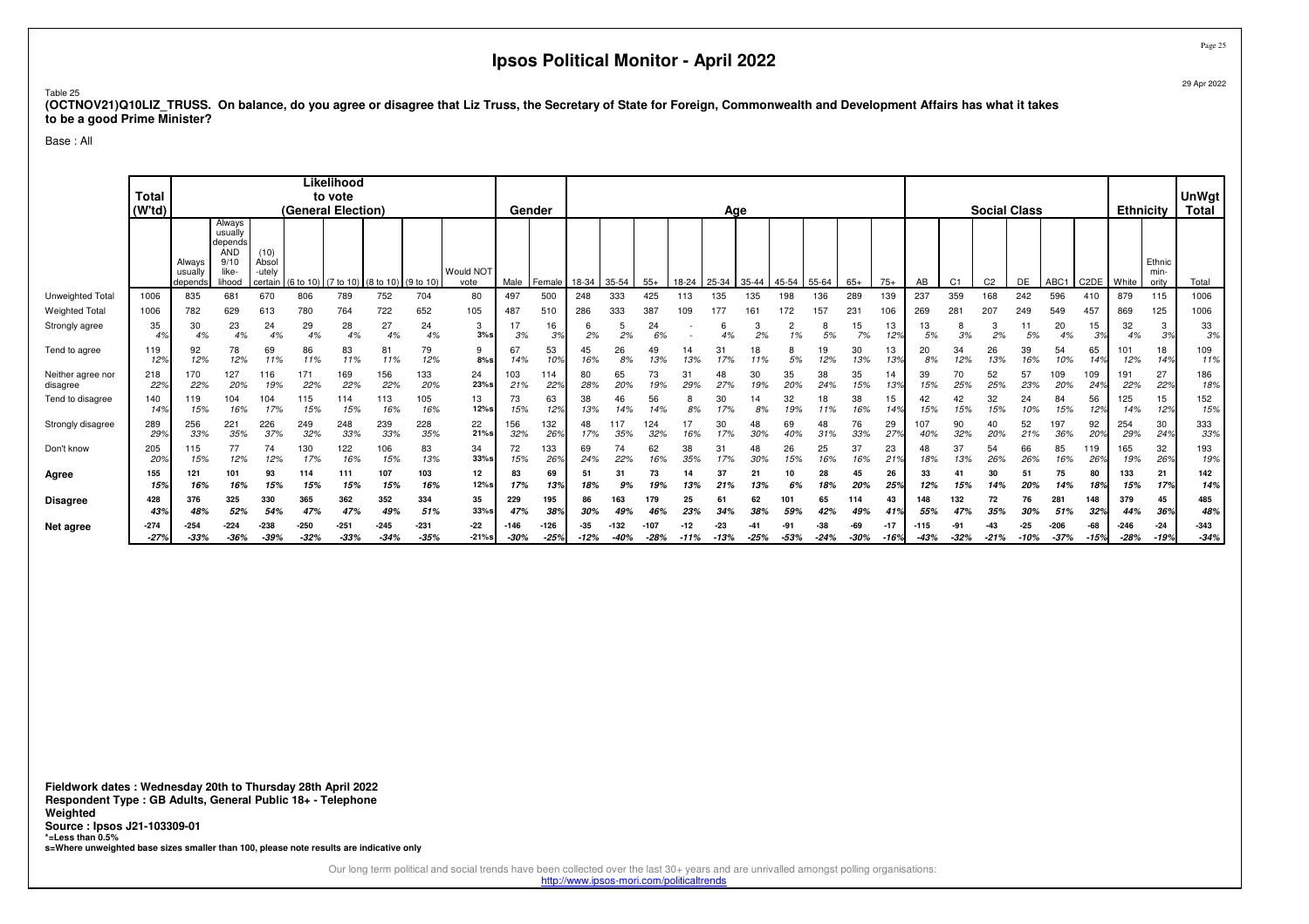# Ipsos Political Monitor - April 2022

29 Apr 2022

Table 25

**(OCTNOV21)Q10LIZ_TRUSS. On balance, do you agree or disagree that Liz Truss, the Secretary of State for Foreign, Commonwealth and Development Affairs has what it takes to be a good Prime Minister?**

Base : All

| | Total (W'td) | Likelihood to vote (General Election) | | | | | | | | | Gender | | Age | | | | | | | | | | | | Social Class | | | | | | Ethnicity | | UnWgt Total |
|---|---|---|---|---|---|---|---|---|---|---|---|---|---|---|---|---|---|---|---|---|---|---|---|---|---|---|---|---|---|---|---|---|---|
| | | Always usually depends | Always usually depends AND 9/10 like-lihood | (10) Absol-utely certain | (6 to 10) | (7 to 10) | (8 to 10) | (9 to 10) | Would NOT vote | Male | Female | 18-34 | 35-54 | 55+ | 18-24 | 25-34 | 35-44 | 45-54 | 55-64 | 65+ | 75+ | AB | C1 | C2 | DE | ABC1 | C2DE | White | Ethnic min-ority | Total |
| Unweighted Total | 1006 | 835 | 681 | 670 | 806 | 789 | 752 | 704 | 80 | 497 | 500 | 248 | 333 | 425 | 113 | 135 | 135 | 198 | 136 | 289 | 139 | 237 | 359 | 168 | 242 | 596 | 410 | 879 | 115 | 1006 |
| Weighted Total | 1006 | 782 | 629 | 613 | 780 | 764 | 722 | 652 | 105 | 487 | 510 | 286 | 333 | 387 | 109 | 177 | 161 | 172 | 157 | 231 | 106 | 269 | 281 | 207 | 249 | 549 | 457 | 869 | 125 | 1006 |
| Strongly agree | 35 4% | 30 4% | 23 4% | 24 4% | 29 4% | 28 4% | 27 4% | 24 4% | 3 3%s | 17 3% | 16 3% | 6 2% | 5 2% | 24 6% | - - | 6 4% | 3 2% | 2 1% | 8 5% | 15 7% | 13 12% | 13 5% | 8 3% | 3 2% | 11 5% | 20 4% | 15 3% | 32 4% | 3 3% | 33 3% |
| Tend to agree | 119 12% | 92 12% | 78 12% | 69 11% | 86 11% | 83 11% | 81 11% | 79 12% | 9 8%s | 67 14% | 53 10% | 45 16% | 26 8% | 49 13% | 14 13% | 31 17% | 18 11% | 8 5% | 19 12% | 30 13% | 13 13% | 20 8% | 34 12% | 26 13% | 39 16% | 54 10% | 65 14% | 101 12% | 18 14% | 109 11% |
| Neither agree nor disagree | 218 22% | 170 22% | 127 20% | 116 19% | 171 22% | 169 22% | 156 22% | 133 20% | 24 23%s | 103 21% | 114 22% | 80 28% | 65 20% | 73 19% | 31 29% | 48 27% | 30 19% | 35 20% | 38 24% | 35 15% | 14 13% | 39 15% | 70 25% | 52 25% | 57 23% | 109 20% | 109 24% | 191 22% | 27 22% | 186 18% |
| Tend to disagree | 140 14% | 119 15% | 104 16% | 104 17% | 115 15% | 114 15% | 113 16% | 105 16% | 13 12%s | 73 15% | 63 12% | 38 13% | 46 14% | 56 14% | 8 8% | 30 17% | 14 8% | 32 19% | 18 11% | 38 16% | 15 14% | 42 15% | 42 15% | 32 15% | 24 10% | 84 15% | 56 12% | 125 14% | 15 12% | 152 15% |
| Strongly disagree | 289 29% | 256 33% | 221 35% | 226 37% | 249 32% | 248 33% | 239 33% | 228 35% | 22 21%s | 156 32% | 132 26% | 48 17% | 117 35% | 124 32% | 17 16% | 30 17% | 48 30% | 69 40% | 48 31% | 76 33% | 29 27% | 107 40% | 90 32% | 40 20% | 52 21% | 197 36% | 92 20% | 254 29% | 30 24% | 333 33% |
| Don't know | 205 20% | 115 15% | 77 12% | 74 12% | 130 17% | 122 16% | 106 15% | 83 13% | 34 33%s | 72 15% | 133 26% | 69 24% | 74 22% | 62 16% | 38 35% | 31 17% | 48 30% | 26 15% | 25 16% | 37 16% | 23 21% | 48 18% | 37 13% | 54 26% | 66 26% | 85 16% | 119 26% | 165 19% | 32 26% | 193 19% |
| **Agree** | **155 15%** | **121 16%** | **101 16%** | **93 15%** | **114 15%** | **111 15%** | **107 15%** | **103 16%** | **12 12%s** | **83 17%** | **69 13%** | **51 18%** | **31 9%** | **73 19%** | **14 13%** | **37 21%** | **21 13%** | **10 6%** | **28 18%** | **45 20%** | **26 25%** | **33 12%** | **41 15%** | **30 14%** | **51 20%** | **75 14%** | **80 18%** | **133 15%** | **21 17%** | **142 14%** |
| **Disagree** | **428 43%** | **376 48%** | **325 52%** | **330 54%** | **365 47%** | **362 47%** | **352 49%** | **334 51%** | **35 33%s** | **229 47%** | **195 38%** | **86 30%** | **163 49%** | **179 46%** | **25 23%** | **61 34%** | **62 38%** | **101 59%** | **65 42%** | **114 49%** | **43 41%** | **148 55%** | **132 47%** | **72 35%** | **76 30%** | **281 51%** | **148 32%** | **379 44%** | **45 36%** | **485 48%** |
| **Net agree** | **-274 -27%** | **-254 -33%** | **-224 -36%** | **-238 -39%** | **-250 -32%** | **-251 -33%** | **-245 -34%** | **-231 -35%** | **-22 -21%s** | **-146 -30%** | **-126 -25%** | **-35 -12%** | **-132 -40%** | **-107 -28%** | **-12 -11%** | **-23 -13%** | **-41 -25%** | **-91 -53%** | **-38 -24%** | **-69 -30%** | **-17 -16%** | **-115 -43%** | **-91 -32%** | **-43 -21%** | **-25 -10%** | **-206 -37%** | **-68 -15%** | **-246 -28%** | **-24 -19%** | **-343 -34%** |

**Fieldwork dates : Wednesday 20th to Thursday 28th April 2022**
**Respondent Type : GB Adults, General Public 18+ - Telephone**
**Weighted**
**Source : Ipsos J21-103309-01**
***=Less than 0.5%**
**s=Where unweighted base sizes smaller than 100, please note results are indicative only**

Our long term political and social trends have been collected over the last 30+ years and are unrivalled amongst polling organisations:
http://www.ipsos-mori.com/politicaltrends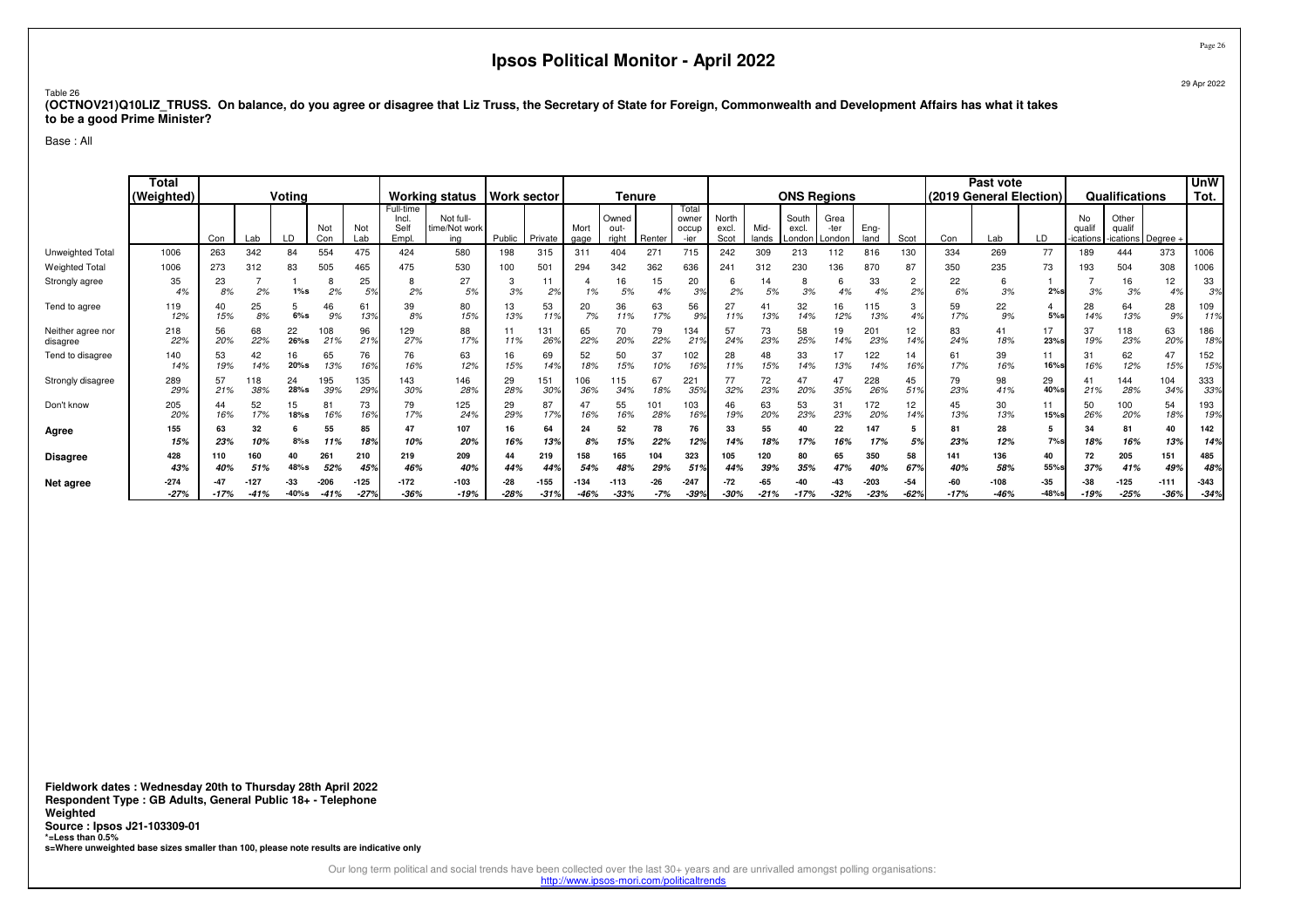# Ipsos Political Monitor - April 2022

Table 26

**(OCTNOV21)Q10LIZ_TRUSS. On balance, do you agree or disagree that Liz Truss, the Secretary of State for Foreign, Commonwealth and Development Affairs has what it takes to be a good Prime Minister?**

Base : All

| | Total (Weighted) | Voting | | | | | Working status | | Work sector | | Tenure | | | | ONS Regions | | | | | | Past vote (2019 General Election) | | | Qualifications | | | UnW Tot. |
|---|---|---|---|---|---|---|---|---|---|---|---|---|---|---|---|---|---|---|---|---|---|---|---|---|---|---|---|
| | | Con | Lab | LD | Not Con | Not Lab | Full-time Incl. Self Empl. | Not full-time/Not working | Public | Private | Mortgage | Owned outright | Renter | Total owner occupier | North excl. Scot | Midlands | South excl. London | Greater London | England | Scot | Con | Lab | LD | No qualifications | Other qualifications | Degree + | |
| Unweighted Total | 1006 | 263 | 342 | 84 | 554 | 475 | 424 | 580 | 198 | 315 | 311 | 404 | 271 | 715 | 242 | 309 | 213 | 112 | 816 | 130 | 334 | 269 | 77 | 189 | 444 | 373 | 1006 |
| Weighted Total | 1006 | 273 | 312 | 83 | 505 | 465 | 475 | 530 | 100 | 501 | 294 | 342 | 362 | 636 | 241 | 312 | 230 | 136 | 870 | 87 | 350 | 235 | 73 | 193 | 504 | 308 | 1006 |
| Strongly agree | 35<br>4% | 23<br>8% | 7<br>2% | 1<br>1%s | 8<br>2% | 25<br>5% | 8<br>2% | 27<br>5% | 3<br>3% | 11<br>2% | 4<br>1% | 16<br>5% | 15<br>4% | 20<br>3% | 6<br>2% | 14<br>5% | 8<br>3% | 6<br>4% | 33<br>4% | 2<br>2% | 22<br>6% | 6<br>3% | 1<br>2%s | 7<br>3% | 16<br>3% | 12<br>4% | 33<br>3% |
| Tend to agree | 119<br>12% | 40<br>15% | 25<br>8% | 5<br>6%s | 46<br>9% | 61<br>13% | 39<br>8% | 80<br>15% | 13<br>13% | 53<br>11% | 20<br>7% | 36<br>11% | 63<br>17% | 56<br>9% | 27<br>11% | 41<br>13% | 32<br>14% | 16<br>12% | 115<br>13% | 3<br>4% | 59<br>17% | 22<br>9% | 4<br>5%s | 28<br>14% | 64<br>13% | 28<br>9% | 109<br>11% |
| Neither agree nor disagree | 218<br>22% | 56<br>20% | 68<br>22% | 22<br>26%s | 108<br>21% | 96<br>21% | 129<br>27% | 88<br>17% | 11<br>11% | 131<br>26% | 65<br>22% | 70<br>20% | 79<br>22% | 134<br>21% | 57<br>24% | 73<br>23% | 58<br>25% | 19<br>14% | 201<br>23% | 12<br>14% | 83<br>24% | 41<br>18% | 17<br>23%s | 37<br>19% | 118<br>23% | 63<br>20% | 186<br>18% |
| Tend to disagree | 140<br>14% | 53<br>19% | 42<br>14% | 16<br>20%s | 65<br>13% | 76<br>16% | 76<br>16% | 63<br>12% | 16<br>15% | 69<br>14% | 52<br>18% | 50<br>15% | 37<br>10% | 102<br>16% | 28<br>11% | 48<br>15% | 33<br>14% | 17<br>13% | 122<br>14% | 14<br>16% | 61<br>17% | 39<br>16% | 11<br>16%s | 31<br>16% | 62<br>12% | 47<br>15% | 152<br>15% |
| Strongly disagree | 289<br>29% | 57<br>21% | 118<br>38% | 24<br>28%s | 195<br>39% | 135<br>29% | 143<br>30% | 146<br>28% | 29<br>28% | 151<br>30% | 106<br>36% | 115<br>34% | 67<br>18% | 221<br>35% | 77<br>32% | 72<br>23% | 47<br>20% | 47<br>35% | 228<br>26% | 45<br>51% | 79<br>23% | 98<br>41% | 29<br>40%s | 41<br>21% | 144<br>28% | 104<br>34% | 333<br>33% |
| Don't know | 205<br>20% | 44<br>16% | 52<br>17% | 15<br>18%s | 81<br>16% | 73<br>16% | 79<br>17% | 125<br>24% | 29<br>29% | 87<br>17% | 47<br>16% | 55<br>16% | 101<br>28% | 103<br>16% | 46<br>19% | 63<br>20% | 53<br>23% | 31<br>23% | 172<br>20% | 12<br>14% | 45<br>13% | 30<br>13% | 11<br>15%s | 50<br>26% | 100<br>20% | 54<br>18% | 193<br>19% |
| **Agree** | **155**<br>*15%* | **63**<br>*23%* | **32**<br>*10%* | **6**<br>*8%s* | **55**<br>*11%* | **85**<br>*18%* | **47**<br>*10%* | **107**<br>*20%* | **16**<br>*16%* | **64**<br>*13%* | **24**<br>*8%* | **52**<br>*15%* | **78**<br>*22%* | **76**<br>*12%* | **33**<br>*14%* | **55**<br>*18%* | **40**<br>*17%* | **22**<br>*16%* | **147**<br>*17%* | **5**<br>*5%* | **81**<br>*23%* | **28**<br>*12%* | **5**<br>*7%s* | **34**<br>*18%* | **81**<br>*16%* | **40**<br>*13%* | **142**<br>*14%* |
| **Disagree** | **428**<br>*43%* | **110**<br>*40%* | **160**<br>*51%* | **40**<br>*48%s* | **261**<br>*52%* | **210**<br>*45%* | **219**<br>*46%* | **209**<br>*40%* | **44**<br>*44%* | **219**<br>*44%* | **158**<br>*54%* | **165**<br>*48%* | **104**<br>*29%* | **323**<br>*51%* | **105**<br>*44%* | **120**<br>*39%* | **80**<br>*35%* | **65**<br>*47%* | **350**<br>*40%* | **58**<br>*67%* | **141**<br>*40%* | **136**<br>*58%* | **40**<br>*55%s* | **72**<br>*37%* | **205**<br>*41%* | **151**<br>*49%* | **485**<br>*48%* |
| **Net agree** | **-274**<br>*-27%* | **-47**<br>*-17%* | **-127**<br>*-41%* | **-33**<br>*-40%s* | **-206**<br>*-41%* | **-125**<br>*-27%* | **-172**<br>*-36%* | **-103**<br>*-19%* | **-28**<br>*-28%* | **-155**<br>*-31%* | **-134**<br>*-46%* | **-113**<br>*-33%* | **-26**<br>*-7%* | **-247**<br>*-39%* | **-72**<br>*-30%* | **-65**<br>*-21%* | **-40**<br>*-17%* | **-43**<br>*-32%* | **-203**<br>*-23%* | **-54**<br>*-62%* | **-60**<br>*-17%* | **-108**<br>*-46%* | **-35**<br>*-48%s* | **-38**<br>*-19%* | **-125**<br>*-25%* | **-111**<br>*-36%* | **-343**<br>*-34%* |

**Fieldwork dates : Wednesday 20th to Thursday 28th April 2022**
**Respondent Type : GB Adults, General Public 18+ - Telephone**
**Weighted**
**Source : Ipsos J21-103309-01**
**\*=Less than 0.5%**
**s=Where unweighted base sizes smaller than 100, please note results are indicative only**

Our long term political and social trends have been collected over the last 30+ years and are unrivalled amongst polling organisations:
http://www.ipsos-mori.com/politicaltrends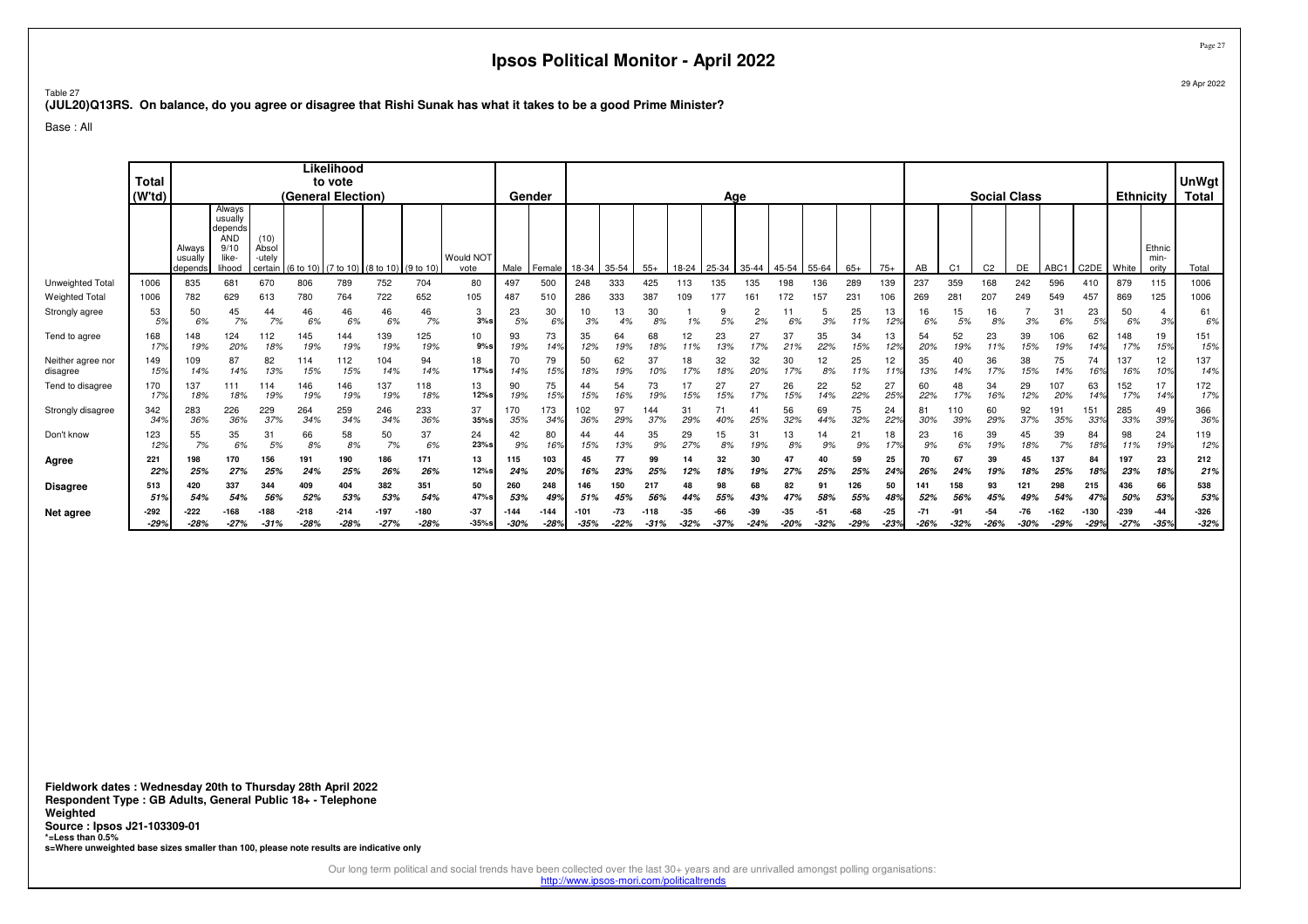# Ipsos Political Monitor - April 2022

29 Apr 2022

Table 27
**(JUL20)Q13RS. On balance, do you agree or disagree that Rishi Sunak has what it takes to be a good Prime Minister?**

Base : All

| | Total (W'td) | Likelihood to vote (General Election) | | | | | | | | Gender | | Age | | | | | | | | | | | Social Class | | | | | | Ethnicity | | UnWgt Total |
|---|---|---|---|---|---|---|---|---|---|---|---|---|---|---|---|---|---|---|---|---|---|---|---|---|---|---|---|---|---|---|---|
| | | Always usually depends | Always usually depends AND 9/10 like-lihood | (10) Absol-utely certain | (6 to 10) | (7 to 10) | (8 to 10) | (9 to 10) | Would NOT vote | Male | Female | 18-34 | 35-54 | 55+ | 18-24 | 25-34 | 35-44 | 45-54 | 55-64 | 65+ | 75+ | AB | C1 | C2 | DE | ABC1 | C2DE | White | Ethnic min-ority | Total |
| Unweighted Total | 1006 | 835 | 681 | 670 | 806 | 789 | 752 | 704 | 80 | 497 | 500 | 248 | 333 | 425 | 113 | 135 | 135 | 198 | 136 | 289 | 139 | 237 | 359 | 168 | 242 | 596 | 410 | 879 | 115 | 1006 |
| Weighted Total | 1006 | 782 | 629 | 613 | 780 | 764 | 722 | 652 | 105 | 487 | 510 | 286 | 333 | 387 | 109 | 177 | 161 | 172 | 157 | 231 | 106 | 269 | 281 | 207 | 249 | 549 | 457 | 869 | 125 | 1006 |
| Strongly agree | 53<br>5% | 50<br>6% | 45<br>7% | 44<br>7% | 46<br>6% | 46<br>6% | 46<br>6% | 46<br>7% | 3<br>3%s | 23<br>5% | 30<br>6% | 10<br>3% | 13<br>4% | 30<br>8% | 1<br>1% | 9<br>5% | 2<br>2% | 11<br>6% | 5<br>3% | 25<br>11% | 13<br>12% | 16<br>6% | 15<br>5% | 16<br>8% | 7<br>3% | 31<br>6% | 23<br>5% | 50<br>6% | 4<br>3% | 61<br>6% |
| Tend to agree | 168<br>17% | 148<br>19% | 124<br>20% | 112<br>18% | 145<br>19% | 144<br>19% | 139<br>19% | 125<br>19% | 10<br>9%s | 93<br>19% | 73<br>14% | 35<br>12% | 64<br>19% | 68<br>18% | 12<br>11% | 23<br>13% | 27<br>17% | 37<br>21% | 35<br>22% | 34<br>15% | 13<br>12% | 54<br>20% | 52<br>19% | 23<br>11% | 39<br>15% | 106<br>19% | 62<br>14% | 148<br>17% | 19<br>15% | 151<br>15% |
| Neither agree nor disagree | 149<br>15% | 109<br>14% | 87<br>14% | 82<br>13% | 114<br>15% | 112<br>15% | 104<br>14% | 94<br>14% | 18<br>17%s | 70<br>14% | 79<br>15% | 50<br>18% | 62<br>19% | 37<br>10% | 18<br>17% | 32<br>18% | 32<br>20% | 30<br>17% | 12<br>8% | 25<br>11% | 12<br>11% | 35<br>13% | 40<br>14% | 36<br>17% | 38<br>15% | 75<br>14% | 74<br>16% | 137<br>16% | 12<br>10% | 137<br>14% |
| Tend to disagree | 170<br>17% | 137<br>18% | 111<br>18% | 114<br>19% | 146<br>19% | 146<br>19% | 137<br>19% | 118<br>18% | 13<br>12%s | 90<br>19% | 75<br>15% | 44<br>15% | 54<br>16% | 73<br>19% | 17<br>15% | 27<br>15% | 27<br>17% | 26<br>15% | 22<br>14% | 52<br>22% | 27<br>25% | 60<br>22% | 48<br>17% | 34<br>16% | 29<br>12% | 107<br>20% | 63<br>14% | 152<br>17% | 17<br>14% | 172<br>17% |
| Strongly disagree | 342<br>34% | 283<br>36% | 226<br>36% | 229<br>37% | 264<br>34% | 259<br>34% | 246<br>34% | 233<br>36% | 37<br>35%s | 170<br>35% | 173<br>34% | 102<br>36% | 97<br>29% | 144<br>37% | 31<br>29% | 71<br>40% | 41<br>25% | 56<br>32% | 69<br>44% | 75<br>32% | 24<br>22% | 81<br>30% | 110<br>39% | 60<br>29% | 92<br>37% | 191<br>35% | 151<br>33% | 285<br>33% | 49<br>39% | 366<br>36% |
| Don't know | 123<br>12% | 55<br>7% | 35<br>6% | 31<br>5% | 66<br>8% | 58<br>8% | 50<br>7% | 37<br>6% | 24<br>23%s | 42<br>9% | 80<br>16% | 44<br>15% | 44<br>13% | 35<br>9% | 29<br>27% | 15<br>8% | 31<br>19% | 13<br>8% | 14<br>9% | 21<br>9% | 18<br>17% | 23<br>9% | 16<br>6% | 39<br>19% | 45<br>18% | 39<br>7% | 84<br>18% | 98<br>11% | 24<br>19% | 119<br>12% |
| **Agree** | **221**<br>**22%** | **198**<br>**25%** | **170**<br>**27%** | **156**<br>**25%** | **191**<br>**24%** | **190**<br>**25%** | **186**<br>**26%** | **171**<br>**26%** | **13**<br>**12%s** | **115**<br>**24%** | **103**<br>**20%** | **45**<br>**16%** | **77**<br>**23%** | **99**<br>**25%** | **14**<br>**12%** | **32**<br>**18%** | **30**<br>**19%** | **47**<br>**27%** | **40**<br>**25%** | **59**<br>**25%** | **25**<br>**24%** | **70**<br>**26%** | **67**<br>**24%** | **39**<br>**19%** | **45**<br>**18%** | **137**<br>**25%** | **84**<br>**18%** | **197**<br>**23%** | **23**<br>**18%** | **212**<br>**21%** |
| **Disagree** | **513**<br>**51%** | **420**<br>**54%** | **337**<br>**54%** | **344**<br>**56%** | **409**<br>**52%** | **404**<br>**53%** | **382**<br>**53%** | **351**<br>**54%** | **50**<br>**47%s** | **260**<br>**53%** | **248**<br>**49%** | **146**<br>**51%** | **150**<br>**45%** | **217**<br>**56%** | **48**<br>**44%** | **98**<br>**55%** | **68**<br>**43%** | **82**<br>**47%** | **91**<br>**58%** | **126**<br>**55%** | **50**<br>**48%** | **141**<br>**52%** | **158**<br>**56%** | **93**<br>**45%** | **121**<br>**49%** | **298**<br>**54%** | **215**<br>**47%** | **436**<br>**50%** | **66**<br>**53%** | **538**<br>**53%** |
| **Net agree** | **-292**<br>**-29%** | **-222**<br>**-28%** | **-168**<br>**-27%** | **-188**<br>**-31%** | **-218**<br>**-28%** | **-214**<br>**-28%** | **-197**<br>**-27%** | **-180**<br>**-28%** | **-37**<br>**-35%s** | **-144**<br>**-30%** | **-144**<br>**-28%** | **-101**<br>**-35%** | **-73**<br>**-22%** | **-118**<br>**-31%** | **-35**<br>**-32%** | **-66**<br>**-37%** | **-39**<br>**-24%** | **-35**<br>**-20%** | **-51**<br>**-32%** | **-68**<br>**-29%** | **-25**<br>**-23%** | **-71**<br>**-26%** | **-91**<br>**-32%** | **-54**<br>**-26%** | **-76**<br>**-30%** | **-162**<br>**-29%** | **-130**<br>**-29%** | **-239**<br>**-27%** | **-44**<br>**-35%** | **-326**<br>**-32%** |

**Fieldwork dates : Wednesday 20th to Thursday 28th April 2022**
**Respondent Type : GB Adults, General Public 18+ - Telephone**
**Weighted**
**Source : Ipsos J21-103309-01**
**\*=Less than 0.5%**
**s=Where unweighted base sizes smaller than 100, please note results are indicative only**

Our long term political and social trends have been collected over the last 30+ years and are unrivalled amongst polling organisations:
http://www.ipsos-mori.com/politicaltrends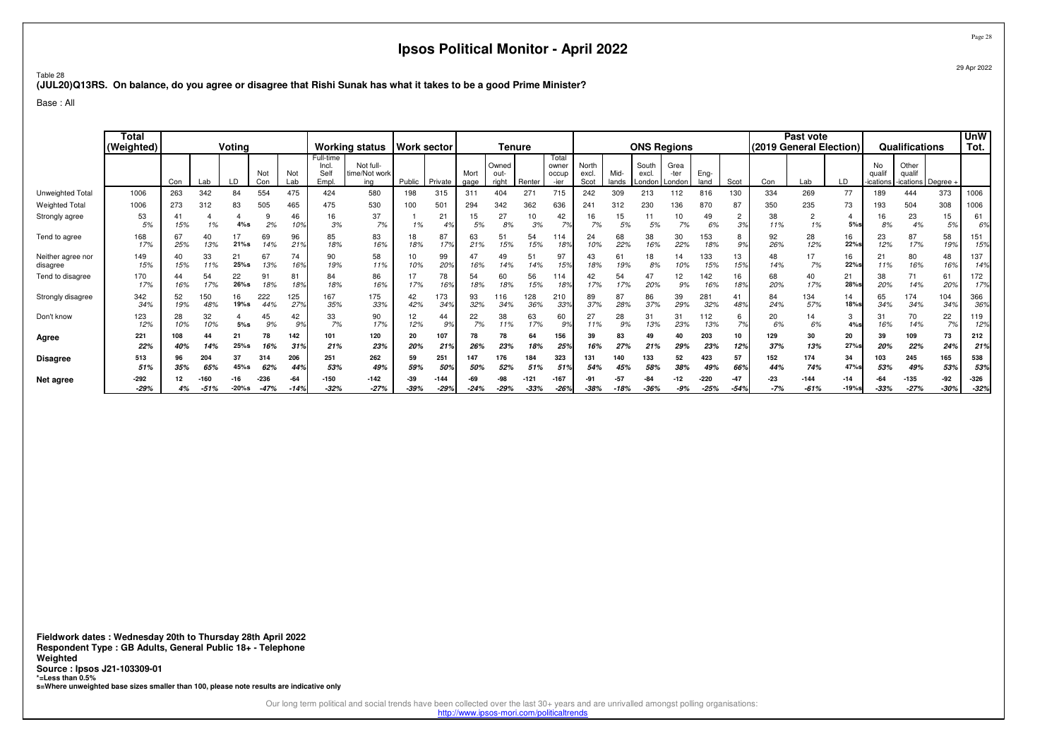# Ipsos Political Monitor - April 2022

Table 28
**(JUL20)Q13RS. On balance, do you agree or disagree that Rishi Sunak has what it takes to be a good Prime Minister?**

Base : All

| | Total (Weighted) | Voting | | | | | Working status | | Work sector | | Tenure | | | | ONS Regions | | | | | | Past vote (2019 General Election) | | | Qualifications | | | UnW Tot. |
|---|---|---|---|---|---|---|---|---|---|---|---|---|---|---|---|---|---|---|---|---|---|---|---|---|---|---|---|
| | | Con | Lab | LD | Not Con | Not Lab | Full-time Incl. Self Empl. | Not full-time/Not working | Public | Private | Mortgage | Owned outright | Renter | Total owner occupier | North excl. Scot | Midlands | South excl. London | Greater London | England | Scot | Con | Lab | LD | No qualifications | Other qualifications | Degree + | |
| Unweighted Total | 1006 | 263 | 342 | 84 | 554 | 475 | 424 | 580 | 198 | 315 | 311 | 404 | 271 | 715 | 242 | 309 | 213 | 112 | 816 | 130 | 334 | 269 | 77 | 189 | 444 | 373 | 1006 |
| Weighted Total | 1006 | 273 | 312 | 83 | 505 | 465 | 475 | 530 | 100 | 501 | 294 | 342 | 362 | 636 | 241 | 312 | 230 | 136 | 870 | 87 | 350 | 235 | 73 | 193 | 504 | 308 | 1006 |
| Strongly agree | 53<br>5% | 41<br>15% | 4<br>1% | 4<br>4%s | 9<br>2% | 46<br>10% | 16<br>3% | 37<br>7% | 1<br>1% | 21<br>4% | 15<br>5% | 27<br>8% | 10<br>3% | 42<br>7% | 16<br>7% | 15<br>5% | 11<br>5% | 10<br>7% | 49<br>6% | 2<br>3% | 38<br>11% | 2<br>1% | 4<br>5%s | 16<br>8% | 23<br>4% | 15<br>5% | 61<br>6% |
| Tend to agree | 168<br>17% | 67<br>25% | 40<br>13% | 17<br>21%s | 69<br>14% | 96<br>21% | 85<br>18% | 83<br>16% | 18<br>18% | 87<br>17% | 63<br>21% | 51<br>15% | 54<br>15% | 114<br>18% | 24<br>10% | 68<br>22% | 38<br>16% | 30<br>22% | 153<br>18% | 8<br>9% | 92<br>26% | 28<br>12% | 16<br>22%s | 23<br>12% | 87<br>17% | 58<br>19% | 151<br>15% |
| Neither agree nor disagree | 149<br>15% | 40<br>15% | 33<br>11% | 21<br>25%s | 67<br>13% | 74<br>16% | 90<br>19% | 58<br>11% | 10<br>10% | 99<br>20% | 47<br>16% | 49<br>14% | 51<br>14% | 97<br>15% | 43<br>18% | 61<br>19% | 18<br>8% | 14<br>10% | 133<br>15% | 13<br>15% | 48<br>14% | 17<br>7% | 16<br>22%s | 21<br>11% | 80<br>16% | 48<br>16% | 137<br>14% |
| Tend to disagree | 170<br>17% | 44<br>16% | 54<br>17% | 22<br>26%s | 91<br>18% | 81<br>18% | 84<br>18% | 86<br>16% | 17<br>17% | 78<br>16% | 54<br>18% | 60<br>18% | 56<br>15% | 114<br>18% | 42<br>17% | 54<br>17% | 47<br>20% | 12<br>9% | 142<br>16% | 16<br>18% | 68<br>20% | 40<br>17% | 21<br>28%s | 38<br>20% | 71<br>14% | 61<br>20% | 172<br>17% |
| Strongly disagree | 342<br>34% | 52<br>19% | 150<br>48% | 16<br>19%s | 222<br>44% | 125<br>27% | 167<br>35% | 175<br>33% | 42<br>42% | 173<br>34% | 93<br>32% | 116<br>34% | 128<br>36% | 210<br>33% | 89<br>37% | 87<br>28% | 86<br>37% | 39<br>29% | 281<br>32% | 41<br>48% | 84<br>24% | 134<br>57% | 14<br>18%s | 65<br>34% | 174<br>34% | 104<br>34% | 366<br>36% |
| Don't know | 123<br>12% | 28<br>10% | 32<br>10% | 4<br>5%s | 45<br>9% | 42<br>9% | 33<br>7% | 90<br>17% | 12<br>12% | 44<br>9% | 22<br>7% | 38<br>11% | 63<br>17% | 60<br>9% | 27<br>11% | 28<br>9% | 31<br>13% | 31<br>23% | 112<br>13% | 6<br>7% | 20<br>6% | 14<br>6% | 3<br>4%s | 31<br>16% | 70<br>14% | 22<br>7% | 119<br>12% |
| **Agree** | **221**<br>**22%** | **108**<br>**40%** | **44**<br>**14%** | **21**<br>**25%s** | **78**<br>**16%** | **142**<br>**31%** | **101**<br>**21%** | **120**<br>**23%** | **20**<br>**20%** | **107**<br>**21%** | **78**<br>**26%** | **78**<br>**23%** | **64**<br>**18%** | **156**<br>**25%** | **39**<br>**16%** | **83**<br>**27%** | **49**<br>**21%** | **40**<br>**29%** | **203**<br>**23%** | **10**<br>**12%** | **129**<br>**37%** | **30**<br>**13%** | **20**<br>**27%s** | **39**<br>**20%** | **109**<br>**22%** | **73**<br>**24%** | **212**<br>**21%** |
| **Disagree** | **513**<br>**51%** | **96**<br>**35%** | **204**<br>**65%** | **37**<br>**45%s** | **314**<br>**62%** | **206**<br>**44%** | **251**<br>**53%** | **262**<br>**49%** | **59**<br>**59%** | **251**<br>**50%** | **147**<br>**50%** | **176**<br>**52%** | **184**<br>**51%** | **323**<br>**51%** | **131**<br>**54%** | **140**<br>**45%** | **133**<br>**58%** | **52**<br>**38%** | **423**<br>**49%** | **57**<br>**66%** | **152**<br>**44%** | **174**<br>**74%** | **34**<br>**47%s** | **103**<br>**53%** | **245**<br>**49%** | **165**<br>**53%** | **538**<br>**53%** |
| **Net agree** | **-292**<br>**-29%** | **12**<br>**4%** | **-160**<br>**-51%** | **-16**<br>**-20%s** | **-236**<br>**-47%** | **-64**<br>**-14%** | **-150**<br>**-32%** | **-142**<br>**-27%** | **-39**<br>**-39%** | **-144**<br>**-29%** | **-69**<br>**-24%** | **-98**<br>**-29%** | **-121**<br>**-33%** | **-167**<br>**-26%** | **-91**<br>**-38%** | **-57**<br>**-18%** | **-84**<br>**-36%** | **-12**<br>**-9%** | **-220**<br>**-25%** | **-47**<br>**-54%** | **-23**<br>**-7%** | **-144**<br>**-61%** | **-14**<br>**-19%s** | **-64**<br>**-33%** | **-135**<br>**-27%** | **-92**<br>**-30%** | **-326**<br>**-32%** |

**Fieldwork dates : Wednesday 20th to Thursday 28th April 2022**
**Respondent Type : GB Adults, General Public 18+ - Telephone**
**Weighted**
**Source : Ipsos J21-103309-01**
**\*=Less than 0.5%**
**s=Where unweighted base sizes smaller than 100, please note results are indicative only**

Our long term political and social trends have been collected over the last 30+ years and are unrivalled amongst polling organisations:
http://www.ipsos-mori.com/politicaltrends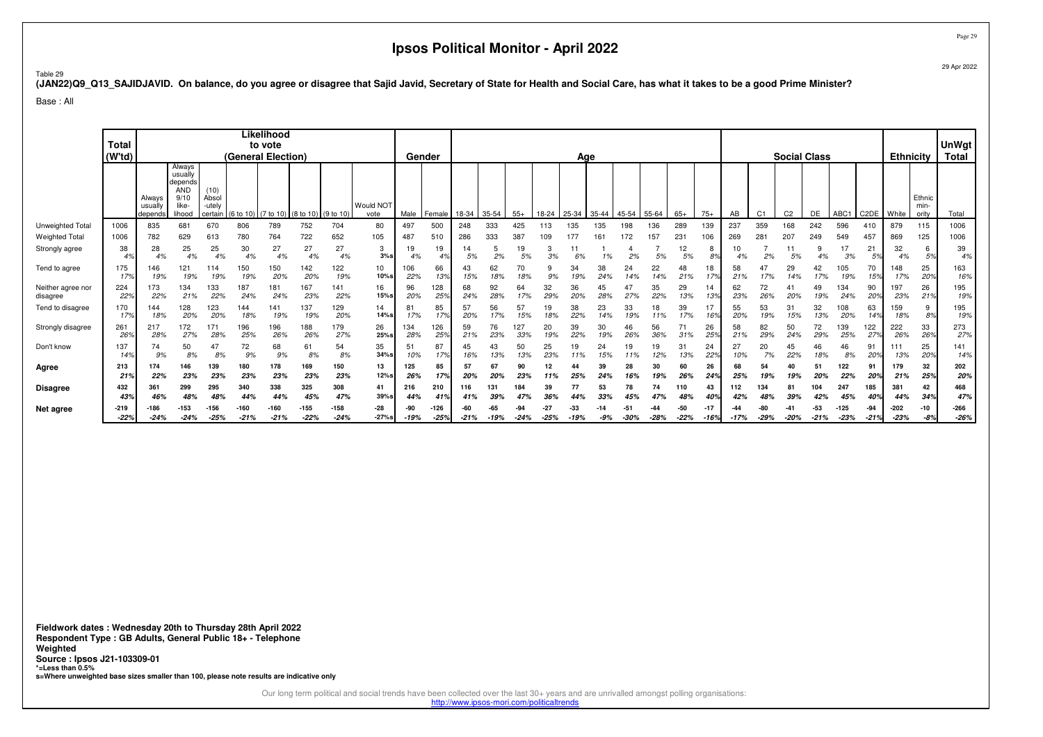# Ipsos Political Monitor - April 2022

29 Apr 2022

Table 29

**(JAN22)Q9_Q13_SAJIDJAVID. On balance, do you agree or disagree that Sajid Javid, Secretary of State for Health and Social Care, has what it takes to be a good Prime Minister?**

Base : All

| | Total (W'td) | Likelihood to vote (General Election) | | | | | | | | Gender | | Age | | | | | | | | | | Social Class | | | | | | Ethnicity | | UnWgt Total |
|---|---|---|---|---|---|---|---|---|---|---|---|---|---|---|---|---|---|---|---|---|---|---|---|---|---|---|---|---|---|---|
| | | Always usually depends | Always usually depends AND 9/10 like-lihood | (10) Absol-utely certain | (6 to 10) | (7 to 10) | (8 to 10) | (9 to 10) | Would NOT vote | Male | Female | 18-34 | 35-54 | 55+ | 18-24 | 25-34 | 35-44 | 45-54 | 55-64 | 65+ | 75+ | AB | C1 | C2 | DE | ABC1 | C2DE | White | Ethnic min-ority | Total |
| Unweighted Total | 1006 | 835 | 681 | 670 | 806 | 789 | 752 | 704 | 80 | 497 | 500 | 248 | 333 | 425 | 113 | 135 | 135 | 198 | 136 | 289 | 139 | 237 | 359 | 168 | 242 | 596 | 410 | 879 | 115 | 1006 |
| Weighted Total | 1006 | 782 | 629 | 613 | 780 | 764 | 722 | 652 | 105 | 487 | 510 | 286 | 333 | 387 | 109 | 177 | 161 | 172 | 157 | 231 | 106 | 269 | 281 | 207 | 249 | 549 | 457 | 869 | 125 | 1006 |
| Strongly agree | 38 | 28 | 25 | 25 | 30 | 27 | 27 | 27 | 3 | 19 | 19 | 14 | 5 | 19 | 3 | 11 | 1 | 4 | 7 | 12 | 8 | 10 | 7 | 11 | 9 | 17 | 21 | 32 | 6 | 39 |
| | 4% | 4% | 4% | 4% | 4% | 4% | 4% | 4% | 3%s | 4% | 4% | 5% | 2% | 5% | 3% | 6% | 1% | 2% | 5% | 5% | 8% | 4% | 2% | 5% | 4% | 3% | 5% | 4% | 5% | 4% |
| Tend to agree | 175 | 146 | 121 | 114 | 150 | 150 | 142 | 122 | 10 | 106 | 66 | 43 | 62 | 70 | 9 | 34 | 38 | 24 | 22 | 48 | 18 | 58 | 47 | 29 | 42 | 105 | 70 | 148 | 25 | 163 |
| | 17% | 19% | 19% | 19% | 19% | 20% | 20% | 19% | 10%s | 22% | 13% | 15% | 18% | 18% | 9% | 19% | 24% | 14% | 14% | 21% | 17% | 21% | 17% | 14% | 17% | 19% | 15% | 17% | 20% | 16% |
| Neither agree nor disagree | 224 | 173 | 134 | 133 | 187 | 181 | 167 | 141 | 16 | 96 | 128 | 68 | 92 | 64 | 32 | 36 | 45 | 47 | 35 | 29 | 14 | 62 | 72 | 41 | 49 | 134 | 90 | 197 | 26 | 195 |
| | 22% | 22% | 21% | 22% | 24% | 24% | 23% | 22% | 15%s | 20% | 25% | 24% | 28% | 17% | 29% | 20% | 28% | 27% | 22% | 13% | 13% | 23% | 26% | 20% | 19% | 24% | 20% | 23% | 21% | 19% |
| Tend to disagree | 170 | 144 | 128 | 123 | 144 | 141 | 137 | 129 | 14 | 81 | 85 | 57 | 56 | 57 | 19 | 38 | 23 | 33 | 18 | 39 | 17 | 55 | 53 | 31 | 32 | 108 | 63 | 159 | 9 | 195 |
| | 17% | 18% | 20% | 20% | 18% | 19% | 19% | 20% | 14%s | 17% | 17% | 20% | 17% | 15% | 18% | 22% | 14% | 19% | 11% | 17% | 16% | 20% | 19% | 15% | 13% | 20% | 14% | 18% | 8% | 19% |
| Strongly disagree | 261 | 217 | 172 | 171 | 196 | 196 | 188 | 179 | 26 | 134 | 126 | 59 | 76 | 127 | 20 | 39 | 30 | 46 | 56 | 71 | 26 | 58 | 82 | 50 | 72 | 139 | 122 | 222 | 33 | 273 |
| | 26% | 28% | 27% | 28% | 25% | 26% | 26% | 27% | 25%s | 28% | 25% | 21% | 23% | 33% | 19% | 22% | 19% | 26% | 36% | 31% | 25% | 21% | 29% | 24% | 29% | 25% | 27% | 26% | 26% | 27% |
| Don't know | 137 | 74 | 50 | 47 | 72 | 68 | 61 | 54 | 35 | 51 | 87 | 45 | 43 | 50 | 25 | 19 | 24 | 19 | 19 | 31 | 24 | 27 | 20 | 45 | 46 | 46 | 91 | 111 | 25 | 141 |
| | 14% | 9% | 8% | 8% | 9% | 9% | 8% | 8% | 34%s | 10% | 17% | 16% | 13% | 13% | 23% | 11% | 15% | 11% | 12% | 13% | 22% | 10% | 7% | 22% | 18% | 8% | 20% | 13% | 20% | 14% |
| **Agree** | **213** | **174** | **146** | **139** | **180** | **178** | **169** | **150** | **13** | **125** | **85** | **57** | **67** | **90** | **12** | **44** | **39** | **28** | **30** | **60** | **26** | **68** | **54** | **40** | **51** | **122** | **91** | **179** | **32** | **202** |
| | **21%** | **22%** | **23%** | **23%** | **23%** | **23%** | **23%** | **23%** | **12%s** | **26%** | **17%** | **20%** | **20%** | **23%** | **11%** | **25%** | **24%** | **16%** | **19%** | **26%** | **24%** | **25%** | **19%** | **19%** | **20%** | **22%** | **20%** | **21%** | **25%** | **20%** |
| **Disagree** | **432** | **361** | **299** | **295** | **340** | **338** | **325** | **308** | **41** | **216** | **210** | **116** | **131** | **184** | **39** | **77** | **53** | **78** | **74** | **110** | **43** | **112** | **134** | **81** | **104** | **247** | **185** | **381** | **42** | **468** |
| | **43%** | **46%** | **48%** | **48%** | **44%** | **44%** | **45%** | **47%** | **39%s** | **44%** | **41%** | **41%** | **39%** | **47%** | **36%** | **44%** | **33%** | **45%** | **47%** | **48%** | **40%** | **42%** | **48%** | **39%** | **42%** | **45%** | **40%** | **44%** | **34%** | **47%** |
| **Net agree** | **-219** | **-186** | **-153** | **-156** | **-160** | **-160** | **-155** | **-158** | **-28** | **-90** | **-126** | **-60** | **-65** | **-94** | **-27** | **-33** | **-14** | **-51** | **-44** | **-50** | **-17** | **-44** | **-80** | **-41** | **-53** | **-125** | **-94** | **-202** | **-10** | **-266** |
| | **-22%** | **-24%** | **-24%** | **-25%** | **-21%** | **-21%** | **-22%** | **-24%** | **-27%s** | **-19%** | **-25%** | **-21%** | **-19%** | **-24%** | **-25%** | **-19%** | **-9%** | **-30%** | **-28%** | **-22%** | **-16%** | **-17%** | **-29%** | **-20%** | **-21%** | **-23%** | **-21%** | **-23%** | **-8%** | **-26%** |

**Fieldwork dates : Wednesday 20th to Thursday 28th April 2022**
**Respondent Type : GB Adults, General Public 18+ - Telephone**
**Weighted**
**Source : Ipsos J21-103309-01**
***=Less than 0.5%**
**s=Where unweighted base sizes smaller than 100, please note results are indicative only**

Our long term political and social trends have been collected over the last 30+ years and are unrivalled amongst polling organisations:
http://www.ipsos-mori.com/politicaltrends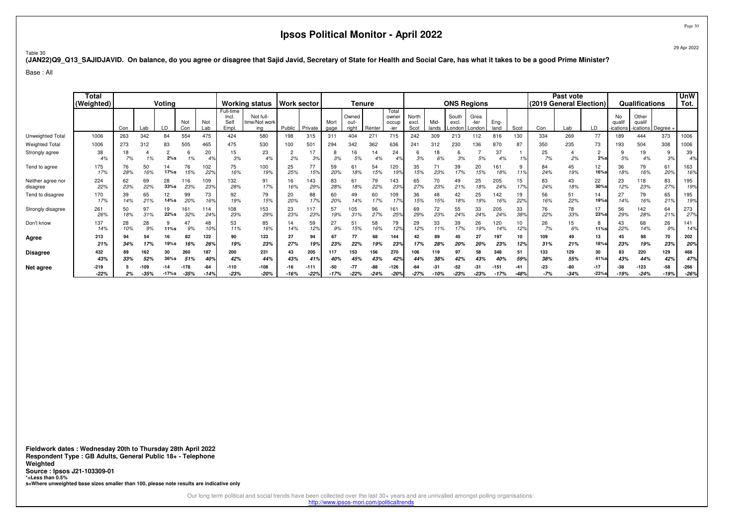# Ipsos Political Monitor - April 2022

Table 30

**(JAN22)Q9_Q13_SAJIDJAVID. On balance, do you agree or disagree that Sajid Javid, Secretary of State for Health and Social Care, has what it takes to be a good Prime Minister?**

Base : All

| | Total (Weighted) | Voting | | | | | Working status | | Work sector | | Tenure | | | | ONS Regions | | | | | | Past vote (2019 General Election) | | | Qualifications | | | UnW Tot. |
|---|---|---|---|---|---|---|---|---|---|---|---|---|---|---|---|---|---|---|---|---|---|---|---|---|---|---|---|
| | | Con | Lab | LD | Not Con | Not Lab | Full-time Incl. Self Empl. | Not full-time/Not working | Public | Private | Mortgage | Owned outright | Renter | Total owner occupier | North excl. Scot | Mid-lands | South excl. London | Greater London | Eng-land | Scot | Con | Lab | LD | No qualifications | Other qualifications | Degree + | |
| Unweighted Total | 1006 | 263 | 342 | 84 | 554 | 475 | 424 | 580 | 198 | 315 | 311 | 404 | 271 | 715 | 242 | 309 | 213 | 112 | 816 | 130 | 334 | 269 | 77 | 189 | 444 | 373 | 1006 |
| Weighted Total | 1006 | 273 | 312 | 83 | 505 | 465 | 475 | 530 | 100 | 501 | 294 | 342 | 362 | 636 | 241 | 312 | 230 | 136 | 870 | 87 | 350 | 235 | 73 | 193 | 504 | 308 | 1006 |
| Strongly agree | 38<br>4% | 18<br>7% | 4<br>1% | 2<br>2%s | 6<br>1% | 20<br>4% | 15<br>3% | 23<br>4% | 2<br>2% | 17<br>3% | 8<br>3% | 16<br>5% | 14<br>4% | 24<br>4% | 6<br>3% | 18<br>6% | 6<br>3% | 7<br>5% | 37<br>4% | 1<br>1% | 25<br>7% | 4<br>2% | 2<br>2%s | 9<br>5% | 19<br>4% | 9<br>3% | 39<br>4% |
| Tend to agree | 175<br>17% | 76<br>28% | 50<br>16% | 14<br>17%s | 76<br>15% | 102<br>22% | 75<br>16% | 100<br>19% | 25<br>25% | 77<br>15% | 59<br>20% | 61<br>18% | 54<br>15% | 120<br>19% | 35<br>15% | 71<br>23% | 39<br>17% | 20<br>15% | 161<br>18% | 9<br>11% | 84<br>24% | 45<br>19% | 12<br>16%s | 36<br>18% | 79<br>16% | 61<br>20% | 163<br>16% |
| Neither agree nor disagree | 224<br>22% | 62<br>23% | 69<br>22% | 28<br>33%s | 116<br>23% | 109<br>23% | 132<br>28% | 91<br>17% | 16<br>16% | 143<br>29% | 83<br>28% | 61<br>18% | 79<br>22% | 143<br>23% | 65<br>27% | 70<br>23% | 49<br>21% | 25<br>18% | 205<br>24% | 15<br>17% | 83<br>24% | 43<br>18% | 22<br>30%s | 23<br>12% | 118<br>23% | 83<br>27% | 195<br>19% |
| Tend to disagree | 170<br>17% | 39<br>14% | 65<br>21% | 12<br>14%s | 99<br>20% | 73<br>16% | 92<br>19% | 79<br>15% | 20<br>20% | 88<br>17% | 60<br>20% | 49<br>14% | 60<br>17% | 109<br>17% | 36<br>15% | 48<br>15% | 42<br>18% | 25<br>19% | 142<br>16% | 19<br>22% | 56<br>16% | 51<br>22% | 14<br>19%s | 27<br>14% | 79<br>16% | 65<br>21% | 195<br>19% |
| Strongly disagree | 261<br>26% | 50<br>18% | 97<br>31% | 19<br>22%s | 161<br>32% | 114<br>24% | 108<br>23% | 153<br>29% | 23<br>23% | 117<br>23% | 57<br>19% | 105<br>31% | 96<br>27% | 161<br>25% | 69<br>29% | 72<br>23% | 55<br>24% | 33<br>24% | 205<br>24% | 33<br>38% | 76<br>22% | 78<br>33% | 17<br>23%s | 56<br>29% | 142<br>28% | 64<br>21% | 273<br>27% |
| Don't know | 137<br>14% | 28<br>10% | 28<br>9% | 9<br>11%s | 47<br>9% | 48<br>10% | 53<br>11% | 85<br>16% | 14<br>14% | 59<br>12% | 27<br>9% | 51<br>15% | 58<br>16% | 79<br>12% | 29<br>12% | 33<br>11% | 39<br>17% | 26<br>19% | 120<br>14% | 10<br>12% | 26<br>7% | 15<br>6% | 8<br>11%s | 43<br>22% | 68<br>14% | 26<br>9% | 141<br>14% |
| **Agree** | **213**<br>**21%** | **94**<br>**34%** | **54**<br>**17%** | **16**<br>**19%s** | **82**<br>**16%** | **122**<br>**26%** | **90**<br>**19%** | **123**<br>**23%** | **27**<br>**27%** | **94**<br>**19%** | **67**<br>**23%** | **77**<br>**22%** | **68**<br>**19%** | **144**<br>**23%** | **42**<br>**17%** | **89**<br>**28%** | **45**<br>**20%** | **27**<br>**20%** | **197**<br>**23%** | **10**<br>**12%** | **109**<br>**31%** | **49**<br>**21%** | **13**<br>**18%s** | **45**<br>**23%** | **98**<br>**19%** | **70**<br>**23%** | **202**<br>**20%** |
| **Disagree** | **432**<br>**43%** | **89**<br>**33%** | **162**<br>**52%** | **30**<br>**36%s** | **260**<br>**51%** | **187**<br>**40%** | **200**<br>**42%** | **231**<br>**44%** | **43**<br>**43%** | **205**<br>**41%** | **117**<br>**40%** | **153**<br>**45%** | **156**<br>**43%** | **270**<br>**42%** | **106**<br>**44%** | **119**<br>**38%** | **97**<br>**42%** | **58**<br>**43%** | **348**<br>**40%** | **51**<br>**59%** | **133**<br>**38%** | **129**<br>**55%** | **30**<br>**41%s** | **83**<br>**43%** | **220**<br>**44%** | **129**<br>**42%** | **468**<br>**47%** |
| **Net agree** | **-219**<br>**-22%** | **5**<br>**2%** | **-109**<br>**-35%** | **-14**<br>**-17%s** | **-178**<br>**-35%** | **-64**<br>**-14%** | **-110**<br>**-23%** | **-108**<br>**-20%** | **-16**<br>**-16%** | **-111**<br>**-22%** | **-50**<br>**-17%** | **-77**<br>**-22%** | **-88**<br>**-24%** | **-126**<br>**-20%** | **-64**<br>**-27%** | **-31**<br>**-10%** | **-52**<br>**-23%** | **-31**<br>**-23%** | **-151**<br>**-17%** | **-41**<br>**-48%** | **-23**<br>**-7%** | **-80**<br>**-34%** | **-17**<br>**-23%s** | **-38**<br>**-19%** | **-123**<br>**-24%** | **-58**<br>**-19%** | **-266**<br>**-26%** |

**Fieldwork dates : Wednesday 20th to Thursday 28th April 2022**
**Respondent Type : GB Adults, General Public 18+ - Telephone**
**Weighted**
**Source : Ipsos J21-103309-01**
**\*=Less than 0.5%**
**s=Where unweighted base sizes smaller than 100, please note results are indicative only**

Our long term political and social trends have been collected over the last 30+ years and are unrivalled amongst polling organisations:
http://www.ipsos-mori.com/politicaltrends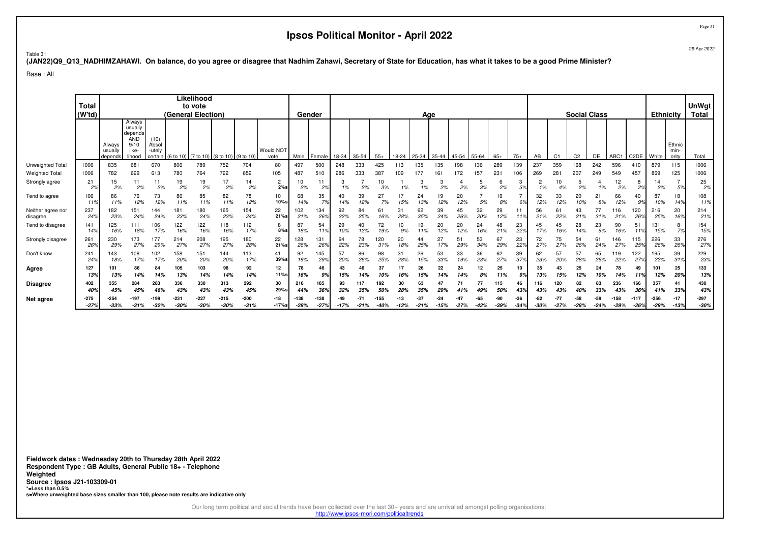# Ipsos Political Monitor - April 2022

29 Apr 2022

Table 31

**(JAN22)Q9_Q13_NADHIMZAHAWI. On balance, do you agree or disagree that Nadhim Zahawi, Secretary of State for Education, has what it takes to be a good Prime Minister?**

Base : All

| | Total (W'td) | Likelihood to vote (General Election) | | | | | | | | Gender | | Age | | | | | | | | | | Social Class | | | | | | Ethnicity | | UnWgt Total |
|---|---|---|---|---|---|---|---|---|---|---|---|---|---|---|---|---|---|---|---|---|---|---|---|---|---|---|---|---|---|---|
| | | Always usually depends | Always usually depends AND 9/10 like-lihood | (10) Absol-utely certain | (6 to 10) | (7 to 10) | (8 to 10) | (9 to 10) | Would NOT vote | Male | Female | 18-34 | 35-54 | 55+ | 18-24 | 25-34 | 35-44 | 45-54 | 55-64 | 65+ | 75+ | AB | C1 | C2 | DE | ABC1 | C2DE | White | Ethnic min-ority | Total |
| Unweighted Total | 1006 | 835 | 681 | 670 | 806 | 789 | 752 | 704 | 80 | 497 | 500 | 248 | 333 | 425 | 113 | 135 | 135 | 198 | 136 | 289 | 139 | 237 | 359 | 168 | 242 | 596 | 410 | 879 | 115 | 1006 |
| Weighted Total | 1006 | 782 | 629 | 613 | 780 | 764 | 722 | 652 | 105 | 487 | 510 | 286 | 333 | 387 | 109 | 177 | 161 | 172 | 157 | 231 | 106 | 269 | 281 | 207 | 249 | 549 | 457 | 869 | 125 | 1006 |
| Strongly agree | 21 2% | 15 2% | 11 2% | 11 2% | 19 2% | 19 2% | 17 2% | 14 2% | 2 2%s | 10 2% | 11 2% | 3 1% | 7 2% | 10 3% | 1 1% | 3 1% | 3 2% | 4 2% | 5 3% | 6 2% | 3 3% | 2 1% | 10 4% | 5 2% | 4 1% | 12 2% | 8 2% | 14 2% | 7 5% | 25 2% |
| Tend to agree | 106 11% | 86 11% | 76 12% | 73 12% | 86 11% | 85 11% | 82 11% | 78 12% | 10 10%s | 68 14% | 35 7% | 40 14% | 39 12% | 27 7% | 17 15% | 24 13% | 19 12% | 20 12% | 7 5% | 19 8% | 7 6% | 32 12% | 33 12% | 20 10% | 21 8% | 66 12% | 40 9% | 87 10% | 18 14% | 108 11% |
| Neither agree nor disagree | 237 24% | 182 23% | 151 24% | 144 24% | 181 23% | 180 24% | 165 23% | 154 24% | 22 21%s | 102 21% | 134 26% | 92 32% | 84 25% | 61 16% | 31 28% | 62 35% | 39 24% | 45 26% | 32 20% | 29 12% | 11 11% | 56 21% | 61 22% | 43 21% | 77 31% | 116 21% | 120 26% | 216 25% | 20 16% | 214 21% |
| Tend to disagree | 141 14% | 125 16% | 111 18% | 106 17% | 122 16% | 122 16% | 118 16% | 112 17% | 8 8%s | 87 18% | 54 11% | 29 10% | 40 12% | 72 19% | 10 9% | 19 11% | 20 12% | 20 12% | 24 16% | 48 21% | 23 22% | 45 17% | 45 16% | 28 14% | 23 9% | 90 16% | 51 11% | 131 15% | 8 7% | 154 15% |
| Strongly disagree | 261 26% | 230 29% | 173 27% | 177 29% | 214 27% | 208 27% | 195 27% | 180 28% | 22 21%s | 128 26% | 131 26% | 64 22% | 78 23% | 120 31% | 20 18% | 44 25% | 27 17% | 51 29% | 53 34% | 67 29% | 23 22% | 72 27% | 75 27% | 54 26% | 61 24% | 146 27% | 115 25% | 226 26% | 33 26% | 276 27% |
| Don't know | 241 24% | 143 18% | 108 17% | 102 17% | 158 20% | 151 20% | 144 20% | 113 17% | 41 39%s | 92 19% | 145 29% | 57 20% | 86 26% | 98 25% | 31 28% | 26 15% | 53 33% | 33 19% | 36 23% | 62 27% | 39 37% | 62 23% | 57 20% | 57 28% | 65 26% | 119 22% | 122 27% | 195 22% | 39 31% | 229 23% |
| **Agree** | **127 13%** | **101 13%** | **86 14%** | **84 14%** | **105 13%** | **103 14%** | **98 14%** | **92 14%** | **12 11%s** | **78 16%** | **46 9%** | **43 15%** | **46 14%** | **37 10%** | **17 16%** | **26 15%** | **22 14%** | **24 14%** | **12 8%** | **25 11%** | **10 9%** | **35 13%** | **43 15%** | **25 12%** | **24 10%** | **78 14%** | **49 11%** | **101 12%** | **25 20%** | **133 13%** |
| **Disagree** | **402 40%** | **355 45%** | **284 45%** | **283 46%** | **336 43%** | **330 43%** | **313 43%** | **292 45%** | **30 29%s** | **216 44%** | **185 36%** | **93 32%** | **117 35%** | **192 50%** | **30 28%** | **63 35%** | **47 29%** | **71 41%** | **77 49%** | **115 50%** | **46 43%** | **116 43%** | **120 43%** | **82 40%** | **83 33%** | **236 43%** | **166 36%** | **357 41%** | **41 33%** | **430 43%** |
| **Net agree** | **-275 -27%** | **-254 -33%** | **-197 -31%** | **-199 -32%** | **-231 -30%** | **-227 -30%** | **-215 -30%** | **-200 -31%** | **-18 -17%s** | **-138 -28%** | **-138 -27%** | **-49 -17%** | **-71 -21%** | **-155 -40%** | **-13 -12%** | **-37 -21%** | **-24 -15%** | **-47 -27%** | **-65 -42%** | **-90 -39%** | **-36 -34%** | **-82 -30%** | **-77 -27%** | **-58 -28%** | **-59 -24%** | **-158 -29%** | **-117 -26%** | **-256 -29%** | **-17 -13%** | **-297 -30%** |

**Fieldwork dates : Wednesday 20th to Thursday 28th April 2022**
**Respondent Type : GB Adults, General Public 18+ - Telephone**
**Weighted**
**Source : Ipsos J21-103309-01**
**\*=Less than 0.5%**
**s=Where unweighted base sizes smaller than 100, please note results are indicative only**

Our long term political and social trends have been collected over the last 30+ years and are unrivalled amongst polling organisations:
http://www.ipsos-mori.com/politicaltrends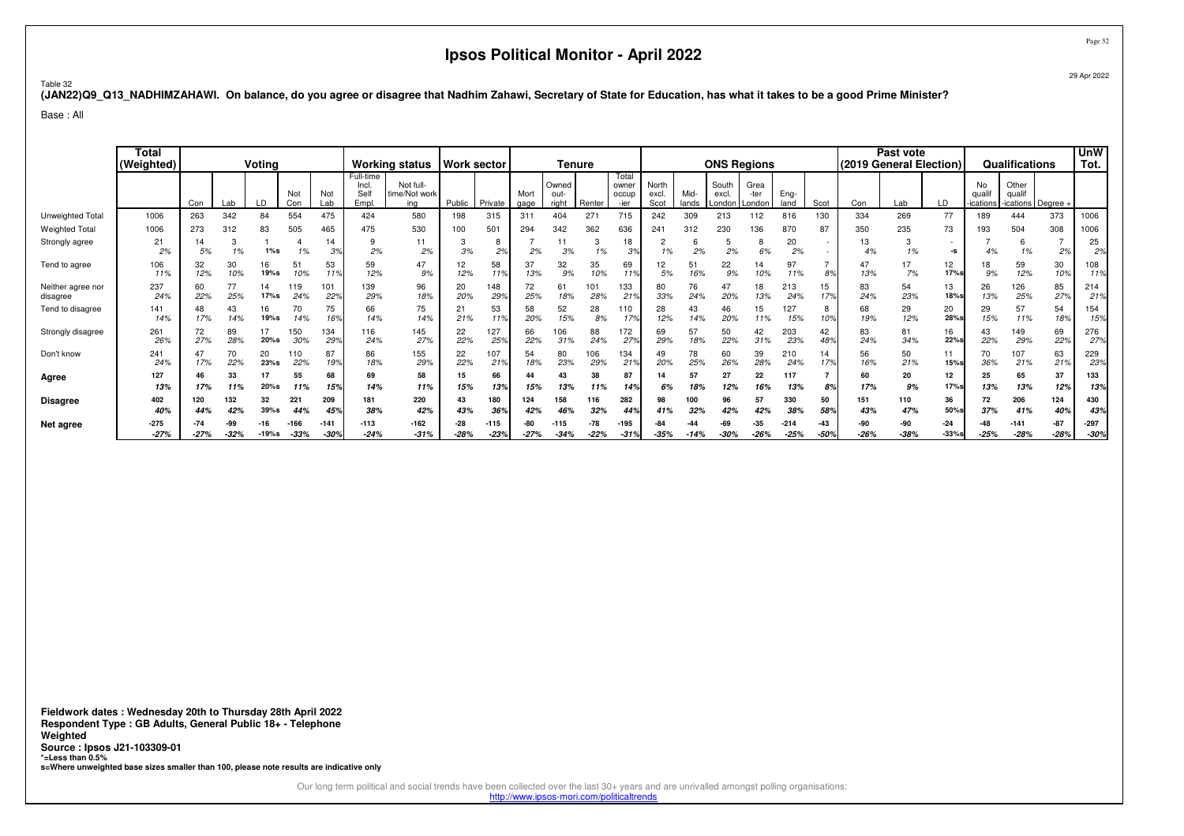# Ipsos Political Monitor - April 2022

29 Apr 2022

Table 32

**(JAN22)Q9_Q13_NADHIMZAHAWI. On balance, do you agree or disagree that Nadhim Zahawi, Secretary of State for Education, has what it takes to be a good Prime Minister?**

Base : All

| | Total (Weighted) | Voting | | | | | Working status | | Work sector | | Tenure | | | | ONS Regions | | | | | | Past vote (2019 General Election) | | | Qualifications | | | UnW Tot. |
|---|---|---|---|---|---|---|---|---|---|---|---|---|---|---|---|---|---|---|---|---|---|---|---|---|---|---|---|
| | | Con | Lab | LD | Not Con | Not Lab | Full-time Incl. Self Empl. | Not full-time/Not working | Public | Private | Mortgage | Owned outright | Renter | Total owner occupier | North excl. Scot | Midlands | South excl. London | Greater London | England | Scot | Con | Lab | LD | No qualifications | Other qualifications | Degree + | |
| Unweighted Total | 1006 | 263 | 342 | 84 | 554 | 475 | 424 | 580 | 198 | 315 | 311 | 404 | 271 | 715 | 242 | 309 | 213 | 112 | 816 | 130 | 334 | 269 | 77 | 189 | 444 | 373 | 1006 |
| Weighted Total | 1006 | 273 | 312 | 83 | 505 | 465 | 475 | 530 | 100 | 501 | 294 | 342 | 362 | 636 | 241 | 312 | 230 | 136 | 870 | 87 | 350 | 235 | 73 | 193 | 504 | 308 | 1006 |
| Strongly agree | 21 | 14 | 3 | 1 | 4 | 14 | 9 | 11 | 3 | 8 | 7 | 11 | 3 | 18 | 2 | 6 | 5 | 8 | 20 | - | 13 | 3 | - | 7 | 6 | 7 | 25 |
| | 2% | 5% | 1% | 1%s | 1% | 3% | 2% | 2% | 3% | 2% | 2% | 3% | 1% | 3% | 1% | 2% | 2% | 6% | 2% | - | 4% | 1% | -s | 4% | 1% | 2% | 2% |
| Tend to agree | 106 | 32 | 30 | 16 | 51 | 53 | 59 | 47 | 12 | 58 | 37 | 32 | 35 | 69 | 12 | 51 | 22 | 14 | 97 | 7 | 47 | 17 | 12 | 18 | 59 | 30 | 108 |
| | 11% | 12% | 10% | 19%s | 10% | 11% | 12% | 9% | 12% | 11% | 13% | 9% | 10% | 11% | 5% | 16% | 9% | 10% | 11% | 8% | 13% | 7% | 17%s | 9% | 12% | 10% | 11% |
| Neither agree nor disagree | 237 | 60 | 77 | 14 | 119 | 101 | 139 | 96 | 20 | 148 | 72 | 61 | 101 | 133 | 80 | 76 | 47 | 18 | 213 | 15 | 83 | 54 | 13 | 26 | 126 | 85 | 214 |
| | 24% | 22% | 25% | 17%s | 24% | 22% | 29% | 18% | 20% | 29% | 25% | 18% | 28% | 21% | 33% | 24% | 20% | 13% | 24% | 17% | 24% | 23% | 18%s | 13% | 25% | 27% | 21% |
| Tend to disagree | 141 | 48 | 43 | 16 | 70 | 75 | 66 | 75 | 21 | 53 | 58 | 52 | 28 | 110 | 28 | 43 | 46 | 15 | 127 | 8 | 68 | 29 | 20 | 29 | 57 | 54 | 154 |
| | 14% | 17% | 14% | 19%s | 14% | 16% | 14% | 14% | 21% | 11% | 20% | 15% | 8% | 17% | 12% | 14% | 20% | 11% | 15% | 10% | 19% | 12% | 28%s | 15% | 11% | 18% | 15% |
| Strongly disagree | 261 | 72 | 89 | 17 | 150 | 134 | 116 | 145 | 22 | 127 | 66 | 106 | 88 | 172 | 69 | 57 | 50 | 42 | 203 | 42 | 83 | 81 | 16 | 43 | 149 | 69 | 276 |
| | 26% | 27% | 28% | 20%s | 30% | 29% | 24% | 27% | 22% | 25% | 22% | 31% | 24% | 27% | 29% | 18% | 22% | 31% | 23% | 48% | 24% | 34% | 22%s | 22% | 29% | 22% | 27% |
| Don't know | 241 | 47 | 70 | 20 | 110 | 87 | 86 | 155 | 22 | 107 | 54 | 80 | 106 | 134 | 49 | 78 | 60 | 39 | 210 | 14 | 56 | 50 | 11 | 70 | 107 | 63 | 229 |
| | 24% | 17% | 22% | 23%s | 22% | 19% | 18% | 29% | 22% | 21% | 18% | 23% | 29% | 21% | 20% | 25% | 26% | 28% | 24% | 17% | 16% | 21% | 15%s | 36% | 21% | 21% | 23% |
| **Agree** | 127 | 46 | 33 | 17 | 55 | 68 | 69 | 58 | 15 | 66 | 44 | 43 | 38 | 87 | 14 | 57 | 27 | 22 | 117 | 7 | 60 | 20 | 12 | 25 | 65 | 37 | 133 |
| | 13% | 17% | 11% | 20%s | 11% | 15% | 14% | 11% | 15% | 13% | 15% | 13% | 11% | 14% | 6% | 18% | 12% | 16% | 13% | 8% | 17% | 9% | 17%s | 13% | 13% | 12% | 13% |
| **Disagree** | 402 | 120 | 132 | 32 | 221 | 209 | 181 | 220 | 43 | 180 | 124 | 158 | 116 | 282 | 98 | 100 | 96 | 57 | 330 | 50 | 151 | 110 | 36 | 72 | 206 | 124 | 430 |
| | 40% | 44% | 42% | 39%s | 44% | 45% | 38% | 42% | 43% | 36% | 42% | 46% | 32% | 44% | 41% | 32% | 42% | 42% | 38% | 58% | 43% | 47% | 50%s | 37% | 41% | 40% | 43% |
| **Net agree** | -275 | -74 | -99 | -16 | -166 | -141 | -113 | -162 | -28 | -115 | -80 | -115 | -78 | -195 | -84 | -44 | -69 | -35 | -214 | -43 | -90 | -90 | -24 | -48 | -141 | -87 | -297 |
| | -27% | -27% | -32% | -19%s | -33% | -30% | -24% | -31% | -28% | -23% | -27% | -34% | -22% | -31% | -35% | -14% | -30% | -26% | -25% | -50% | -26% | -38% | -33%s | -25% | -28% | -28% | -30% |

**Fieldwork dates : Wednesday 20th to Thursday 28th April 2022**
**Respondent Type : GB Adults, General Public 18+ - Telephone**
**Weighted**
**Source : Ipsos J21-103309-01**
**\*=Less than 0.5%**
**s=Where unweighted base sizes smaller than 100, please note results are indicative only**

Our long term political and social trends have been collected over the last 30+ years and are unrivalled amongst polling organisations:
http://www.ipsos-mori.com/politicaltrends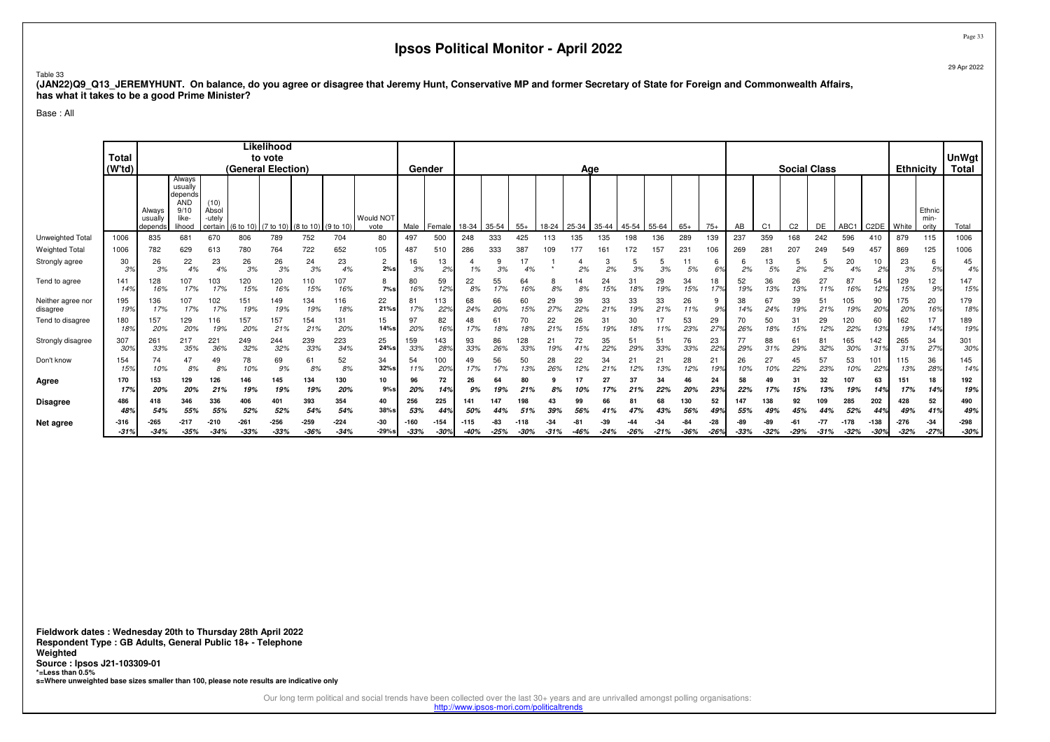# Ipsos Political Monitor - April 2022

Table 33

**(JAN22)Q9_Q13_JEREMYHUNT. On balance, do you agree or disagree that Jeremy Hunt, Conservative MP and former Secretary of State for Foreign and Commonwealth Affairs, has what it takes to be a good Prime Minister?**

Base : All

| | Total (W'td) | Likelihood to vote (General Election) | | | | | | | | | Gender | | Age | | | | | | | | | | | Social Class | | | | | | | Ethnicity | | UnWgt Total |
|---|---|---|---|---|---|---|---|---|---|---|---|---|---|---|---|---|---|---|---|---|---|---|---|---|---|---|---|---|---|---|---|---|---|
| | | Always usually depends | Always usually depends AND 9/10 like-lihood | (10) Absol-utely certain | (6 to 10) | (7 to 10) | (8 to 10) | (9 to 10) | Would NOT vote | Male | Female | 18-34 | 35-54 | 55+ | 18-24 | 25-34 | 35-44 | 45-54 | 55-64 | 65+ | 75+ | AB | C1 | C2 | DE | ABC1 | C2DE | White | Ethnic min-ority | Total |
| Unweighted Total | 1006 | 835 | 681 | 670 | 806 | 789 | 752 | 704 | 80 | 497 | 500 | 248 | 333 | 425 | 113 | 135 | 135 | 198 | 136 | 289 | 139 | 237 | 359 | 168 | 242 | 596 | 410 | 879 | 115 | 1006 |
| Weighted Total | 1006 | 782 | 629 | 613 | 780 | 764 | 722 | 652 | 105 | 487 | 510 | 286 | 333 | 387 | 109 | 177 | 161 | 172 | 157 | 231 | 106 | 269 | 281 | 207 | 249 | 549 | 457 | 869 | 125 | 1006 |
| Strongly agree | 30 | 26 | 22 | 23 | 26 | 26 | 24 | 23 | 2 | 16 | 13 | 4 | 9 | 17 | 1 | 4 | 3 | 5 | 5 | 11 | 6 | 6 | 13 | 5 | 5 | 20 | 10 | 23 | 6 | 45 |
| | 3% | 3% | 4% | 4% | 3% | 3% | 3% | 4% | 2%s | 3% | 2% | 1% | 3% | 4% | * | 2% | 2% | 3% | 3% | 5% | 6% | 2% | 5% | 2% | 2% | 4% | 2% | 3% | 5% | 4% |
| Tend to agree | 141 | 128 | 107 | 103 | 120 | 120 | 110 | 107 | 8 | 80 | 59 | 22 | 55 | 64 | 8 | 14 | 24 | 31 | 29 | 34 | 18 | 52 | 36 | 26 | 27 | 87 | 54 | 129 | 12 | 147 |
| | 14% | 16% | 17% | 17% | 15% | 16% | 15% | 16% | 7%s | 16% | 12% | 8% | 17% | 16% | 8% | 8% | 15% | 18% | 19% | 15% | 17% | 19% | 13% | 13% | 11% | 16% | 12% | 15% | 9% | 15% |
| Neither agree nor disagree | 195 | 136 | 107 | 102 | 151 | 149 | 134 | 116 | 22 | 81 | 113 | 68 | 66 | 60 | 29 | 39 | 33 | 33 | 33 | 26 | 9 | 38 | 67 | 39 | 51 | 105 | 90 | 175 | 20 | 179 |
| | 19% | 17% | 17% | 17% | 19% | 19% | 19% | 18% | 21%s | 17% | 22% | 24% | 20% | 15% | 27% | 22% | 21% | 19% | 21% | 11% | 9% | 14% | 24% | 19% | 21% | 19% | 20% | 20% | 16% | 18% |
| Tend to disagree | 180 | 157 | 129 | 116 | 157 | 157 | 154 | 131 | 15 | 97 | 82 | 48 | 61 | 70 | 22 | 26 | 31 | 30 | 17 | 53 | 29 | 70 | 50 | 31 | 29 | 120 | 60 | 162 | 17 | 189 |
| | 18% | 20% | 20% | 19% | 20% | 21% | 21% | 20% | 14%s | 20% | 16% | 17% | 18% | 18% | 21% | 15% | 19% | 18% | 11% | 23% | 27% | 26% | 18% | 15% | 12% | 22% | 13% | 19% | 14% | 19% |
| Strongly disagree | 307 | 261 | 217 | 221 | 249 | 244 | 239 | 223 | 25 | 159 | 143 | 93 | 86 | 128 | 21 | 72 | 35 | 51 | 51 | 76 | 23 | 77 | 88 | 61 | 81 | 165 | 142 | 265 | 34 | 301 |
| | 30% | 33% | 35% | 36% | 32% | 32% | 33% | 34% | 24%s | 33% | 28% | 33% | 26% | 33% | 19% | 41% | 22% | 29% | 33% | 33% | 22% | 29% | 31% | 29% | 32% | 30% | 31% | 31% | 27% | 30% |
| Don't know | 154 | 74 | 47 | 49 | 78 | 69 | 61 | 52 | 34 | 54 | 100 | 49 | 56 | 50 | 28 | 22 | 34 | 21 | 21 | 28 | 21 | 26 | 27 | 45 | 57 | 53 | 101 | 115 | 36 | 145 |
| | 15% | 10% | 8% | 8% | 10% | 9% | 8% | 8% | 32%s | 11% | 20% | 17% | 17% | 13% | 26% | 12% | 21% | 12% | 13% | 12% | 19% | 10% | 10% | 22% | 23% | 10% | 22% | 13% | 28% | 14% |
| **Agree** | **170** | **153** | **129** | **126** | **146** | **145** | **134** | **130** | **10** | **96** | **72** | **26** | **64** | **80** | **9** | **17** | **27** | **37** | **34** | **46** | **24** | **58** | **49** | **31** | **32** | **107** | **63** | **151** | **18** | **192** |
| | **17%** | **20%** | **20%** | **21%** | **19%** | **19%** | **19%** | **20%** | **9%s** | **20%** | **14%** | **9%** | **19%** | **21%** | **8%** | **10%** | **17%** | **21%** | **22%** | **20%** | **23%** | **22%** | **17%** | **15%** | **13%** | **19%** | **14%** | **17%** | **14%** | **19%** |
| **Disagree** | **486** | **418** | **346** | **336** | **406** | **401** | **393** | **354** | **40** | **256** | **225** | **141** | **147** | **198** | **43** | **99** | **66** | **81** | **68** | **130** | **52** | **147** | **138** | **92** | **109** | **285** | **202** | **428** | **52** | **490** |
| | **48%** | **54%** | **55%** | **55%** | **52%** | **52%** | **54%** | **54%** | **38%s** | **53%** | **44%** | **50%** | **44%** | **51%** | **39%** | **56%** | **41%** | **47%** | **43%** | **56%** | **49%** | **55%** | **49%** | **45%** | **44%** | **52%** | **44%** | **49%** | **41%** | **49%** |
| **Net agree** | **-316** | **-265** | **-217** | **-210** | **-261** | **-256** | **-259** | **-224** | **-30** | **-160** | **-154** | **-115** | **-83** | **-118** | **-34** | **-81** | **-39** | **-44** | **-34** | **-84** | **-28** | **-89** | **-89** | **-61** | **-77** | **-178** | **-138** | **-276** | **-34** | **-298** |
| | **-31%** | **-34%** | **-35%** | **-34%** | **-33%** | **-33%** | **-36%** | **-34%** | **-29%s** | **-33%** | **-30%** | **-40%** | **-25%** | **-30%** | **-31%** | **-46%** | **-24%** | **-26%** | **-21%** | **-36%** | **-26%** | **-33%** | **-32%** | **-29%** | **-31%** | **-32%** | **-30%** | **-32%** | **-27%** | **-30%** |

**Fieldwork dates : Wednesday 20th to Thursday 28th April 2022**
**Respondent Type : GB Adults, General Public 18+ - Telephone**
**Weighted**
**Source : Ipsos J21-103309-01**
***=Less than 0.5%**
**s=Where unweighted base sizes smaller than 100, please note results are indicative only**

Our long term political and social trends have been collected over the last 30+ years and are unrivalled amongst polling organisations:
http://www.ipsos-mori.com/politicaltrends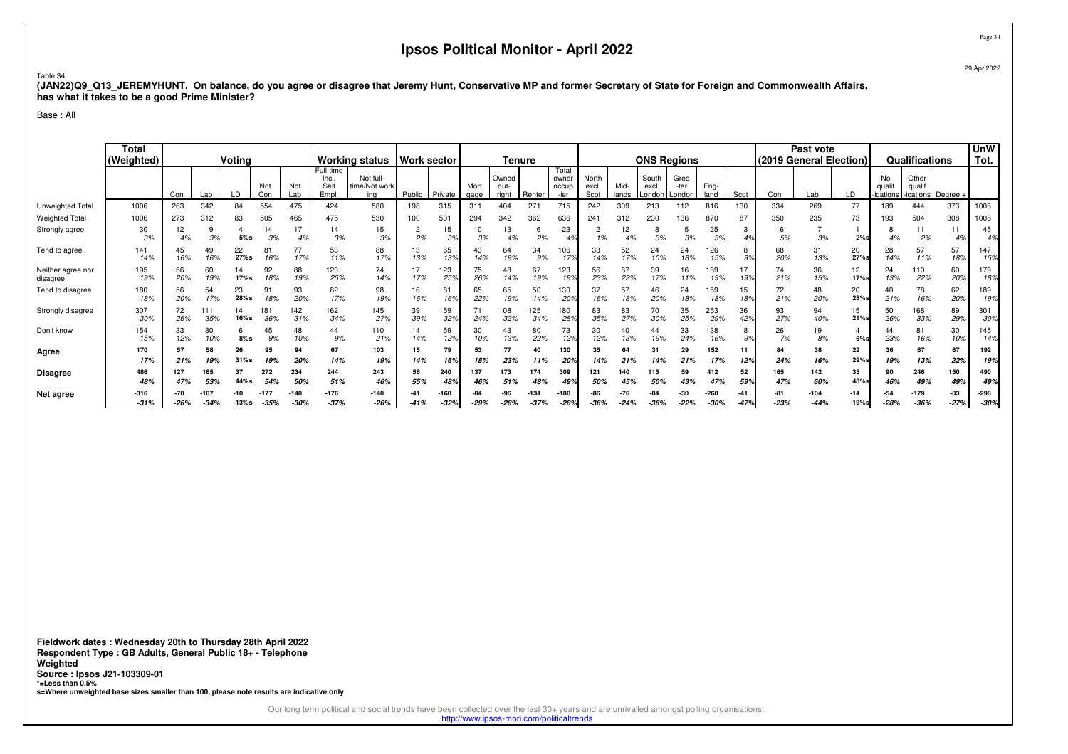# Ipsos Political Monitor - April 2022

29 Apr 2022

Table 34

**(JAN22)Q9_Q13_JEREMYHUNT. On balance, do you agree or disagree that Jeremy Hunt, Conservative MP and former Secretary of State for Foreign and Commonwealth Affairs, has what it takes to be a good Prime Minister?**

Base : All

| | Total (Weighted) | Voting | | | | | Working status | | Work sector | | Tenure | | | | ONS Regions | | | | | | Past vote (2019 General Election) | | | Qualifications | | | UnW Tot. |
|---|---|---|---|---|---|---|---|---|---|---|---|---|---|---|---|---|---|---|---|---|---|---|---|---|---|---|---|
| | | Con | Lab | LD | Not Con | Not Lab | Full-time Incl. Self Empl. | Not full-time/Not working | Public | Private | Mort gage | Owned out-right | Renter | Total owner occup -ier | North excl. Scot | Mid-lands | South excl. London | Grea -ter London | Eng-land | Scot | Con | Lab | LD | No qualif -ications | Other qualif -ications | Degree + | |
| Unweighted Total | 1006 | 263 | 342 | 84 | 554 | 475 | 424 | 580 | 198 | 315 | 311 | 404 | 271 | 715 | 242 | 309 | 213 | 112 | 816 | 130 | 334 | 269 | 77 | 189 | 444 | 373 | 1006 |
| Weighted Total | 1006 | 273 | 312 | 83 | 505 | 465 | 475 | 530 | 100 | 501 | 294 | 342 | 362 | 636 | 241 | 312 | 230 | 136 | 870 | 87 | 350 | 235 | 73 | 193 | 504 | 308 | 1006 |
| Strongly agree | 30 | 12 | 9 | 4 | 14 | 17 | 14 | 15 | 2 | 15 | 10 | 13 | 6 | 23 | 2 | 12 | 8 | 5 | 25 | 3 | 16 | 7 | 1 | 8 | 11 | 11 | 45 |
| | 3% | 4% | 3% | 5%s | 3% | 4% | 3% | 3% | 2% | 3% | 3% | 4% | 2% | 4% | 1% | 4% | 3% | 3% | 3% | 4% | 5% | 3% | 2%s | 4% | 2% | 4% | 4% |
| Tend to agree | 141 | 45 | 49 | 22 | 81 | 77 | 53 | 88 | 13 | 65 | 43 | 64 | 34 | 106 | 33 | 52 | 24 | 24 | 126 | 8 | 68 | 31 | 20 | 28 | 57 | 57 | 147 |
| | 14% | 16% | 16% | 27%s | 16% | 17% | 11% | 17% | 13% | 13% | 14% | 19% | 9% | 17% | 14% | 17% | 10% | 18% | 15% | 9% | 20% | 13% | 27%s | 14% | 11% | 18% | 15% |
| Neither agree nor disagree | 195 | 56 | 60 | 14 | 92 | 88 | 120 | 74 | 17 | 123 | 75 | 48 | 67 | 123 | 56 | 67 | 39 | 16 | 169 | 17 | 74 | 36 | 12 | 24 | 110 | 60 | 179 |
| | 19% | 20% | 19% | 17%s | 18% | 19% | 25% | 14% | 17% | 25% | 26% | 14% | 19% | 19% | 23% | 22% | 17% | 11% | 19% | 19% | 21% | 15% | 17%s | 13% | 22% | 20% | 18% |
| Tend to disagree | 180 | 56 | 54 | 23 | 91 | 93 | 82 | 98 | 16 | 81 | 65 | 65 | 50 | 130 | 37 | 57 | 46 | 24 | 159 | 15 | 72 | 48 | 20 | 40 | 78 | 62 | 189 |
| | 18% | 20% | 17% | 28%s | 18% | 20% | 17% | 19% | 16% | 16% | 22% | 19% | 14% | 20% | 16% | 18% | 20% | 18% | 18% | 18% | 21% | 20% | 28%s | 21% | 16% | 20% | 19% |
| Strongly disagree | 307 | 72 | 111 | 14 | 181 | 142 | 162 | 145 | 39 | 159 | 71 | 108 | 125 | 180 | 83 | 83 | 70 | 35 | 253 | 36 | 93 | 94 | 15 | 50 | 168 | 89 | 301 |
| | 30% | 26% | 35% | 16%s | 36% | 31% | 34% | 27% | 39% | 32% | 24% | 32% | 34% | 28% | 35% | 27% | 30% | 25% | 29% | 42% | 27% | 40% | 21%s | 26% | 33% | 29% | 30% |
| Don't know | 154 | 33 | 30 | 6 | 45 | 48 | 44 | 110 | 14 | 59 | 30 | 43 | 80 | 73 | 30 | 40 | 44 | 33 | 138 | 8 | 26 | 19 | 4 | 44 | 81 | 30 | 145 |
| | 15% | 12% | 10% | 8%s | 9% | 10% | 9% | 21% | 14% | 12% | 10% | 13% | 22% | 12% | 12% | 13% | 19% | 24% | 16% | 9% | 7% | 8% | 6%s | 23% | 16% | 10% | 14% |
| **Agree** | **170** | **57** | **58** | **26** | **95** | **94** | **67** | **103** | **15** | **79** | **53** | **77** | **40** | **130** | **35** | **64** | **31** | **29** | **152** | **11** | **84** | **38** | **22** | **36** | **67** | **67** | **192** |
| | **17%** | **21%** | **19%** | **31%s** | **19%** | **20%** | **14%** | **19%** | **14%** | **16%** | **18%** | **23%** | **11%** | **20%** | **14%** | **21%** | **14%** | **21%** | **17%** | **12%** | **24%** | **16%** | **29%s** | **19%** | **13%** | **22%** | **19%** |
| **Disagree** | **486** | **127** | **165** | **37** | **272** | **234** | **244** | **243** | **56** | **240** | **137** | **173** | **174** | **309** | **121** | **140** | **115** | **59** | **412** | **52** | **165** | **142** | **35** | **90** | **246** | **150** | **490** |
| | **48%** | **47%** | **53%** | **44%s** | **54%** | **50%** | **51%** | **46%** | **55%** | **48%** | **46%** | **51%** | **48%** | **49%** | **50%** | **45%** | **50%** | **43%** | **47%** | **59%** | **47%** | **60%** | **48%s** | **46%** | **49%** | **49%** | **49%** |
| **Net agree** | **-316** | **-70** | **-107** | **-10** | **-177** | **-140** | **-176** | **-140** | **-41** | **-160** | **-84** | **-96** | **-134** | **-180** | **-86** | **-76** | **-84** | **-30** | **-260** | **-41** | **-81** | **-104** | **-14** | **-54** | **-179** | **-83** | **-298** |
| | **-31%** | **-26%** | **-34%** | **-13%s** | **-35%** | **-30%** | **-37%** | **-26%** | **-41%** | **-32%** | **-29%** | **-28%** | **-37%** | **-28%** | **-36%** | **-24%** | **-36%** | **-22%** | **-30%** | **-47%** | **-23%** | **-44%** | **-19%s** | **-28%** | **-36%** | **-27%** | **-30%** |

**Fieldwork dates : Wednesday 20th to Thursday 28th April 2022**
**Respondent Type : GB Adults, General Public 18+ - Telephone**
**Weighted**
**Source : Ipsos J21-103309-01**
**\*=Less than 0.5%**
**s=Where unweighted base sizes smaller than 100, please note results are indicative only**

Our long term political and social trends have been collected over the last 30+ years and are unrivalled amongst polling organisations:
http://www.ipsos-mori.com/politicaltrends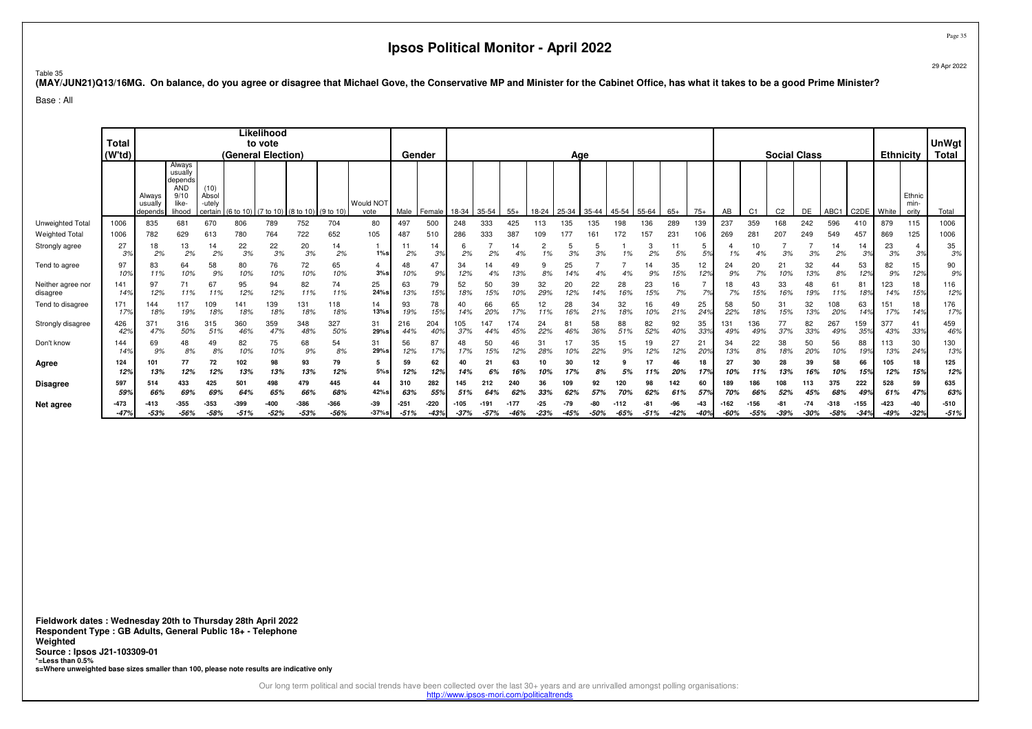# Ipsos Political Monitor - April 2022

29 Apr 2022

Table 35

**(MAY/JUN21)Q13/16MG. On balance, do you agree or disagree that Michael Gove, the Conservative MP and Minister for the Cabinet Office, has what it takes to be a good Prime Minister?**

Base : All

| | Total (W'td) | Likelihood to vote (General Election) | | | | | | | | Gender | | Age | | | | | | | | | | Social Class | | | | | | Ethnicity | | UnWgt Total |
|---|---|---|---|---|---|---|---|---|---|---|---|---|---|---|---|---|---|---|---|---|---|---|---|---|---|---|---|---|---|---|
| | | Always usually depends | Always usually depends AND 9/10 like-lihood | (10) Absol-utely certain | (6 to 10) | (7 to 10) | (8 to 10) | (9 to 10) | Would NOT vote | Male | Female | 18-34 | 35-54 | 55+ | 18-24 | 25-34 | 35-44 | 45-54 | 55-64 | 65+ | 75+ | AB | C1 | C2 | DE | ABC1 | C2DE | White | Ethnic min-ority | Total |
| Unweighted Total | 1006 | 835 | 681 | 670 | 806 | 789 | 752 | 704 | 80 | 497 | 500 | 248 | 333 | 425 | 113 | 135 | 135 | 198 | 136 | 289 | 139 | 237 | 359 | 168 | 242 | 596 | 410 | 879 | 115 | 1006 |
| Weighted Total | 1006 | 782 | 629 | 613 | 780 | 764 | 722 | 652 | 105 | 487 | 510 | 286 | 333 | 387 | 109 | 177 | 161 | 172 | 157 | 231 | 106 | 269 | 281 | 207 | 249 | 549 | 457 | 869 | 125 | 1006 |
| Strongly agree | 27 | 18 | 13 | 14 | 22 | 22 | 20 | 14 | 1 | 11 | 14 | 6 | 7 | 14 | 2 | 5 | 5 | 1 | 3 | 11 | 5 | 4 | 10 | 7 | 7 | 14 | 14 | 23 | 4 | 35 |
| | 3% | 2% | 2% | 2% | 3% | 3% | 3% | 2% | 1%s | 2% | 3% | 2% | 2% | 4% | 1% | 3% | 3% | 1% | 2% | 5% | 5% | 1% | 4% | 3% | 3% | 2% | 3% | 3% | 3% | 3% |
| Tend to agree | 97 | 83 | 64 | 58 | 80 | 76 | 72 | 65 | 4 | 48 | 47 | 34 | 14 | 49 | 9 | 25 | 7 | 7 | 14 | 35 | 12 | 24 | 20 | 21 | 32 | 44 | 53 | 82 | 15 | 90 |
| | 10% | 11% | 10% | 9% | 10% | 10% | 10% | 10% | 3%s | 10% | 9% | 12% | 4% | 13% | 8% | 14% | 4% | 4% | 9% | 15% | 12% | 9% | 7% | 10% | 13% | 8% | 12% | 9% | 12% | 9% |
| Neither agree nor disagree | 141 | 97 | 71 | 67 | 95 | 94 | 82 | 74 | 25 | 63 | 79 | 52 | 50 | 39 | 32 | 20 | 22 | 28 | 23 | 16 | 7 | 18 | 43 | 33 | 48 | 61 | 81 | 123 | 18 | 116 |
| | 14% | 12% | 11% | 11% | 12% | 12% | 11% | 11% | 24%s | 13% | 15% | 18% | 15% | 10% | 29% | 12% | 14% | 16% | 15% | 7% | 7% | 7% | 15% | 16% | 19% | 11% | 18% | 14% | 15% | 12% |
| Tend to disagree | 171 | 144 | 117 | 109 | 141 | 139 | 131 | 118 | 14 | 93 | 78 | 40 | 66 | 65 | 12 | 28 | 34 | 32 | 16 | 49 | 25 | 58 | 50 | 31 | 32 | 108 | 63 | 151 | 18 | 176 |
| | 17% | 18% | 19% | 18% | 18% | 18% | 18% | 18% | 13%s | 19% | 15% | 14% | 20% | 17% | 11% | 16% | 21% | 18% | 10% | 21% | 24% | 22% | 18% | 15% | 13% | 20% | 14% | 17% | 14% | 17% |
| Strongly disagree | 426 | 371 | 316 | 315 | 360 | 359 | 348 | 327 | 31 | 216 | 204 | 105 | 147 | 174 | 24 | 81 | 58 | 88 | 82 | 92 | 35 | 131 | 136 | 77 | 82 | 267 | 159 | 377 | 41 | 459 |
| | 42% | 47% | 50% | 51% | 46% | 47% | 48% | 50% | 29%s | 44% | 40% | 37% | 44% | 45% | 22% | 46% | 36% | 51% | 52% | 40% | 33% | 49% | 49% | 37% | 33% | 49% | 35% | 43% | 33% | 46% |
| Don't know | 144 | 69 | 48 | 49 | 82 | 75 | 68 | 54 | 31 | 56 | 87 | 48 | 50 | 46 | 31 | 17 | 35 | 15 | 19 | 27 | 21 | 34 | 22 | 38 | 50 | 56 | 88 | 113 | 30 | 130 |
| | 14% | 9% | 8% | 8% | 10% | 10% | 9% | 8% | 29%s | 12% | 17% | 17% | 15% | 12% | 28% | 10% | 22% | 9% | 12% | 12% | 20% | 13% | 8% | 18% | 20% | 10% | 19% | 13% | 24% | 13% |
| **Agree** | **124** | **101** | **77** | **72** | **102** | **98** | **93** | **79** | **5** | **59** | **62** | **40** | **21** | **63** | **10** | **30** | **12** | **9** | **17** | **46** | **18** | **27** | **30** | **28** | **39** | **58** | **66** | **105** | **18** | **125** |
| | **12%** | **13%** | **12%** | **12%** | **13%** | **13%** | **13%** | **12%** | **5%s** | **12%** | **12%** | **14%** | **6%** | **16%** | **10%** | **17%** | **8%** | **5%** | **11%** | **20%** | **17%** | **10%** | **11%** | **13%** | **16%** | **10%** | **15%** | **12%** | **15%** | **12%** |
| **Disagree** | **597** | **514** | **433** | **425** | **501** | **498** | **479** | **445** | **44** | **310** | **282** | **145** | **212** | **240** | **36** | **109** | **92** | **120** | **98** | **142** | **60** | **189** | **186** | **108** | **113** | **375** | **222** | **528** | **59** | **635** |
| | **59%** | **66%** | **69%** | **69%** | **64%** | **65%** | **66%** | **68%** | **42%s** | **63%** | **55%** | **51%** | **64%** | **62%** | **33%** | **62%** | **57%** | **70%** | **62%** | **61%** | **57%** | **70%** | **66%** | **52%** | **45%** | **68%** | **49%** | **61%** | **47%** | **63%** |
| **Net agree** | **-473** | **-413** | **-355** | **-353** | **-399** | **-400** | **-386** | **-366** | **-39** | **-251** | **-220** | **-105** | **-191** | **-177** | **-25** | **-79** | **-80** | **-112** | **-81** | **-96** | **-43** | **-162** | **-156** | **-81** | **-74** | **-318** | **-155** | **-423** | **-40** | **-510** |
| | **-47%** | **-53%** | **-56%** | **-58%** | **-51%** | **-52%** | **-53%** | **-56%** | **-37%s** | **-51%** | **-43%** | **-37%** | **-57%** | **-46%** | **-23%** | **-45%** | **-50%** | **-65%** | **-51%** | **-42%** | **-40%** | **-60%** | **-55%** | **-39%** | **-30%** | **-58%** | **-34%** | **-49%** | **-32%** | **-51%** |

**Fieldwork dates : Wednesday 20th to Thursday 28th April 2022**
**Respondent Type : GB Adults, General Public 18+ - Telephone**
**Weighted**
**Source : Ipsos J21-103309-01**
***=Less than 0.5%**
**s=Where unweighted base sizes smaller than 100, please note results are indicative only**

Our long term political and social trends have been collected over the last 30+ years and are unrivalled amongst polling organisations:
http://www.ipsos-mori.com/politicaltrends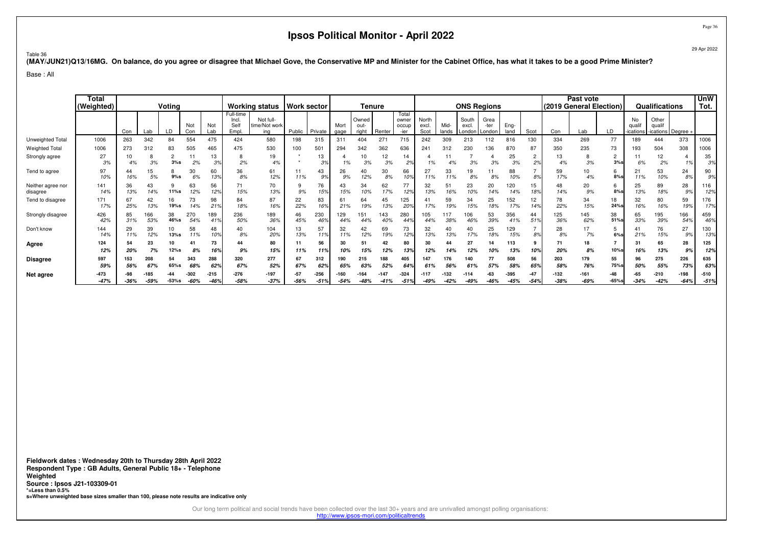# Ipsos Political Monitor - April 2022

29 Apr 2022

Table 36

**(MAY/JUN21)Q13/16MG. On balance, do you agree or disagree that Michael Gove, the Conservative MP and Minister for the Cabinet Office, has what it takes to be a good Prime Minister?**

Base : All

| | Total (Weighted) | Voting | | | | | Working status | | Work sector | | Tenure | | | | ONS Regions | | | | | | Past vote (2019 General Election) | | | Qualifications | | | UnW Tot. |
|---|---|---|---|---|---|---|---|---|---|---|---|---|---|---|---|---|---|---|---|---|---|---|---|---|---|---|---|
| | | Con | Lab | LD | Not Con | Not Lab | Full-time Incl. Self Empl. | Not full-time/Not working | Public | Private | Mortgage | Owned outright | Renter | Total owner occupier | North excl. Scot | Midlands | South excl. London | Greater London | England | Scot | Con | Lab | LD | No qualifications | Other qualifications | Degree + | |
| Unweighted Total | 1006 | 263 | 342 | 84 | 554 | 475 | 424 | 580 | 198 | 315 | 311 | 404 | 271 | 715 | 242 | 309 | 213 | 112 | 816 | 130 | 334 | 269 | 77 | 189 | 444 | 373 | 1006 |
| Weighted Total | 1006 | 273 | 312 | 83 | 505 | 465 | 475 | 530 | 100 | 501 | 294 | 342 | 362 | 636 | 241 | 312 | 230 | 136 | 870 | 87 | 350 | 235 | 73 | 193 | 504 | 308 | 1006 |
| Strongly agree | 27 | 10 | 8 | 2 | 11 | 13 | 8 | 19 | * | 13 | 4 | 10 | 12 | 14 | 4 | 11 | 7 | 4 | 25 | 2 | 13 | 8 | 2 | 11 | 12 | 4 | 35 |
| | 3% | 4% | 3% | 3%s | 2% | 3% | 2% | 4% | * | 3% | 1% | 3% | 3% | 2% | 1% | 4% | 3% | 3% | 3% | 2% | 4% | 3% | 3%s | 6% | 2% | 1% | 3% |
| Tend to agree | 97 | 44 | 15 | 8 | 30 | 60 | 36 | 61 | 11 | 43 | 26 | 40 | 30 | 66 | 27 | 33 | 19 | 11 | 88 | 7 | 59 | 10 | 6 | 21 | 53 | 24 | 90 |
| | 10% | 16% | 5% | 9%s | 6% | 13% | 8% | 12% | 11% | 9% | 9% | 12% | 8% | 10% | 11% | 11% | 8% | 8% | 10% | 8% | 17% | 4% | 8%s | 11% | 10% | 8% | 9% |
| Neither agree nor disagree | 141 | 36 | 43 | 9 | 63 | 56 | 71 | 70 | 9 | 76 | 43 | 34 | 62 | 77 | 32 | 51 | 23 | 20 | 120 | 15 | 48 | 20 | 6 | 25 | 89 | 28 | 116 |
| | 14% | 13% | 14% | 11%s | 12% | 12% | 15% | 13% | 9% | 15% | 15% | 10% | 17% | 12% | 13% | 16% | 10% | 14% | 14% | 18% | 14% | 9% | 8%s | 13% | 18% | 9% | 12% |
| Tend to disagree | 171 | 67 | 42 | 16 | 73 | 98 | 84 | 87 | 22 | 83 | 61 | 64 | 45 | 125 | 41 | 59 | 34 | 25 | 152 | 12 | 78 | 34 | 18 | 32 | 80 | 59 | 176 |
| | 17% | 25% | 13% | 19%s | 14% | 21% | 18% | 16% | 22% | 16% | 21% | 19% | 13% | 20% | 17% | 19% | 15% | 18% | 17% | 14% | 22% | 15% | 24%s | 16% | 16% | 19% | 17% |
| Strongly disagree | 426 | 85 | 166 | 38 | 270 | 189 | 236 | 189 | 46 | 230 | 129 | 151 | 143 | 280 | 105 | 117 | 106 | 53 | 356 | 44 | 125 | 145 | 38 | 65 | 195 | 166 | 459 |
| | 42% | 31% | 53% | 46%s | 54% | 41% | 50% | 36% | 45% | 46% | 44% | 44% | 40% | 44% | 44% | 38% | 46% | 39% | 41% | 51% | 36% | 62% | 51%s | 33% | 39% | 54% | 46% |
| Don't know | 144 | 29 | 39 | 10 | 58 | 48 | 40 | 104 | 13 | 57 | 32 | 42 | 69 | 73 | 32 | 40 | 40 | 25 | 129 | 7 | 28 | 17 | 5 | 41 | 76 | 27 | 130 |
| | 14% | 11% | 12% | 13%s | 11% | 10% | 8% | 20% | 13% | 11% | 11% | 12% | 19% | 12% | 13% | 13% | 17% | 18% | 15% | 8% | 8% | 7% | 6%s | 21% | 15% | 9% | 13% |
| **Agree** | **124** | **54** | **23** | **10** | **41** | **73** | **44** | **80** | **11** | **56** | **30** | **51** | **42** | **80** | **30** | **44** | **27** | **14** | **113** | **9** | **71** | **18** | **7** | **31** | **65** | **28** | **125** |
| | *12%* | *20%* | *7%* | *12%s* | *8%* | *16%* | *9%* | *15%* | *11%* | *11%* | *10%* | *15%* | *12%* | *13%* | *12%* | *14%* | *12%* | *10%* | *13%* | *10%* | *20%* | *8%* | *10%s* | *16%* | *13%* | *9%* | *12%* |
| **Disagree** | **597** | **153** | **208** | **54** | **343** | **288** | **320** | **277** | **67** | **312** | **190** | **215** | **188** | **405** | **147** | **176** | **140** | **77** | **508** | **56** | **203** | **179** | **55** | **96** | **275** | **226** | **635** |
| | *59%* | *56%* | *67%* | *65%s* | *68%* | *62%* | *67%* | *52%* | *67%* | *62%* | *65%* | *63%* | *52%* | *64%* | *61%* | *56%* | *61%* | *57%* | *58%* | *65%* | *58%* | *76%* | *75%s* | *50%* | *55%* | *73%* | *63%* |
| **Net agree** | **-473** | **-98** | **-185** | **-44** | **-302** | **-215** | **-276** | **-197** | **-57** | **-256** | **-160** | **-164** | **-147** | **-324** | **-117** | **-132** | **-114** | **-63** | **-395** | **-47** | **-132** | **-161** | **-48** | **-65** | **-210** | **-198** | **-510** |
| | *-47%* | *-36%* | *-59%* | *-53%s* | *-60%* | *-46%* | *-58%* | *-37%* | *-56%* | *-51%* | *-54%* | *-48%* | *-41%* | *-51%* | *-49%* | *-42%* | *-49%* | *-46%* | *-45%* | *-54%* | *-38%* | *-69%* | *-65%s* | *-34%* | *-42%* | *-64%* | *-51%* |

**Fieldwork dates : Wednesday 20th to Thursday 28th April 2022**
**Respondent Type : GB Adults, General Public 18+ - Telephone**
**Weighted**
**Source : Ipsos J21-103309-01**
**\*=Less than 0.5%**
**s=Where unweighted base sizes smaller than 100, please note results are indicative only**

Our long term political and social trends have been collected over the last 30+ years and are unrivalled amongst polling organisations:
http://www.ipsos-mori.com/politicaltrends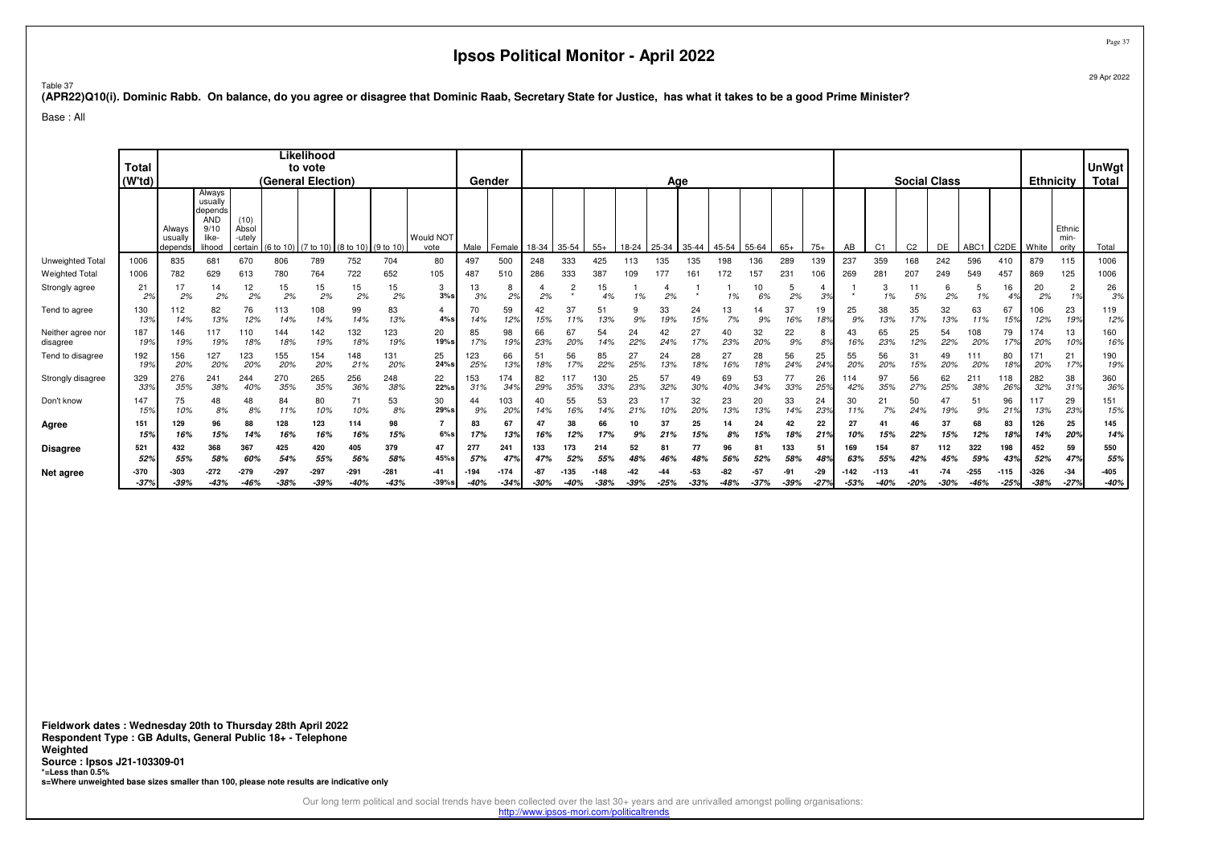# Ipsos Political Monitor - April 2022

Table 37

**(APR22)Q10(i). Dominic Rabb. On balance, do you agree or disagree that Dominic Raab, Secretary State for Justice, has what it takes to be a good Prime Minister?**

Base : All

| | Total (W'td) | Likelihood to vote (General Election) | | | | | | | | Gender | | Age | | | | | | | | | | | Social Class | | | | | | Ethnicity | | UnWgt Total |
|---|---|---|---|---|---|---|---|---|---|---|---|---|---|---|---|---|---|---|---|---|---|---|---|---|---|---|---|---|---|---|---|
| | | Always usually depends | Always usually depends AND 9/10 like-lihood | (10) Absol -utely certain | (6 to 10) | (7 to 10) | (8 to 10) | (9 to 10) | Would NOT vote | Male | Female | 18-34 | 35-54 | 55+ | 18-24 | 25-34 | 35-44 | 45-54 | 55-64 | 65+ | 75+ | AB | C1 | C2 | DE | ABC1 | C2DE | White | Ethnic min-ority | Total |
| Unweighted Total | 1006 | 835 | 681 | 670 | 806 | 789 | 752 | 704 | 80 | 497 | 500 | 248 | 333 | 425 | 113 | 135 | 135 | 198 | 136 | 289 | 139 | 237 | 359 | 168 | 242 | 596 | 410 | 879 | 115 | 1006 |
| Weighted Total | 1006 | 782 | 629 | 613 | 780 | 764 | 722 | 652 | 105 | 487 | 510 | 286 | 333 | 387 | 109 | 177 | 161 | 172 | 157 | 231 | 106 | 269 | 281 | 207 | 249 | 549 | 457 | 869 | 125 | 1006 |
| Strongly agree | 21 2% | 17 2% | 14 2% | 12 2% | 15 2% | 15 2% | 15 2% | 15 2% | 3 3%s | 13 3% | 8 2% | 4 2% | 2 * | 15 4% | 1 1% | 4 2% | 1 * | 1 1% | 10 6% | 5 2% | 4 3% | 1 * | 3 1% | 11 5% | 6 2% | 5 1% | 16 4% | 20 2% | 2 1% | 26 3% |
| Tend to agree | 130 13% | 112 14% | 82 13% | 76 12% | 113 14% | 108 14% | 99 14% | 83 13% | 4 4%s | 70 14% | 59 12% | 42 15% | 37 11% | 51 13% | 9 9% | 33 19% | 24 15% | 13 7% | 14 9% | 37 16% | 19 18% | 25 9% | 38 13% | 35 17% | 32 13% | 63 11% | 67 15% | 106 12% | 23 19% | 119 12% |
| Neither agree nor disagree | 187 19% | 146 19% | 117 19% | 110 18% | 144 18% | 142 19% | 132 18% | 123 19% | 20 19%s | 85 17% | 98 19% | 66 23% | 67 20% | 54 14% | 24 22% | 42 24% | 27 17% | 40 23% | 32 20% | 22 9% | 8 8% | 43 16% | 65 23% | 25 12% | 54 22% | 108 20% | 79 17% | 174 20% | 13 10% | 160 16% |
| Tend to disagree | 192 19% | 156 20% | 127 20% | 123 20% | 155 20% | 154 20% | 148 21% | 131 20% | 25 24%s | 123 25% | 66 13% | 51 18% | 56 17% | 85 22% | 27 25% | 24 13% | 28 18% | 27 16% | 28 18% | 56 24% | 25 24% | 55 20% | 56 20% | 31 15% | 49 20% | 111 20% | 80 18% | 171 20% | 21 17% | 190 19% |
| Strongly disagree | 329 33% | 276 35% | 241 38% | 244 40% | 270 35% | 265 35% | 256 36% | 248 38% | 22 22%s | 153 31% | 174 34% | 82 29% | 117 35% | 130 33% | 25 23% | 57 32% | 49 30% | 69 40% | 53 34% | 77 33% | 26 25% | 114 42% | 97 35% | 56 27% | 62 25% | 211 38% | 118 26% | 282 32% | 38 31% | 360 36% |
| Don't know | 147 15% | 75 10% | 48 8% | 48 8% | 84 11% | 80 10% | 71 10% | 53 8% | 30 29%s | 44 9% | 103 20% | 40 14% | 55 16% | 53 14% | 23 21% | 17 10% | 32 20% | 23 13% | 20 13% | 33 14% | 24 23% | 30 11% | 21 7% | 50 24% | 47 19% | 51 9% | 96 21% | 117 13% | 29 23% | 151 15% |
| **Agree** | **151 15%** | **129 16%** | **96 15%** | **88 14%** | **128 16%** | **123 16%** | **114 16%** | **98 15%** | **7 6%s** | **83 17%** | **67 13%** | **47 16%** | **38 12%** | **66 17%** | **10 9%** | **37 21%** | **25 15%** | **14 8%** | **24 15%** | **42 18%** | **22 21%** | **27 10%** | **41 15%** | **46 22%** | **37 15%** | **68 12%** | **83 18%** | **126 14%** | **25 20%** | **145 14%** |
| **Disagree** | **521 52%** | **432 55%** | **368 58%** | **367 60%** | **425 54%** | **420 55%** | **405 56%** | **379 58%** | **47 45%s** | **277 57%** | **241 47%** | **133 47%** | **173 52%** | **214 55%** | **52 48%** | **81 46%** | **77 48%** | **96 56%** | **81 52%** | **133 58%** | **51 48%** | **169 63%** | **154 55%** | **87 42%** | **112 45%** | **322 59%** | **198 43%** | **452 52%** | **59 47%** | **550 55%** |
| **Net agree** | **-370 -37%** | **-303 -39%** | **-272 -43%** | **-279 -46%** | **-297 -38%** | **-297 -39%** | **-291 -40%** | **-281 -43%** | **-41 -39%s** | **-194 -40%** | **-174 -34%** | **-87 -30%** | **-135 -40%** | **-148 -38%** | **-42 -39%** | **-44 -25%** | **-53 -33%** | **-82 -48%** | **-57 -37%** | **-91 -39%** | **-29 -27%** | **-142 -53%** | **-113 -40%** | **-41 -20%** | **-74 -30%** | **-255 -46%** | **-115 -25%** | **-326 -38%** | **-34 -27%** | **-405 -40%** |

**Fieldwork dates : Wednesday 20th to Thursday 28th April 2022**
**Respondent Type : GB Adults, General Public 18+ - Telephone**
**Weighted**
**Source : Ipsos J21-103309-01**
***=Less than 0.5%**
**s=Where unweighted base sizes smaller than 100, please note results are indicative only**

Our long term political and social trends have been collected over the last 30+ years and are unrivalled amongst polling organisations:
http://www.ipsos-mori.com/politicaltrends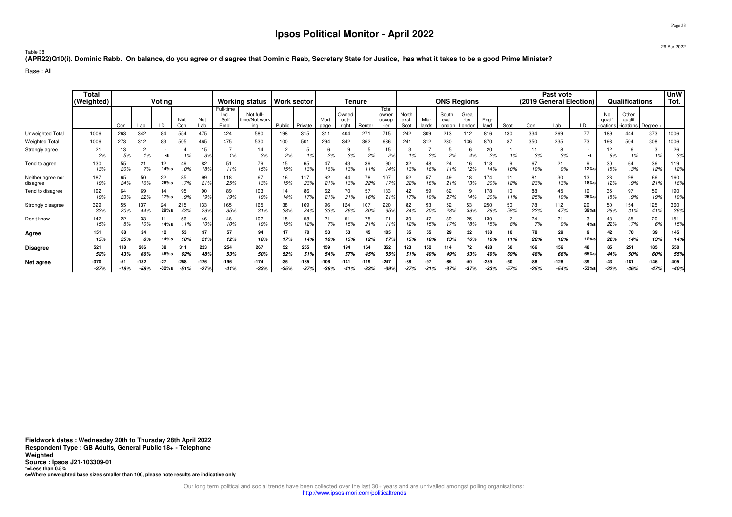# Ipsos Political Monitor - April 2022

29 Apr 2022

Table 38

**(APR22)Q10(i). Dominic Rabb. On balance, do you agree or disagree that Dominic Raab, Secretary State for Justice, has what it takes to be a good Prime Minister?**

Base : All

| | Total (Weighted) | Voting | | | | | Working status | | Work sector | | Tenure | | | | ONS Regions | | | | | | Past vote (2019 General Election) | | | Qualifications | | | UnW Tot. |
|---|---|---|---|---|---|---|---|---|---|---|---|---|---|---|---|---|---|---|---|---|---|---|---|---|---|---|---|
| | | Con | Lab | LD | Not Con | Not Lab | Full-time Incl. Self Empl. | Not full-time/Not working | Public | Private | Mort gage | Owned out-right | Renter | Total owner occup -ier | North excl. Scot | Mid-lands | South excl. London | Grea -ter London | Eng-land | Scot | Con | Lab | LD | No qualif -ications | Other qualif -ications | Degree + | |
| Unweighted Total | 1006 | 263 | 342 | 84 | 554 | 475 | 424 | 580 | 198 | 315 | 311 | 404 | 271 | 715 | 242 | 309 | 213 | 112 | 816 | 130 | 334 | 269 | 77 | 189 | 444 | 373 | 1006 |
| Weighted Total | 1006 | 273 | 312 | 83 | 505 | 465 | 475 | 530 | 100 | 501 | 294 | 342 | 362 | 636 | 241 | 312 | 230 | 136 | 870 | 87 | 350 | 235 | 73 | 193 | 504 | 308 | 1006 |
| Strongly agree | 21<br>2% | 13<br>5% | 2<br>1% | -<br>-s | 4<br>1% | 15<br>3% | 7<br>1% | 14<br>3% | 2<br>2% | 5<br>1% | 6<br>2% | 9<br>3% | 5<br>2% | 15<br>2% | 3<br>1% | 7<br>2% | 5<br>2% | 6<br>4% | 20<br>2% | 1<br>1% | 11<br>3% | 8<br>3% | -<br>-s | 12<br>6% | 6<br>1% | 3<br>1% | 26<br>3% |
| Tend to agree | 130<br>13% | 55<br>20% | 21<br>7% | 12<br>14%s | 49<br>10% | 82<br>18% | 51<br>11% | 79<br>15% | 15<br>15% | 65<br>13% | 47<br>16% | 43<br>13% | 39<br>11% | 90<br>14% | 32<br>13% | 48<br>16% | 24<br>11% | 16<br>12% | 118<br>14% | 9<br>10% | 67<br>19% | 21<br>9% | 9<br>12%s | 30<br>15% | 64<br>13% | 36<br>12% | 119<br>12% |
| Neither agree nor disagree | 187<br>19% | 65<br>24% | 50<br>16% | 22<br>26%s | 85<br>17% | 99<br>21% | 118<br>25% | 67<br>13% | 16<br>15% | 117<br>23% | 62<br>21% | 44<br>13% | 78<br>22% | 107<br>17% | 52<br>22% | 57<br>18% | 49<br>21% | 18<br>13% | 174<br>20% | 11<br>12% | 81<br>23% | 30<br>13% | 13<br>18%s | 23<br>12% | 98<br>19% | 66<br>21% | 160<br>16% |
| Tend to disagree | 192<br>19% | 64<br>23% | 69<br>22% | 14<br>17%s | 95<br>19% | 90<br>19% | 89<br>19% | 103<br>19% | 14<br>14% | 86<br>17% | 62<br>21% | 70<br>21% | 57<br>16% | 133<br>21% | 42<br>17% | 59<br>19% | 62<br>27% | 19<br>14% | 178<br>20% | 10<br>11% | 88<br>25% | 45<br>19% | 19<br>26%s | 35<br>18% | 97<br>19% | 59<br>19% | 190<br>19% |
| Strongly disagree | 329<br>33% | 55<br>20% | 137<br>44% | 24<br>29%s | 215<br>43% | 133<br>29% | 165<br>35% | 165<br>31% | 38<br>38% | 169<br>34% | 96<br>33% | 124<br>36% | 107<br>30% | 220<br>35% | 82<br>34% | 93<br>30% | 52<br>23% | 53<br>39% | 250<br>29% | 50<br>58% | 78<br>22% | 112<br>47% | 29<br>39%s | 50<br>26% | 154<br>31% | 125<br>41% | 360<br>36% |
| Don't know | 147<br>15% | 22<br>8% | 33<br>10% | 11<br>14%s | 56<br>11% | 46<br>10% | 46<br>10% | 102<br>19% | 15<br>15% | 58<br>12% | 21<br>7% | 51<br>15% | 75<br>21% | 71<br>11% | 30<br>12% | 47<br>15% | 39<br>17% | 25<br>18% | 130<br>15% | 7<br>8% | 24<br>7% | 21<br>9% | 3<br>4%s | 43<br>22% | 85<br>17% | 20<br>6% | 151<br>15% |
| **Agree** | **151**<br>**15%** | **68**<br>**25%** | **24**<br>**8%** | **12**<br>**14%s** | **53**<br>**10%** | **97**<br>**21%** | **57**<br>**12%** | **94**<br>**18%** | **17**<br>**17%** | **70**<br>**14%** | **53**<br>**18%** | **53**<br>**15%** | **45**<br>**12%** | **105**<br>**17%** | **35**<br>**15%** | **55**<br>**18%** | **29**<br>**13%** | **22**<br>**16%** | **138**<br>**16%** | **10**<br>**11%** | **78**<br>**22%** | **29**<br>**12%** | **9**<br>**12%s** | **42**<br>**22%** | **70**<br>**14%** | **39**<br>**13%** | **145**<br>**14%** |
| **Disagree** | **521**<br>**52%** | **118**<br>**43%** | **206**<br>**66%** | **38**<br>**46%s** | **311**<br>**62%** | **223**<br>**48%** | **254**<br>**53%** | **267**<br>**50%** | **52**<br>**52%** | **255**<br>**51%** | **159**<br>**54%** | **194**<br>**57%** | **164**<br>**45%** | **352**<br>**55%** | **123**<br>**51%** | **152**<br>**49%** | **114**<br>**49%** | **72**<br>**53%** | **428**<br>**49%** | **60**<br>**69%** | **166**<br>**48%** | **156**<br>**66%** | **48**<br>**65%s** | **85**<br>**44%** | **251**<br>**50%** | **185**<br>**60%** | **550**<br>**55%** |
| **Net agree** | **-370**<br>**-37%** | **-51**<br>**-19%** | **-182**<br>**-58%** | **-27**<br>**-32%s** | **-258**<br>**-51%** | **-126**<br>**-27%** | **-196**<br>**-41%** | **-174**<br>**-33%** | **-35**<br>**-35%** | **-185**<br>**-37%** | **-106**<br>**-36%** | **-141**<br>**-41%** | **-119**<br>**-33%** | **-247**<br>**-39%** | **-88**<br>**-37%** | **-97**<br>**-31%** | **-85**<br>**-37%** | **-50**<br>**-37%** | **-289**<br>**-33%** | **-50**<br>**-57%** | **-88**<br>**-25%** | **-128**<br>**-54%** | **-39**<br>**-53%s** | **-43**<br>**-22%** | **-181**<br>**-36%** | **-146**<br>**-47%** | **-405**<br>**-40%** |

**Fieldwork dates : Wednesday 20th to Thursday 28th April 2022**
**Respondent Type : GB Adults, General Public 18+ - Telephone**
**Weighted**
**Source : Ipsos J21-103309-01**
***=Less than 0.5%**
**s=Where unweighted base sizes smaller than 100, please note results are indicative only**

Our long term political and social trends have been collected over the last 30+ years and are unrivalled amongst polling organisations:
http://www.ipsos-mori.com/politicaltrends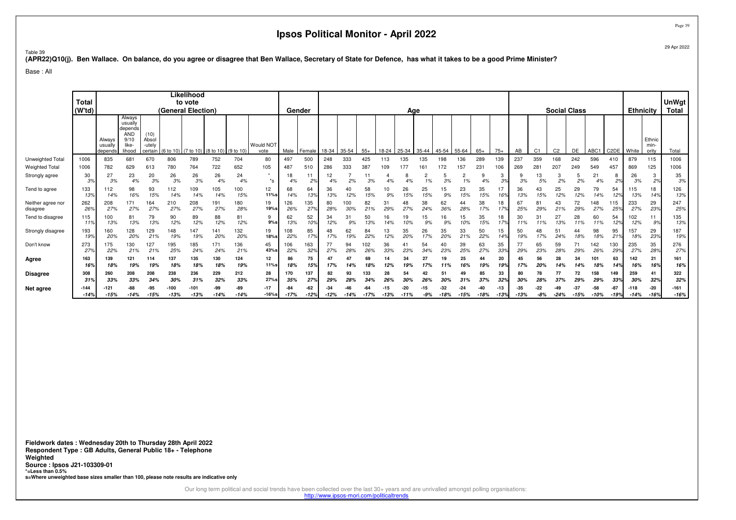# Ipsos Political Monitor - April 2022

Table 39

**(APR22)Q10(j). Ben Wallace. On balance, do you agree or disagree that Ben Wallace, Secretary of State for Defence, has what it takes to be a good Prime Minister?**

Base : All

| | Total (W'td) | Likelihood to vote (General Election) | | | | | | | | Gender | | Age | | | | | | | | | | Social Class | | | | | | Ethnicity | | UnWgt Total |
|---|---|---|---|---|---|---|---|---|---|---|---|---|---|---|---|---|---|---|---|---|---|---|---|---|---|---|---|---|---|---|
| | | Always usually depends | Always usually depends AND 9/10 likelihood | (10) Absolutely certain | (6 to 10) | (7 to 10) | (8 to 10) | (9 to 10) | Would NOT vote | Male | Female | 18-34 | 35-54 | 55+ | 18-24 | 25-34 | 35-44 | 45-54 | 55-64 | 65+ | 75+ | AB | C1 | C2 | DE | ABC1 | C2DE | White | Ethnic minority | Total |
| Unweighted Total | 1006 | 835 | 681 | 670 | 806 | 789 | 752 | 704 | 80 | 497 | 500 | 248 | 333 | 425 | 113 | 135 | 135 | 198 | 136 | 289 | 139 | 237 | 359 | 168 | 242 | 596 | 410 | 879 | 115 | 1006 |
| Weighted Total | 1006 | 782 | 629 | 613 | 780 | 764 | 722 | 652 | 105 | 487 | 510 | 286 | 333 | 387 | 109 | 177 | 161 | 172 | 157 | 231 | 106 | 269 | 281 | 207 | 249 | 549 | 457 | 869 | 125 | 1006 |
| Strongly agree | 30<br>3% | 27<br>3% | 23<br>4% | 20<br>3% | 26<br>3% | 26<br>3% | 26<br>4% | 24<br>4% | *<br>*s | 18<br>4% | 11<br>2% | 12<br>4% | 7<br>2% | 11<br>3% | 4<br>4% | 8<br>4% | 2<br>1% | 5<br>3% | 2<br>1% | 9<br>4% | 3<br>3% | 9<br>3% | 13<br>5% | 3<br>2% | 5<br>2% | 21<br>4% | 8<br>2% | 26<br>3% | 3<br>2% | 35<br>3% |
| Tend to agree | 133<br>13% | 112<br>14% | 98<br>16% | 93<br>15% | 112<br>14% | 109<br>14% | 105<br>14% | 100<br>15% | 12<br>11%s | 68<br>14% | 64<br>13% | 36<br>13% | 40<br>12% | 58<br>15% | 10<br>9% | 26<br>15% | 25<br>15% | 15<br>9% | 23<br>15% | 35<br>15% | 17<br>16% | 36<br>13% | 43<br>15% | 25<br>12% | 29<br>12% | 79<br>14% | 54<br>12% | 115<br>13% | 18<br>14% | 126<br>13% |
| Neither agree nor disagree | 262<br>26% | 208<br>27% | 171<br>27% | 164<br>27% | 210<br>27% | 208<br>27% | 191<br>27% | 180<br>28% | 19<br>19%s | 126<br>26% | 135<br>27% | 80<br>28% | 100<br>30% | 82<br>21% | 31<br>29% | 48<br>27% | 38<br>24% | 62<br>36% | 44<br>28% | 38<br>17% | 18<br>17% | 67<br>25% | 81<br>29% | 43<br>21% | 72<br>29% | 148<br>27% | 115<br>25% | 233<br>27% | 29<br>23% | 247<br>25% |
| Tend to disagree | 115<br>11% | 100<br>13% | 81<br>13% | 79<br>13% | 90<br>12% | 89<br>12% | 88<br>12% | 81<br>12% | 9<br>9%s | 62<br>13% | 52<br>10% | 34<br>12% | 31<br>9% | 50<br>13% | 16<br>14% | 19<br>10% | 15<br>9% | 16<br>9% | 15<br>10% | 35<br>15% | 18<br>17% | 30<br>11% | 31<br>11% | 27<br>13% | 28<br>11% | 60<br>11% | 54<br>12% | 102<br>12% | 11<br>9% | 135<br>13% |
| Strongly disagree | 193<br>19% | 160<br>20% | 128<br>20% | 129<br>21% | 148<br>19% | 147<br>19% | 141<br>20% | 132<br>20% | 19<br>18%s | 108<br>22% | 85<br>17% | 48<br>17% | 62<br>19% | 84<br>22% | 13<br>12% | 35<br>20% | 26<br>17% | 35<br>20% | 33<br>21% | 50<br>22% | 15<br>14% | 50<br>19% | 48<br>17% | 51<br>24% | 44<br>18% | 98<br>18% | 95<br>21% | 157<br>18% | 29<br>23% | 187<br>19% |
| Don't know | 273<br>27% | 175<br>22% | 130<br>21% | 127<br>21% | 195<br>25% | 185<br>24% | 171<br>24% | 136<br>21% | 45<br>43%s | 106<br>22% | 163<br>32% | 77<br>27% | 94<br>28% | 102<br>26% | 36<br>33% | 41<br>23% | 54<br>34% | 40<br>23% | 39<br>25% | 63<br>27% | 35<br>33% | 77<br>29% | 65<br>23% | 59<br>28% | 71<br>29% | 142<br>26% | 130<br>29% | 235<br>27% | 35<br>28% | 276<br>27% |
| **Agree** | **163**<br>**16%** | **139**<br>**18%** | **121**<br>**19%** | **114**<br>**19%** | **137**<br>**18%** | **135**<br>**18%** | **130**<br>**18%** | **124**<br>**19%** | **12**<br>**11%s** | **86**<br>**18%** | **75**<br>**15%** | **47**<br>**17%** | **47**<br>**14%** | **69**<br>**18%** | **14**<br>**12%** | **34**<br>**19%** | **27**<br>**17%** | **19**<br>**11%** | **25**<br>**16%** | **44**<br>**19%** | **20**<br>**19%** | **45**<br>**17%** | **56**<br>**20%** | **28**<br>**14%** | **34**<br>**14%** | **101**<br>**18%** | **63**<br>**14%** | **142**<br>**16%** | **21**<br>**16%** | **161**<br>**16%** |
| **Disagree** | **308**<br>**31%** | **260**<br>**33%** | **208**<br>**33%** | **208**<br>**34%** | **238**<br>**30%** | **236**<br>**31%** | **229**<br>**32%** | **212**<br>**33%** | **28**<br>**27%s** | **170**<br>**35%** | **137**<br>**27%** | **82**<br>**29%** | **93**<br>**28%** | **133**<br>**34%** | **28**<br>**26%** | **54**<br>**30%** | **42**<br>**26%** | **51**<br>**30%** | **49**<br>**31%** | **85**<br>**37%** | **33**<br>**32%** | **80**<br>**30%** | **78**<br>**28%** | **77**<br>**37%** | **72**<br>**29%** | **158**<br>**29%** | **149**<br>**33%** | **259**<br>**30%** | **41**<br>**32%** | **322**<br>**32%** |
| **Net agree** | **-144**<br>**-14%** | **-121**<br>**-15%** | **-88**<br>**-14%** | **-95**<br>**-15%** | **-100**<br>**-13%** | **-101**<br>**-13%** | **-99**<br>**-14%** | **-89**<br>**-14%** | **-17**<br>**-16%s** | **-84**<br>**-17%** | **-62**<br>**-12%** | **-34**<br>**-12%** | **-46**<br>**-14%** | **-64**<br>**-17%** | **-15**<br>**-13%** | **-20**<br>**-11%** | **-15**<br>**-9%** | **-32**<br>**-18%** | **-24**<br>**-15%** | **-40**<br>**-18%** | **-13**<br>**-13%** | **-35**<br>**-13%** | **-22**<br>**-8%** | **-49**<br>**-24%** | **-37**<br>**-15%** | **-58**<br>**-10%** | **-87**<br>**-19%** | **-118**<br>**-14%** | **-20**<br>**-16%** | **-161**<br>**-16%** |

**Fieldwork dates : Wednesday 20th to Thursday 28th April 2022**
**Respondent Type : GB Adults, General Public 18+ - Telephone**
**Weighted**
**Source : Ipsos J21-103309-01**
***=Less than 0.5%**
**s=Where unweighted base sizes smaller than 100, please note results are indicative only**

Our long term political and social trends have been collected over the last 30+ years and are unrivalled amongst polling organisations:
http://www.ipsos-mori.com/politicaltrends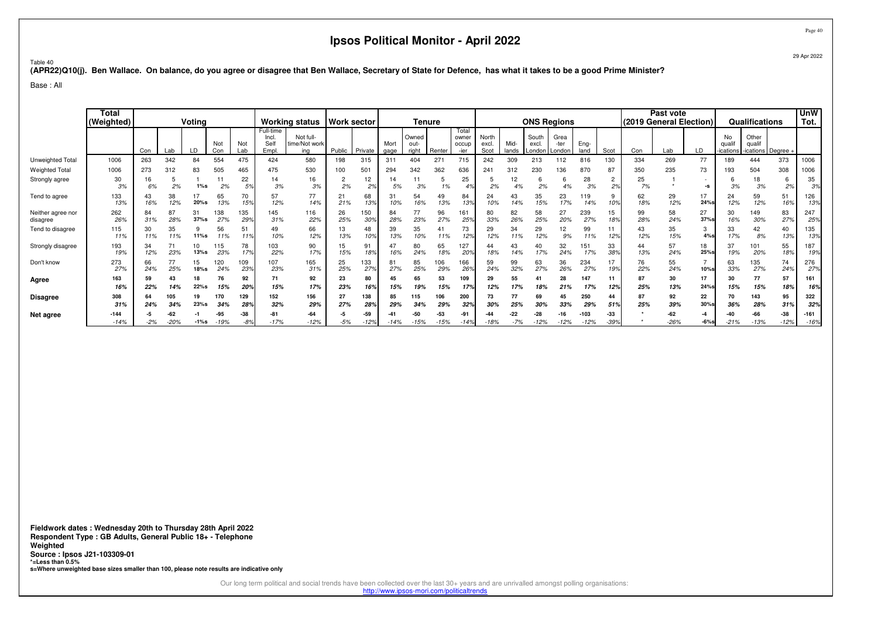# Ipsos Political Monitor - April 2022

29 Apr 2022

Table 40

**(APR22)Q10(j). Ben Wallace. On balance, do you agree or disagree that Ben Wallace, Secretary of State for Defence, has what it takes to be a good Prime Minister?**

Base : All

| | Total (Weighted) | Voting | | | | | Working status | | Work sector | | Tenure | | | | ONS Regions | | | | | | Past vote (2019 General Election) | | | Qualifications | | | UnW Tot. |
|---|---|---|---|---|---|---|---|---|---|---|---|---|---|---|---|---|---|---|---|---|---|---|---|---|---|---|---|
| | | Con | Lab | LD | Not Con | Not Lab | Full-time Incl. Self Empl. | Not full-time/Not working | Public | Private | Mortgage | Owned outright | Renter | Total owner occup-ier | North excl. Scot | Mid-lands | South excl. London | Greater London | Eng-land | Scot | Con | Lab | LD | No qualif-ications | Other qualif-ications | Degree + | |
| Unweighted Total | 1006 | 263 | 342 | 84 | 554 | 475 | 424 | 580 | 198 | 315 | 311 | 404 | 271 | 715 | 242 | 309 | 213 | 112 | 816 | 130 | 334 | 269 | 77 | 189 | 444 | 373 | 1006 |
| Weighted Total | 1006 | 273 | 312 | 83 | 505 | 465 | 475 | 530 | 100 | 501 | 294 | 342 | 362 | 636 | 241 | 312 | 230 | 136 | 870 | 87 | 350 | 235 | 73 | 193 | 504 | 308 | 1006 |
| Strongly agree | 30 | 16 | 5 | 1 | 11 | 22 | 14 | 16 | 2 | 12 | 14 | 11 | 5 | 25 | 5 | 12 | 6 | 6 | 28 | 2 | 25 | 1 | - | 6 | 18 | 6 | 35 |
| | 3% | 6% | 2% | 1%s | 2% | 5% | 3% | 3% | 2% | 2% | 5% | 3% | 1% | 4% | 2% | 4% | 2% | 4% | 3% | 2% | 7% | * | -s | 3% | 3% | 2% | 3% |
| Tend to agree | 133 | 43 | 38 | 17 | 65 | 70 | 57 | 77 | 21 | 68 | 31 | 54 | 49 | 84 | 24 | 43 | 35 | 23 | 119 | 9 | 62 | 29 | 17 | 24 | 59 | 51 | 126 |
| | 13% | 16% | 12% | 20%s | 13% | 15% | 12% | 14% | 21% | 13% | 10% | 16% | 13% | 13% | 10% | 14% | 15% | 17% | 14% | 10% | 18% | 12% | 24%s | 12% | 12% | 16% | 13% |
| Neither agree nor disagree | 262 | 84 | 87 | 31 | 138 | 135 | 145 | 116 | 26 | 150 | 84 | 77 | 96 | 161 | 80 | 82 | 58 | 27 | 239 | 15 | 99 | 58 | 27 | 30 | 149 | 83 | 247 |
| | 26% | 31% | 28% | 37%s | 27% | 29% | 31% | 22% | 25% | 30% | 28% | 23% | 27% | 25% | 33% | 26% | 25% | 20% | 27% | 18% | 28% | 24% | 37%s | 16% | 30% | 27% | 25% |
| Tend to disagree | 115 | 30 | 35 | 9 | 56 | 51 | 49 | 66 | 13 | 48 | 39 | 35 | 41 | 73 | 29 | 34 | 29 | 12 | 99 | 11 | 43 | 35 | 3 | 33 | 42 | 40 | 135 |
| | 11% | 11% | 11% | 11%s | 11% | 11% | 10% | 12% | 13% | 10% | 13% | 10% | 11% | 12% | 12% | 11% | 12% | 9% | 11% | 12% | 12% | 15% | 4%s | 17% | 8% | 13% | 13% |
| Strongly disagree | 193 | 34 | 71 | 10 | 115 | 78 | 103 | 90 | 15 | 91 | 47 | 80 | 65 | 127 | 44 | 43 | 40 | 32 | 151 | 33 | 44 | 57 | 18 | 37 | 101 | 55 | 187 |
| | 19% | 12% | 23% | 13%s | 23% | 17% | 22% | 17% | 15% | 18% | 16% | 24% | 18% | 20% | 18% | 14% | 17% | 24% | 17% | 38% | 13% | 24% | 25%s | 19% | 20% | 18% | 19% |
| Don't know | 273 | 66 | 77 | 15 | 120 | 109 | 107 | 165 | 25 | 133 | 81 | 85 | 106 | 166 | 59 | 99 | 63 | 36 | 234 | 17 | 76 | 55 | 7 | 63 | 135 | 74 | 276 |
| | 27% | 24% | 25% | 18%s | 24% | 23% | 23% | 31% | 25% | 27% | 27% | 25% | 29% | 26% | 24% | 32% | 27% | 26% | 27% | 19% | 22% | 24% | 10%s | 33% | 27% | 24% | 27% |
| **Agree** | **163** | **59** | **43** | **18** | **76** | **92** | **71** | **92** | **23** | **80** | **45** | **65** | **53** | **109** | **29** | **55** | **41** | **28** | **147** | **11** | **87** | **30** | **17** | **30** | **77** | **57** | **161** |
| | ***16%*** | ***22%*** | ***14%*** | ***22%s*** | ***15%*** | ***20%*** | ***15%*** | ***17%*** | ***23%*** | ***16%*** | ***15%*** | ***19%*** | ***15%*** | ***17%*** | ***12%*** | ***17%*** | ***18%*** | ***21%*** | ***17%*** | ***12%*** | ***25%*** | ***13%*** | ***24%s*** | ***15%*** | ***15%*** | ***18%*** | ***16%*** |
| **Disagree** | **308** | **64** | **105** | **19** | **170** | **129** | **152** | **156** | **27** | **138** | **85** | **115** | **106** | **200** | **73** | **77** | **69** | **45** | **250** | **44** | **87** | **92** | **22** | **70** | **143** | **95** | **322** |
| | ***31%*** | ***24%*** | ***34%*** | ***23%s*** | ***34%*** | ***28%*** | ***32%*** | ***29%*** | ***27%*** | ***28%*** | ***29%*** | ***34%*** | ***29%*** | ***32%*** | ***30%*** | ***25%*** | ***30%*** | ***33%*** | ***29%*** | ***51%*** | ***25%*** | ***39%*** | ***30%s*** | ***36%*** | ***28%*** | ***31%*** | ***32%*** |
| **Net agree** | **-144** | **-5** | **-62** | **-1** | **-95** | **-38** | **-81** | **-64** | **-5** | **-59** | **-41** | **-50** | **-53** | **-91** | **-44** | **-22** | **-28** | **-16** | **-103** | **-33** | ***** | **-62** | **-4** | **-40** | **-66** | **-38** | **-161** |
| | *-14%* | *-2%* | *-20%* | *-1%s* | *-19%* | *-8%* | *-17%* | *-12%* | *-5%* | *-12%* | *-14%* | *-15%* | *-15%* | *-14%* | *-18%* | *-7%* | *-12%* | *-12%* | *-12%* | *-39%* | * | *-26%* | *-6%s* | *-21%* | *-13%* | *-12%* | *-16%* |

**Fieldwork dates : Wednesday 20th to Thursday 28th April 2022**
**Respondent Type : GB Adults, General Public 18+ - Telephone**
**Weighted**
**Source : Ipsos J21-103309-01**
**\*=Less than 0.5%**
**s=Where unweighted base sizes smaller than 100, please note results are indicative only**

Our long term political and social trends have been collected over the last 30+ years and are unrivalled amongst polling organisations: http://www.ipsos-mori.com/politicaltrends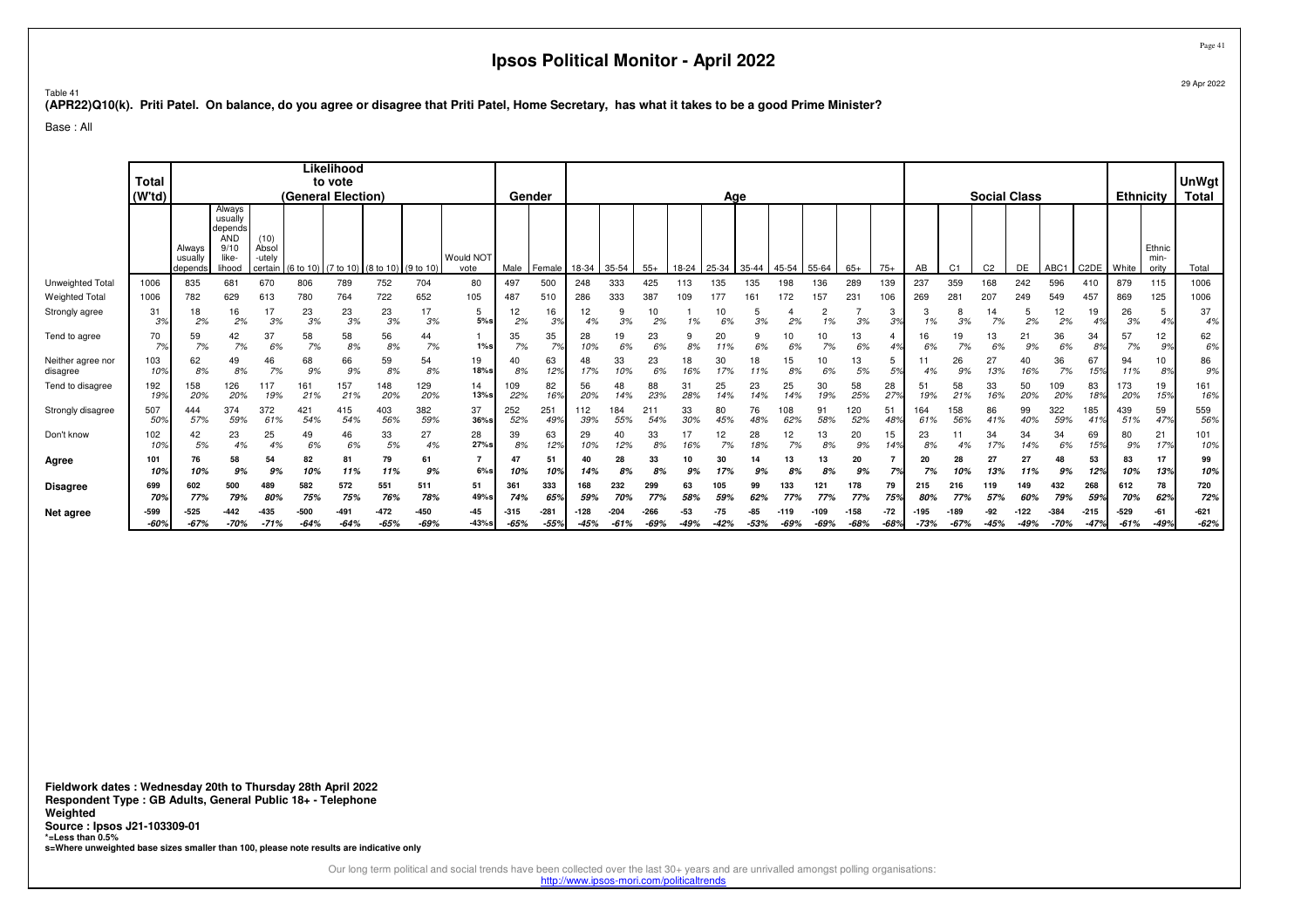# Ipsos Political Monitor - April 2022

29 Apr 2022

Table 41

**(APR22)Q10(k). Priti Patel. On balance, do you agree or disagree that Priti Patel, Home Secretary, has what it takes to be a good Prime Minister?**

Base : All

| | Total (W'td) | Likelihood to vote (General Election) | | | | | | | | Gender | | Age | | | | | | | | | | Social Class | | | | | | Ethnicity | | UnWgt Total |
|---|---|---|---|---|---|---|---|---|---|---|---|---|---|---|---|---|---|---|---|---|---|---|---|---|---|---|---|---|---|---|
| | | Always usually depends | Always usually depends AND 9/10 like-lihood | (10) Absol-utely certain | (6 to 10) | (7 to 10) | (8 to 10) | (9 to 10) | Would NOT vote | Male | Female | 18-34 | 35-54 | 55+ | 18-24 | 25-34 | 35-44 | 45-54 | 55-64 | 65+ | 75+ | AB | C1 | C2 | DE | ABC1 | C2DE | White | Ethnic min-ority | Total |
| Unweighted Total | 1006 | 835 | 681 | 670 | 806 | 789 | 752 | 704 | 80 | 497 | 500 | 248 | 333 | 425 | 113 | 135 | 135 | 198 | 136 | 289 | 139 | 237 | 359 | 168 | 242 | 596 | 410 | 879 | 115 | 1006 |
| Weighted Total | 1006 | 782 | 629 | 613 | 780 | 764 | 722 | 652 | 105 | 487 | 510 | 286 | 333 | 387 | 109 | 177 | 161 | 172 | 157 | 231 | 106 | 269 | 281 | 207 | 249 | 549 | 457 | 869 | 125 | 1006 |
| Strongly agree | 31 | 18 | 16 | 17 | 23 | 23 | 23 | 17 | 5 | 12 | 16 | 12 | 9 | 10 | 1 | 10 | 5 | 4 | 2 | 7 | 3 | 3 | 8 | 14 | 5 | 12 | 19 | 26 | 5 | 37 |
| | 3% | 2% | 2% | 3% | 3% | 3% | 3% | 3% | 5%s | 2% | 3% | 4% | 3% | 2% | 1% | 6% | 3% | 2% | 1% | 3% | 3% | 1% | 3% | 7% | 2% | 2% | 4% | 3% | 4% | 4% |
| Tend to agree | 70 | 59 | 42 | 37 | 58 | 58 | 56 | 44 | 1 | 35 | 35 | 28 | 19 | 23 | 9 | 20 | 9 | 10 | 10 | 13 | 4 | 16 | 19 | 13 | 21 | 36 | 34 | 57 | 12 | 62 |
| | 7% | 7% | 7% | 6% | 7% | 8% | 8% | 7% | 1%s | 7% | 7% | 10% | 6% | 6% | 8% | 11% | 6% | 6% | 7% | 6% | 4% | 6% | 7% | 6% | 9% | 6% | 8% | 7% | 9% | 6% |
| Neither agree nor disagree | 103 | 62 | 49 | 46 | 68 | 66 | 59 | 54 | 19 | 40 | 63 | 48 | 33 | 23 | 18 | 30 | 18 | 15 | 10 | 13 | 5 | 11 | 26 | 27 | 40 | 36 | 67 | 94 | 10 | 86 |
| | 10% | 8% | 8% | 7% | 9% | 9% | 8% | 8% | 18%s | 8% | 12% | 17% | 10% | 6% | 16% | 17% | 11% | 8% | 6% | 5% | 5% | 4% | 9% | 13% | 16% | 7% | 15% | 11% | 8% | 9% |
| Tend to disagree | 192 | 158 | 126 | 117 | 161 | 157 | 148 | 129 | 14 | 109 | 82 | 56 | 48 | 88 | 31 | 25 | 23 | 25 | 30 | 58 | 28 | 51 | 58 | 33 | 50 | 109 | 83 | 173 | 19 | 161 |
| | 19% | 20% | 20% | 19% | 21% | 21% | 20% | 20% | 13%s | 22% | 16% | 20% | 14% | 23% | 28% | 14% | 14% | 14% | 19% | 25% | 27% | 19% | 21% | 16% | 20% | 20% | 18% | 20% | 15% | 16% |
| Strongly disagree | 507 | 444 | 374 | 372 | 421 | 415 | 403 | 382 | 37 | 252 | 251 | 112 | 184 | 211 | 33 | 80 | 76 | 108 | 91 | 120 | 51 | 164 | 158 | 86 | 99 | 322 | 185 | 439 | 59 | 559 |
| | 50% | 57% | 59% | 61% | 54% | 54% | 56% | 59% | 36%s | 52% | 49% | 39% | 55% | 54% | 30% | 45% | 48% | 62% | 58% | 52% | 48% | 61% | 56% | 41% | 40% | 59% | 41% | 51% | 47% | 56% |
| Don't know | 102 | 42 | 23 | 25 | 49 | 46 | 33 | 27 | 28 | 39 | 63 | 29 | 40 | 33 | 17 | 12 | 28 | 12 | 13 | 20 | 15 | 23 | 11 | 34 | 34 | 34 | 69 | 80 | 21 | 101 |
| | 10% | 5% | 4% | 4% | 6% | 6% | 5% | 4% | 27%s | 8% | 12% | 10% | 12% | 8% | 16% | 7% | 18% | 7% | 8% | 9% | 14% | 8% | 4% | 17% | 14% | 6% | 15% | 9% | 17% | 10% |
| **Agree** | **101** | **76** | **58** | **54** | **82** | **81** | **79** | **61** | **7** | **47** | **51** | **40** | **28** | **33** | **10** | **30** | **14** | **13** | **13** | **20** | **7** | **20** | **28** | **27** | **27** | **48** | **53** | **83** | **17** | **99** |
| | ***10%*** | ***10%*** | ***9%*** | ***9%*** | ***10%*** | ***11%*** | ***11%*** | ***9%*** | ***6%s*** | ***10%*** | ***10%*** | ***14%*** | ***8%*** | ***8%*** | ***9%*** | ***17%*** | ***9%*** | ***8%*** | ***8%*** | ***9%*** | ***7%*** | ***7%*** | ***10%*** | ***13%*** | ***11%*** | ***9%*** | ***12%*** | ***10%*** | ***13%*** | ***10%*** |
| **Disagree** | **699** | **602** | **500** | **489** | **582** | **572** | **551** | **511** | **51** | **361** | **333** | **168** | **232** | **299** | **63** | **105** | **99** | **133** | **121** | **178** | **79** | **215** | **216** | **119** | **149** | **432** | **268** | **612** | **78** | **720** |
| | ***70%*** | ***77%*** | ***79%*** | ***80%*** | ***75%*** | ***75%*** | ***76%*** | ***78%*** | ***49%s*** | ***74%*** | ***65%*** | ***59%*** | ***70%*** | ***77%*** | ***58%*** | ***59%*** | ***62%*** | ***77%*** | ***77%*** | ***77%*** | ***75%*** | ***80%*** | ***77%*** | ***57%*** | ***60%*** | ***79%*** | ***59%*** | ***70%*** | ***62%*** | ***72%*** |
| **Net agree** | **-599** | **-525** | **-442** | **-435** | **-500** | **-491** | **-472** | **-450** | **-45** | **-315** | **-281** | **-128** | **-204** | **-266** | **-53** | **-75** | **-85** | **-119** | **-109** | **-158** | **-72** | **-195** | **-189** | **-92** | **-122** | **-384** | **-215** | **-529** | **-61** | **-621** |
| | ***-60%*** | ***-67%*** | ***-70%*** | ***-71%*** | ***-64%*** | ***-64%*** | ***-65%*** | ***-69%*** | ***-43%s*** | ***-65%*** | ***-55%*** | ***-45%*** | ***-61%*** | ***-69%*** | ***-49%*** | ***-42%*** | ***-53%*** | ***-69%*** | ***-69%*** | ***-68%*** | ***-68%*** | ***-73%*** | ***-67%*** | ***-45%*** | ***-49%*** | ***-70%*** | ***-47%*** | ***-61%*** | ***-49%*** | ***-62%*** |

**Fieldwork dates : Wednesday 20th to Thursday 28th April 2022**
**Respondent Type : GB Adults, General Public 18+ - Telephone**
**Weighted**
**Source : Ipsos J21-103309-01**
***=Less than 0.5%**
**s=Where unweighted base sizes smaller than 100, please note results are indicative only**

Our long term political and social trends have been collected over the last 30+ years and are unrivalled amongst polling organisations:
http://www.ipsos-mori.com/politicaltrends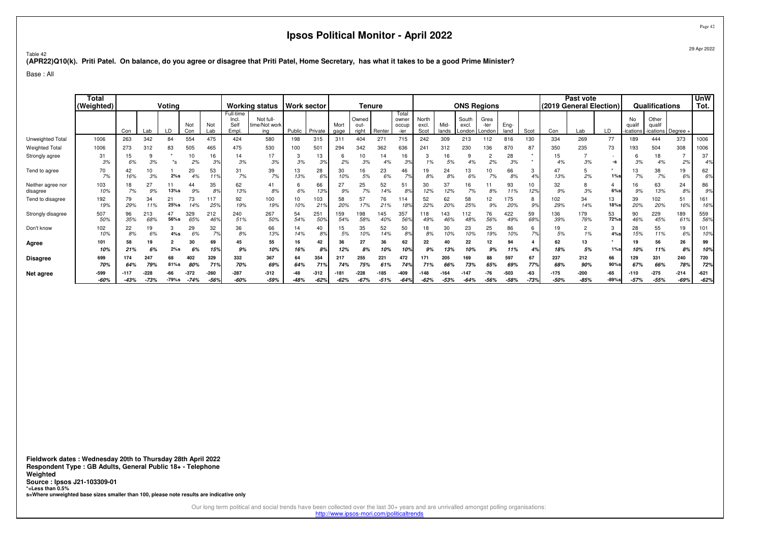# Ipsos Political Monitor - April 2022

29 Apr 2022

Table 42

**(APR22)Q10(k). Priti Patel. On balance, do you agree or disagree that Priti Patel, Home Secretary, has what it takes to be a good Prime Minister?**

Base : All

| | Total (Weighted) | Voting | | | | | Working status | | Work sector | | Tenure | | | | ONS Regions | | | | | | Past vote (2019 General Election) | | | Qualifications | | | UnW Tot. |
|---|---|---|---|---|---|---|---|---|---|---|---|---|---|---|---|---|---|---|---|---|---|---|---|---|---|---|---|
| | | Con | Lab | LD | Not Con | Not Lab | Full-time Incl. Self Empl. | Not full-time/Not working | Public | Private | Mortgage | Owned outright | Renter | Total owner occupier | North excl. Scot | Midlands | South excl. London | Greater London | England | Scot | Con | Lab | LD | No qualifications | Other qualifications | Degree + | |
| Unweighted Total | 1006 | 263 | 342 | 84 | 554 | 475 | 424 | 580 | 198 | 315 | 311 | 404 | 271 | 715 | 242 | 309 | 213 | 112 | 816 | 130 | 334 | 269 | 77 | 189 | 444 | 373 | 1006 |
| Weighted Total | 1006 | 273 | 312 | 83 | 505 | 465 | 475 | 530 | 100 | 501 | 294 | 342 | 362 | 636 | 241 | 312 | 230 | 136 | 870 | 87 | 350 | 235 | 73 | 193 | 504 | 308 | 1006 |
| Strongly agree | 31 3% | 15 6% | 9 3% | * *s | 10 2% | 16 3% | 14 3% | 17 3% | 3 3% | 13 3% | 6 2% | 10 3% | 14 4% | 16 3% | 3 1% | 16 5% | 9 4% | 2 2% | 28 3% | * * | 15 4% | 7 3% | - -s | 6 3% | 18 4% | 7 2% | 37 4% |
| Tend to agree | 70 7% | 42 16% | 10 3% | 1 2%s | 20 4% | 53 11% | 31 7% | 39 7% | 13 13% | 28 6% | 30 10% | 16 5% | 23 6% | 46 7% | 19 8% | 24 8% | 13 6% | 10 7% | 66 8% | 3 4% | 47 13% | 5 2% | * 1%s | 13 7% | 38 7% | 19 6% | 62 6% |
| Neither agree nor disagree | 103 10% | 18 7% | 27 9% | 11 13%s | 44 9% | 35 8% | 62 13% | 41 8% | 6 6% | 66 13% | 27 9% | 25 7% | 52 14% | 51 8% | 30 12% | 37 12% | 16 7% | 11 8% | 93 11% | 10 12% | 32 9% | 8 3% | 4 6%s | 16 9% | 63 13% | 24 8% | 86 9% |
| Tend to disagree | 192 19% | 79 29% | 34 11% | 21 25%s | 73 14% | 117 25% | 92 19% | 100 19% | 10 10% | 103 21% | 58 20% | 57 17% | 76 21% | 114 18% | 52 22% | 62 20% | 58 25% | 12 9% | 175 20% | 8 9% | 102 29% | 34 14% | 13 18%s | 39 20% | 102 20% | 51 16% | 161 16% |
| Strongly disagree | 507 50% | 96 35% | 213 68% | 47 56%s | 329 65% | 212 46% | 240 51% | 267 50% | 54 54% | 251 50% | 159 54% | 198 58% | 145 40% | 357 56% | 118 49% | 143 46% | 112 48% | 76 56% | 422 49% | 59 68% | 136 39% | 179 76% | 53 72%s | 90 46% | 229 45% | 189 61% | 559 56% |
| Don't know | 102 10% | 22 8% | 19 6% | 3 4%s | 29 6% | 32 7% | 36 8% | 66 13% | 14 14% | 40 8% | 15 5% | 35 10% | 52 14% | 50 8% | 18 8% | 30 10% | 23 10% | 25 19% | 86 10% | 6 7% | 19 5% | 2 1% | 3 4%s | 28 15% | 55 11% | 19 6% | 101 10% |
| **Agree** | **101 10%** | **58 21%** | **19 6%** | **2 2%s** | **30 6%** | **69 15%** | **45 9%** | **55 10%** | **16 16%** | **42 8%** | **36 12%** | **27 8%** | **36 10%** | **62 10%** | **22 9%** | **40 13%** | **22 10%** | **12 9%** | **94 11%** | **4 4%** | **62 18%** | **13 5%** | **\* 1%s** | **19 10%** | **56 11%** | **26 8%** | **99 10%** |
| **Disagree** | **699 70%** | **174 64%** | **247 79%** | **68 81%s** | **402 80%** | **329 71%** | **332 70%** | **367 69%** | **64 64%** | **354 71%** | **217 74%** | **255 75%** | **221 61%** | **472 74%** | **171 71%** | **205 66%** | **169 73%** | **88 65%** | **597 69%** | **67 77%** | **237 68%** | **212 90%** | **66 90%s** | **129 67%** | **331 66%** | **240 78%** | **720 72%** |
| **Net agree** | **-599 -60%** | **-117 -43%** | **-228 -73%** | **-66 -79%s** | **-372 -74%** | **-260 -56%** | **-287 -60%** | **-312 -59%** | **-48 -48%** | **-312 -62%** | **-181 -62%** | **-228 -67%** | **-185 -51%** | **-409 -64%** | **-148 -62%** | **-164 -53%** | **-147 -64%** | **-76 -56%** | **-503 -58%** | **-63 -73%** | **-175 -50%** | **-200 -85%** | **-65 -89%s** | **-110 -57%** | **-275 -55%** | **-214 -69%** | **-621 -62%** |

**Fieldwork dates : Wednesday 20th to Thursday 28th April 2022**
**Respondent Type : GB Adults, General Public 18+ - Telephone**
**Weighted**
**Source : Ipsos J21-103309-01**
**\*=Less than 0.5%**
**s=Where unweighted base sizes smaller than 100, please note results are indicative only**

Our long term political and social trends have been collected over the last 30+ years and are unrivalled amongst polling organisations:
http://www.ipsos-mori.com/politicaltrends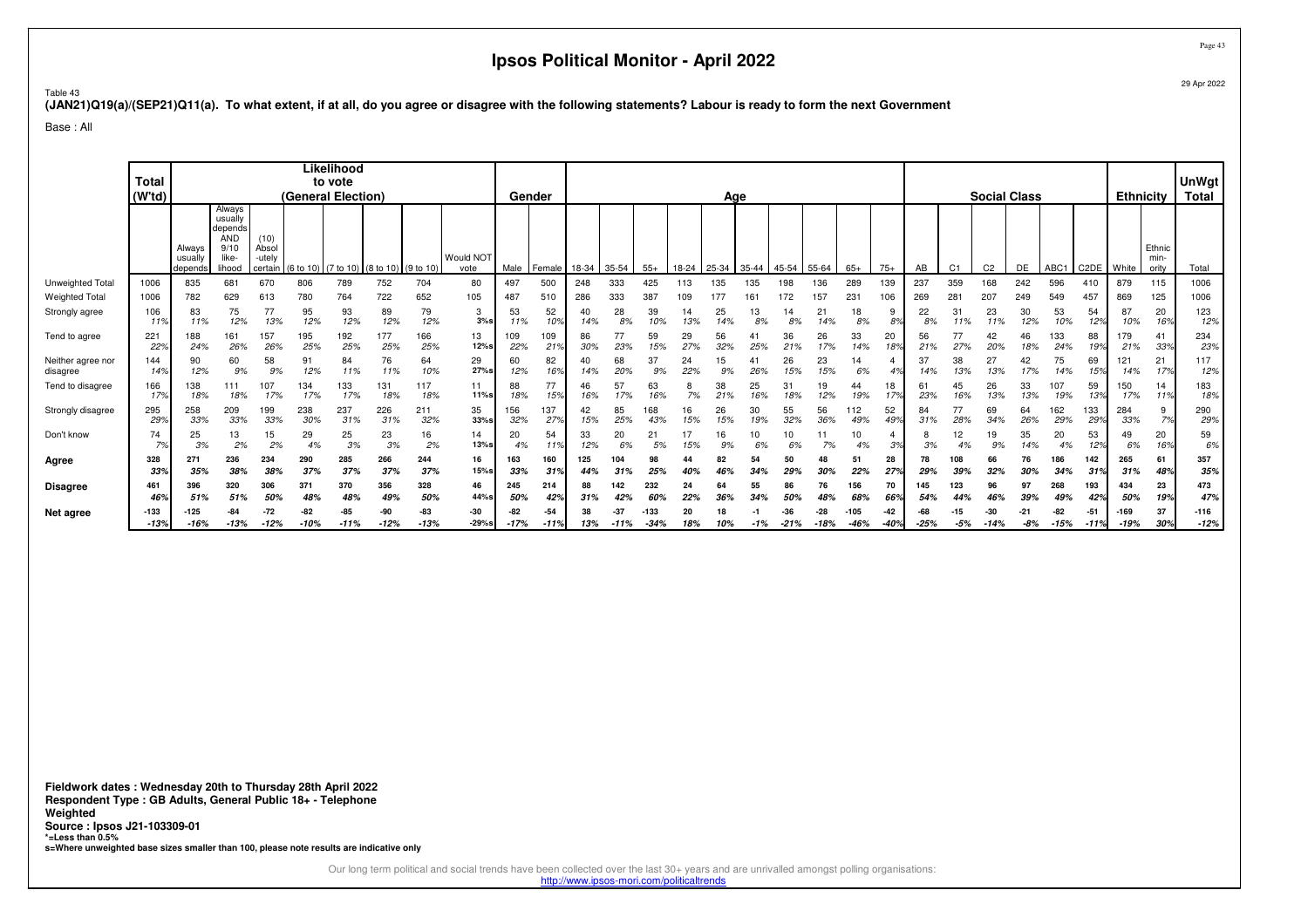# Ipsos Political Monitor - April 2022

Table 43
**(JAN21)Q19(a)/(SEP21)Q11(a). To what extent, if at all, do you agree or disagree with the following statements? Labour is ready to form the next Government**

Base : All

| | Total (W'td) | Likelihood to vote (General Election) | | | | | | | | Gender | | Age | | | | | | | | | | Social Class | | | | | | Ethnicity | | UnWgt Total |
|---|---|---|---|---|---|---|---|---|---|---|---|---|---|---|---|---|---|---|---|---|---|---|---|---|---|---|---|---|---|---|
| | | Always usually depends | Always usually depends AND 9/10 like-lihood | (10) Absol-utely certain | (6 to 10) | (7 to 10) | (8 to 10) | (9 to 10) | Would NOT vote | Male | Female | 18-34 | 35-54 | 55+ | 18-24 | 25-34 | 35-44 | 45-54 | 55-64 | 65+ | 75+ | AB | C1 | C2 | DE | ABC1 | C2DE | White | Ethnic min-ority | Total |
| Unweighted Total | 1006 | 835 | 681 | 670 | 806 | 789 | 752 | 704 | 80 | 497 | 500 | 248 | 333 | 425 | 113 | 135 | 135 | 198 | 136 | 289 | 139 | 237 | 359 | 168 | 242 | 596 | 410 | 879 | 115 | 1006 |
| Weighted Total | 1006 | 782 | 629 | 613 | 780 | 764 | 722 | 652 | 105 | 487 | 510 | 286 | 333 | 387 | 109 | 177 | 161 | 172 | 157 | 231 | 106 | 269 | 281 | 207 | 249 | 549 | 457 | 869 | 125 | 1006 |
| Strongly agree | 106 | 83 | 75 | 77 | 95 | 93 | 89 | 79 | 3 | 53 | 52 | 40 | 28 | 39 | 14 | 25 | 13 | 14 | 21 | 18 | 9 | 22 | 31 | 23 | 30 | 53 | 54 | 87 | 20 | 123 |
| | 11% | 11% | 12% | 13% | 12% | 12% | 12% | 12% | 3%s | 11% | 10% | 14% | 8% | 10% | 13% | 14% | 8% | 8% | 14% | 8% | 8% | 8% | 11% | 11% | 12% | 10% | 12% | 10% | 16% | 12% |
| Tend to agree | 221 | 188 | 161 | 157 | 195 | 192 | 177 | 166 | 13 | 109 | 109 | 86 | 77 | 59 | 29 | 56 | 41 | 36 | 26 | 33 | 20 | 56 | 77 | 42 | 46 | 133 | 88 | 179 | 41 | 234 |
| | 22% | 24% | 26% | 26% | 25% | 25% | 25% | 25% | 12%s | 22% | 21% | 30% | 23% | 15% | 27% | 32% | 25% | 21% | 17% | 14% | 18% | 21% | 27% | 20% | 18% | 24% | 19% | 21% | 33% | 23% |
| Neither agree nor disagree | 144 | 90 | 60 | 58 | 91 | 84 | 76 | 64 | 29 | 60 | 82 | 40 | 68 | 37 | 24 | 15 | 41 | 26 | 23 | 14 | 4 | 37 | 38 | 27 | 42 | 75 | 69 | 121 | 21 | 117 |
| | 14% | 12% | 9% | 9% | 12% | 11% | 11% | 10% | 27%s | 12% | 16% | 14% | 20% | 9% | 22% | 9% | 26% | 15% | 15% | 6% | 4% | 14% | 13% | 13% | 17% | 14% | 15% | 14% | 17% | 12% |
| Tend to disagree | 166 | 138 | 111 | 107 | 134 | 133 | 131 | 117 | 11 | 88 | 77 | 46 | 57 | 63 | 8 | 38 | 25 | 31 | 19 | 44 | 18 | 61 | 45 | 26 | 33 | 107 | 59 | 150 | 14 | 183 |
| | 17% | 18% | 18% | 17% | 17% | 17% | 18% | 18% | 11%s | 18% | 15% | 16% | 17% | 16% | 7% | 21% | 16% | 18% | 12% | 19% | 17% | 23% | 16% | 13% | 13% | 19% | 13% | 17% | 11% | 18% |
| Strongly disagree | 295 | 258 | 209 | 199 | 238 | 237 | 226 | 211 | 35 | 156 | 137 | 42 | 85 | 168 | 16 | 26 | 30 | 55 | 56 | 112 | 52 | 84 | 77 | 69 | 64 | 162 | 133 | 284 | 9 | 290 |
| | 29% | 33% | 33% | 33% | 30% | 31% | 31% | 32% | 33%s | 32% | 27% | 15% | 25% | 43% | 15% | 15% | 19% | 32% | 36% | 49% | 49% | 31% | 28% | 34% | 26% | 29% | 29% | 33% | 7% | 29% |
| Don't know | 74 | 25 | 13 | 15 | 29 | 25 | 23 | 16 | 14 | 20 | 54 | 33 | 20 | 21 | 17 | 16 | 10 | 10 | 11 | 10 | 4 | 8 | 12 | 19 | 35 | 20 | 53 | 49 | 20 | 59 |
| | 7% | 3% | 2% | 2% | 4% | 3% | 3% | 2% | 13%s | 4% | 11% | 12% | 6% | 5% | 15% | 9% | 6% | 6% | 7% | 4% | 3% | 3% | 4% | 9% | 14% | 4% | 12% | 6% | 16% | 6% |
| **Agree** | **328** | **271** | **236** | **234** | **290** | **285** | **266** | **244** | **16** | **163** | **160** | **125** | **104** | **98** | **44** | **82** | **54** | **50** | **48** | **51** | **28** | **78** | **108** | **66** | **76** | **186** | **142** | **265** | **61** | **357** |
| | ***33%*** | ***35%*** | ***38%*** | ***38%*** | ***37%*** | ***37%*** | ***37%*** | ***37%*** | ***15%s*** | ***33%*** | ***31%*** | ***44%*** | ***31%*** | ***25%*** | ***40%*** | ***46%*** | ***34%*** | ***29%*** | ***30%*** | ***22%*** | ***27%*** | ***29%*** | ***39%*** | ***32%*** | ***30%*** | ***34%*** | ***31%*** | ***31%*** | ***48%*** | ***35%*** |
| **Disagree** | **461** | **396** | **320** | **306** | **371** | **370** | **356** | **328** | **46** | **245** | **214** | **88** | **142** | **232** | **24** | **64** | **55** | **86** | **76** | **156** | **70** | **145** | **123** | **96** | **97** | **268** | **193** | **434** | **23** | **473** |
| | ***46%*** | ***51%*** | ***51%*** | ***50%*** | ***48%*** | ***48%*** | ***49%*** | ***50%*** | ***44%s*** | ***50%*** | ***42%*** | ***31%*** | ***42%*** | ***60%*** | ***22%*** | ***36%*** | ***34%*** | ***50%*** | ***48%*** | ***68%*** | ***66%*** | ***54%*** | ***44%*** | ***46%*** | ***39%*** | ***49%*** | ***42%*** | ***50%*** | ***19%*** | ***47%*** |
| **Net agree** | **-133** | **-125** | **-84** | **-72** | **-82** | **-85** | **-90** | **-83** | **-30** | **-82** | **-54** | **38** | **-37** | **-133** | **20** | **18** | **-1** | **-36** | **-28** | **-105** | **-42** | **-68** | **-15** | **-30** | **-21** | **-82** | **-51** | **-169** | **37** | **-116** |
| | ***-13%*** | ***-16%*** | ***-13%*** | ***-12%*** | ***-10%*** | ***-11%*** | ***-12%*** | ***-13%*** | ***-29%s*** | ***-17%*** | ***-11%*** | ***13%*** | ***-11%*** | ***-34%*** | ***18%*** | ***10%*** | ***-1%*** | ***-21%*** | ***-18%*** | ***-46%*** | ***-40%*** | ***-25%*** | ***-5%*** | ***-14%*** | ***-8%*** | ***-15%*** | ***-11%*** | ***-19%*** | ***30%*** | ***-12%*** |

**Fieldwork dates : Wednesday 20th to Thursday 28th April 2022**
**Respondent Type : GB Adults, General Public 18+ - Telephone**
**Weighted**
**Source : Ipsos J21-103309-01**
**\*=Less than 0.5%**
**s=Where unweighted base sizes smaller than 100, please note results are indicative only**

Our long term political and social trends have been collected over the last 30+ years and are unrivalled amongst polling organisations:
http://www.ipsos-mori.com/politicaltrends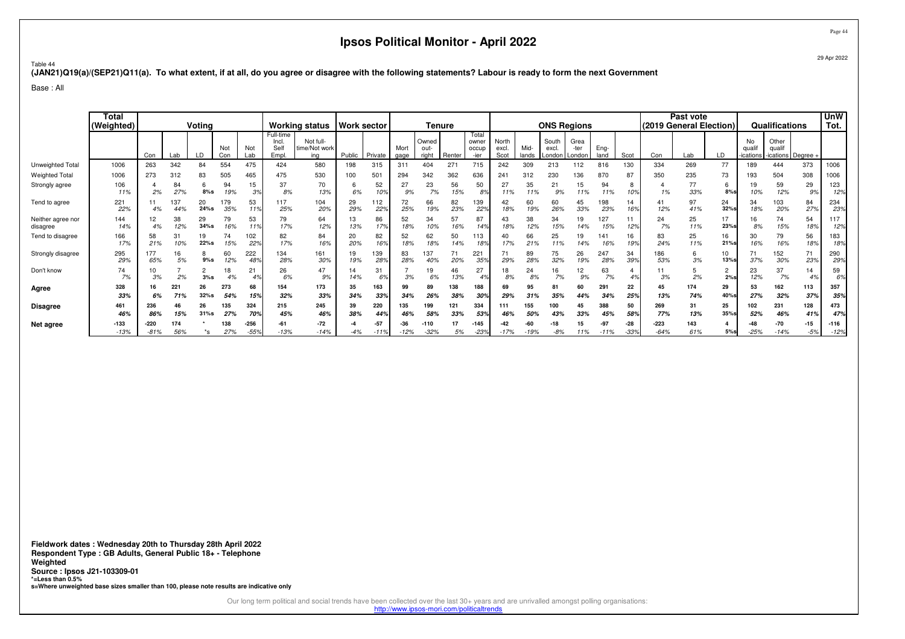# Ipsos Political Monitor - April 2022

Table 44

**(JAN21)Q19(a)/(SEP21)Q11(a). To what extent, if at all, do you agree or disagree with the following statements? Labour is ready to form the next Government**

Base : All

| | Total (Weighted) | Voting | | | | | Working status | | Work sector | | Tenure | | | | ONS Regions | | | | | | Past vote (2019 General Election) | | | Qualifications | | | UnW Tot. |
|---|---|---|---|---|---|---|---|---|---|---|---|---|---|---|---|---|---|---|---|---|---|---|---|---|---|---|---|
| | | Con | Lab | LD | Not Con | Not Lab | Full-time Incl. Self Empl. | Not full-time/Not working | Public | Private | Mortgage | Owned outright | Renter | Total owner occupier | North excl. Scot | Midlands | South excl. London | Greater London | England | Scot | Con | Lab | LD | No qualifications | Other qualifications | Degree + | |
| Unweighted Total | 1006 | 263 | 342 | 84 | 554 | 475 | 424 | 580 | 198 | 315 | 311 | 404 | 271 | 715 | 242 | 309 | 213 | 112 | 816 | 130 | 334 | 269 | 77 | 189 | 444 | 373 | 1006 |
| Weighted Total | 1006 | 273 | 312 | 83 | 505 | 465 | 475 | 530 | 100 | 501 | 294 | 342 | 362 | 636 | 241 | 312 | 230 | 136 | 870 | 87 | 350 | 235 | 73 | 193 | 504 | 308 | 1006 |
| Strongly agree | 106 | 4 | 84 | 6 | 94 | 15 | 37 | 70 | 6 | 52 | 27 | 23 | 56 | 50 | 27 | 35 | 21 | 15 | 94 | 8 | 4 | 77 | 6 | 19 | 59 | 29 | 123 |
| | 11% | 2% | 27% | 8%s | 19% | 3% | 8% | 13% | 6% | 10% | 9% | 7% | 15% | 8% | 11% | 11% | 9% | 11% | 11% | 10% | 1% | 33% | 8%s | 10% | 12% | 9% | 12% |
| Tend to agree | 221 | 11 | 137 | 20 | 179 | 53 | 117 | 104 | 29 | 112 | 72 | 66 | 82 | 139 | 42 | 60 | 60 | 45 | 198 | 14 | 41 | 97 | 24 | 34 | 103 | 84 | 234 |
| | 22% | 4% | 44% | 24%s | 35% | 11% | 25% | 20% | 29% | 22% | 25% | 19% | 23% | 22% | 18% | 19% | 26% | 33% | 23% | 16% | 12% | 41% | 32%s | 18% | 20% | 27% | 23% |
| Neither agree nor disagree | 144 | 12 | 38 | 29 | 79 | 53 | 79 | 64 | 13 | 86 | 52 | 34 | 57 | 87 | 43 | 38 | 34 | 19 | 127 | 11 | 24 | 25 | 17 | 16 | 74 | 54 | 117 |
| | 14% | 4% | 12% | 34%s | 16% | 11% | 17% | 12% | 13% | 17% | 18% | 10% | 16% | 14% | 18% | 12% | 15% | 14% | 15% | 12% | 7% | 11% | 23%s | 8% | 15% | 18% | 12% |
| Tend to disagree | 166 | 58 | 31 | 19 | 74 | 102 | 82 | 84 | 20 | 82 | 52 | 62 | 50 | 113 | 40 | 66 | 25 | 19 | 141 | 16 | 83 | 25 | 16 | 30 | 79 | 56 | 183 |
| | 17% | 21% | 10% | 22%s | 15% | 22% | 17% | 16% | 20% | 16% | 18% | 18% | 14% | 18% | 17% | 21% | 11% | 14% | 16% | 19% | 24% | 11% | 21%s | 16% | 16% | 18% | 18% |
| Strongly disagree | 295 | 177 | 16 | 8 | 60 | 222 | 134 | 161 | 19 | 139 | 83 | 137 | 71 | 221 | 71 | 89 | 75 | 26 | 247 | 34 | 186 | 6 | 10 | 71 | 152 | 71 | 290 |
| | 29% | 65% | 5% | 9%s | 12% | 48% | 28% | 30% | 19% | 28% | 28% | 40% | 20% | 35% | 29% | 28% | 32% | 19% | 28% | 39% | 53% | 3% | 13%s | 37% | 30% | 23% | 29% |
| Don't know | 74 | 10 | 7 | 2 | 18 | 21 | 26 | 47 | 14 | 31 | 7 | 19 | 46 | 27 | 18 | 24 | 16 | 12 | 63 | 4 | 11 | 5 | 2 | 23 | 37 | 14 | 59 |
| | 7% | 3% | 2% | 3%s | 4% | 4% | 6% | 9% | 14% | 6% | 3% | 6% | 13% | 4% | 8% | 8% | 7% | 9% | 7% | 4% | 3% | 2% | 2%s | 12% | 7% | 4% | 6% |
| **Agree** | **328** | **16** | **221** | **26** | **273** | **68** | **154** | **173** | **35** | **163** | **99** | **89** | **138** | **188** | **69** | **95** | **81** | **60** | **291** | **22** | **45** | **174** | **29** | **53** | **162** | **113** | **357** |
| | *33%* | *6%* | *71%* | *32%s* | *54%* | *15%* | *32%* | *33%* | *34%* | *33%* | *34%* | *26%* | *38%* | *30%* | *29%* | *31%* | *35%* | *44%* | *34%* | *25%* | *13%* | *74%* | *40%s* | *27%* | *32%* | *37%* | *35%* |
| **Disagree** | **461** | **236** | **46** | **26** | **135** | **324** | **215** | **245** | **39** | **220** | **135** | **199** | **121** | **334** | **111** | **155** | **100** | **45** | **388** | **50** | **269** | **31** | **25** | **102** | **231** | **128** | **473** |
| | *46%* | *86%* | *15%* | *31%s* | *27%* | *70%* | *45%* | *46%* | *38%* | *44%* | *46%* | *58%* | *33%* | *53%* | *46%* | *50%* | *43%* | *33%* | *45%* | *58%* | *77%* | *13%* | *35%s* | *52%* | *46%* | *41%* | *47%* |
| **Net agree** | **-133** | **-220** | **174** | ***** | **138** | **-256** | **-61** | **-72** | **-4** | **-57** | **-36** | **-110** | **17** | **-145** | **-42** | **-60** | **-18** | **15** | **-97** | **-28** | **-223** | **143** | **4** | **-48** | **-70** | **-15** | **-116** |
| | *-13%* | *-81%* | *56%* | *\*s* | *27%* | *-55%* | *-13%* | *-14%* | *-4%* | *-11%* | *-12%* | *-32%* | *5%* | *-23%* | *-17%* | *-19%* | *-8%* | *11%* | *-11%* | *-33%* | *-64%* | *61%* | *5%s* | *-25%* | *-14%* | *-5%* | *-12%* |

**Fieldwork dates : Wednesday 20th to Thursday 28th April 2022**
**Respondent Type : GB Adults, General Public 18+ - Telephone**
**Weighted**
**Source : Ipsos J21-103309-01**
**\*=Less than 0.5%**
**s=Where unweighted base sizes smaller than 100, please note results are indicative only**

Our long term political and social trends have been collected over the last 30+ years and are unrivalled amongst polling organisations:
http://www.ipsos-mori.com/politicaltrends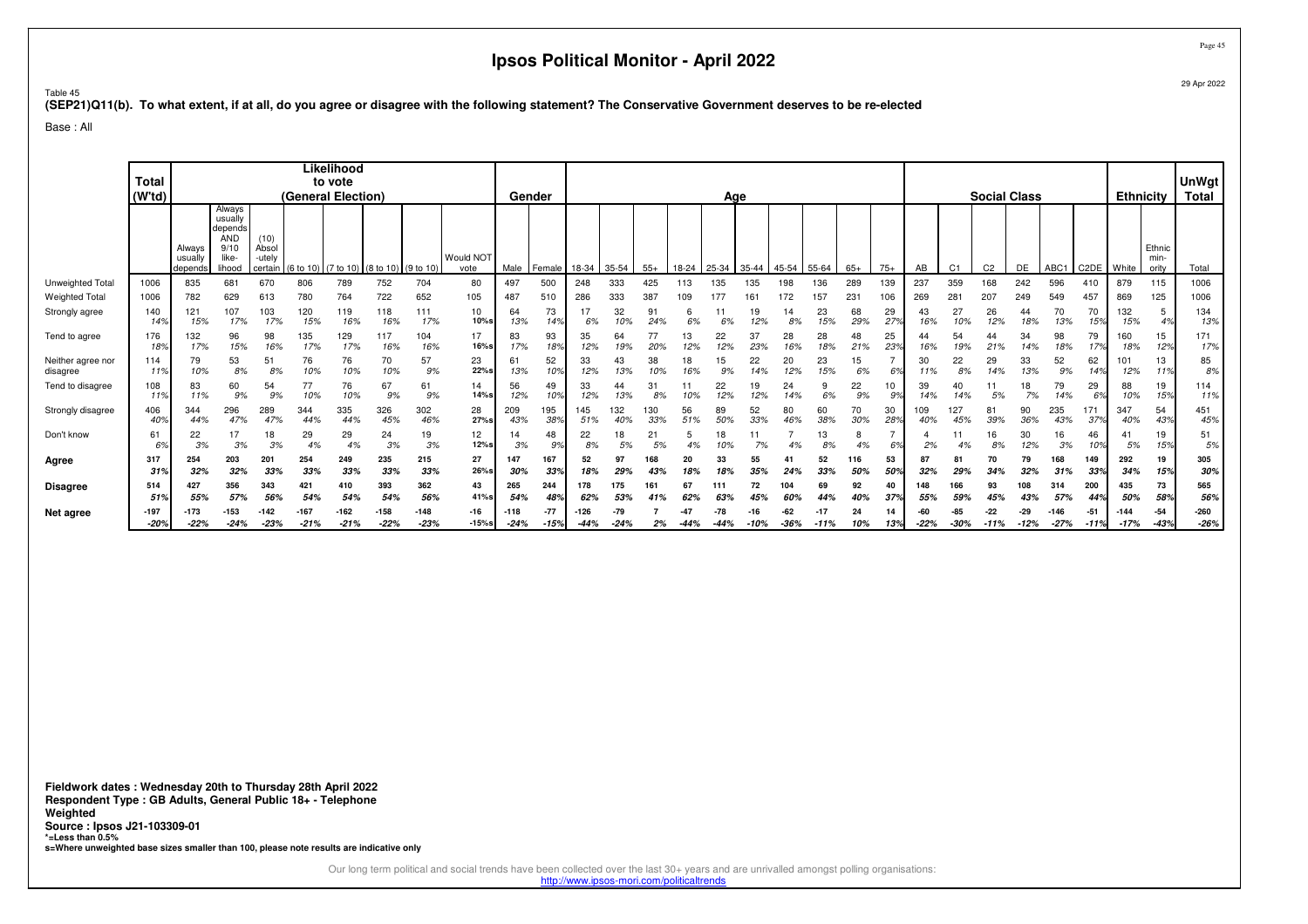# Ipsos Political Monitor - April 2022

29 Apr 2022

Table 45
**(SEP21)Q11(b). To what extent, if at all, do you agree or disagree with the following statement? The Conservative Government deserves to be re-elected**

Base : All

| | Total (W'td) | Likelihood to vote (General Election) | | | | | | | | Gender | | Age | | | | | | | | | | Social Class | | | | | | Ethnicity | | UnWgt Total |
|---|---|---|---|---|---|---|---|---|---|---|---|---|---|---|---|---|---|---|---|---|---|---|---|---|---|---|---|---|---|---|
| | | Always usually depends | Always usually depends AND 9/10 like-lihood | (10) Absol -utely certain | (6 to 10) | (7 to 10) | (8 to 10) | (9 to 10) | Would NOT vote | Male | Female | 18-34 | 35-54 | 55+ | 18-24 | 25-34 | 35-44 | 45-54 | 55-64 | 65+ | 75+ | AB | C1 | C2 | DE | ABC1 | C2DE | White | Ethnic min-ority | Total |
| Unweighted Total | 1006 | 835 | 681 | 670 | 806 | 789 | 752 | 704 | 80 | 497 | 500 | 248 | 333 | 425 | 113 | 135 | 135 | 198 | 136 | 289 | 139 | 237 | 359 | 168 | 242 | 596 | 410 | 879 | 115 | 1006 |
| Weighted Total | 1006 | 782 | 629 | 613 | 780 | 764 | 722 | 652 | 105 | 487 | 510 | 286 | 333 | 387 | 109 | 177 | 161 | 172 | 157 | 231 | 106 | 269 | 281 | 207 | 249 | 549 | 457 | 869 | 125 | 1006 |
| Strongly agree | 140 | 121 | 107 | 103 | 120 | 119 | 118 | 111 | 10 | 64 | 73 | 17 | 32 | 91 | 6 | 11 | 19 | 14 | 23 | 68 | 29 | 43 | 27 | 26 | 44 | 70 | 70 | 132 | 5 | 134 |
| | 14% | 15% | 17% | 17% | 15% | 16% | 16% | 17% | 10%s | 13% | 14% | 6% | 10% | 24% | 6% | 6% | 12% | 8% | 15% | 29% | 27% | 16% | 10% | 12% | 18% | 13% | 15% | 15% | 4% | 13% |
| Tend to agree | 176 | 132 | 96 | 98 | 135 | 129 | 117 | 104 | 17 | 83 | 93 | 35 | 64 | 77 | 13 | 22 | 37 | 28 | 28 | 48 | 25 | 44 | 54 | 44 | 34 | 98 | 79 | 160 | 15 | 171 |
| | 18% | 17% | 15% | 16% | 17% | 17% | 16% | 16% | 16%s | 17% | 18% | 12% | 19% | 20% | 12% | 12% | 23% | 16% | 18% | 21% | 23% | 16% | 19% | 21% | 14% | 18% | 17% | 18% | 12% | 17% |
| Neither agree nor disagree | 114 | 79 | 53 | 51 | 76 | 76 | 70 | 57 | 23 | 61 | 52 | 33 | 43 | 38 | 18 | 15 | 22 | 20 | 23 | 15 | 7 | 30 | 22 | 29 | 33 | 52 | 62 | 101 | 13 | 85 |
| | 11% | 10% | 8% | 8% | 10% | 10% | 10% | 9% | 22%s | 13% | 10% | 12% | 13% | 10% | 16% | 9% | 14% | 12% | 15% | 6% | 6% | 11% | 8% | 14% | 13% | 9% | 14% | 12% | 11% | 8% |
| Tend to disagree | 108 | 83 | 60 | 54 | 77 | 76 | 67 | 61 | 14 | 56 | 49 | 33 | 44 | 31 | 11 | 22 | 19 | 24 | 9 | 22 | 10 | 39 | 40 | 11 | 18 | 79 | 29 | 88 | 19 | 114 |
| | 11% | 11% | 9% | 9% | 10% | 10% | 9% | 9% | 14%s | 12% | 10% | 12% | 13% | 8% | 10% | 12% | 12% | 14% | 6% | 9% | 9% | 14% | 14% | 5% | 7% | 14% | 6% | 10% | 15% | 11% |
| Strongly disagree | 406 | 344 | 296 | 289 | 344 | 335 | 326 | 302 | 28 | 209 | 195 | 145 | 132 | 130 | 56 | 89 | 52 | 80 | 60 | 70 | 30 | 109 | 127 | 81 | 90 | 235 | 171 | 347 | 54 | 451 |
| | 40% | 44% | 47% | 47% | 44% | 44% | 45% | 46% | 27%s | 43% | 38% | 51% | 40% | 33% | 51% | 50% | 33% | 46% | 38% | 30% | 28% | 40% | 45% | 39% | 36% | 43% | 37% | 40% | 43% | 45% |
| Don't know | 61 | 22 | 17 | 18 | 29 | 29 | 24 | 19 | 12 | 14 | 48 | 22 | 18 | 21 | 5 | 18 | 11 | 7 | 13 | 8 | 7 | 4 | 11 | 16 | 30 | 16 | 46 | 41 | 19 | 51 |
| | 6% | 3% | 3% | 3% | 4% | 4% | 3% | 3% | 12%s | 3% | 9% | 8% | 5% | 5% | 4% | 10% | 7% | 4% | 8% | 4% | 6% | 2% | 4% | 8% | 12% | 3% | 10% | 5% | 15% | 5% |
| **Agree** | **317** | **254** | **203** | **201** | **254** | **249** | **235** | **215** | **27** | **147** | **167** | **52** | **97** | **168** | **20** | **33** | **55** | **41** | **52** | **116** | **53** | **87** | **81** | **70** | **79** | **168** | **149** | **292** | **19** | **305** |
| | ***31%*** | ***32%*** | ***32%*** | ***33%*** | ***33%*** | ***33%*** | ***33%*** | ***33%*** | ***26%s*** | ***30%*** | ***33%*** | ***18%*** | ***29%*** | ***43%*** | ***18%*** | ***18%*** | ***35%*** | ***24%*** | ***33%*** | ***50%*** | ***50%*** | ***32%*** | ***29%*** | ***34%*** | ***32%*** | ***31%*** | ***33%*** | ***34%*** | ***15%*** | ***30%*** |
| **Disagree** | **514** | **427** | **356** | **343** | **421** | **410** | **393** | **362** | **43** | **265** | **244** | **178** | **175** | **161** | **67** | **111** | **72** | **104** | **69** | **92** | **40** | **148** | **166** | **93** | **108** | **314** | **200** | **435** | **73** | **565** |
| | ***51%*** | ***55%*** | ***57%*** | ***56%*** | ***54%*** | ***54%*** | ***54%*** | ***56%*** | ***41%s*** | ***54%*** | ***48%*** | ***62%*** | ***53%*** | ***41%*** | ***62%*** | ***63%*** | ***45%*** | ***60%*** | ***44%*** | ***40%*** | ***37%*** | ***55%*** | ***59%*** | ***45%*** | ***43%*** | ***57%*** | ***44%*** | ***50%*** | ***58%*** | ***56%*** |
| **Net agree** | **-197** | **-173** | **-153** | **-142** | **-167** | **-162** | **-158** | **-148** | **-16** | **-118** | **-77** | **-126** | **-79** | **7** | **-47** | **-78** | **-16** | **-62** | **-17** | **24** | **14** | **-60** | **-85** | **-22** | **-29** | **-146** | **-51** | **-144** | **-54** | **-260** |
| | ***-20%*** | ***-22%*** | ***-24%*** | ***-23%*** | ***-21%*** | ***-21%*** | ***-22%*** | ***-23%*** | ***-15%s*** | ***-24%*** | ***-15%*** | ***-44%*** | ***-24%*** | ***2%*** | ***-44%*** | ***-44%*** | ***-10%*** | ***-36%*** | ***-11%*** | ***10%*** | ***13%*** | ***-22%*** | ***-30%*** | ***-11%*** | ***-12%*** | ***-27%*** | ***-11%*** | ***-17%*** | ***-43%*** | ***-26%*** |

**Fieldwork dates : Wednesday 20th to Thursday 28th April 2022**
**Respondent Type : GB Adults, General Public 18+ - Telephone**
**Weighted**
**Source : Ipsos J21-103309-01**
**\*=Less than 0.5%**
**s=Where unweighted base sizes smaller than 100, please note results are indicative only**

Our long term political and social trends have been collected over the last 30+ years and are unrivalled amongst polling organisations:
http://www.ipsos-mori.com/politicaltrends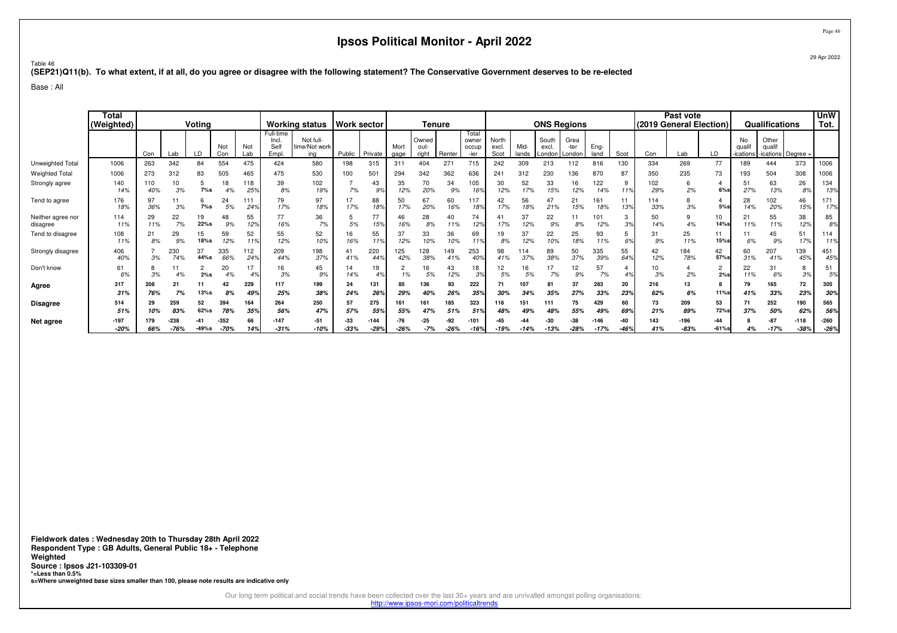# Ipsos Political Monitor - April 2022

Table 46

**(SEP21)Q11(b). To what extent, if at all, do you agree or disagree with the following statement? The Conservative Government deserves to be re-elected**

Base : All

| | Total (Weighted) | Voting | | | | | Working status | | Work sector | | Tenure | | | | ONS Regions | | | | | | Past vote (2019 General Election) | | | Qualifications | | | UnW Tot. |
|---|---|---|---|---|---|---|---|---|---|---|---|---|---|---|---|---|---|---|---|---|---|---|---|---|---|---|---|
| | | Con | Lab | LD | Not Con | Not Lab | Full-time Incl. Self Empl. | Not full-time/Not working | Public | Private | Mortgage | Owned outright | Renter | Total owner occupier | North excl. Scot | Midlands | South excl. London | Greater London | England | Scot | Con | Lab | LD | No qualifications | Other qualifications | Degree + | |
| Unweighted Total | 1006 | 263 | 342 | 84 | 554 | 475 | 424 | 580 | 198 | 315 | 311 | 404 | 271 | 715 | 242 | 309 | 213 | 112 | 816 | 130 | 334 | 269 | 77 | 189 | 444 | 373 | 1006 |
| Weighted Total | 1006 | 273 | 312 | 83 | 505 | 465 | 475 | 530 | 100 | 501 | 294 | 342 | 362 | 636 | 241 | 312 | 230 | 136 | 870 | 87 | 350 | 235 | 73 | 193 | 504 | 308 | 1006 |
| Strongly agree | 140 14% | 110 40% | 10 3% | 5 7%s | 18 4% | 118 25% | 39 8% | 102 19% | 7 7% | 43 9% | 35 12% | 70 20% | 34 9% | 105 16% | 30 12% | 52 17% | 33 15% | 16 12% | 122 14% | 9 11% | 102 29% | 6 2% | 4 6%s | 51 27% | 63 13% | 26 8% | 134 13% |
| Tend to agree | 176 18% | 97 36% | 11 3% | 6 7%s | 24 5% | 111 24% | 79 17% | 97 18% | 17 17% | 88 18% | 50 17% | 67 20% | 60 16% | 117 18% | 42 17% | 56 18% | 47 21% | 21 15% | 161 18% | 11 13% | 114 33% | 8 3% | 4 5%s | 28 14% | 102 20% | 46 15% | 171 17% |
| Neither agree nor disagree | 114 11% | 29 11% | 22 7% | 19 22%s | 48 9% | 55 12% | 77 16% | 36 7% | 5 5% | 77 15% | 46 16% | 28 8% | 40 11% | 74 12% | 41 17% | 37 12% | 22 9% | 11 8% | 101 12% | 3 3% | 50 14% | 9 4% | 10 14%s | 21 11% | 55 11% | 38 12% | 85 8% |
| Tend to disagree | 108 11% | 21 8% | 29 9% | 15 18%s | 59 12% | 52 11% | 55 12% | 52 10% | 16 16% | 55 11% | 37 12% | 33 10% | 36 10% | 69 11% | 19 8% | 37 12% | 22 10% | 25 18% | 93 11% | 5 6% | 31 9% | 25 11% | 11 15%s | 11 6% | 45 9% | 51 17% | 114 11% |
| Strongly disagree | 406 40% | 7 3% | 230 74% | 37 44%s | 335 66% | 112 24% | 209 44% | 198 37% | 41 41% | 220 44% | 125 42% | 128 38% | 149 41% | 253 40% | 98 41% | 114 37% | 89 38% | 50 37% | 335 39% | 55 64% | 42 12% | 184 78% | 42 57%s | 60 31% | 207 41% | 139 45% | 451 45% |
| Don't know | 61 6% | 8 3% | 11 4% | 2 2%s | 20 4% | 17 4% | 16 3% | 45 9% | 14 14% | 19 4% | 2 1% | 16 5% | 43 12% | 18 3% | 12 5% | 16 5% | 17 7% | 12 9% | 57 7% | 4 4% | 10 3% | 4 2% | 2 2%s | 22 11% | 31 6% | 8 3% | 51 5% |
| **Agree** | **317 31%** | **208 76%** | **21 7%** | **11 13%s** | **42 8%** | **229 49%** | **117 25%** | **199 38%** | **24 24%** | **131 26%** | **85 29%** | **136 40%** | **93 26%** | **222 35%** | **71 30%** | **107 34%** | **81 35%** | **37 27%** | **283 33%** | **20 23%** | **216 62%** | **13 6%** | **8 11%s** | **79 41%** | **165 33%** | **72 23%** | **305 30%** |
| **Disagree** | **514 51%** | **29 10%** | **259 83%** | **52 62%s** | **394 78%** | **164 35%** | **264 56%** | **250 47%** | **57 57%** | **275 55%** | **161 55%** | **161 47%** | **185 51%** | **323 51%** | **116 48%** | **151 49%** | **111 48%** | **75 55%** | **429 49%** | **60 69%** | **73 21%** | **209 89%** | **53 72%s** | **71 37%** | **252 50%** | **190 62%** | **565 56%** |
| **Net agree** | **-197 -20%** | **179 66%** | **-238 -76%** | **-41 -49%s** | **-352 -70%** | **66 14%** | **-147 -31%** | **-51 -10%** | **-33 -33%** | **-144 -29%** | **-76 -26%** | **-25 -7%** | **-92 -26%** | **-101 -16%** | **-45 -19%** | **-44 -14%** | **-30 -13%** | **-38 -28%** | **-146 -17%** | **-40 -46%** | **143 41%** | **-196 -83%** | **-44 -61%s** | **8 4%** | **-87 -17%** | **-118 -38%** | **-260 -26%** |

**Fieldwork dates : Wednesday 20th to Thursday 28th April 2022**
**Respondent Type : GB Adults, General Public 18+ - Telephone**
**Weighted**
**Source : Ipsos J21-103309-01**
**\*=Less than 0.5%**
**s=Where unweighted base sizes smaller than 100, please note results are indicative only**

Our long term political and social trends have been collected over the last 30+ years and are unrivalled amongst polling organisations:
http://www.ipsos-mori.com/politicaltrends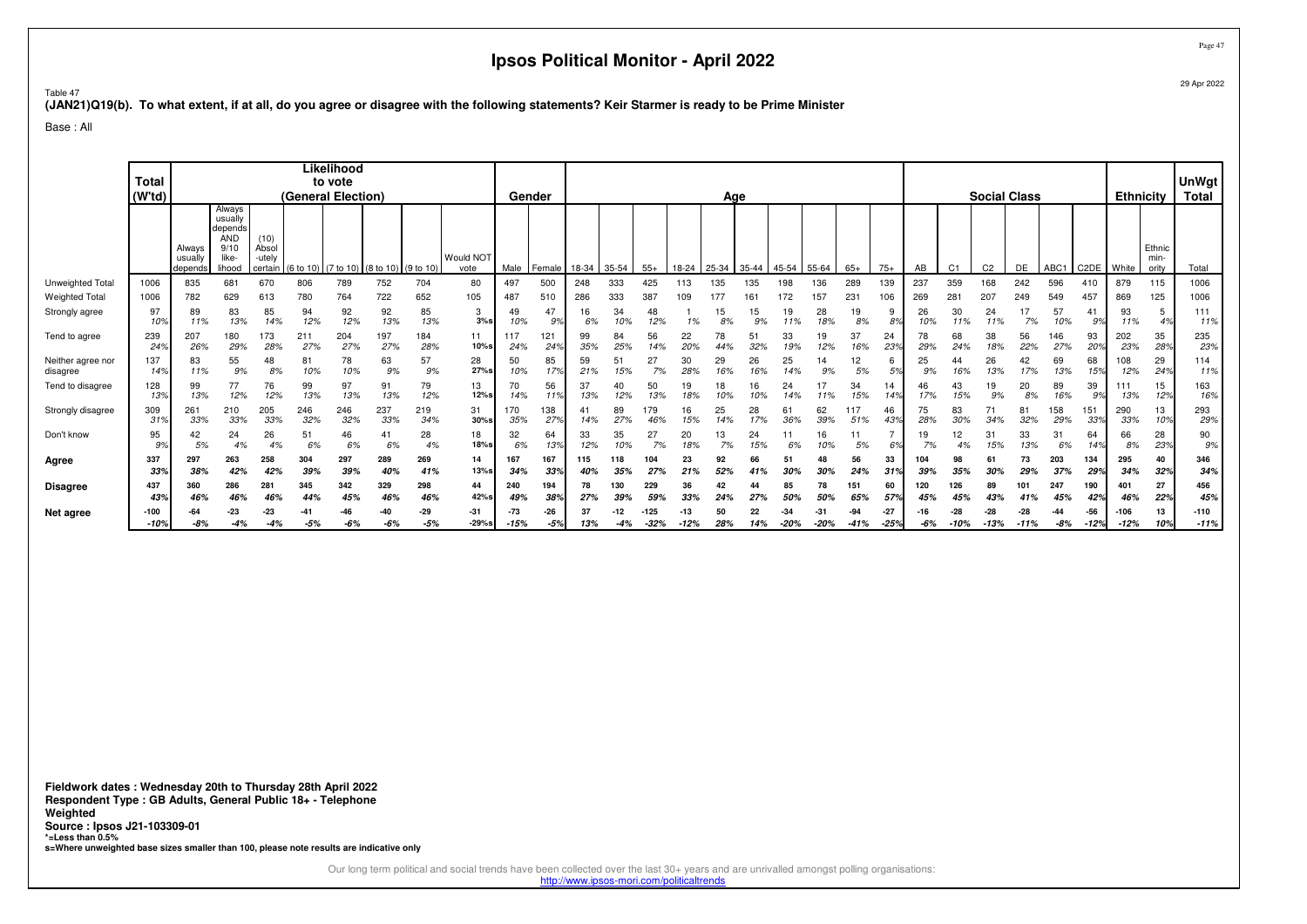# Ipsos Political Monitor - April 2022

Table 47

**(JAN21)Q19(b). To what extent, if at all, do you agree or disagree with the following statements? Keir Starmer is ready to be Prime Minister**

Base : All

| | Total (W'td) | Likelihood to vote (General Election) | | | | | | | | Gender | | Age | | | | | | | | | | | Social Class | | | | | | Ethnicity | | UnWgt Total |
|---|---|---|---|---|---|---|---|---|---|---|---|---|---|---|---|---|---|---|---|---|---|---|---|---|---|---|---|---|---|---|---|
| | | Always usually depends | Always usually depends AND 9/10 like-lihood | (10) Absol -utely certain | (6 to 10) | (7 to 10) | (8 to 10) | (9 to 10) | Would NOT vote | Male | Female | 18-34 | 35-54 | 55+ | 18-24 | 25-34 | 35-44 | 45-54 | 55-64 | 65+ | 75+ | AB | C1 | C2 | DE | ABC1 | C2DE | White | Ethnic min-ority | Total |
| Unweighted Total | 1006 | 835 | 681 | 670 | 806 | 789 | 752 | 704 | 80 | 497 | 500 | 248 | 333 | 425 | 113 | 135 | 135 | 198 | 136 | 289 | 139 | 237 | 359 | 168 | 242 | 596 | 410 | 879 | 115 | 1006 |
| Weighted Total | 1006 | 782 | 629 | 613 | 780 | 764 | 722 | 652 | 105 | 487 | 510 | 286 | 333 | 387 | 109 | 177 | 161 | 172 | 157 | 231 | 106 | 269 | 281 | 207 | 249 | 549 | 457 | 869 | 125 | 1006 |
| Strongly agree | 97<br>10% | 89<br>11% | 83<br>13% | 85<br>14% | 94<br>12% | 92<br>12% | 92<br>13% | 85<br>13% | 3<br>3%s | 49<br>10% | 47<br>9% | 16<br>6% | 34<br>10% | 48<br>12% | 1<br>1% | 15<br>8% | 15<br>9% | 19<br>11% | 28<br>18% | 19<br>8% | 9<br>8% | 26<br>10% | 30<br>11% | 24<br>11% | 17<br>7% | 57<br>10% | 41<br>9% | 93<br>11% | 5<br>4% | 111<br>11% |
| Tend to agree | 239<br>24% | 207<br>26% | 180<br>29% | 173<br>28% | 211<br>27% | 204<br>27% | 197<br>27% | 184<br>28% | 11<br>10%s | 117<br>24% | 121<br>24% | 99<br>35% | 84<br>25% | 56<br>14% | 22<br>20% | 78<br>44% | 51<br>32% | 33<br>19% | 19<br>12% | 37<br>16% | 24<br>23% | 78<br>29% | 68<br>24% | 38<br>18% | 56<br>22% | 146<br>27% | 93<br>20% | 202<br>23% | 35<br>28% | 235<br>23% |
| Neither agree nor disagree | 137<br>14% | 83<br>11% | 55<br>9% | 48<br>8% | 81<br>10% | 78<br>10% | 63<br>9% | 57<br>9% | 28<br>27%s | 50<br>10% | 85<br>17% | 59<br>21% | 51<br>15% | 27<br>7% | 30<br>28% | 29<br>16% | 26<br>16% | 25<br>14% | 14<br>9% | 12<br>5% | 6<br>5% | 25<br>9% | 44<br>16% | 26<br>13% | 42<br>17% | 69<br>13% | 68<br>15% | 108<br>12% | 29<br>24% | 114<br>11% |
| Tend to disagree | 128<br>13% | 99<br>13% | 77<br>12% | 76<br>12% | 99<br>13% | 97<br>13% | 91<br>13% | 79<br>12% | 13<br>12%s | 70<br>14% | 56<br>11% | 37<br>13% | 40<br>12% | 50<br>13% | 19<br>18% | 18<br>10% | 16<br>10% | 24<br>14% | 17<br>11% | 34<br>15% | 14<br>14% | 46<br>17% | 43<br>15% | 19<br>9% | 20<br>8% | 89<br>16% | 39<br>9% | 111<br>13% | 15<br>12% | 163<br>16% |
| Strongly disagree | 309<br>31% | 261<br>33% | 210<br>33% | 205<br>33% | 246<br>32% | 246<br>32% | 237<br>33% | 219<br>34% | 31<br>30%s | 170<br>35% | 138<br>27% | 41<br>14% | 89<br>27% | 179<br>46% | 16<br>15% | 25<br>14% | 28<br>17% | 61<br>36% | 62<br>39% | 117<br>51% | 46<br>43% | 75<br>28% | 83<br>30% | 71<br>34% | 81<br>32% | 158<br>29% | 151<br>33% | 290<br>33% | 13<br>10% | 293<br>29% |
| Don't know | 95<br>9% | 42<br>5% | 24<br>4% | 26<br>4% | 51<br>6% | 46<br>6% | 41<br>6% | 28<br>4% | 18<br>18%s | 32<br>6% | 64<br>13% | 33<br>12% | 35<br>10% | 27<br>7% | 20<br>18% | 13<br>7% | 24<br>15% | 11<br>6% | 16<br>10% | 11<br>5% | 7<br>6% | 19<br>7% | 12<br>4% | 31<br>15% | 33<br>13% | 31<br>6% | 64<br>14% | 66<br>8% | 28<br>23% | 90<br>9% |
| **Agree** | **337**<br>**33%** | **297**<br>**38%** | **263**<br>**42%** | **258**<br>**42%** | **304**<br>**39%** | **297**<br>**39%** | **289**<br>**40%** | **269**<br>**41%** | **14**<br>**13%s** | **167**<br>**34%** | **167**<br>**33%** | **115**<br>**40%** | **118**<br>**35%** | **104**<br>**27%** | **23**<br>**21%** | **92**<br>**52%** | **66**<br>**41%** | **51**<br>**30%** | **48**<br>**30%** | **56**<br>**24%** | **33**<br>**31%** | **104**<br>**39%** | **98**<br>**35%** | **61**<br>**30%** | **73**<br>**29%** | **203**<br>**37%** | **134**<br>**29%** | **295**<br>**34%** | **40**<br>**32%** | **346**<br>**34%** |
| **Disagree** | **437**<br>**43%** | **360**<br>**46%** | **286**<br>**46%** | **281**<br>**46%** | **345**<br>**44%** | **342**<br>**45%** | **329**<br>**46%** | **298**<br>**46%** | **44**<br>**42%s** | **240**<br>**49%** | **194**<br>**38%** | **78**<br>**27%** | **130**<br>**39%** | **229**<br>**59%** | **36**<br>**33%** | **42**<br>**24%** | **44**<br>**27%** | **85**<br>**50%** | **78**<br>**50%** | **151**<br>**65%** | **60**<br>**57%** | **120**<br>**45%** | **126**<br>**45%** | **89**<br>**43%** | **101**<br>**41%** | **247**<br>**45%** | **190**<br>**42%** | **401**<br>**46%** | **27**<br>**22%** | **456**<br>**45%** |
| **Net agree** | **-100**<br>**-10%** | **-64**<br>**-8%** | **-23**<br>**-4%** | **-23**<br>**-4%** | **-41**<br>**-5%** | **-46**<br>**-6%** | **-40**<br>**-6%** | **-29**<br>**-5%** | **-31**<br>**-29%s** | **-73**<br>**-15%** | **-26**<br>**-5%** | **37**<br>**13%** | **-12**<br>**-4%** | **-125**<br>**-32%** | **-13**<br>**-12%** | **50**<br>**28%** | **22**<br>**14%** | **-34**<br>**-20%** | **-31**<br>**-20%** | **-94**<br>**-41%** | **-27**<br>**-25%** | **-16**<br>**-6%** | **-28**<br>**-10%** | **-28**<br>**-13%** | **-28**<br>**-11%** | **-44**<br>**-8%** | **-56**<br>**-12%** | **-106**<br>**-12%** | **13**<br>**10%** | **-110**<br>**-11%** |

**Fieldwork dates : Wednesday 20th to Thursday 28th April 2022**
**Respondent Type : GB Adults, General Public 18+ - Telephone**
**Weighted**
**Source : Ipsos J21-103309-01**
***=Less than 0.5%**
**s=Where unweighted base sizes smaller than 100, please note results are indicative only**

Our long term political and social trends have been collected over the last 30+ years and are unrivalled amongst polling organisations:
http://www.ipsos-mori.com/politicaltrends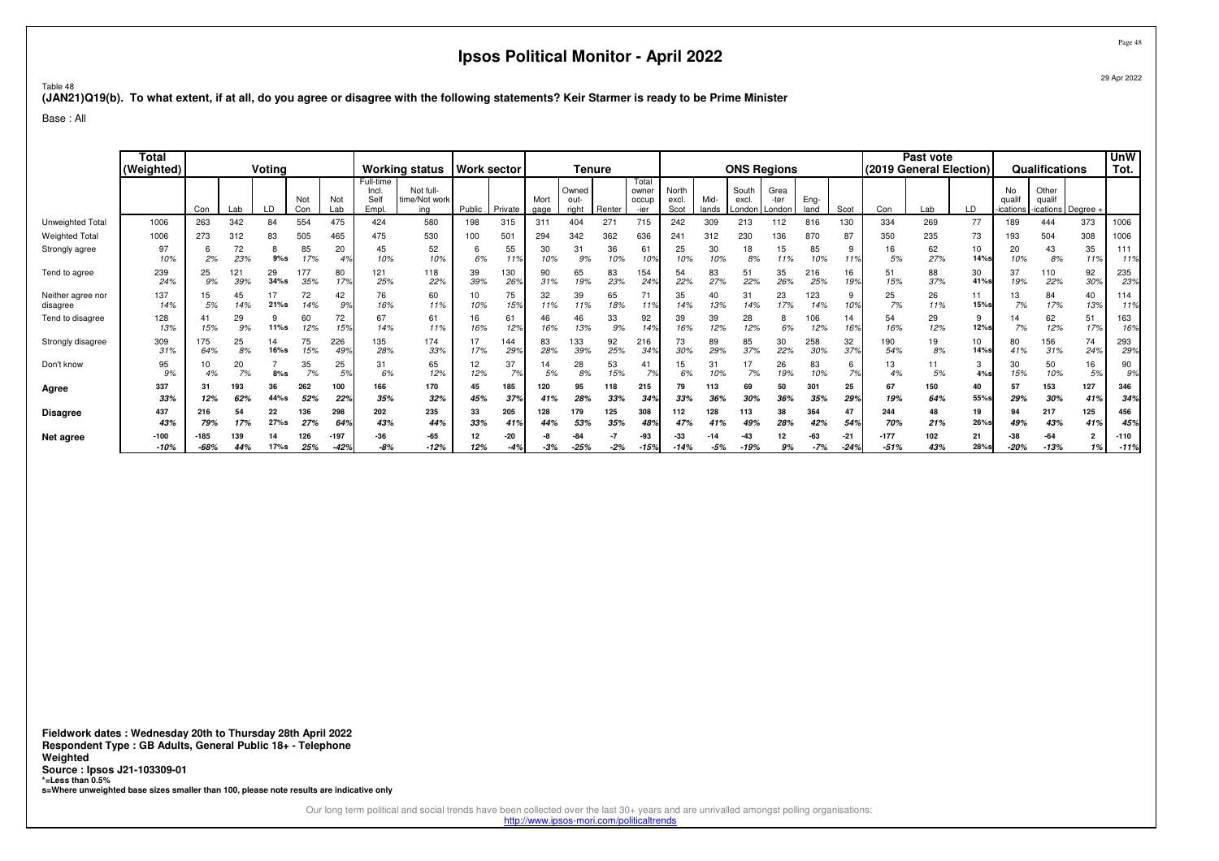# Ipsos Political Monitor - April 2022

29 Apr 2022

Table 48

**(JAN21)Q19(b). To what extent, if at all, do you agree or disagree with the following statements? Keir Starmer is ready to be Prime Minister**

Base : All

| | Total (Weighted) | Voting | | | | | Working status | | Work sector | | Tenure | | | | ONS Regions | | | | | | Past vote (2019 General Election) | | | Qualifications | | | UnW Tot. |
|---|---|---|---|---|---|---|---|---|---|---|---|---|---|---|---|---|---|---|---|---|---|---|---|---|---|---|---|
| | | Con | Lab | LD | Not Con | Not Lab | Full-time Incl. Self Empl. | Not full-time/Not working | Public | Private | Mortgage | Owned outright | Renter | Total owner occupier | North excl. Scot | Midlands | South excl. London | Greater London | England | Scot | Con | Lab | LD | No qualifications | Other qualifications | Degree + | |
| Unweighted Total | 1006 | 263 | 342 | 84 | 554 | 475 | 424 | 580 | 198 | 315 | 311 | 404 | 271 | 715 | 242 | 309 | 213 | 112 | 816 | 130 | 334 | 269 | 77 | 189 | 444 | 373 | 1006 |
| Weighted Total | 1006 | 273 | 312 | 83 | 505 | 465 | 475 | 530 | 100 | 501 | 294 | 342 | 362 | 636 | 241 | 312 | 230 | 136 | 870 | 87 | 350 | 235 | 73 | 193 | 504 | 308 | 1006 |
| Strongly agree | 97 | 6 | 72 | 8 | 85 | 20 | 45 | 52 | 6 | 55 | 30 | 31 | 36 | 61 | 25 | 30 | 18 | 15 | 85 | 9 | 16 | 62 | 10 | 20 | 43 | 35 | 111 |
| | 10% | 2% | 23% | 9%s | 17% | 4% | 10% | 10% | 6% | 11% | 10% | 9% | 10% | 10% | 10% | 10% | 8% | 11% | 10% | 11% | 5% | 27% | 14%s | 10% | 8% | 11% | 11% |
| Tend to agree | 239 | 25 | 121 | 29 | 177 | 80 | 121 | 118 | 39 | 130 | 90 | 65 | 83 | 154 | 54 | 83 | 51 | 35 | 216 | 16 | 51 | 88 | 30 | 37 | 110 | 92 | 235 |
| | 24% | 9% | 39% | 34%s | 35% | 17% | 25% | 22% | 39% | 26% | 31% | 19% | 23% | 24% | 22% | 27% | 22% | 26% | 25% | 19% | 15% | 37% | 41%s | 19% | 22% | 30% | 23% |
| Neither agree nor disagree | 137 | 15 | 45 | 17 | 72 | 42 | 76 | 60 | 10 | 75 | 32 | 39 | 65 | 71 | 35 | 40 | 31 | 23 | 123 | 9 | 25 | 26 | 11 | 13 | 84 | 40 | 114 |
| | 14% | 5% | 14% | 21%s | 14% | 9% | 16% | 11% | 10% | 15% | 11% | 11% | 18% | 11% | 14% | 13% | 14% | 17% | 14% | 10% | 7% | 11% | 15%s | 7% | 17% | 13% | 11% |
| Tend to disagree | 128 | 41 | 29 | 9 | 60 | 72 | 67 | 61 | 16 | 61 | 46 | 46 | 33 | 92 | 39 | 39 | 28 | 8 | 106 | 14 | 54 | 29 | 9 | 14 | 62 | 51 | 163 |
| | 13% | 15% | 9% | 11%s | 12% | 15% | 14% | 11% | 16% | 12% | 16% | 13% | 9% | 14% | 16% | 12% | 12% | 6% | 12% | 16% | 16% | 12% | 12%s | 7% | 12% | 17% | 16% |
| Strongly disagree | 309 | 175 | 25 | 14 | 75 | 226 | 135 | 174 | 17 | 144 | 83 | 133 | 92 | 216 | 73 | 89 | 85 | 30 | 258 | 32 | 190 | 19 | 10 | 80 | 156 | 74 | 293 |
| | 31% | 64% | 8% | 16%s | 15% | 49% | 28% | 33% | 17% | 29% | 28% | 39% | 25% | 34% | 30% | 29% | 37% | 22% | 30% | 37% | 54% | 8% | 14%s | 41% | 31% | 24% | 29% |
| Don't know | 95 | 10 | 20 | 7 | 35 | 25 | 31 | 65 | 12 | 37 | 14 | 28 | 53 | 41 | 15 | 31 | 17 | 26 | 83 | 6 | 13 | 11 | 3 | 30 | 50 | 16 | 90 |
| | 9% | 4% | 7% | 8%s | 7% | 5% | 6% | 12% | 12% | 7% | 5% | 8% | 15% | 7% | 6% | 10% | 7% | 19% | 10% | 7% | 4% | 5% | 4%s | 15% | 10% | 5% | 9% |
| **Agree** | **337** | **31** | **193** | **36** | **262** | **100** | **166** | **170** | **45** | **185** | **120** | **95** | **118** | **215** | **79** | **113** | **69** | **50** | **301** | **25** | **67** | **150** | **40** | **57** | **153** | **127** | **346** |
| | *33%* | *12%* | *62%* | *44%s* | *52%* | *22%* | *35%* | *32%* | *45%* | *37%* | *41%* | *28%* | *33%* | *34%* | *33%* | *36%* | *30%* | *36%* | *35%* | *29%* | *19%* | *64%* | *55%s* | *29%* | *30%* | *41%* | *34%* |
| **Disagree** | **437** | **216** | **54** | **22** | **136** | **298** | **202** | **235** | **33** | **205** | **128** | **179** | **125** | **308** | **112** | **128** | **113** | **38** | **364** | **47** | **244** | **48** | **19** | **94** | **217** | **125** | **456** |
| | *43%* | *79%* | *17%* | *27%s* | *27%* | *64%* | *43%* | *44%* | *33%* | *41%* | *44%* | *53%* | *35%* | *48%* | *47%* | *41%* | *49%* | *28%* | *42%* | *54%* | *70%* | *21%* | *26%s* | *49%* | *43%* | *41%* | *45%* |
| **Net agree** | **-100** | **-185** | **139** | **14** | **126** | **-197** | **-36** | **-65** | **12** | **-20** | **-8** | **-84** | **-7** | **-93** | **-33** | **-14** | **-43** | **12** | **-63** | **-21** | **-177** | **102** | **21** | **-38** | **-64** | **2** | **-110** |
| | *-10%* | *-68%* | *44%* | *17%s* | *25%* | *-42%* | *-8%* | *-12%* | *12%* | *-4%* | *-3%* | *-25%* | *-2%* | *-15%* | *-14%* | *-5%* | *-19%* | *9%* | *-7%* | *-24%* | *-51%* | *43%* | *28%s* | *-20%* | *-13%* | *1%* | *-11%* |

**Fieldwork dates : Wednesday 20th to Thursday 28th April 2022**
**Respondent Type : GB Adults, General Public 18+ - Telephone**
**Weighted**
**Source : Ipsos J21-103309-01**
**\*=Less than 0.5%**
**s=Where unweighted base sizes smaller than 100, please note results are indicative only**

Our long term political and social trends have been collected over the last 30+ years and are unrivalled amongst polling organisations:
http://www.ipsos-mori.com/politicaltrends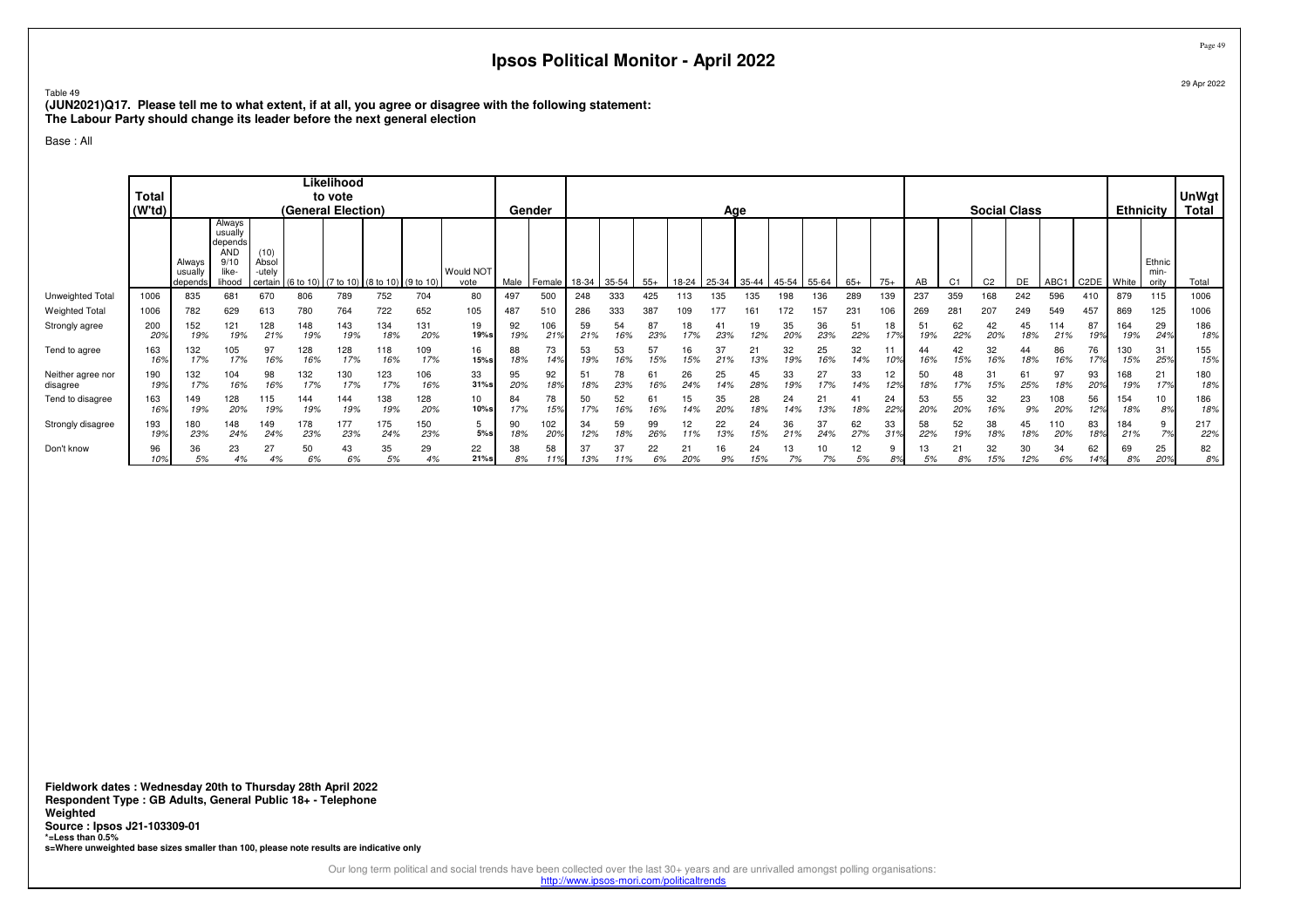# Ipsos Political Monitor - April 2022

29 Apr 2022

Table 49
**(JUN2021)Q17. Please tell me to what extent, if at all, you agree or disagree with the following statement:**
**The Labour Party should change its leader before the next general election**

Base : All

| | Total (W'td) | Likelihood to vote (General Election) | | | | | | | | Gender | | Age | | | | | | | | | | Social Class | | | | | | Ethnicity | | UnWgt Total |
|---|---|---|---|---|---|---|---|---|---|---|---|---|---|---|---|---|---|---|---|---|---|---|---|---|---|---|---|---|---|---|
| | | Always usually depends | Always usually depends AND 9/10 like-lihood | (10) Absol-utely certain | (6 to 10) | (7 to 10) | (8 to 10) | (9 to 10) | Would NOT vote | Male | Female | 18-34 | 35-54 | 55+ | 18-24 | 25-34 | 35-44 | 45-54 | 55-64 | 65+ | 75+ | AB | C1 | C2 | DE | ABC1 | C2DE | White | Ethnic min-ority | Total |
| Unweighted Total | 1006 | 835 | 681 | 670 | 806 | 789 | 752 | 704 | 80 | 497 | 500 | 248 | 333 | 425 | 113 | 135 | 135 | 198 | 136 | 289 | 139 | 237 | 359 | 168 | 242 | 596 | 410 | 879 | 115 | 1006 |
| Weighted Total | 1006 | 782 | 629 | 613 | 780 | 764 | 722 | 652 | 105 | 487 | 510 | 286 | 333 | 387 | 109 | 177 | 161 | 172 | 157 | 231 | 106 | 269 | 281 | 207 | 249 | 549 | 457 | 869 | 125 | 1006 |
| Strongly agree | 200 | 152 | 121 | 128 | 148 | 143 | 134 | 131 | 19 | 92 | 106 | 59 | 54 | 87 | 18 | 41 | 19 | 35 | 36 | 51 | 18 | 51 | 62 | 42 | 45 | 114 | 87 | 164 | 29 | 186 |
| | 20% | 19% | 19% | 21% | 19% | 19% | 18% | 20% | 19%s | 19% | 21% | 21% | 16% | 23% | 17% | 23% | 12% | 20% | 23% | 22% | 17% | 19% | 22% | 20% | 18% | 21% | 19% | 19% | 24% | 18% |
| Tend to agree | 163 | 132 | 105 | 97 | 128 | 128 | 118 | 109 | 16 | 88 | 73 | 53 | 53 | 57 | 16 | 37 | 21 | 32 | 25 | 32 | 11 | 44 | 42 | 32 | 44 | 86 | 76 | 130 | 31 | 155 |
| | 16% | 17% | 17% | 16% | 16% | 17% | 16% | 17% | 15%s | 18% | 14% | 19% | 16% | 15% | 15% | 21% | 13% | 19% | 16% | 14% | 10% | 16% | 15% | 16% | 18% | 16% | 17% | 15% | 25% | 15% |
| Neither agree nor disagree | 190 | 132 | 104 | 98 | 132 | 130 | 123 | 106 | 33 | 95 | 92 | 51 | 78 | 61 | 26 | 25 | 45 | 33 | 27 | 33 | 12 | 50 | 48 | 31 | 61 | 97 | 93 | 168 | 21 | 180 |
| | 19% | 17% | 16% | 16% | 17% | 17% | 17% | 16% | 31%s | 20% | 18% | 18% | 23% | 16% | 24% | 14% | 28% | 19% | 17% | 14% | 12% | 18% | 17% | 15% | 25% | 18% | 20% | 19% | 17% | 18% |
| Tend to disagree | 163 | 149 | 128 | 115 | 144 | 144 | 138 | 128 | 10 | 84 | 78 | 50 | 52 | 61 | 15 | 35 | 28 | 24 | 21 | 41 | 24 | 53 | 55 | 32 | 23 | 108 | 56 | 154 | 10 | 186 |
| | 16% | 19% | 20% | 19% | 19% | 19% | 19% | 20% | 10%s | 17% | 15% | 17% | 16% | 16% | 14% | 20% | 18% | 14% | 13% | 18% | 22% | 20% | 20% | 16% | 9% | 20% | 12% | 18% | 8% | 18% |
| Strongly disagree | 193 | 180 | 148 | 149 | 178 | 177 | 175 | 150 | 5 | 90 | 102 | 34 | 59 | 99 | 12 | 22 | 24 | 36 | 37 | 62 | 33 | 58 | 52 | 38 | 45 | 110 | 83 | 184 | 9 | 217 |
| | 19% | 23% | 24% | 24% | 23% | 23% | 24% | 23% | 5%s | 18% | 20% | 12% | 18% | 26% | 11% | 13% | 15% | 21% | 24% | 27% | 31% | 22% | 19% | 18% | 18% | 20% | 18% | 21% | 7% | 22% |
| Don't know | 96 | 36 | 23 | 27 | 50 | 43 | 35 | 29 | 22 | 38 | 58 | 37 | 37 | 22 | 21 | 16 | 24 | 13 | 10 | 12 | 9 | 13 | 21 | 32 | 30 | 34 | 62 | 69 | 25 | 82 |
| | 10% | 5% | 4% | 4% | 6% | 6% | 5% | 4% | 21%s | 8% | 11% | 13% | 11% | 6% | 20% | 9% | 15% | 7% | 7% | 5% | 8% | 5% | 8% | 15% | 12% | 6% | 14% | 8% | 20% | 8% |

**Fieldwork dates : Wednesday 20th to Thursday 28th April 2022**
**Respondent Type : GB Adults, General Public 18+ - Telephone**
**Weighted**
**Source : Ipsos J21-103309-01**
**\*=Less than 0.5%**
**s=Where unweighted base sizes smaller than 100, please note results are indicative only**

Our long term political and social trends have been collected over the last 30+ years and are unrivalled amongst polling organisations:
http://www.ipsos-mori.com/politicaltrends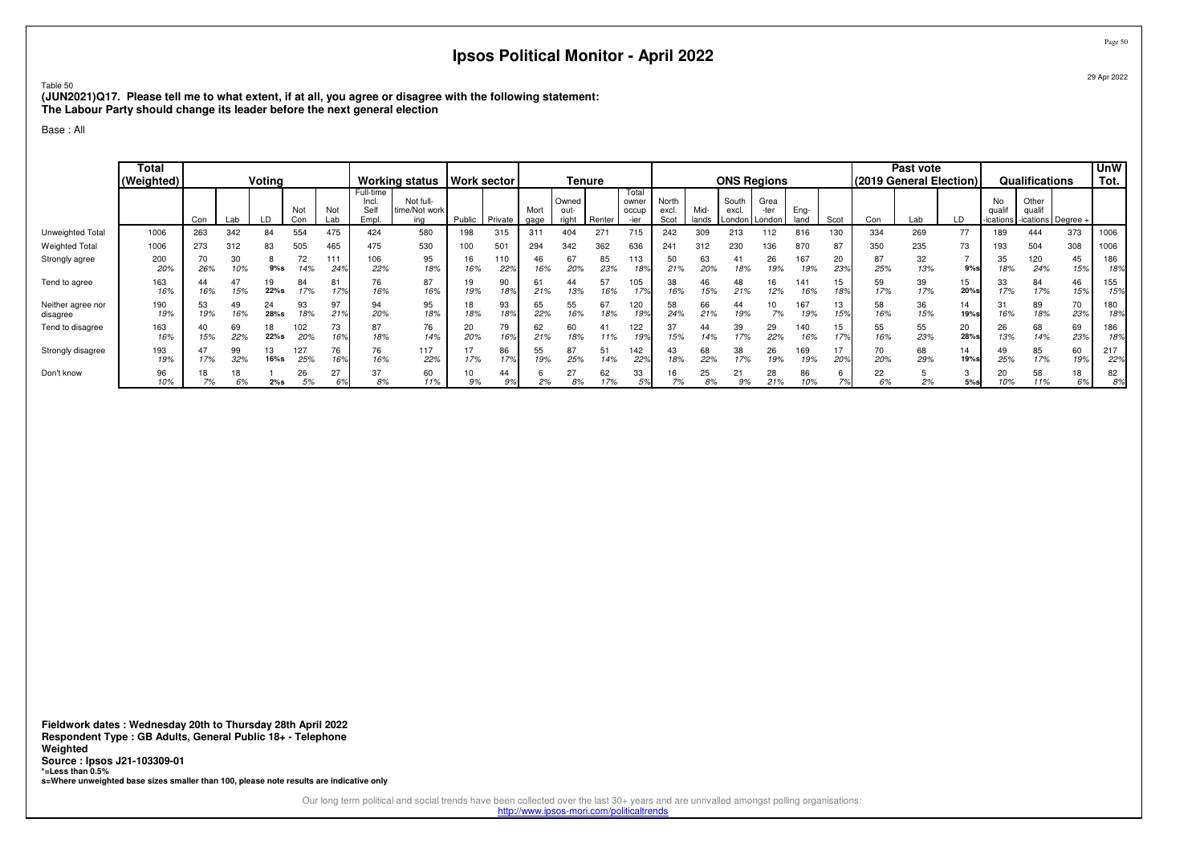# Ipsos Political Monitor - April 2022

29 Apr 2022

Table 50

**(JUN2021)Q17. Please tell me to what extent, if at all, you agree or disagree with the following statement:**
**The Labour Party should change its leader before the next general election**

Base : All

| | Total (Weighted) | Voting | | | | | Working status | | Work sector | | Tenure | | | | ONS Regions | | | | | | Past vote (2019 General Election) | | | Qualifications | | | UnW Tot. |
|---|---|---|---|---|---|---|---|---|---|---|---|---|---|---|---|---|---|---|---|---|---|---|---|---|---|---|---|
| | | Con | Lab | LD | Not Con | Not Lab | Full-time Incl. Self Empl. | Not full-time/Not working | Public | Private | Mortgage | Owned outright | Renter | Total owner occupier | North excl. Scot | Midlands | South excl. London | Greater London | England | Scot | Con | Lab | LD | No qualifications | Other qualifications | Degree + | |
| Unweighted Total | 1006 | 263 | 342 | 84 | 554 | 475 | 424 | 580 | 198 | 315 | 311 | 404 | 271 | 715 | 242 | 309 | 213 | 112 | 816 | 130 | 334 | 269 | 77 | 189 | 444 | 373 | 1006 |
| Weighted Total | 1006 | 273 | 312 | 83 | 505 | 465 | 475 | 530 | 100 | 501 | 294 | 342 | 362 | 636 | 241 | 312 | 230 | 136 | 870 | 87 | 350 | 235 | 73 | 193 | 504 | 308 | 1006 |
| Strongly agree | 200 20% | 70 26% | 30 10% | 8 9%s | 72 14% | 111 24% | 106 22% | 95 18% | 16 16% | 110 22% | 46 16% | 67 20% | 85 23% | 113 18% | 50 21% | 63 20% | 41 18% | 26 19% | 167 19% | 20 23% | 87 25% | 32 13% | 7 9%s | 35 18% | 120 24% | 45 15% | 186 18% |
| Tend to agree | 163 16% | 44 16% | 47 15% | 19 22%s | 84 17% | 81 17% | 76 16% | 87 16% | 19 19% | 90 18% | 61 21% | 44 13% | 57 16% | 105 17% | 38 16% | 46 15% | 48 21% | 16 12% | 141 16% | 15 18% | 59 17% | 39 17% | 15 20%s | 33 17% | 84 17% | 46 15% | 155 15% |
| Neither agree nor disagree | 190 19% | 53 19% | 49 16% | 24 28%s | 93 18% | 97 21% | 94 20% | 95 18% | 18 18% | 93 18% | 65 22% | 55 16% | 67 18% | 120 19% | 58 24% | 66 21% | 44 19% | 10 7% | 167 19% | 13 15% | 58 16% | 36 15% | 14 19%s | 31 16% | 89 18% | 70 23% | 180 18% |
| Tend to disagree | 163 16% | 40 15% | 69 22% | 18 22%s | 102 20% | 73 16% | 87 18% | 76 14% | 20 20% | 79 16% | 62 21% | 60 18% | 41 11% | 122 19% | 37 15% | 44 14% | 39 17% | 29 22% | 140 16% | 15 17% | 55 16% | 55 23% | 20 28%s | 26 13% | 68 14% | 69 23% | 186 18% |
| Strongly disagree | 193 19% | 47 17% | 99 32% | 13 16%s | 127 25% | 76 16% | 76 16% | 117 22% | 17 17% | 86 17% | 55 19% | 87 25% | 51 14% | 142 22% | 43 18% | 68 22% | 38 17% | 26 19% | 169 19% | 17 20% | 70 20% | 68 29% | 14 19%s | 49 25% | 85 17% | 60 19% | 217 22% |
| Don't know | 96 10% | 18 7% | 18 6% | 1 2%s | 26 5% | 27 6% | 37 8% | 60 11% | 10 9% | 44 9% | 6 2% | 27 8% | 62 17% | 33 5% | 16 7% | 25 8% | 21 9% | 28 21% | 86 10% | 6 7% | 22 6% | 5 2% | 3 5%s | 20 10% | 58 11% | 18 6% | 82 8% |

**Fieldwork dates : Wednesday 20th to Thursday 28th April 2022**
**Respondent Type : GB Adults, General Public 18+ - Telephone**
**Weighted**
**Source : Ipsos J21-103309-01**
***=Less than 0.5%**
**s=Where unweighted base sizes smaller than 100, please note results are indicative only**

Our long term political and social trends have been collected over the last 30+ years and are unrivalled amongst polling organisations:
http://www.ipsos-mori.com/politicaltrends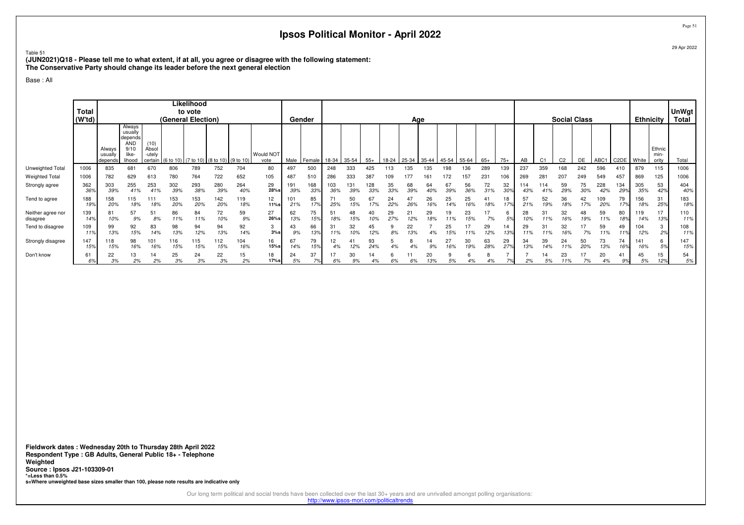# Ipsos Political Monitor - April 2022

29 Apr 2022

Table 51

**(JUN2021)Q18 - Please tell me to what extent, if at all, you agree or disagree with the following statement:**
**The Conservative Party should change its leader before the next general election**

Base : All

| | Total (W'td) | Likelihood to vote (General Election) | | | | | | | | Gender | | Age | | | | | | | | | | | Social Class | | | | | | Ethnicity | | UnWgt Total |
|---|---|---|---|---|---|---|---|---|---|---|---|---|---|---|---|---|---|---|---|---|---|---|---|---|---|---|---|---|---|---|---|
| | | Always usually depends | Always usually depends AND 9/10 like-lihood | (10) Absol-utely certain | (6 to 10) | (7 to 10) | (8 to 10) | (9 to 10) | Would NOT vote | Male | Female | 18-34 | 35-54 | 55+ | 18-24 | 25-34 | 35-44 | 45-54 | 55-64 | 65+ | 75+ | AB | C1 | C2 | DE | ABC1 | C2DE | White | Ethnic min-ority | Total |
| Unweighted Total | 1006 | 835 | 681 | 670 | 806 | 789 | 752 | 704 | 80 | 497 | 500 | 248 | 333 | 425 | 113 | 135 | 135 | 198 | 136 | 289 | 139 | 237 | 359 | 168 | 242 | 596 | 410 | 879 | 115 | 1006 |
| Weighted Total | 1006 | 782 | 629 | 613 | 780 | 764 | 722 | 652 | 105 | 487 | 510 | 286 | 333 | 387 | 109 | 177 | 161 | 172 | 157 | 231 | 106 | 269 | 281 | 207 | 249 | 549 | 457 | 869 | 125 | 1006 |
| Strongly agree | 362 | 303 | 255 | 253 | 302 | 293 | 280 | 264 | 29 | 191 | 168 | 103 | 131 | 128 | 35 | 68 | 64 | 67 | 56 | 72 | 32 | 114 | 114 | 59 | 75 | 228 | 134 | 305 | 53 | 404 |
| | 36% | 39% | 41% | 41% | 39% | 38% | 39% | 40% | 28%s | 39% | 33% | 36% | 39% | 33% | 33% | 39% | 40% | 39% | 36% | 31% | 30% | 43% | 41% | 29% | 30% | 42% | 29% | 35% | 42% | 40% |
| Tend to agree | 188 | 158 | 115 | 111 | 153 | 153 | 142 | 119 | 12 | 101 | 85 | 71 | 50 | 67 | 24 | 47 | 26 | 25 | 25 | 41 | 18 | 57 | 52 | 36 | 42 | 109 | 79 | 156 | 31 | 183 |
| | 19% | 20% | 18% | 18% | 20% | 20% | 20% | 18% | 11%s | 21% | 17% | 25% | 15% | 17% | 22% | 26% | 16% | 14% | 16% | 18% | 17% | 21% | 19% | 18% | 17% | 20% | 17% | 18% | 25% | 18% |
| Neither agree nor disagree | 139 | 81 | 57 | 51 | 86 | 84 | 72 | 59 | 27 | 62 | 75 | 51 | 48 | 40 | 29 | 21 | 29 | 19 | 23 | 17 | 6 | 28 | 31 | 32 | 48 | 59 | 80 | 119 | 17 | 110 |
| | 14% | 10% | 9% | 8% | 11% | 11% | 10% | 9% | 26%s | 13% | 15% | 18% | 15% | 10% | 27% | 12% | 18% | 11% | 15% | 7% | 5% | 10% | 11% | 16% | 19% | 11% | 18% | 14% | 13% | 11% |
| Tend to disagree | 109 | 99 | 92 | 83 | 98 | 94 | 94 | 92 | 3 | 43 | 66 | 31 | 32 | 45 | 9 | 22 | 7 | 25 | 17 | 29 | 14 | 29 | 31 | 32 | 17 | 59 | 49 | 104 | 3 | 108 |
| | 11% | 13% | 15% | 14% | 13% | 12% | 13% | 14% | 3%s | 9% | 13% | 11% | 10% | 12% | 8% | 13% | 4% | 15% | 11% | 12% | 13% | 11% | 11% | 16% | 7% | 11% | 11% | 12% | 2% | 11% |
| Strongly disagree | 147 | 118 | 98 | 101 | 116 | 115 | 112 | 104 | 16 | 67 | 79 | 12 | 41 | 93 | 5 | 8 | 14 | 27 | 30 | 63 | 29 | 34 | 39 | 24 | 50 | 73 | 74 | 141 | 6 | 147 |
| | 15% | 15% | 16% | 16% | 15% | 15% | 15% | 16% | 15%s | 14% | 15% | 4% | 12% | 24% | 4% | 4% | 9% | 16% | 19% | 28% | 27% | 13% | 14% | 11% | 20% | 13% | 16% | 16% | 5% | 15% |
| Don't know | 61 | 22 | 13 | 14 | 25 | 24 | 22 | 15 | 18 | 24 | 37 | 17 | 30 | 14 | 6 | 11 | 20 | 9 | 6 | 8 | 7 | 7 | 14 | 23 | 17 | 20 | 41 | 45 | 15 | 54 |
| | 6% | 3% | 2% | 2% | 3% | 3% | 3% | 2% | 17%s | 5% | 7% | 6% | 9% | 4% | 6% | 6% | 13% | 5% | 4% | 4% | 7% | 2% | 5% | 11% | 7% | 4% | 9% | 5% | 12% | 5% |

**Fieldwork dates : Wednesday 20th to Thursday 28th April 2022**
**Respondent Type : GB Adults, General Public 18+ - Telephone**
**Weighted**
**Source : Ipsos J21-103309-01**
***=Less than 0.5%**
**s=Where unweighted base sizes smaller than 100, please note results are indicative only**

Our long term political and social trends have been collected over the last 30+ years and are unrivalled amongst polling organisations:
http://www.ipsos-mori.com/politicaltrends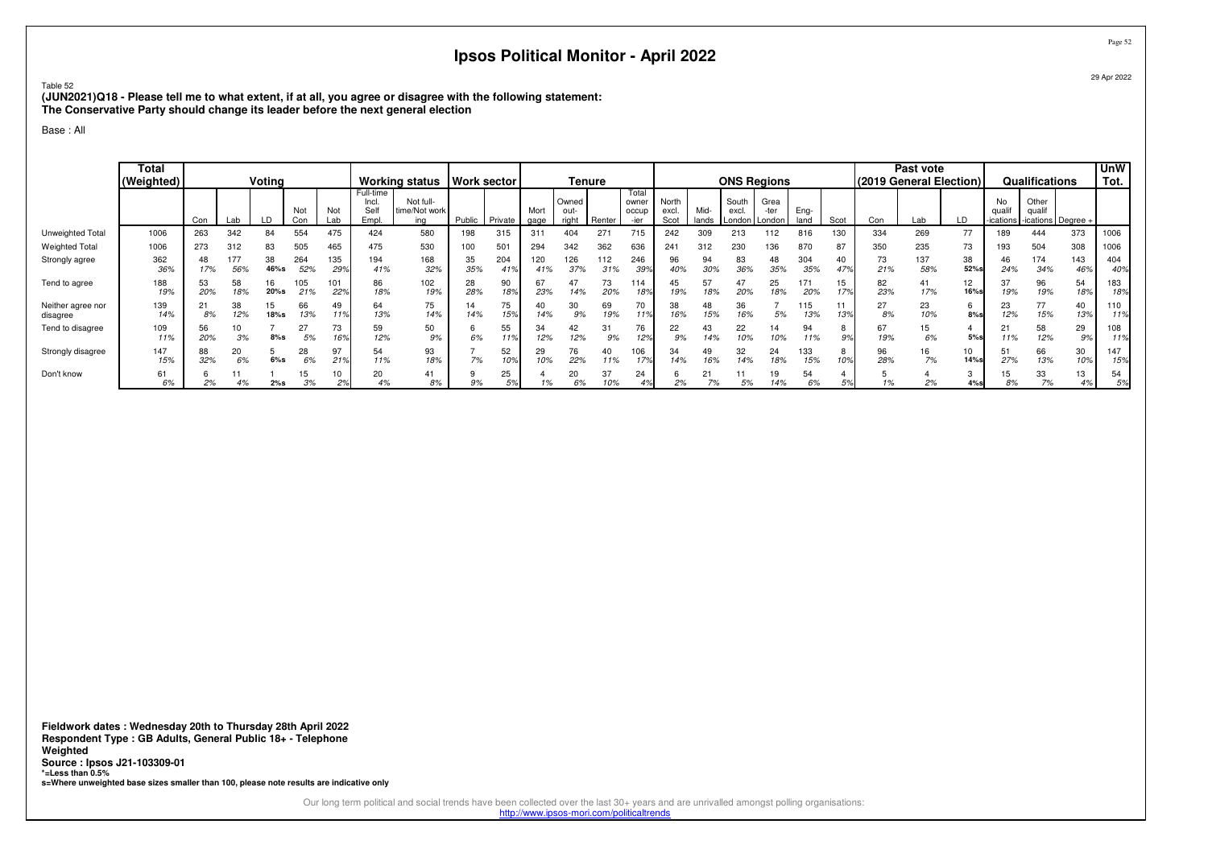# Ipsos Political Monitor - April 2022

29 Apr 2022

Table 52

**(JUN2021)Q18 - Please tell me to what extent, if at all, you agree or disagree with the following statement:**
**The Conservative Party should change its leader before the next general election**

Base : All

| | Total (Weighted) | Voting | | | | | Working status | | Work sector | | Tenure | | | | ONS Regions | | | | | | Past vote (2019 General Election) | | | Qualifications | | | UnW Tot. |
|---|---|---|---|---|---|---|---|---|---|---|---|---|---|---|---|---|---|---|---|---|---|---|---|---|---|---|---|
| | | Con | Lab | LD | Not Con | Not Lab | Full-time Incl. Self Empl. | Not full-time/Not working | Public | Private | Mortgage | Owned outright | Renter | Total owner occupier | North excl. Scot | Midlands | South excl. London | Greater London | England | Scot | Con | Lab | LD | No qualifications | Other qualifications | Degree + | |
| Unweighted Total | 1006 | 263 | 342 | 84 | 554 | 475 | 424 | 580 | 198 | 315 | 311 | 404 | 271 | 715 | 242 | 309 | 213 | 112 | 816 | 130 | 334 | 269 | 77 | 189 | 444 | 373 | 1006 |
| Weighted Total | 1006 | 273 | 312 | 83 | 505 | 465 | 475 | 530 | 100 | 501 | 294 | 342 | 362 | 636 | 241 | 312 | 230 | 136 | 870 | 87 | 350 | 235 | 73 | 193 | 504 | 308 | 1006 |
| Strongly agree | 362<br>36% | 48<br>17% | 177<br>56% | 38<br>46%s | 264<br>52% | 135<br>29% | 194<br>41% | 168<br>32% | 35<br>35% | 204<br>41% | 120<br>41% | 126<br>37% | 112<br>31% | 246<br>39% | 96<br>40% | 94<br>30% | 83<br>36% | 48<br>35% | 304<br>35% | 40<br>47% | 73<br>21% | 137<br>58% | 38<br>52%s | 46<br>24% | 174<br>34% | 143<br>46% | 404<br>40% |
| Tend to agree | 188<br>19% | 53<br>20% | 58<br>18% | 16<br>20%s | 105<br>21% | 101<br>22% | 86<br>18% | 102<br>19% | 28<br>28% | 90<br>18% | 67<br>23% | 47<br>14% | 73<br>20% | 114<br>18% | 45<br>19% | 57<br>18% | 47<br>20% | 25<br>18% | 171<br>20% | 15<br>17% | 82<br>23% | 41<br>17% | 12<br>16%s | 37<br>19% | 96<br>19% | 54<br>18% | 183<br>18% |
| Neither agree nor disagree | 139<br>14% | 21<br>8% | 38<br>12% | 15<br>18%s | 66<br>13% | 49<br>11% | 64<br>13% | 75<br>14% | 14<br>14% | 75<br>15% | 40<br>14% | 30<br>9% | 69<br>19% | 70<br>11% | 38<br>16% | 48<br>15% | 36<br>16% | 7<br>5% | 115<br>13% | 11<br>13% | 27<br>8% | 23<br>10% | 6<br>8%s | 23<br>12% | 77<br>15% | 40<br>13% | 110<br>11% |
| Tend to disagree | 109<br>11% | 56<br>20% | 10<br>3% | 7<br>8%s | 27<br>5% | 73<br>16% | 59<br>12% | 50<br>9% | 6<br>6% | 55<br>11% | 34<br>12% | 42<br>12% | 31<br>9% | 76<br>12% | 22<br>9% | 43<br>14% | 22<br>10% | 14<br>10% | 94<br>11% | 8<br>9% | 67<br>19% | 15<br>6% | 4<br>5%s | 21<br>11% | 58<br>12% | 29<br>9% | 108<br>11% |
| Strongly disagree | 147<br>15% | 88<br>32% | 20<br>6% | 5<br>6%s | 28<br>6% | 97<br>21% | 54<br>11% | 93<br>18% | 7<br>7% | 52<br>10% | 29<br>10% | 76<br>22% | 40<br>11% | 106<br>17% | 34<br>14% | 49<br>16% | 32<br>14% | 24<br>18% | 133<br>15% | 8<br>10% | 96<br>28% | 16<br>7% | 10<br>14%s | 51<br>27% | 66<br>13% | 30<br>10% | 147<br>15% |
| Don't know | 61<br>6% | 6<br>2% | 11<br>4% | 1<br>2%s | 15<br>3% | 10<br>2% | 20<br>4% | 41<br>8% | 9<br>9% | 25<br>5% | 4<br>1% | 20<br>6% | 37<br>10% | 24<br>4% | 6<br>2% | 21<br>7% | 11<br>5% | 19<br>14% | 54<br>6% | 4<br>5% | 5<br>1% | 4<br>2% | 3<br>4%s | 15<br>8% | 33<br>7% | 13<br>4% | 54<br>5% |

**Fieldwork dates : Wednesday 20th to Thursday 28th April 2022**
**Respondent Type : GB Adults, General Public 18+ - Telephone**
**Weighted**
**Source : Ipsos J21-103309-01**
**\*=Less than 0.5%**
**s=Where unweighted base sizes smaller than 100, please note results are indicative only**

Our long term political and social trends have been collected over the last 30+ years and are unrivalled amongst polling organisations:
http://www.ipsos-mori.com/politicaltrends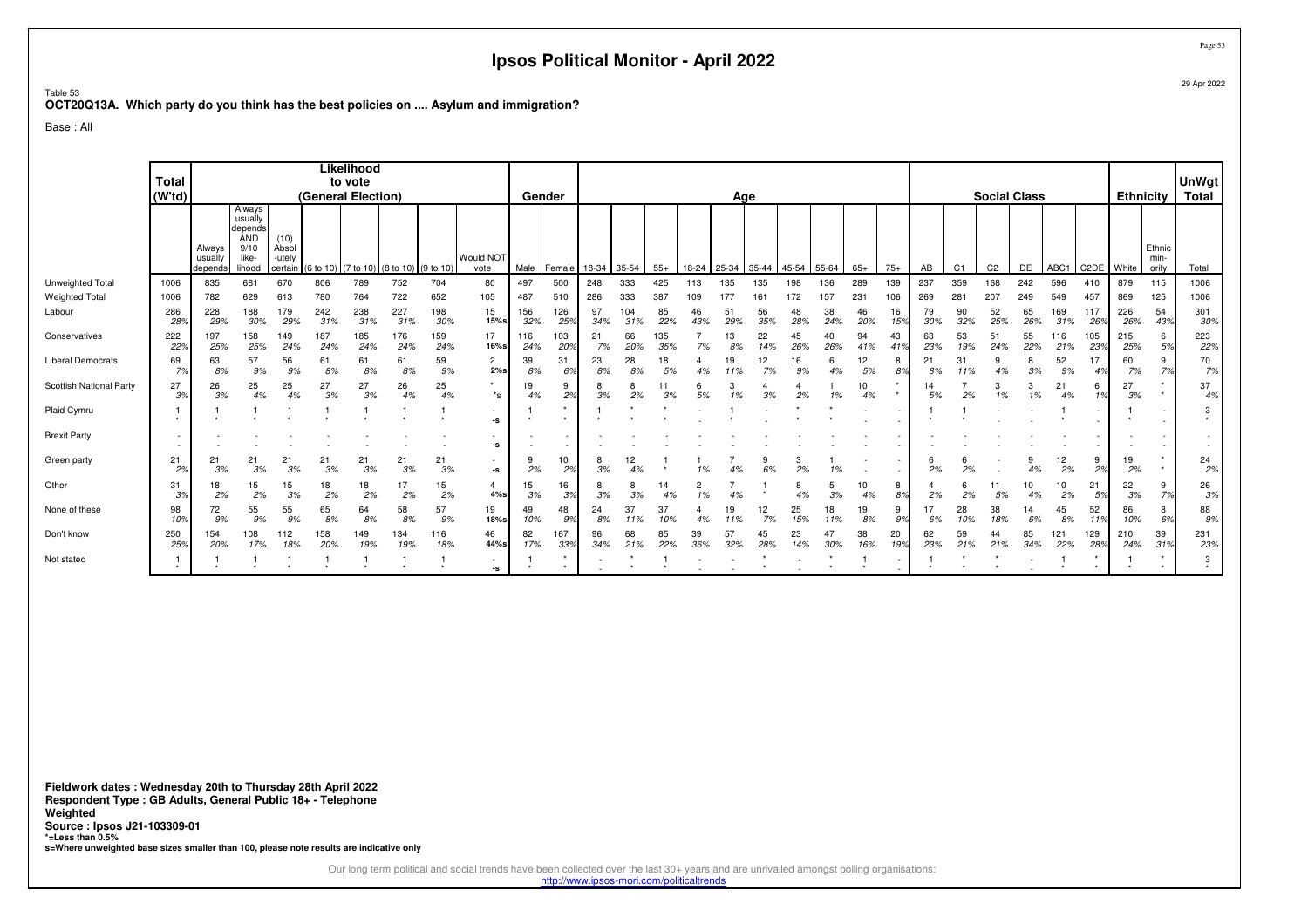# Ipsos Political Monitor - April 2022

29 Apr 2022

Table 53
**OCT20Q13A. Which party do you think has the best policies on .... Asylum and immigration?**

Base : All

| | Total (W'td) | Likelihood to vote (General Election) | | | | | | | | Gender | | Age | | | | | | | | | | Social Class | | | | | | Ethnicity | | UnWgt Total |
|---|---|---|---|---|---|---|---|---|---|---|---|---|---|---|---|---|---|---|---|---|---|---|---|---|---|---|---|---|---|---|
| | | Always usually depends | Always usually depends AND 9/10 like-lihood | (10) Absol-utely certain | (6 to 10) | (7 to 10) | (8 to 10) | (9 to 10) | Would NOT vote | Male | Female | 18-34 | 35-54 | 55+ | 18-24 | 25-34 | 35-44 | 45-54 | 55-64 | 65+ | 75+ | AB | C1 | C2 | DE | ABC1 | C2DE | White | Ethnic min-ority | Total |
| Unweighted Total | 1006 | 835 | 681 | 670 | 806 | 789 | 752 | 704 | 80 | 497 | 500 | 248 | 333 | 425 | 113 | 135 | 135 | 198 | 136 | 289 | 139 | 237 | 359 | 168 | 242 | 596 | 410 | 879 | 115 | 1006 |
| Weighted Total | 1006 | 782 | 629 | 613 | 780 | 764 | 722 | 652 | 105 | 487 | 510 | 286 | 333 | 387 | 109 | 177 | 161 | 172 | 157 | 231 | 106 | 269 | 281 | 207 | 249 | 549 | 457 | 869 | 125 | 1006 |
| Labour | 286 28% | 228 29% | 188 30% | 179 29% | 242 31% | 238 31% | 227 31% | 198 30% | 15 15%s | 156 32% | 126 25% | 97 34% | 104 31% | 85 22% | 46 43% | 51 29% | 56 35% | 48 28% | 38 24% | 46 20% | 16 15% | 79 30% | 90 32% | 52 25% | 65 26% | 169 31% | 117 26% | 226 26% | 54 43% | 301 30% |
| Conservatives | 222 22% | 197 25% | 158 25% | 149 24% | 187 24% | 185 24% | 176 24% | 159 24% | 17 16%s | 116 24% | 103 20% | 21 7% | 66 20% | 135 35% | 7 7% | 13 8% | 22 14% | 45 26% | 40 26% | 94 41% | 43 41% | 63 23% | 53 19% | 51 24% | 55 22% | 116 21% | 105 23% | 215 25% | 6 5% | 223 22% |
| Liberal Democrats | 69 7% | 63 8% | 57 9% | 56 9% | 61 8% | 61 8% | 61 8% | 59 9% | 2 2%s | 39 8% | 31 6% | 23 8% | 28 8% | 18 5% | 4 4% | 19 11% | 12 7% | 16 9% | 6 4% | 12 5% | 8 8% | 21 8% | 31 11% | 9 4% | 8 3% | 52 9% | 17 4% | 60 7% | 9 7% | 70 7% |
| Scottish National Party | 27 3% | 26 3% | 25 4% | 25 4% | 27 3% | 27 3% | 26 4% | 25 4% | * *s | 19 4% | 9 2% | 8 3% | 8 2% | 11 3% | 6 5% | 3 1% | 4 3% | 4 2% | 1 1% | 10 4% | * * | 14 5% | 7 2% | 3 1% | 3 1% | 21 4% | 6 1% | 27 3% | * * | 37 4% |
| Plaid Cymru | 1 * | 1 * | 1 * | 1 * | 1 * | 1 * | 1 * | 1 * | - -s | 1 * | * * | 1 * | * * | * * | - - | 1 * | - - | * * | * * | - - | - - | 1 * | 1 * | - - | - - | 1 * | - - | 1 * | - - | 3 * |
| Brexit Party | - - | - - | - - | - - | - - | - - | - - | - - | - -s | - - | - - | - - | - - | - - | - - | - - | - - | - - | - - | - - | - - | - - | - - | - - | - - | - - | - - | - - | - - | - - |
| Green party | 21 2% | 21 3% | 21 3% | 21 3% | 21 3% | 21 3% | 21 3% | 21 3% | - -s | 9 2% | 10 2% | 8 3% | 12 4% | 1 * | 1 1% | 7 4% | 9 6% | 3 2% | 1 1% | - - | - - | 6 2% | 6 2% | - - | 9 4% | 12 2% | 9 2% | 19 2% | * * | 24 2% |
| Other | 31 3% | 18 2% | 15 2% | 15 3% | 18 2% | 18 2% | 17 2% | 15 2% | 4 4%s | 15 3% | 16 3% | 8 3% | 8 3% | 14 4% | 2 1% | 7 4% | 1 * | 8 4% | 5 3% | 10 4% | 8 8% | 4 2% | 6 2% | 11 5% | 10 4% | 10 2% | 21 5% | 22 3% | 9 7% | 26 3% |
| None of these | 98 10% | 72 9% | 55 9% | 55 9% | 65 8% | 64 8% | 58 8% | 57 9% | 19 18%s | 49 10% | 48 9% | 24 8% | 37 11% | 37 10% | 4 4% | 19 11% | 12 7% | 25 15% | 18 11% | 19 8% | 9 9% | 17 6% | 28 10% | 38 18% | 14 6% | 45 8% | 52 11% | 86 10% | 8 6% | 88 9% |
| Don't know | 250 25% | 154 20% | 108 17% | 112 18% | 158 20% | 149 19% | 134 19% | 116 18% | 46 44%s | 82 17% | 167 33% | 96 34% | 68 21% | 85 22% | 39 36% | 57 32% | 45 28% | 23 14% | 47 30% | 38 16% | 20 19% | 62 23% | 59 21% | 44 21% | 85 34% | 121 22% | 129 28% | 210 24% | 39 31% | 231 23% |
| Not stated | 1 * | 1 * | 1 * | 1 * | 1 * | 1 * | 1 * | 1 * | - -s | 1 * | * * | - - | * * | 1 * | - - | - - | * * | - - | * * | 1 * | - - | 1 * | * * | * * | - - | 1 * | * * | 1 * | * * | 3 * |

**Fieldwork dates : Wednesday 20th to Thursday 28th April 2022**
**Respondent Type : GB Adults, General Public 18+ - Telephone**
**Weighted**
**Source : Ipsos J21-103309-01**
***=Less than 0.5%**
**s=Where unweighted base sizes smaller than 100, please note results are indicative only**

Our long term political and social trends have been collected over the last 30+ years and are unrivalled amongst polling organisations:
http://www.ipsos-mori.com/politicaltrends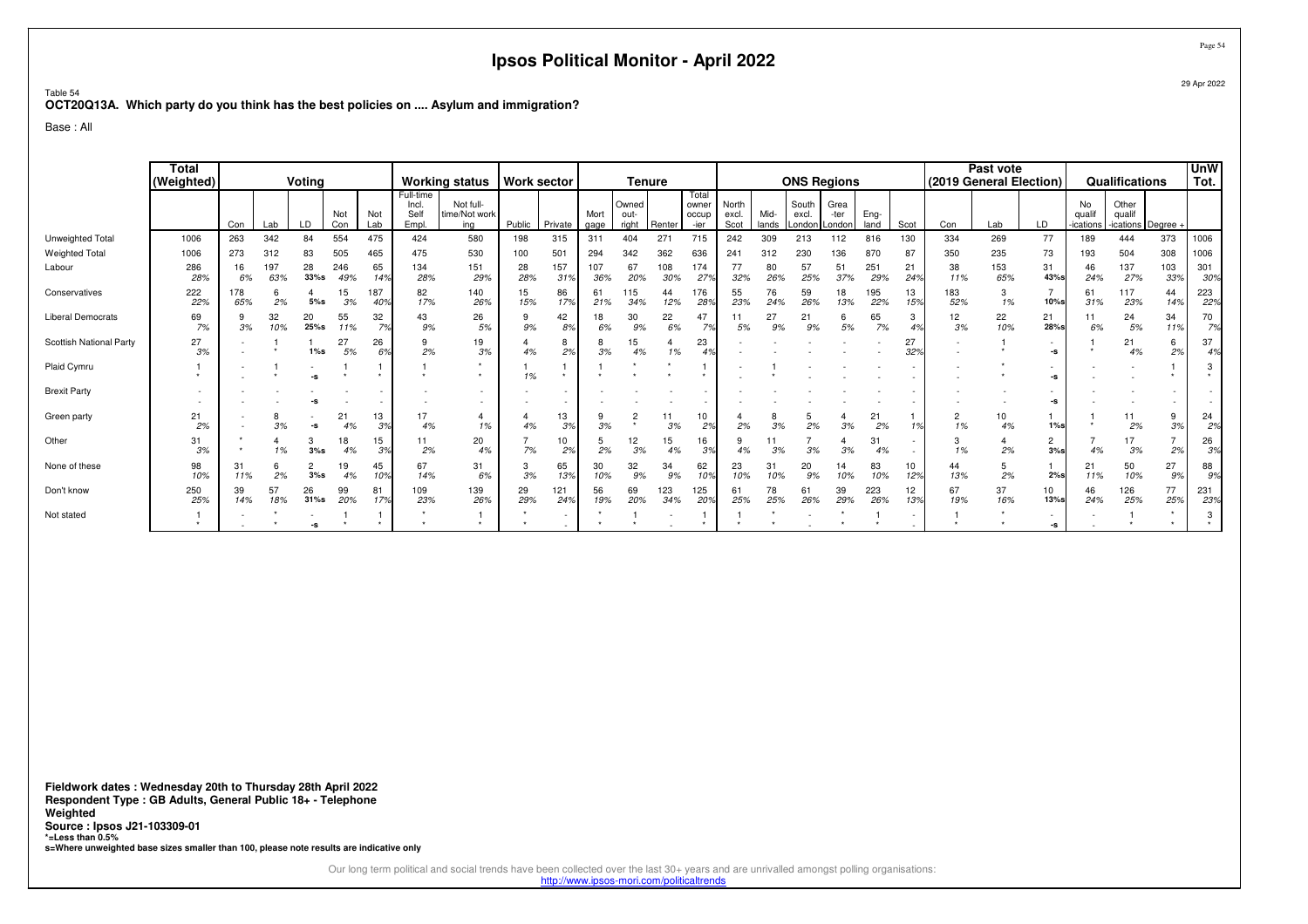# Ipsos Political Monitor - April 2022

29 Apr 2022

Table 54
**OCT20Q13A. Which party do you think has the best policies on .... Asylum and immigration?**

Base : All

| | Total (Weighted) | Voting | | | | | Working status | | Work sector | | Tenure | | | | ONS Regions | | | | | | Past vote (2019 General Election) | | | Qualifications | | | UnW Tot. |
|---|---|---|---|---|---|---|---|---|---|---|---|---|---|---|---|---|---|---|---|---|---|---|---|---|---|---|---|
| | | Con | Lab | LD | Not Con | Not Lab | Full-time Incl. Self Empl. | Not full-time/Not working | Public | Private | Mortgage | Owned outright | Renter | Total owner occupier | North excl. Scot | Midlands | South excl. London | Greater London | England | Scot | Con | Lab | LD | No qualifications | Other qualifications | Degree + | |
| Unweighted Total | 1006 | 263 | 342 | 84 | 554 | 475 | 424 | 580 | 198 | 315 | 311 | 404 | 271 | 715 | 242 | 309 | 213 | 112 | 816 | 130 | 334 | 269 | 77 | 189 | 444 | 373 | 1006 |
| Weighted Total | 1006 | 273 | 312 | 83 | 505 | 465 | 475 | 530 | 100 | 501 | 294 | 342 | 362 | 636 | 241 | 312 | 230 | 136 | 870 | 87 | 350 | 235 | 73 | 193 | 504 | 308 | 1006 |
| Labour | 286 | 16 | 197 | 28 | 246 | 65 | 134 | 151 | 28 | 157 | 107 | 67 | 108 | 174 | 77 | 80 | 57 | 51 | 251 | 21 | 38 | 153 | 31 | 46 | 137 | 103 | 301 |
| | 28% | 6% | 63% | 33%s | 49% | 14% | 28% | 29% | 28% | 31% | 36% | 20% | 30% | 27% | 32% | 26% | 25% | 37% | 29% | 24% | 11% | 65% | 43%s | 24% | 27% | 33% | 30% |
| Conservatives | 222 | 178 | 6 | 4 | 15 | 187 | 82 | 140 | 15 | 86 | 61 | 115 | 44 | 176 | 55 | 76 | 59 | 18 | 195 | 13 | 183 | 3 | 7 | 61 | 117 | 44 | 223 |
| | 22% | 65% | 2% | 5%s | 3% | 40% | 17% | 26% | 15% | 17% | 21% | 34% | 12% | 28% | 23% | 24% | 26% | 13% | 22% | 15% | 52% | 1% | 10%s | 31% | 23% | 14% | 22% |
| Liberal Democrats | 69 | 9 | 32 | 20 | 55 | 32 | 43 | 26 | 9 | 42 | 18 | 30 | 22 | 47 | 11 | 27 | 21 | 6 | 65 | 3 | 12 | 22 | 21 | 11 | 24 | 34 | 70 |
| | 7% | 3% | 10% | 25%s | 11% | 7% | 9% | 5% | 9% | 8% | 6% | 9% | 6% | 7% | 5% | 9% | 9% | 5% | 7% | 4% | 3% | 10% | 28%s | 6% | 5% | 11% | 7% |
| Scottish National Party | 27 | - | 1 | 1 | 27 | 26 | 9 | 19 | 4 | 8 | 8 | 15 | 4 | 23 | - | - | - | - | - | 27 | - | 1 | - | 1 | 21 | 6 | 37 |
| | 3% | - | * | 1%s | 5% | 6% | 2% | 3% | 4% | 2% | 3% | 4% | 1% | 4% | - | - | - | - | - | 32% | - | * | -s | * | 4% | 2% | 4% |
| Plaid Cymru | 1 | - | 1 | - | 1 | 1 | 1 | * | 1 | 1 | 1 | * | * | 1 | - | 1 | - | - | - | - | - | * | - | - | - | 1 | 3 |
| | * | - | * | -s | * | * | * | * | 1% | * | * | * | * | * | - | * | - | - | - | - | - | * | -s | - | - | * | * |
| Brexit Party | - | - | - | - | - | - | - | - | - | - | - | - | - | - | - | - | - | - | - | - | - | - | - | - | - | - | - |
| | - | - | - | -s | - | - | - | - | - | - | - | - | - | - | - | - | - | - | - | - | - | - | -s | - | - | - | - |
| Green party | 21 | - | 8 | - | 21 | 13 | 17 | 4 | 4 | 13 | 9 | 2 | 11 | 10 | 4 | 8 | 5 | 4 | 21 | 1 | 2 | 10 | 1 | 1 | 11 | 9 | 24 |
| | 2% | - | 3% | -s | 4% | 3% | 4% | 1% | 4% | 3% | 3% | * | 3% | 2% | 2% | 3% | 2% | 3% | 2% | 1% | 1% | 4% | 1%s | * | 2% | 3% | 2% |
| Other | 31 | * | 4 | 3 | 18 | 15 | 11 | 20 | 7 | 10 | 5 | 12 | 15 | 16 | 9 | 11 | 7 | 4 | 31 | - | 3 | 4 | 2 | 7 | 17 | 7 | 26 |
| | 3% | * | 1% | 3%s | 4% | 3% | 2% | 4% | 7% | 2% | 2% | 3% | 4% | 3% | 4% | 3% | 3% | 3% | 4% | - | 1% | 2% | 3%s | 4% | 3% | 2% | 3% |
| None of these | 98 | 31 | 6 | 2 | 19 | 45 | 67 | 31 | 3 | 65 | 30 | 32 | 34 | 62 | 23 | 31 | 20 | 14 | 83 | 10 | 44 | 5 | 1 | 21 | 50 | 27 | 88 |
| | 10% | 11% | 2% | 3%s | 4% | 10% | 14% | 6% | 3% | 13% | 10% | 9% | 9% | 10% | 10% | 10% | 9% | 10% | 10% | 12% | 13% | 2% | 2%s | 11% | 10% | 9% | 9% |
| Don't know | 250 | 39 | 57 | 26 | 99 | 81 | 109 | 139 | 29 | 121 | 56 | 69 | 123 | 125 | 61 | 78 | 61 | 39 | 223 | 12 | 67 | 37 | 10 | 46 | 126 | 77 | 231 |
| | 25% | 14% | 18% | 31%s | 20% | 17% | 23% | 26% | 29% | 24% | 19% | 20% | 34% | 20% | 25% | 25% | 26% | 29% | 26% | 13% | 19% | 16% | 13%s | 24% | 25% | 25% | 23% |
| Not stated | 1 | - | * | - | 1 | 1 | * | 1 | * | - | * | 1 | - | 1 | 1 | * | - | * | 1 | - | 1 | * | - | - | 1 | * | 3 |
| | * | - | * | -s | * | * | * | * | * | - | * | * | - | * | * | * | - | * | * | - | * | * | -s | - | * | * | * |

**Fieldwork dates : Wednesday 20th to Thursday 28th April 2022**
**Respondent Type : GB Adults, General Public 18+ - Telephone**
**Weighted**
**Source : Ipsos J21-103309-01**
***=Less than 0.5%**
**s=Where unweighted base sizes smaller than 100, please note results are indicative only**

Our long term political and social trends have been collected over the last 30+ years and are unrivalled amongst polling organisations:
http://www.ipsos-mori.com/politicaltrends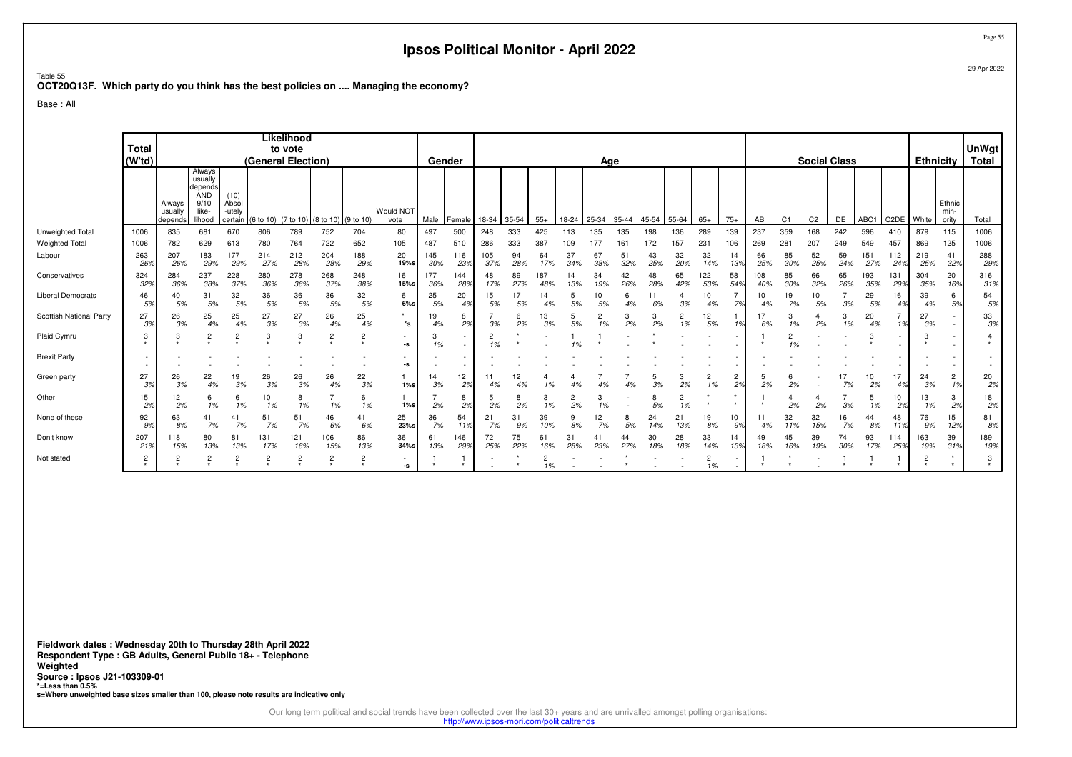# Ipsos Political Monitor - April 2022

Table 55
**OCT20Q13F. Which party do you think has the best policies on .... Managing the economy?**

Base : All

| | Total (W'td) | Likelihood to vote (General Election) | | | | | | | | Gender | | Age | | | | | | | | | | | Social Class | | | | | | Ethnicity | | UnWgt Total |
|---|---|---|---|---|---|---|---|---|---|---|---|---|---|---|---|---|---|---|---|---|---|---|---|---|---|---|---|---|---|---|---|
| | | Always usually depends | Always usually depends AND 9/10 like-lihood | (10) Absol -utely certain | (6 to 10) | (7 to 10) | (8 to 10) | (9 to 10) | Would NOT vote | Male | Female | 18-34 | 35-54 | 55+ | 18-24 | 25-34 | 35-44 | 45-54 | 55-64 | 65+ | 75+ | AB | C1 | C2 | DE | ABC1 | C2DE | White | Ethnic min-ority | Total |
| Unweighted Total | 1006 | 835 | 681 | 670 | 806 | 789 | 752 | 704 | 80 | 497 | 500 | 248 | 333 | 425 | 113 | 135 | 135 | 198 | 136 | 289 | 139 | 237 | 359 | 168 | 242 | 596 | 410 | 879 | 115 | 1006 |
| Weighted Total | 1006 | 782 | 629 | 613 | 780 | 764 | 722 | 652 | 105 | 487 | 510 | 286 | 333 | 387 | 109 | 177 | 161 | 172 | 157 | 231 | 106 | 269 | 281 | 207 | 249 | 549 | 457 | 869 | 125 | 1006 |
| Labour | 263 | 207 | 183 | 177 | 214 | 212 | 204 | 188 | 20 | 145 | 116 | 105 | 94 | 64 | 37 | 67 | 51 | 43 | 32 | 32 | 14 | 66 | 85 | 52 | 59 | 151 | 112 | 219 | 41 | 288 |
| | 26% | 26% | 29% | 29% | 27% | 28% | 28% | 29% | 19%s | 30% | 23% | 37% | 28% | 17% | 34% | 38% | 32% | 25% | 20% | 14% | 13% | 25% | 30% | 25% | 24% | 27% | 24% | 25% | 32% | 29% |
| Conservatives | 324 | 284 | 237 | 228 | 280 | 278 | 268 | 248 | 16 | 177 | 144 | 48 | 89 | 187 | 14 | 34 | 42 | 48 | 65 | 122 | 58 | 108 | 85 | 66 | 65 | 193 | 131 | 304 | 20 | 316 |
| | 32% | 36% | 38% | 37% | 36% | 36% | 37% | 38% | 15%s | 36% | 28% | 17% | 27% | 48% | 13% | 19% | 26% | 28% | 42% | 53% | 54% | 40% | 30% | 32% | 26% | 35% | 29% | 35% | 16% | 31% |
| Liberal Democrats | 46 | 40 | 31 | 32 | 36 | 36 | 36 | 32 | 6 | 25 | 20 | 15 | 17 | 14 | 5 | 10 | 6 | 11 | 4 | 10 | 7 | 10 | 19 | 10 | 7 | 29 | 16 | 39 | 6 | 54 |
| | 5% | 5% | 5% | 5% | 5% | 5% | 5% | 5% | 6%s | 5% | 4% | 5% | 5% | 4% | 5% | 5% | 4% | 6% | 3% | 4% | 7% | 4% | 7% | 5% | 3% | 5% | 4% | 4% | 5% | 5% |
| Scottish National Party | 27 | 26 | 25 | 25 | 27 | 27 | 26 | 25 | * | 19 | 8 | 7 | 6 | 13 | 5 | 2 | 3 | 3 | 2 | 12 | 1 | 17 | 3 | 4 | 3 | 20 | 7 | 27 | - | 33 |
| | 3% | 3% | 4% | 4% | 3% | 3% | 4% | 4% | *s | 4% | 2% | 3% | 2% | 3% | 5% | 1% | 2% | 2% | 1% | 5% | 1% | 6% | 1% | 2% | 1% | 4% | 1% | 3% | - | 3% |
| Plaid Cymru | 3 | 3 | 2 | 2 | 3 | 3 | 2 | 2 | - | 3 | - | 2 | * | - | 1 | 1 | - | * | - | - | - | 1 | 2 | - | - | 3 | - | 3 | - | 4 |
| | * | * | * | * | * | * | * | * | -s | 1% | - | 1% | * | - | 1% | * | - | * | - | - | - | * | 1% | - | - | * | - | * | - | * |
| Brexit Party | - | - | - | - | - | - | - | - | - | - | - | - | - | - | - | - | - | - | - | - | - | - | - | - | - | - | - | - | - | - |
| | - | - | - | - | - | - | - | - | -s | - | - | - | - | - | - | - | - | - | - | - | - | - | - | - | - | - | - | - | - | - |
| Green party | 27 | 26 | 22 | 19 | 26 | 26 | 26 | 22 | 1 | 14 | 12 | 11 | 12 | 4 | 4 | 7 | 7 | 5 | 3 | 2 | 2 | 5 | 6 | - | 17 | 10 | 17 | 24 | 2 | 20 |
| | 3% | 3% | 4% | 3% | 3% | 3% | 4% | 3% | 1%s | 3% | 2% | 4% | 4% | 1% | 4% | 4% | 4% | 3% | 2% | 1% | 2% | 2% | 2% | - | 7% | 2% | 4% | 3% | 1% | 2% |
| Other | 15 | 12 | 6 | 6 | 10 | 8 | 7 | 6 | 1 | 7 | 8 | 5 | 8 | 3 | 2 | 3 | - | 8 | 2 | * | * | 1 | 4 | 4 | 7 | 5 | 10 | 13 | 3 | 18 |
| | 2% | 2% | 1% | 1% | 1% | 1% | 1% | 1% | 1%s | 2% | 2% | 2% | 2% | 1% | 2% | 1% | - | 5% | 1% | * | * | * | 2% | 2% | 3% | 1% | 2% | 1% | 2% | 2% |
| None of these | 92 | 63 | 41 | 41 | 51 | 51 | 46 | 41 | 25 | 36 | 54 | 21 | 31 | 39 | 9 | 12 | 8 | 24 | 21 | 19 | 10 | 11 | 32 | 32 | 16 | 44 | 48 | 76 | 15 | 81 |
| | 9% | 8% | 7% | 7% | 7% | 7% | 6% | 6% | 23%s | 7% | 11% | 7% | 9% | 10% | 8% | 7% | 5% | 14% | 13% | 8% | 9% | 4% | 11% | 15% | 7% | 8% | 11% | 9% | 12% | 8% |
| Don't know | 207 | 118 | 80 | 81 | 131 | 121 | 106 | 86 | 36 | 61 | 146 | 72 | 75 | 61 | 31 | 41 | 44 | 30 | 28 | 33 | 14 | 49 | 45 | 39 | 74 | 93 | 114 | 163 | 39 | 189 |
| | 21% | 15% | 13% | 13% | 17% | 16% | 15% | 13% | 34%s | 13% | 29% | 25% | 22% | 16% | 28% | 23% | 27% | 18% | 18% | 14% | 13% | 18% | 16% | 19% | 30% | 17% | 25% | 19% | 31% | 19% |
| Not stated | 2 | 2 | 2 | 2 | 2 | 2 | 2 | 2 | - | 1 | 1 | - | * | 2 | - | - | * | - | - | 2 | - | 1 | * | - | 1 | 1 | 1 | 2 | * | 3 |
| | * | * | * | * | * | * | * | * | -s | * | * | - | * | 1% | - | - | * | - | - | 1% | - | * | * | - | * | * | * | * | * | * |

**Fieldwork dates : Wednesday 20th to Thursday 28th April 2022**
**Respondent Type : GB Adults, General Public 18+ - Telephone**
**Weighted**
**Source : Ipsos J21-103309-01**
**\*=Less than 0.5%**
**s=Where unweighted base sizes smaller than 100, please note results are indicative only**

Our long term political and social trends have been collected over the last 30+ years and are unrivalled amongst polling organisations:
http://www.ipsos-mori.com/politicaltrends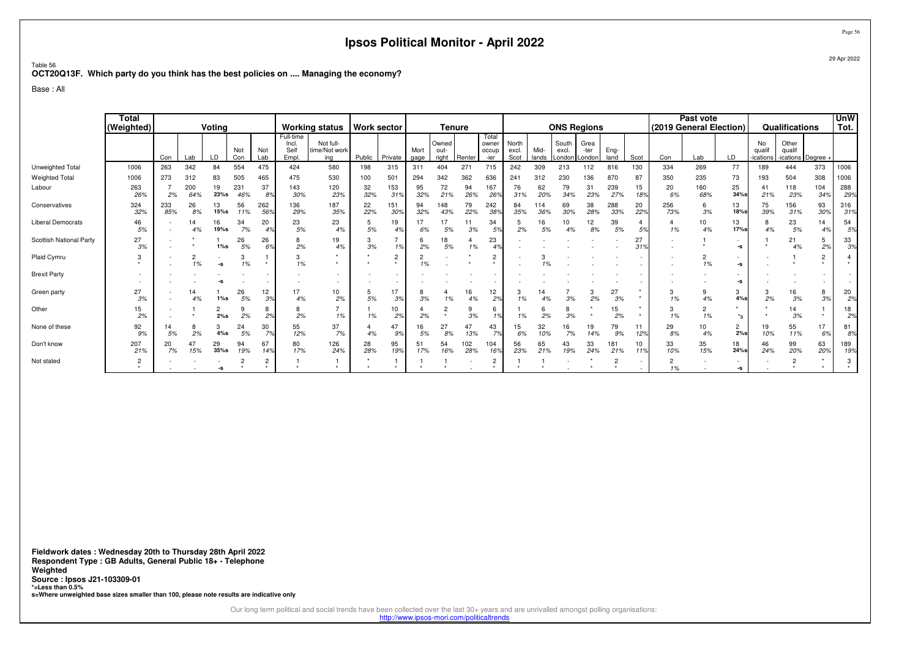# Ipsos Political Monitor - April 2022

Table 56
**OCT20Q13F. Which party do you think has the best policies on .... Managing the economy?**

Base : All

| | Total (Weighted) | Voting | | | | | Working status | | Work sector | | Tenure | | | | ONS Regions | | | | | | Past vote (2019 General Election) | | | Qualifications | | | UnW Tot. |
|---|---|---|---|---|---|---|---|---|---|---|---|---|---|---|---|---|---|---|---|---|---|---|---|---|---|---|---|
| | | Con | Lab | LD | Not Con | Not Lab | Full-time Incl. Self Empl. | Not full-time/Not working | Public | Private | Mortgage | Owned outright | Renter | Total owner occupier | North excl. Scot | Midlands | South excl. London | Greater London | England | Scot | Con | Lab | LD | No qualifications | Other qualifications | Degree + | |
| Unweighted Total | 1006 | 263 | 342 | 84 | 554 | 475 | 424 | 580 | 198 | 315 | 311 | 404 | 271 | 715 | 242 | 309 | 213 | 112 | 816 | 130 | 334 | 269 | 77 | 189 | 444 | 373 | 1006 |
| Weighted Total | 1006 | 273 | 312 | 83 | 505 | 465 | 475 | 530 | 100 | 501 | 294 | 342 | 362 | 636 | 241 | 312 | 230 | 136 | 870 | 87 | 350 | 235 | 73 | 193 | 504 | 308 | 1006 |
| Labour | 263 | 7 | 200 | 19 | 231 | 37 | 143 | 120 | 32 | 153 | 95 | 72 | 94 | 167 | 76 | 62 | 79 | 31 | 239 | 15 | 20 | 160 | 25 | 41 | 118 | 104 | 288 |
| | 26% | 2% | 64% | 23%s | 46% | 8% | 30% | 23% | 32% | 31% | 32% | 21% | 26% | 26% | 31% | 20% | 34% | 23% | 27% | 18% | 6% | 68% | 34%s | 21% | 23% | 34% | 29% |
| Conservatives | 324 | 233 | 26 | 13 | 56 | 262 | 136 | 187 | 22 | 151 | 94 | 148 | 79 | 242 | 84 | 114 | 69 | 38 | 288 | 20 | 256 | 6 | 13 | 75 | 156 | 93 | 316 |
| | 32% | 85% | 8% | 15%s | 11% | 56% | 29% | 35% | 22% | 30% | 32% | 43% | 22% | 38% | 35% | 36% | 30% | 28% | 33% | 22% | 73% | 3% | 18%s | 39% | 31% | 30% | 31% |
| Liberal Democrats | 46 | - | 14 | 16 | 34 | 20 | 23 | 23 | 5 | 19 | 17 | 17 | 11 | 34 | 5 | 16 | 10 | 12 | 39 | 4 | 4 | 10 | 13 | 8 | 23 | 14 | 54 |
| | 5% | - | 4% | 19%s | 7% | 4% | 5% | 4% | 5% | 4% | 6% | 5% | 3% | 5% | 2% | 5% | 4% | 8% | 5% | 5% | 1% | 4% | 17%s | 4% | 5% | 4% | 5% |
| Scottish National Party | 27 | - | * | 1 | 26 | 26 | 8 | 19 | 3 | 7 | 6 | 18 | 4 | 23 | - | - | - | - | - | 27 | - | 1 | - | 1 | 21 | 5 | 33 |
| | 3% | - | * | 1%s | 5% | 6% | 2% | 4% | 3% | 1% | 2% | 5% | 1% | 4% | - | - | - | - | - | 31% | - | * | -s | * | 4% | 2% | 3% |
| Plaid Cymru | 3 | - | 2 | - | 3 | 1 | 3 | * | * | 2 | 2 | - | * | 2 | - | 3 | - | - | - | - | - | 2 | - | - | 1 | 2 | 4 |
| | * | - | 1% | -s | 1% | * | 1% | * | * | * | 1% | - | * | * | - | 1% | - | - | - | - | - | 1% | -s | - | * | * | * |
| Brexit Party | - | - | - | - | - | - | - | - | - | - | - | - | - | - | - | - | - | - | - | - | - | - | - | - | - | - | - |
| | - | - | - | -s | - | - | - | - | - | - | - | - | - | - | - | - | - | - | - | - | - | - | -s | - | - | - | - |
| Green party | 27 | - | 14 | 1 | 26 | 12 | 17 | 10 | 5 | 17 | 8 | 4 | 16 | 12 | 3 | 14 | 7 | 3 | 27 | * | 3 | 9 | 3 | 3 | 16 | 8 | 20 |
| | 3% | - | 4% | 1%s | 5% | 3% | 4% | 2% | 5% | 3% | 3% | 1% | 4% | 2% | 1% | 4% | 3% | 2% | 3% | * | 1% | 4% | 4%s | 2% | 3% | 3% | 2% |
| Other | 15 | - | 1 | 2 | 9 | 8 | 8 | 7 | 1 | 10 | 4 | 2 | 9 | 6 | 1 | 6 | 8 | * | 15 | * | 3 | 2 | * | * | 14 | 1 | 18 |
| | 2% | - | * | 2%s | 2% | 2% | 2% | 1% | 1% | 2% | 2% | * | 3% | 1% | 1% | 2% | 3% | * | 2% | * | 1% | 1% | *s | * | 3% | * | 2% |
| None of these | 92 | 14 | 8 | 3 | 24 | 30 | 55 | 37 | 4 | 47 | 16 | 27 | 47 | 43 | 15 | 32 | 16 | 19 | 79 | 11 | 29 | 10 | 2 | 19 | 55 | 17 | 81 |
| | 9% | 5% | 2% | 4%s | 5% | 7% | 12% | 7% | 4% | 9% | 5% | 8% | 13% | 7% | 6% | 10% | 7% | 14% | 9% | 12% | 8% | 4% | 2%s | 10% | 11% | 6% | 8% |
| Don't know | 207 | 20 | 47 | 29 | 94 | 67 | 80 | 126 | 28 | 95 | 51 | 54 | 102 | 104 | 56 | 65 | 43 | 33 | 181 | 10 | 33 | 35 | 18 | 46 | 99 | 63 | 189 |
| | 21% | 7% | 15% | 35%s | 19% | 14% | 17% | 24% | 28% | 19% | 17% | 16% | 28% | 16% | 23% | 21% | 19% | 24% | 21% | 11% | 10% | 15% | 24%s | 24% | 20% | 20% | 19% |
| Not stated | 2 | - | - | - | 2 | 2 | 1 | 1 | * | 1 | 1 | 1 | - | 2 | 1 | 1 | - | * | 2 | - | 2 | - | - | - | 2 | * | 3 |
| | * | - | - | -s | * | * | * | * | * | * | * | * | - | * | * | * | - | * | * | - | 1% | - | -s | - | * | * | * |

**Fieldwork dates : Wednesday 20th to Thursday 28th April 2022**
**Respondent Type : GB Adults, General Public 18+ - Telephone**
**Weighted**
**Source : Ipsos J21-103309-01**
**\*=Less than 0.5%**
**s=Where unweighted base sizes smaller than 100, please note results are indicative only**

Our long term political and social trends have been collected over the last 30+ years and are unrivalled amongst polling organisations:
http://www.ipsos-mori.com/politicaltrends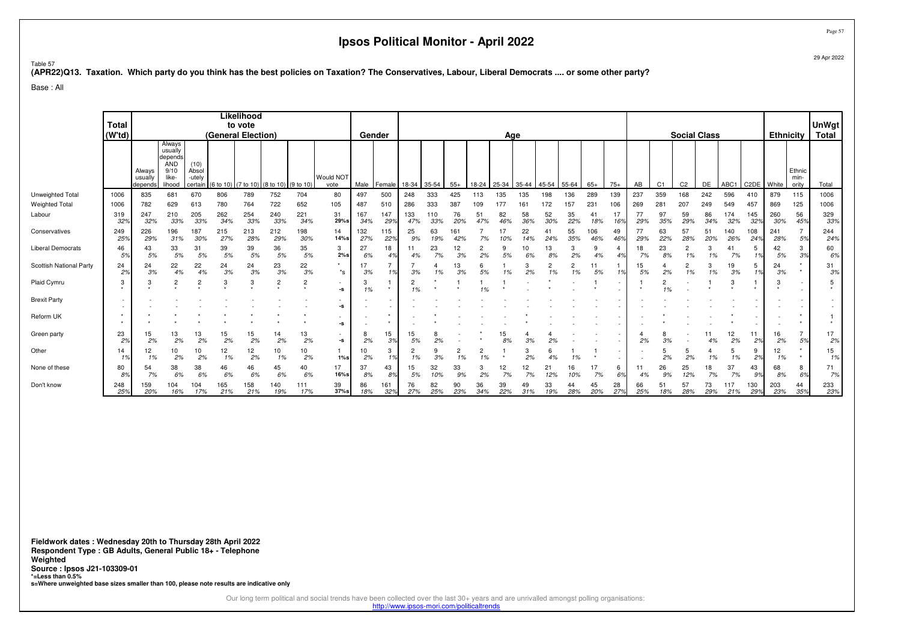# Ipsos Political Monitor - April 2022

29 Apr 2022

Table 57

**(APR22)Q13. Taxation. Which party do you think has the best policies on Taxation? The Conservatives, Labour, Liberal Democrats .... or some other party?**

Base : All

| | Total (W'td) | Likelihood to vote (General Election) | | | | | | | | Gender | | Age | | | | | | | | | | | Social Class | | | | | | Ethnicity | | UnWgt Total |
|---|---|---|---|---|---|---|---|---|---|---|---|---|---|---|---|---|---|---|---|---|---|---|---|---|---|---|---|---|---|---|---|
| | | Always usually depends | Always usually depends AND 9/10 like-lihood | (10) Absol-utely certain | (6 to 10) | (7 to 10) | (8 to 10) | (9 to 10) | Would NOT vote | Male | Female | 18-34 | 35-54 | 55+ | 18-24 | 25-34 | 35-44 | 45-54 | 55-64 | 65+ | 75+ | AB | C1 | C2 | DE | ABC1 | C2DE | White | Ethnic min-ority | Total |
| Unweighted Total | 1006 | 835 | 681 | 670 | 806 | 789 | 752 | 704 | 80 | 497 | 500 | 248 | 333 | 425 | 113 | 135 | 135 | 198 | 136 | 289 | 139 | 237 | 359 | 168 | 242 | 596 | 410 | 879 | 115 | 1006 |
| Weighted Total | 1006 | 782 | 629 | 613 | 780 | 764 | 722 | 652 | 105 | 487 | 510 | 286 | 333 | 387 | 109 | 177 | 161 | 172 | 157 | 231 | 106 | 269 | 281 | 207 | 249 | 549 | 457 | 869 | 125 | 1006 |
| Labour | 319 | 247 | 210 | 205 | 262 | 254 | 240 | 221 | 31 | 167 | 147 | 133 | 110 | 76 | 51 | 82 | 58 | 52 | 35 | 41 | 17 | 77 | 97 | 59 | 86 | 174 | 145 | 260 | 56 | 329 |
| | 32% | 32% | 33% | 33% | 34% | 33% | 33% | 34% | 29%s | 34% | 29% | 47% | 33% | 20% | 47% | 46% | 36% | 30% | 22% | 18% | 16% | 29% | 35% | 29% | 34% | 32% | 32% | 30% | 45% | 33% |
| Conservatives | 249 | 226 | 196 | 187 | 215 | 213 | 212 | 198 | 14 | 132 | 115 | 25 | 63 | 161 | 7 | 17 | 22 | 41 | 55 | 106 | 49 | 77 | 63 | 57 | 51 | 140 | 108 | 241 | 7 | 244 |
| | 25% | 29% | 31% | 30% | 27% | 28% | 29% | 30% | 14%s | 27% | 22% | 9% | 19% | 42% | 7% | 10% | 14% | 24% | 35% | 46% | 46% | 29% | 22% | 28% | 20% | 26% | 24% | 28% | 5% | 24% |
| Liberal Democrats | 46 | 43 | 33 | 31 | 39 | 39 | 36 | 35 | 3 | 27 | 18 | 11 | 23 | 12 | 2 | 9 | 10 | 13 | 3 | 9 | 4 | 18 | 23 | 2 | 3 | 41 | 5 | 42 | 3 | 60 |
| | 5% | 5% | 5% | 5% | 5% | 5% | 5% | 5% | 2%s | 6% | 4% | 4% | 7% | 3% | 2% | 5% | 6% | 8% | 2% | 4% | 4% | 7% | 8% | 1% | 1% | 7% | 1% | 5% | 3% | 6% |
| Scottish National Party | 24 | 24 | 22 | 22 | 24 | 24 | 23 | 22 | * | 17 | 7 | 7 | 4 | 13 | 6 | 1 | 3 | 2 | 2 | 11 | 1 | 15 | 4 | 2 | 3 | 19 | 5 | 24 | * | 31 |
| | 2% | 3% | 4% | 4% | 3% | 3% | 3% | 3% | *s | 3% | 1% | 3% | 1% | 3% | 5% | 1% | 2% | 1% | 1% | 5% | 1% | 5% | 2% | 1% | 1% | 3% | 1% | 3% | * | 3% |
| Plaid Cymru | 3 | 3 | 2 | 2 | 3 | 3 | 2 | 2 | - | 3 | 1 | 2 | * | 1 | 1 | 1 | - | * | - | 1 | - | 1 | 2 | - | 1 | 3 | 1 | 3 | - | 5 |
| | * | * | * | * | * | * | * | * | -s | 1% | * | 1% | * | * | 1% | * | - | * | - | * | - | * | 1% | - | * | * | * | * | - | * |
| Brexit Party | - | - | - | - | - | - | - | - | - | - | - | - | - | - | - | - | - | - | - | - | - | - | - | - | - | - | - | - | - | - |
| | - | - | - | - | - | - | - | - | -s | - | - | - | - | - | - | - | - | - | - | - | - | - | - | - | - | - | - | - | - | - |
| Reform UK | * | * | * | * | * | * | * | * | - | - | * | - | * | - | - | - | * | - | - | - | - | - | * | - | - | * | - | - | * | 1 |
| | * | * | * | * | * | * | * | * | -s | - | * | - | * | - | - | - | * | - | - | - | - | - | * | - | - | * | - | - | * | * |
| Green party | 23 | 15 | 13 | 13 | 15 | 15 | 14 | 13 | - | 8 | 15 | 15 | 8 | - | * | 15 | 4 | 4 | - | - | - | 4 | 8 | - | 11 | 12 | 11 | 16 | 7 | 17 |
| | 2% | 2% | 2% | 2% | 2% | 2% | 2% | 2% | -s | 2% | 3% | 5% | 2% | - | * | 8% | 3% | 2% | - | - | - | 2% | 3% | - | 4% | 2% | 2% | 2% | 5% | 2% |
| Other | 14 | 12 | 10 | 10 | 12 | 12 | 10 | 10 | 1 | 10 | 3 | 2 | 9 | 2 | 2 | 1 | 3 | 6 | 1 | 1 | - | - | 5 | 5 | 4 | 5 | 9 | 12 | * | 15 |
| | 1% | 1% | 2% | 2% | 1% | 2% | 1% | 2% | 1%s | 2% | 1% | 1% | 3% | 1% | 1% | * | 2% | 4% | 1% | * | - | - | 2% | 2% | 1% | 1% | 2% | 1% | * | 1% |
| None of these | 80 | 54 | 38 | 38 | 46 | 46 | 45 | 40 | 17 | 37 | 43 | 15 | 32 | 33 | 3 | 12 | 12 | 21 | 16 | 17 | 6 | 11 | 26 | 25 | 18 | 37 | 43 | 68 | 8 | 71 |
| | 8% | 7% | 6% | 6% | 6% | 6% | 6% | 6% | 16%s | 8% | 8% | 5% | 10% | 9% | 3% | 7% | 7% | 12% | 10% | 7% | 6% | 4% | 9% | 12% | 7% | 7% | 9% | 8% | 6% | 7% |
| Don't know | 248 | 159 | 104 | 104 | 165 | 158 | 140 | 111 | 39 | 86 | 161 | 76 | 82 | 90 | 36 | 39 | 49 | 33 | 44 | 45 | 28 | 66 | 51 | 57 | 73 | 117 | 130 | 203 | 44 | 233 |
| | 25% | 20% | 16% | 17% | 21% | 21% | 19% | 17% | 37%s | 18% | 32% | 27% | 25% | 23% | 34% | 22% | 31% | 19% | 28% | 20% | 27% | 25% | 18% | 28% | 29% | 21% | 29% | 23% | 35% | 23% |

**Fieldwork dates : Wednesday 20th to Thursday 28th April 2022**
**Respondent Type : GB Adults, General Public 18+ - Telephone**
**Weighted**
**Source : Ipsos J21-103309-01**
***=Less than 0.5%**
**s=Where unweighted base sizes smaller than 100, please note results are indicative only**

Our long term political and social trends have been collected over the last 30+ years and are unrivalled amongst polling organisations:
http://www.ipsos-mori.com/politicaltrends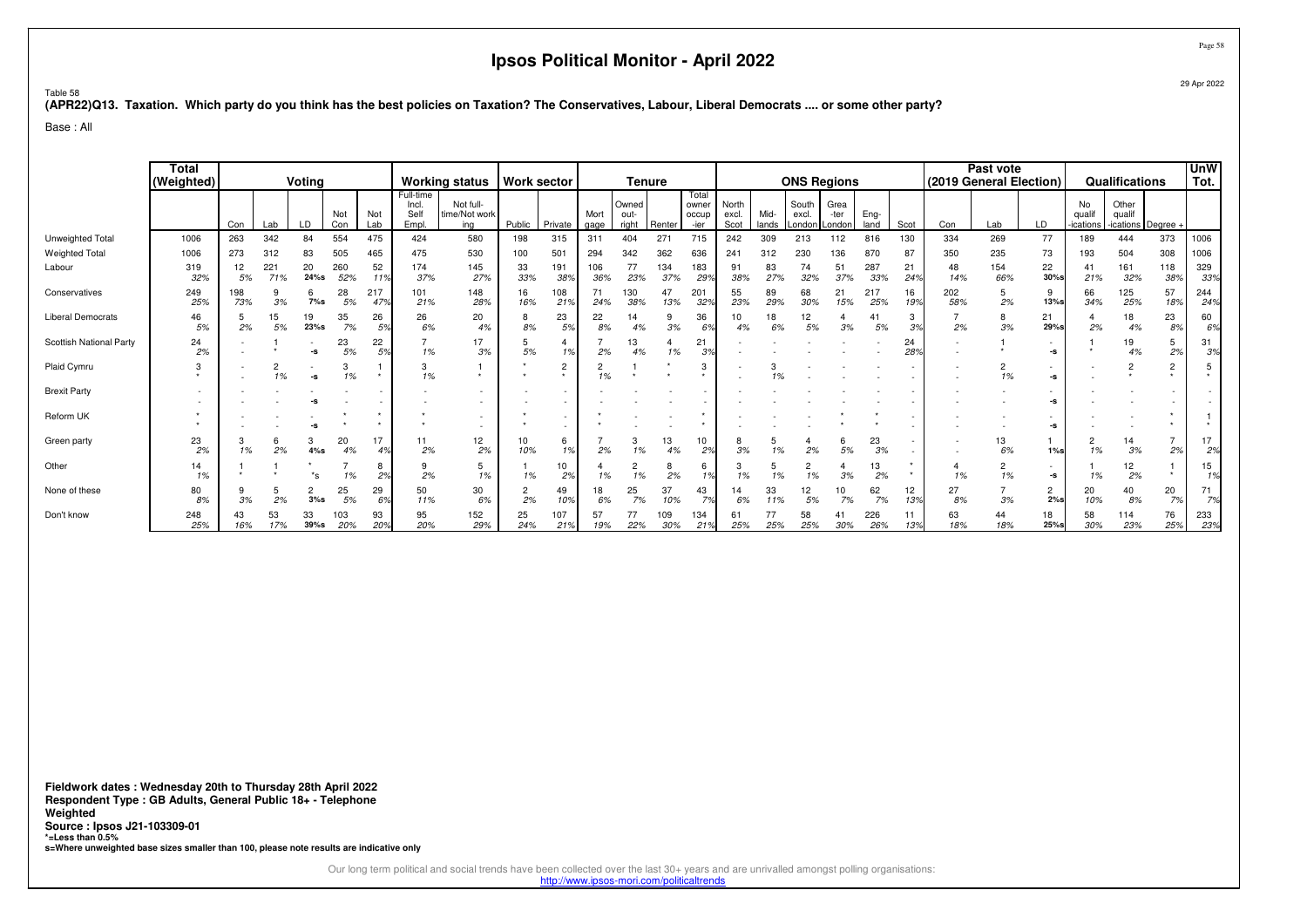# Ipsos Political Monitor - April 2022

Table 58

**(APR22)Q13. Taxation. Which party do you think has the best policies on Taxation? The Conservatives, Labour, Liberal Democrats .... or some other party?**

Base : All

| | Total (Weighted) | Voting | | | | | Working status | | Work sector | | Tenure | | | | ONS Regions | | | | | | Past vote (2019 General Election) | | | Qualifications | | | UnW Tot. |
|---|---|---|---|---|---|---|---|---|---|---|---|---|---|---|---|---|---|---|---|---|---|---|---|---|---|---|---|
| | | Con | Lab | LD | Not Con | Not Lab | Full-time Incl. Self Empl. | Not full-time/Not working | Public | Private | Mortgage | Owned outright | Renter | Total owner occupier | North excl. Scot | Midlands | South excl. London | Greater London | England | Scot | Con | Lab | LD | No qualifications | Other qualifications | Degree + | |
| Unweighted Total | 1006 | 263 | 342 | 84 | 554 | 475 | 424 | 580 | 198 | 315 | 311 | 404 | 271 | 715 | 242 | 309 | 213 | 112 | 816 | 130 | 334 | 269 | 77 | 189 | 444 | 373 | 1006 |
| Weighted Total | 1006 | 273 | 312 | 83 | 505 | 465 | 475 | 530 | 100 | 501 | 294 | 342 | 362 | 636 | 241 | 312 | 230 | 136 | 870 | 87 | 350 | 235 | 73 | 193 | 504 | 308 | 1006 |
| Labour | 319 | 12 | 221 | 20 | 260 | 52 | 174 | 145 | 33 | 191 | 106 | 77 | 134 | 183 | 91 | 83 | 74 | 51 | 287 | 21 | 48 | 154 | 22 | 41 | 161 | 118 | 329 |
| | 32% | 5% | 71% | 24%s | 52% | 11% | 37% | 27% | 33% | 38% | 36% | 23% | 37% | 29% | 38% | 27% | 32% | 37% | 33% | 24% | 14% | 66% | 30%s | 21% | 32% | 38% | 33% |
| Conservatives | 249 | 198 | 9 | 6 | 28 | 217 | 101 | 148 | 16 | 108 | 71 | 130 | 47 | 201 | 55 | 89 | 68 | 21 | 217 | 16 | 202 | 5 | 9 | 66 | 125 | 57 | 244 |
| | 25% | 73% | 3% | 7%s | 5% | 47% | 21% | 28% | 16% | 21% | 24% | 38% | 13% | 32% | 23% | 29% | 30% | 15% | 25% | 19% | 58% | 2% | 13%s | 34% | 25% | 18% | 24% |
| Liberal Democrats | 46 | 5 | 15 | 19 | 35 | 26 | 26 | 20 | 8 | 23 | 22 | 14 | 9 | 36 | 10 | 18 | 12 | 4 | 41 | 3 | 7 | 8 | 21 | 4 | 18 | 23 | 60 |
| | 5% | 2% | 5% | 23%s | 7% | 5% | 6% | 4% | 8% | 5% | 8% | 4% | 3% | 6% | 4% | 6% | 5% | 3% | 5% | 3% | 2% | 3% | 29%s | 2% | 4% | 8% | 6% |
| Scottish National Party | 24 | - | 1 | - | 23 | 22 | 7 | 17 | 5 | 4 | 7 | 13 | 4 | 21 | - | - | - | - | - | 24 | - | 1 | - | 1 | 19 | 5 | 31 |
| | 2% | - | * | -s | 5% | 5% | 1% | 3% | 5% | 1% | 2% | 4% | 1% | 3% | - | - | - | - | - | 28% | - | * | -s | * | 4% | 2% | 3% |
| Plaid Cymru | 3 | - | 2 | - | 3 | 1 | 3 | 1 | * | 2 | 2 | 1 | * | 3 | - | 3 | - | - | - | - | - | 2 | - | - | 2 | 2 | 5 |
| | * | - | 1% | -s | 1% | * | 1% | * | * | * | 1% | * | * | * | - | 1% | - | - | - | - | - | 1% | -s | - | * | * | * |
| Brexit Party | - | - | - | - | - | - | - | - | - | - | - | - | - | - | - | - | - | - | - | - | - | - | - | - | - | - | - |
| | - | - | - | -s | - | - | - | - | - | - | - | - | - | - | - | - | - | - | - | - | - | - | -s | - | - | - | - |
| Reform UK | * | - | - | - | * | * | * | - | * | - | * | - | - | * | - | - | - | * | * | - | - | - | - | - | - | * | 1 |
| | * | - | - | -s | * | * | * | - | * | - | * | - | - | * | - | - | - | * | * | - | - | - | -s | - | - | * | * |
| Green party | 23 | 3 | 6 | 3 | 20 | 17 | 11 | 12 | 10 | 6 | 7 | 3 | 13 | 10 | 8 | 5 | 4 | 6 | 23 | - | - | 13 | 1 | 2 | 14 | 7 | 17 |
| | 2% | 1% | 2% | 4%s | 4% | 4% | 2% | 2% | 10% | 1% | 2% | 1% | 4% | 2% | 3% | 1% | 2% | 5% | 3% | - | - | 6% | 1%s | 1% | 3% | 2% | 2% |
| Other | 14 | 1 | 1 | * | 7 | 8 | 9 | 5 | 1 | 10 | 4 | 2 | 8 | 6 | 3 | 5 | 2 | 4 | 13 | * | 4 | 2 | - | 1 | 12 | 1 | 15 |
| | 1% | * | * | *s | 1% | 2% | 2% | 1% | 1% | 2% | 1% | 1% | 2% | 1% | 1% | 1% | 1% | 3% | 2% | * | 1% | 1% | -s | 1% | 2% | * | 1% |
| None of these | 80 | 9 | 5 | 2 | 25 | 29 | 50 | 30 | 2 | 49 | 18 | 25 | 37 | 43 | 14 | 33 | 12 | 10 | 62 | 12 | 27 | 7 | 2 | 20 | 40 | 20 | 71 |
| | 8% | 3% | 2% | 3%s | 5% | 6% | 11% | 6% | 2% | 10% | 6% | 7% | 10% | 7% | 6% | 11% | 5% | 7% | 7% | 13% | 8% | 3% | 2%s | 10% | 8% | 7% | 7% |
| Don't know | 248 | 43 | 53 | 33 | 103 | 93 | 95 | 152 | 25 | 107 | 57 | 77 | 109 | 134 | 61 | 77 | 58 | 41 | 226 | 11 | 63 | 44 | 18 | 58 | 114 | 76 | 233 |
| | 25% | 16% | 17% | 39%s | 20% | 20% | 20% | 29% | 24% | 21% | 19% | 22% | 30% | 21% | 25% | 25% | 25% | 30% | 26% | 13% | 18% | 18% | 25%s | 30% | 23% | 25% | 23% |

**Fieldwork dates : Wednesday 20th to Thursday 28th April 2022**
**Respondent Type : GB Adults, General Public 18+ - Telephone**
**Weighted**
**Source : Ipsos J21-103309-01**
***=Less than 0.5%**
**s=Where unweighted base sizes smaller than 100, please note results are indicative only**

Our long term political and social trends have been collected over the last 30+ years and are unrivalled amongst polling organisations:
http://www.ipsos-mori.com/politicaltrends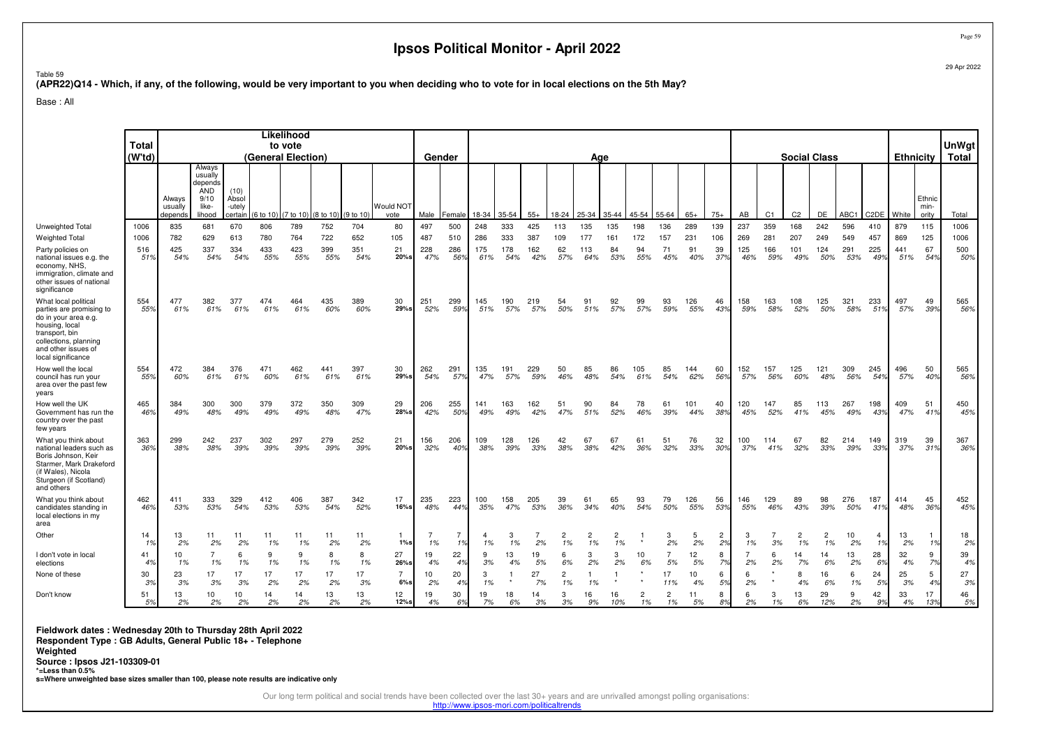# Ipsos Political Monitor - April 2022

Table 59

**(APR22)Q14 - Which, if any, of the following, would be very important to you when deciding who to vote for in local elections on the 5th May?**

Base : All

| | Total (W'td) | Likelihood to vote (General Election) | | | | | | | | Gender | | Age | | | | | | | | | | Social Class | | | | | | Ethnicity | | UnWgt Total |
|---|---|---|---|---|---|---|---|---|---|---|---|---|---|---|---|---|---|---|---|---|---|---|---|---|---|---|---|---|---|---|
| | | Always usually depends | Always usually depends AND 9/10 like-lihood | (10) Absol-utely certain | (6 to 10) | (7 to 10) | (8 to 10) | (9 to 10) | Would NOT vote | Male | Female | 18-34 | 35-54 | 55+ | 18-24 | 25-34 | 35-44 | 45-54 | 55-64 | 65+ | 75+ | AB | C1 | C2 | DE | ABC1 | C2DE | White | Ethnic min-ority | Total |
| Unweighted Total | 1006 | 835 | 681 | 670 | 806 | 789 | 752 | 704 | 80 | 497 | 500 | 248 | 333 | 425 | 113 | 135 | 135 | 198 | 136 | 289 | 139 | 237 | 359 | 168 | 242 | 596 | 410 | 879 | 115 | 1006 |
| Weighted Total | 1006 | 782 | 629 | 613 | 780 | 764 | 722 | 652 | 105 | 487 | 510 | 286 | 333 | 387 | 109 | 177 | 161 | 172 | 157 | 231 | 106 | 269 | 281 | 207 | 249 | 549 | 457 | 869 | 125 | 1006 |
| Party policies on national issues e.g. the economy, NHS, immigration, climate and other issues of national significance | 516<br>51% | 425<br>54% | 337<br>54% | 334<br>54% | 433<br>55% | 423<br>55% | 399<br>55% | 351<br>54% | 21<br>20%s | 228<br>47% | 286<br>56% | 175<br>61% | 178<br>54% | 162<br>42% | 62<br>57% | 113<br>64% | 84<br>53% | 94<br>55% | 71<br>45% | 91<br>40% | 39<br>37% | 125<br>46% | 166<br>59% | 101<br>49% | 124<br>50% | 291<br>53% | 225<br>49% | 441<br>51% | 67<br>54% | 500<br>50% |
| What local political parties are promising to do in your area e.g. housing, local transport, bin collections, planning and other issues of local significance | 554<br>55% | 477<br>61% | 382<br>61% | 377<br>61% | 474<br>61% | 464<br>61% | 435<br>60% | 389<br>60% | 30<br>29%s | 251<br>52% | 299<br>59% | 145<br>51% | 190<br>57% | 219<br>57% | 54<br>50% | 91<br>51% | 92<br>57% | 99<br>57% | 93<br>59% | 126<br>55% | 46<br>43% | 158<br>59% | 163<br>58% | 108<br>52% | 125<br>50% | 321<br>58% | 233<br>51% | 497<br>57% | 49<br>39% | 565<br>56% |
| How well the local council has run your area over the past few years | 554<br>55% | 472<br>60% | 384<br>61% | 376<br>61% | 471<br>60% | 462<br>61% | 441<br>61% | 397<br>61% | 30<br>29%s | 262<br>54% | 291<br>57% | 135<br>47% | 191<br>57% | 229<br>59% | 50<br>46% | 85<br>48% | 86<br>54% | 105<br>61% | 85<br>54% | 144<br>62% | 60<br>56% | 152<br>57% | 157<br>56% | 125<br>60% | 121<br>48% | 309<br>56% | 245<br>54% | 496<br>57% | 50<br>40% | 565<br>56% |
| How well the UK Government has run the country over the past few years | 465<br>46% | 384<br>49% | 300<br>48% | 300<br>49% | 379<br>49% | 372<br>49% | 350<br>48% | 309<br>47% | 29<br>28%s | 206<br>42% | 255<br>50% | 141<br>49% | 163<br>49% | 162<br>42% | 51<br>47% | 90<br>51% | 84<br>52% | 78<br>46% | 61<br>39% | 101<br>44% | 40<br>38% | 120<br>45% | 147<br>52% | 85<br>41% | 113<br>45% | 267<br>49% | 198<br>43% | 409<br>47% | 51<br>41% | 450<br>45% |
| What you think about national leaders such as Boris Johnson, Keir Starmer, Mark Drakeford (if Wales), Nicola Sturgeon (if Scotland) and others | 363<br>36% | 299<br>38% | 242<br>38% | 237<br>39% | 302<br>39% | 297<br>39% | 279<br>39% | 252<br>39% | 21<br>20%s | 156<br>32% | 206<br>40% | 109<br>38% | 128<br>39% | 126<br>33% | 42<br>38% | 67<br>38% | 67<br>42% | 61<br>36% | 51<br>32% | 76<br>33% | 32<br>30% | 100<br>37% | 114<br>41% | 67<br>32% | 82<br>33% | 214<br>39% | 149<br>33% | 319<br>37% | 39<br>31% | 367<br>36% |
| What you think about candidates standing in local elections in my area | 462<br>46% | 411<br>53% | 333<br>53% | 329<br>54% | 412<br>53% | 406<br>53% | 387<br>54% | 342<br>52% | 17<br>16%s | 235<br>48% | 223<br>44% | 100<br>35% | 158<br>47% | 205<br>53% | 39<br>36% | 61<br>34% | 65<br>40% | 93<br>54% | 79<br>50% | 126<br>55% | 56<br>53% | 146<br>55% | 129<br>46% | 89<br>43% | 98<br>39% | 276<br>50% | 187<br>41% | 414<br>48% | 45<br>36% | 452<br>45% |
| Other | 14<br>1% | 13<br>2% | 11<br>2% | 11<br>2% | 11<br>1% | 11<br>1% | 11<br>2% | 11<br>2% | 1<br>1%s | 7<br>1% | 7<br>1% | 4<br>1% | 3<br>1% | 7<br>2% | 2<br>1% | 2<br>1% | 2<br>1% | 1<br>* | 3<br>2% | 5<br>2% | 2<br>2% | 3<br>1% | 7<br>3% | 2<br>1% | 2<br>1% | 10<br>2% | 4<br>1% | 13<br>2% | 1<br>1% | 18<br>2% |
| I don't vote in local elections | 41<br>4% | 10<br>1% | 7<br>1% | 6<br>1% | 9<br>1% | 9<br>1% | 8<br>1% | 8<br>1% | 27<br>26%s | 19<br>4% | 22<br>4% | 9<br>3% | 13<br>4% | 19<br>5% | 6<br>6% | 3<br>2% | 3<br>2% | 10<br>6% | 7<br>5% | 12<br>5% | 8<br>7% | 7<br>2% | 6<br>2% | 14<br>7% | 14<br>6% | 13<br>2% | 28<br>6% | 32<br>4% | 9<br>7% | 39<br>4% |
| None of these | 30<br>3% | 23<br>3% | 17<br>3% | 17<br>3% | 17<br>2% | 17<br>2% | 17<br>2% | 17<br>3% | 7<br>6%s | 10<br>2% | 20<br>4% | 3<br>1% | 1<br>* | 27<br>7% | 2<br>1% | 1<br>1% | 1<br>* | *<br>* | 17<br>11% | 10<br>4% | 6<br>5% | 6<br>2% | *<br>* | 8<br>4% | 16<br>6% | 6<br>1% | 24<br>5% | 25<br>3% | 5<br>4% | 27<br>3% |
| Don't know | 51<br>5% | 13<br>2% | 10<br>2% | 10<br>2% | 14<br>2% | 14<br>2% | 13<br>2% | 13<br>2% | 12<br>12%s | 19<br>4% | 30<br>6% | 19<br>7% | 18<br>6% | 14<br>3% | 3<br>3% | 16<br>9% | 16<br>10% | 2<br>1% | 2<br>1% | 11<br>5% | 8<br>8% | 6<br>2% | 3<br>1% | 13<br>6% | 29<br>12% | 9<br>2% | 42<br>9% | 33<br>4% | 17<br>13% | 46<br>5% |

**Fieldwork dates : Wednesday 20th to Thursday 28th April 2022**
**Respondent Type : GB Adults, General Public 18+ - Telephone**
**Weighted**
**Source : Ipsos J21-103309-01**
**\*=Less than 0.5%**
**s=Where unweighted base sizes smaller than 100, please note results are indicative only**

Our long term political and social trends have been collected over the last 30+ years and are unrivalled amongst polling organisations:
http://www.ipsos-mori.com/politicaltrends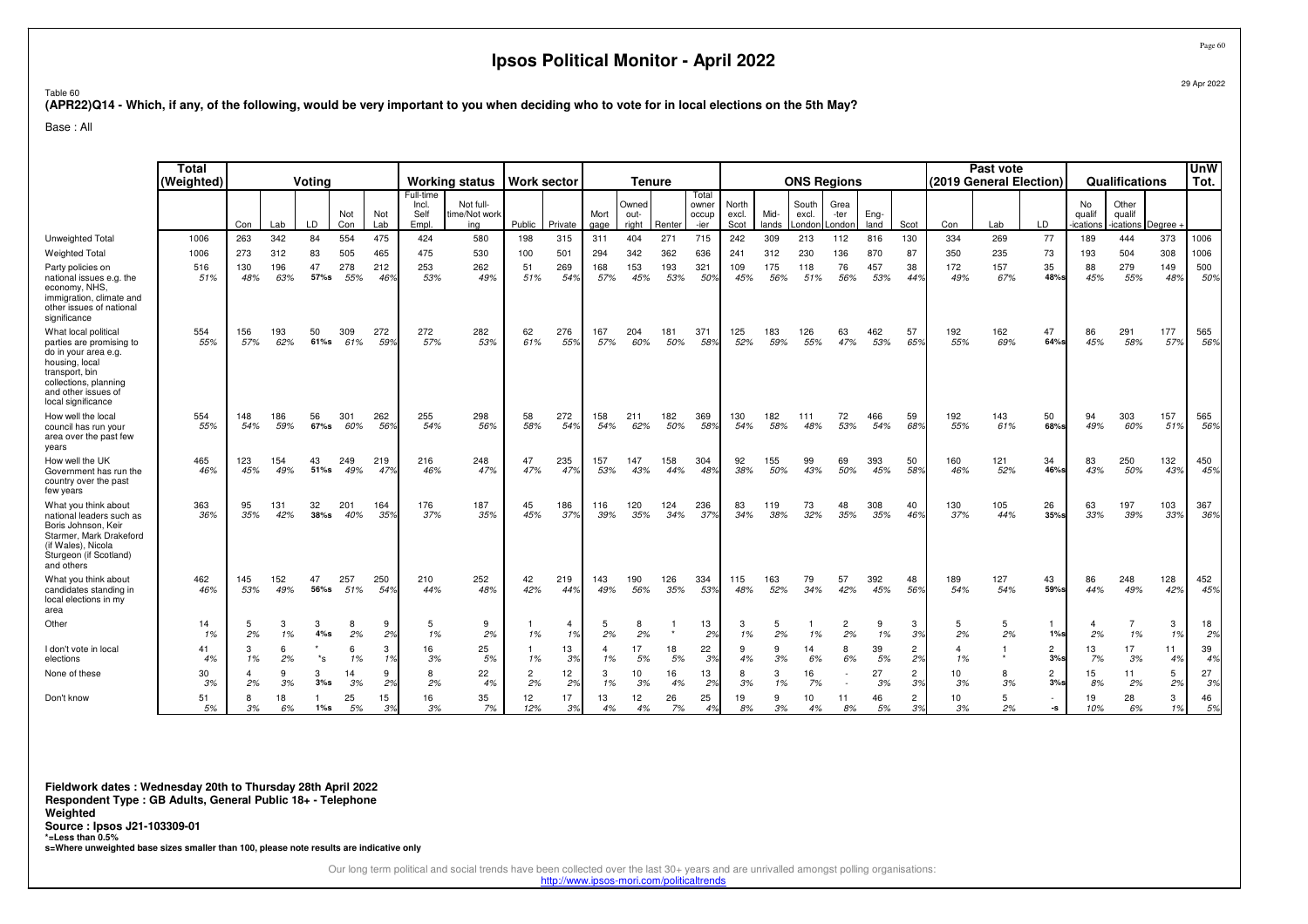# Ipsos Political Monitor - April 2022

29 Apr 2022

Table 60

**(APR22)Q14 - Which, if any, of the following, would be very important to you when deciding who to vote for in local elections on the 5th May?**

Base : All

| | Total (Weighted) | Voting | | | | | Working status | | Work sector | | Tenure | | | | ONS Regions | | | | | | Past vote (2019 General Election) | | | Qualifications | | | UnW Tot. |
|---|---|---|---|---|---|---|---|---|---|---|---|---|---|---|---|---|---|---|---|---|---|---|---|---|---|---|---|
| | | Con | Lab | LD | Not Con | Not Lab | Full-time Incl. Self Empl. | Not full-time/Not working | Public | Private | Mortgage | Owned outright | Renter | Total owner occupier | North excl. Scot | Midlands | South excl. London | Greater London | England | Scot | Con | Lab | LD | No qualifications | Other qualifications | Degree + | |
| Unweighted Total | 1006 | 263 | 342 | 84 | 554 | 475 | 424 | 580 | 198 | 315 | 311 | 404 | 271 | 715 | 242 | 309 | 213 | 112 | 816 | 130 | 334 | 269 | 77 | 189 | 444 | 373 | 1006 |
| Weighted Total | 1006 | 273 | 312 | 83 | 505 | 465 | 475 | 530 | 100 | 501 | 294 | 342 | 362 | 636 | 241 | 312 | 230 | 136 | 870 | 87 | 350 | 235 | 73 | 193 | 504 | 308 | 1006 |
| Party policies on national issues e.g. the economy, NHS, immigration, climate and other issues of national significance | 516 51% | 130 48% | 196 63% | 47 57%s | 278 55% | 212 46% | 253 53% | 262 49% | 51 51% | 269 54% | 168 57% | 153 45% | 193 53% | 321 50% | 109 45% | 175 56% | 118 51% | 76 56% | 457 53% | 38 44% | 172 49% | 157 67% | 35 48%s | 88 45% | 279 55% | 149 48% | 500 50% |
| What local political parties are promising to do in your area e.g. housing, local transport, bin collections, planning and other issues of local significance | 554 55% | 156 57% | 193 62% | 50 61%s | 309 61% | 272 59% | 272 57% | 282 53% | 62 61% | 276 55% | 167 57% | 204 60% | 181 50% | 371 58% | 125 52% | 183 59% | 126 55% | 63 47% | 462 53% | 57 65% | 192 55% | 162 69% | 47 64%s | 86 45% | 291 58% | 177 57% | 565 56% |
| How well the local council has run your area over the past few years | 554 55% | 148 54% | 186 59% | 56 67%s | 301 60% | 262 56% | 255 54% | 298 56% | 58 58% | 272 54% | 158 54% | 211 62% | 182 50% | 369 58% | 130 54% | 182 58% | 111 48% | 72 53% | 466 54% | 59 68% | 192 55% | 143 61% | 50 68%s | 94 49% | 303 60% | 157 51% | 565 56% |
| How well the UK Government has run the country over the past few years | 465 46% | 123 45% | 154 49% | 43 51%s | 249 49% | 219 47% | 216 46% | 248 47% | 47 47% | 235 47% | 157 53% | 147 43% | 158 44% | 304 48% | 92 38% | 155 50% | 99 43% | 69 50% | 393 45% | 50 58% | 160 46% | 121 52% | 34 46%s | 83 43% | 250 50% | 132 43% | 450 45% |
| What you think about national leaders such as Boris Johnson, Keir Starmer, Mark Drakeford (if Wales), Nicola Sturgeon (if Scotland) and others | 363 36% | 95 35% | 131 42% | 32 38%s | 201 40% | 164 35% | 176 37% | 187 35% | 45 45% | 186 37% | 116 39% | 120 35% | 124 34% | 236 37% | 83 34% | 119 38% | 73 32% | 48 35% | 308 35% | 40 46% | 130 37% | 105 44% | 26 35%s | 63 33% | 197 39% | 103 33% | 367 36% |
| What you think about candidates standing in local elections in my area | 462 46% | 145 53% | 152 49% | 47 56%s | 257 51% | 250 54% | 210 44% | 252 48% | 42 42% | 219 44% | 143 49% | 190 56% | 126 35% | 334 53% | 115 48% | 163 52% | 79 34% | 57 42% | 392 45% | 48 56% | 189 54% | 127 54% | 43 59%s | 86 44% | 248 49% | 128 42% | 452 45% |
| Other | 14 1% | 5 2% | 3 1% | 3 4%s | 8 2% | 9 2% | 5 1% | 9 2% | 1 1% | 4 1% | 5 2% | 8 2% | 1 * | 13 2% | 3 1% | 5 2% | 1 1% | 2 2% | 9 1% | 3 3% | 5 2% | 5 2% | 1 1%s | 4 2% | 7 1% | 3 1% | 18 2% |
| I don't vote in local elections | 41 4% | 3 1% | 6 2% | * *s | 6 1% | 3 1% | 16 3% | 25 5% | 1 1% | 13 3% | 4 1% | 17 5% | 18 5% | 22 3% | 9 4% | 9 3% | 14 6% | 8 6% | 39 5% | 2 2% | 4 1% | 1 * | 2 3%s | 13 7% | 17 3% | 11 4% | 39 4% |
| None of these | 30 3% | 4 2% | 9 3% | 3 3%s | 14 3% | 9 2% | 8 2% | 22 4% | 2 2% | 12 2% | 3 1% | 10 3% | 16 4% | 13 2% | 8 3% | 3 1% | 16 7% | - - | 27 3% | 2 3% | 10 3% | 8 3% | 2 3%s | 15 8% | 11 2% | 5 2% | 27 3% |
| Don't know | 51 5% | 8 3% | 18 6% | 1 1%s | 25 5% | 15 3% | 16 3% | 35 7% | 12 12% | 17 3% | 13 4% | 12 4% | 26 7% | 25 4% | 19 8% | 9 3% | 10 4% | 11 8% | 46 5% | 2 3% | 10 3% | 5 2% | - -s | 19 10% | 28 6% | 3 1% | 46 5% |

**Fieldwork dates : Wednesday 20th to Thursday 28th April 2022**
**Respondent Type : GB Adults, General Public 18+ - Telephone**
**Weighted**
**Source : Ipsos J21-103309-01**
**\*=Less than 0.5%**
**s=Where unweighted base sizes smaller than 100, please note results are indicative only**

Our long term political and social trends have been collected over the last 30+ years and are unrivalled amongst polling organisations:
http://www.ipsos-mori.com/politicaltrends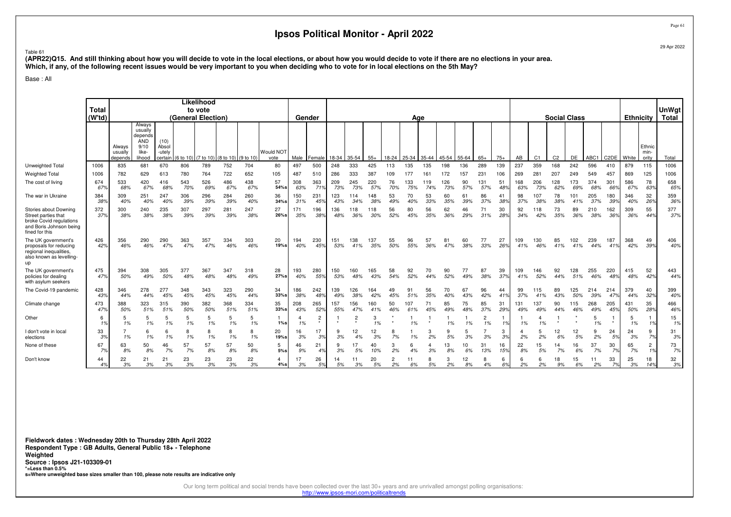# Ipsos Political Monitor - April 2022

Table 61

**(APR22)Q15. And still thinking about how you will decide to vote in the local elections, or about how you would decide to vote if there are no elections in your area. Which, if any, of the following recent issues would be very important to you when deciding who to vote for in local elections on the 5th May?**

Base : All

| | Total (W'td) | Likelihood to vote (General Election) | | | | | | | | | Gender | | Age | | | | | | | | | | Social Class | | | | | | Ethnicity | | UnWgt Total |
|---|---|---|---|---|---|---|---|---|---|---|---|---|---|---|---|---|---|---|---|---|---|---|---|---|---|---|---|---|---|---|---|
| | | Always usually depends | Always usually depends AND 9/10 like-lihood | (10) Absol-utely certain | (6 to 10) | (7 to 10) | (8 to 10) | (9 to 10) | Would NOT vote | | Male | Female | 18-34 | 35-54 | 55+ | 18-24 | 25-34 | 35-44 | 45-54 | 55-64 | 65+ | 75+ | AB | C1 | C2 | DE | ABC1 | C2DE | White | Ethnic min-ority | Total |
| Unweighted Total | 1006 | 835 | 681 | 670 | 806 | 789 | 752 | 704 | 80 | | 497 | 500 | 248 | 333 | 425 | 113 | 135 | 135 | 198 | 136 | 289 | 139 | 237 | 359 | 168 | 242 | 596 | 410 | 879 | 115 | 1006 |
| Weighted Total | 1006 | 782 | 629 | 613 | 780 | 764 | 722 | 652 | 105 | | 487 | 510 | 286 | 333 | 387 | 109 | 177 | 161 | 172 | 157 | 231 | 106 | 269 | 281 | 207 | 249 | 549 | 457 | 869 | 125 | 1006 |
| The cost of living | 674<br>67% | 533<br>68% | 420<br>67% | 416<br>68% | 543<br>70% | 526<br>69% | 486<br>67% | 438<br>67% | 57<br>54%s | | 308<br>63% | 363<br>71% | 209<br>73% | 245<br>73% | 220<br>57% | 76<br>70% | 133<br>75% | 119<br>74% | 126<br>73% | 90<br>57% | 131<br>57% | 51<br>48% | 168<br>63% | 206<br>73% | 128<br>62% | 173<br>69% | 374<br>68% | 301<br>66% | 586<br>67% | 78<br>63% | 658<br>65% |
| The war in Ukraine | 384<br>38% | 309<br>40% | 251<br>40% | 247<br>40% | 306<br>39% | 296<br>39% | 284<br>39% | 260<br>40% | 36<br>34%s | | 150<br>31% | 231<br>45% | 123<br>43% | 114<br>34% | 148<br>38% | 53<br>49% | 70<br>40% | 53<br>33% | 60<br>35% | 61<br>39% | 86<br>37% | 41<br>38% | 98<br>37% | 107<br>38% | 78<br>38% | 101<br>41% | 205<br>37% | 180<br>39% | 346<br>40% | 32<br>26% | 359<br>36% |
| Stories about Downing Street parties that broke Covid regulations and Boris Johnson being fined for this | 372<br>37% | 300<br>38% | 240<br>38% | 235<br>38% | 307<br>39% | 297<br>39% | 281<br>39% | 247<br>38% | 27<br>26%s | | 171<br>35% | 196<br>38% | 136<br>48% | 118<br>36% | 118<br>30% | 56<br>52% | 80<br>45% | 56<br>35% | 62<br>36% | 46<br>29% | 71<br>31% | 30<br>28% | 92<br>34% | 118<br>42% | 73<br>35% | 89<br>36% | 210<br>38% | 162<br>36% | 309<br>36% | 55<br>44% | 377<br>37% |
| The UK government's proposals for reducing regional inequalities, also known as levelling-up | 426<br>42% | 356<br>46% | 290<br>46% | 290<br>47% | 363<br>47% | 357<br>47% | 334<br>46% | 303<br>46% | 20<br>19%s | | 194<br>40% | 230<br>45% | 151<br>53% | 138<br>41% | 137<br>35% | 55<br>50% | 96<br>55% | 57<br>36% | 81<br>47% | 60<br>38% | 77<br>33% | 27<br>26% | 109<br>41% | 130<br>46% | 85<br>41% | 102<br>41% | 239<br>44% | 187<br>41% | 368<br>42% | 49<br>39% | 406<br>40% |
| The UK government's policies for dealing with asylum seekers | 475<br>47% | 394<br>50% | 308<br>49% | 305<br>50% | 377<br>48% | 367<br>48% | 347<br>48% | 318<br>49% | 28<br>27%s | | 193<br>40% | 280<br>55% | 150<br>53% | 160<br>48% | 165<br>43% | 58<br>54% | 92<br>52% | 70<br>44% | 90<br>52% | 77<br>49% | 87<br>38% | 39<br>37% | 109<br>41% | 146<br>52% | 92<br>44% | 128<br>51% | 255<br>46% | 220<br>48% | 415<br>48% | 52<br>42% | 443<br>44% |
| The Covid-19 pandemic | 428<br>43% | 346<br>44% | 278<br>44% | 277<br>45% | 348<br>45% | 343<br>45% | 323<br>45% | 290<br>44% | 34<br>33%s | | 186<br>38% | 242<br>48% | 139<br>49% | 126<br>38% | 164<br>42% | 49<br>45% | 91<br>51% | 56<br>35% | 70<br>40% | 67<br>43% | 96<br>42% | 44<br>41% | 99<br>37% | 115<br>41% | 89<br>43% | 125<br>50% | 214<br>39% | 214<br>47% | 379<br>44% | 40<br>32% | 399<br>40% |
| Climate change | 473<br>47% | 388<br>50% | 323<br>51% | 315<br>51% | 390<br>50% | 382<br>50% | 368<br>51% | 334<br>51% | 35<br>33%s | | 208<br>43% | 265<br>52% | 157<br>55% | 156<br>47% | 160<br>41% | 50<br>46% | 107<br>61% | 71<br>45% | 85<br>49% | 75<br>48% | 85<br>37% | 31<br>29% | 131<br>49% | 137<br>49% | 90<br>44% | 115<br>46% | 268<br>49% | 205<br>45% | 431<br>50% | 35<br>28% | 466<br>46% |
| Other | 6<br>1% | 5<br>1% | 5<br>1% | 5<br>1% | 5<br>1% | 5<br>1% | 5<br>1% | 5<br>1% | 1<br>1%s | | 4<br>1% | 2<br>* | 1<br>* | 2<br>* | 3<br>1% | *<br>* | 1<br>1% | 1<br>* | 1<br>1% | 1<br>1% | 2<br>1% | 1<br>1% | 1<br>1% | 4<br>1% | 1<br>* | *<br>* | 5<br>1% | 1<br>* | 5<br>1% | 1<br>1% | 15<br>1% |
| I don't vote in local elections | 33<br>3% | 7<br>1% | 6<br>1% | 6<br>1% | 8<br>1% | 8<br>1% | 8<br>1% | 8<br>1% | 20<br>19%s | | 16<br>3% | 17<br>3% | 9<br>3% | 12<br>4% | 12<br>3% | 8<br>7% | 1<br>1% | 3<br>2% | 9<br>5% | 5<br>3% | 7<br>3% | 3<br>3% | 4<br>2% | 5<br>2% | 12<br>6% | 12<br>5% | 9<br>2% | 24<br>5% | 24<br>3% | 9<br>7% | 31<br>3% |
| None of these | 67<br>7% | 63<br>8% | 50<br>8% | 46<br>7% | 57<br>7% | 57<br>8% | 57<br>8% | 50<br>8% | 5<br>5%s | | 46<br>9% | 21<br>4% | 9<br>3% | 17<br>5% | 40<br>10% | 3<br>2% | 6<br>4% | 4<br>3% | 13<br>8% | 10<br>6% | 31<br>13% | 16<br>15% | 22<br>8% | 15<br>5% | 14<br>7% | 16<br>6% | 37<br>7% | 30<br>7% | 65<br>7% | 2<br>1% | 73<br>7% |
| Don't know | 44<br>4% | 22<br>3% | 21<br>3% | 21<br>3% | 23<br>3% | 23<br>3% | 23<br>3% | 22<br>3% | 4<br>4%s | | 17<br>3% | 26<br>5% | 14<br>5% | 11<br>3% | 20<br>5% | 2<br>2% | 11<br>6% | 8<br>5% | 3<br>2% | 12<br>8% | 8<br>4% | 6<br>6% | 6<br>2% | 6<br>2% | 18<br>9% | 15<br>6% | 11<br>2% | 33<br>7% | 25<br>3% | 18<br>14% | 32<br>3% |

**Fieldwork dates : Wednesday 20th to Thursday 28th April 2022**
**Respondent Type : GB Adults, General Public 18+ - Telephone**
**Weighted**
**Source : Ipsos J21-103309-01**
***=Less than 0.5%**
**s=Where unweighted base sizes smaller than 100, please note results are indicative only**

Our long term political and social trends have been collected over the last 30+ years and are unrivalled amongst polling organisations:
http://www.ipsos-mori.com/politicaltrends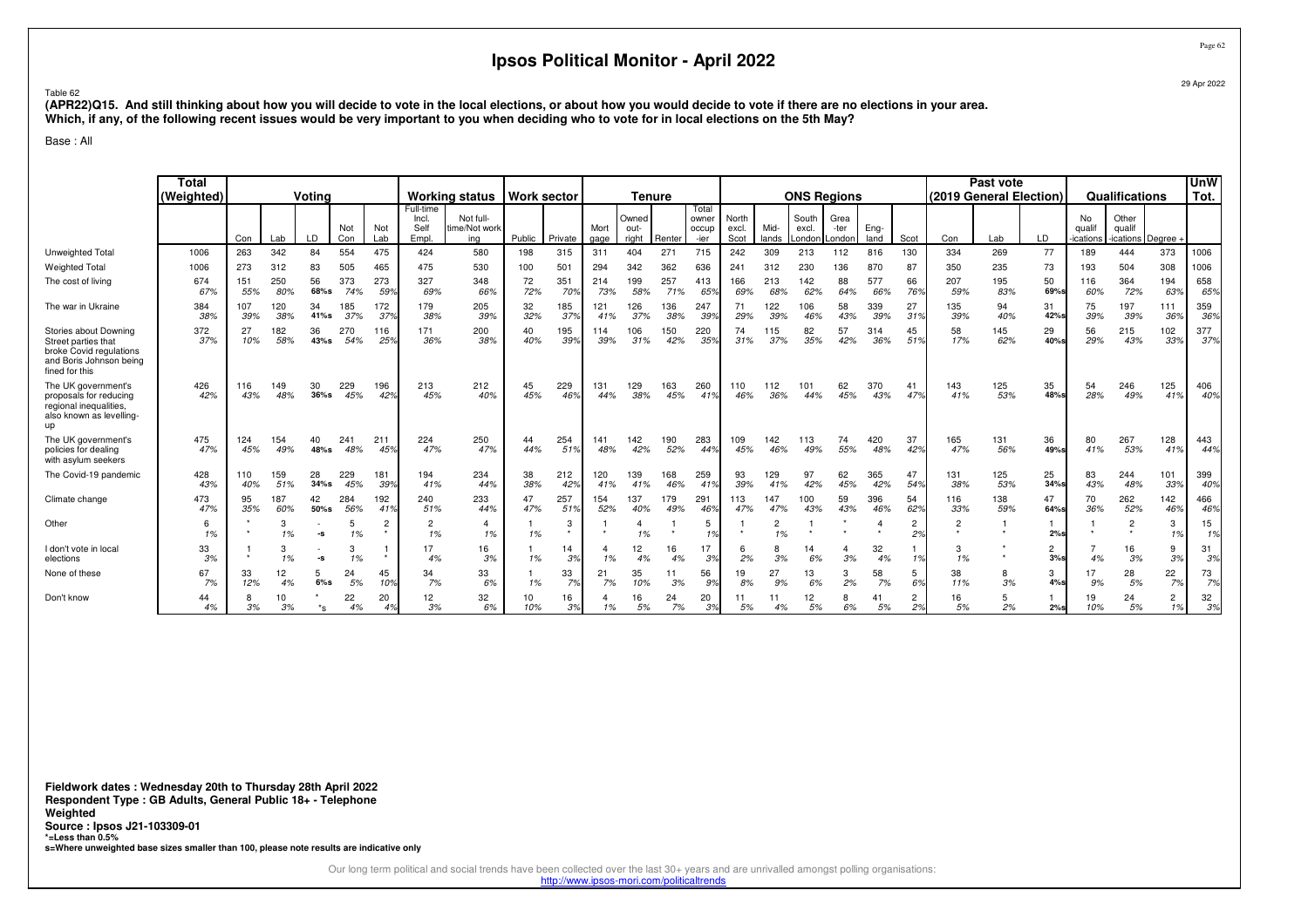# Ipsos Political Monitor - April 2022

Table 62

**(APR22)Q15. And still thinking about how you will decide to vote in the local elections, or about how you would decide to vote if there are no elections in your area. Which, if any, of the following recent issues would be very important to you when deciding who to vote for in local elections on the 5th May?**

Base : All

| | Total (Weighted) | Voting | | | | | Working status | | Work sector | | Tenure | | | | ONS Regions | | | | | | Past vote (2019 General Election) | | | Qualifications | | | UnW Tot. |
|---|---|---|---|---|---|---|---|---|---|---|---|---|---|---|---|---|---|---|---|---|---|---|---|---|---|---|---|
| | | Con | Lab | LD | Not Con | Not Lab | Full-time Incl. Self Empl. | Not full-time/Not working | Public | Private | Mort gage | Owned out-right | Renter | Total owner occup -ier | North excl. Scot | Mid-lands | South excl. London | Grea -ter London | Eng-land | Scot | Con | Lab | LD | No qualif -ications | Other qualif -ications | Degree + | |
| Unweighted Total | 1006 | 263 | 342 | 84 | 554 | 475 | 424 | 580 | 198 | 315 | 311 | 404 | 271 | 715 | 242 | 309 | 213 | 112 | 816 | 130 | 334 | 269 | 77 | 189 | 444 | 373 | 1006 |
| Weighted Total | 1006 | 273 | 312 | 83 | 505 | 465 | 475 | 530 | 100 | 501 | 294 | 342 | 362 | 636 | 241 | 312 | 230 | 136 | 870 | 87 | 350 | 235 | 73 | 193 | 504 | 308 | 1006 |
| The cost of living | 674<br>67% | 151<br>55% | 250<br>80% | 56<br>68%s | 373<br>74% | 273<br>59% | 327<br>69% | 348<br>66% | 72<br>72% | 351<br>70% | 214<br>73% | 199<br>58% | 257<br>71% | 413<br>65% | 166<br>69% | 213<br>68% | 142<br>62% | 88<br>64% | 577<br>66% | 66<br>76% | 207<br>59% | 195<br>83% | 50<br>69%s | 116<br>60% | 364<br>72% | 194<br>63% | 658<br>65% |
| The war in Ukraine | 384<br>38% | 107<br>39% | 120<br>38% | 34<br>41%s | 185<br>37% | 172<br>37% | 179<br>38% | 205<br>39% | 32<br>32% | 185<br>37% | 121<br>41% | 126<br>37% | 136<br>38% | 247<br>39% | 71<br>29% | 122<br>39% | 106<br>46% | 58<br>43% | 339<br>39% | 27<br>31% | 135<br>39% | 94<br>40% | 31<br>42%s | 75<br>39% | 197<br>39% | 111<br>36% | 359<br>36% |
| Stories about Downing Street parties that broke Covid regulations and Boris Johnson being fined for this | 372<br>37% | 27<br>10% | 182<br>58% | 36<br>43%s | 270<br>54% | 116<br>25% | 171<br>36% | 200<br>38% | 40<br>40% | 195<br>39% | 114<br>39% | 106<br>31% | 150<br>42% | 220<br>35% | 74<br>31% | 115<br>37% | 82<br>35% | 57<br>42% | 314<br>36% | 45<br>51% | 58<br>17% | 145<br>62% | 29<br>40%s | 56<br>29% | 215<br>43% | 102<br>33% | 377<br>37% |
| The UK government's proposals for reducing regional inequalities, also known as levelling-up | 426<br>42% | 116<br>43% | 149<br>48% | 30<br>36%s | 229<br>45% | 196<br>42% | 213<br>45% | 212<br>40% | 45<br>45% | 229<br>46% | 131<br>44% | 129<br>38% | 163<br>45% | 260<br>41% | 110<br>46% | 112<br>36% | 101<br>44% | 62<br>45% | 370<br>43% | 41<br>47% | 143<br>41% | 125<br>53% | 35<br>48%s | 54<br>28% | 246<br>49% | 125<br>41% | 406<br>40% |
| The UK government's policies for dealing with asylum seekers | 475<br>47% | 124<br>45% | 154<br>49% | 40<br>48%s | 241<br>48% | 211<br>45% | 224<br>47% | 250<br>47% | 44<br>44% | 254<br>51% | 141<br>48% | 142<br>42% | 190<br>52% | 283<br>44% | 109<br>45% | 142<br>46% | 113<br>49% | 74<br>55% | 420<br>48% | 37<br>42% | 165<br>47% | 131<br>56% | 36<br>49%s | 80<br>41% | 267<br>53% | 128<br>41% | 443<br>44% |
| The Covid-19 pandemic | 428<br>43% | 110<br>40% | 159<br>51% | 28<br>34%s | 229<br>45% | 181<br>39% | 194<br>41% | 234<br>44% | 38<br>38% | 212<br>42% | 120<br>41% | 139<br>41% | 168<br>46% | 259<br>41% | 93<br>39% | 129<br>41% | 97<br>42% | 62<br>45% | 365<br>42% | 47<br>54% | 131<br>38% | 125<br>53% | 25<br>34%s | 83<br>43% | 244<br>48% | 101<br>33% | 399<br>40% |
| Climate change | 473<br>47% | 95<br>35% | 187<br>60% | 42<br>50%s | 284<br>56% | 192<br>41% | 240<br>51% | 233<br>44% | 47<br>47% | 257<br>51% | 154<br>52% | 137<br>40% | 179<br>49% | 291<br>46% | 113<br>47% | 147<br>47% | 100<br>43% | 59<br>43% | 396<br>46% | 54<br>62% | 116<br>33% | 138<br>59% | 47<br>64%s | 70<br>36% | 262<br>52% | 142<br>46% | 466<br>46% |
| Other | 6<br>1% | *<br>* | 3<br>1% | -<br>-s | 5<br>1% | 2<br>* | 2<br>1% | 4<br>1% | 1<br>1% | 3<br>* | 1<br>* | 4<br>1% | 1<br>* | 5<br>1% | 1<br>* | 2<br>1% | 1<br>* | *<br>* | 4<br>* | 2<br>2% | 2<br>* | 1<br>* | 1<br>2%s | 1<br>* | 2<br>* | 3<br>1% | 15<br>1% |
| I don't vote in local elections | 33<br>3% | 1<br>* | 3<br>1% | -<br>-s | 3<br>1% | 1<br>* | 17<br>4% | 16<br>3% | 1<br>1% | 14<br>3% | 4<br>1% | 12<br>4% | 16<br>4% | 17<br>3% | 6<br>2% | 8<br>3% | 14<br>6% | 4<br>3% | 32<br>4% | 1<br>1% | 3<br>1% | *<br>* | 2<br>3%s | 7<br>4% | 16<br>3% | 9<br>3% | 31<br>3% |
| None of these | 67<br>7% | 33<br>12% | 12<br>4% | 5<br>6%s | 24<br>5% | 45<br>10% | 34<br>7% | 33<br>6% | 1<br>1% | 33<br>7% | 21<br>7% | 35<br>10% | 11<br>3% | 56<br>9% | 19<br>8% | 27<br>9% | 13<br>6% | 3<br>2% | 58<br>7% | 5<br>6% | 38<br>11% | 8<br>3% | 3<br>4%s | 17<br>9% | 28<br>5% | 22<br>7% | 73<br>7% |
| Don't know | 44<br>4% | 8<br>3% | 10<br>3% | *<br>*s | 22<br>4% | 20<br>4% | 12<br>3% | 32<br>6% | 10<br>10% | 16<br>3% | 4<br>1% | 16<br>5% | 24<br>7% | 20<br>3% | 11<br>5% | 11<br>4% | 12<br>5% | 8<br>6% | 41<br>5% | 2<br>2% | 16<br>5% | 5<br>2% | 1<br>2%s | 19<br>10% | 24<br>5% | 2<br>1% | 32<br>3% |

**Fieldwork dates : Wednesday 20th to Thursday 28th April 2022**
**Respondent Type : GB Adults, General Public 18+ - Telephone**
**Weighted**
**Source : Ipsos J21-103309-01**
***=Less than 0.5%**
**s=Where unweighted base sizes smaller than 100, please note results are indicative only**

Our long term political and social trends have been collected over the last 30+ years and are unrivalled amongst polling organisations:
http://www.ipsos-mori.com/politicaltrends